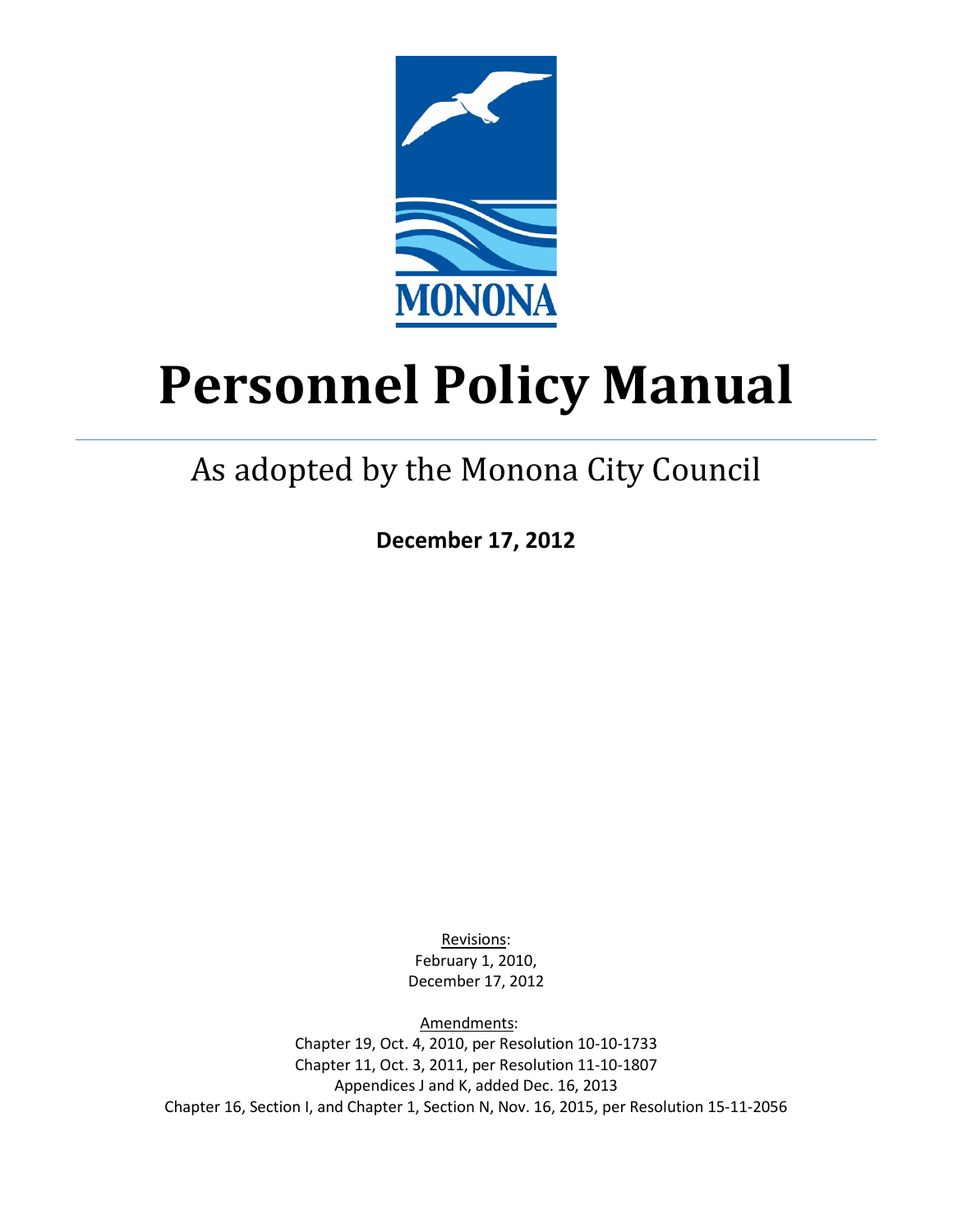MONONA

# Personnel Policy Manual

## As adopted by the Monona City Council

**December 17, 2012**

Revisions:
February 1, 2010,
December 17, 2012

Amendments:
Chapter 19, Oct. 4, 2010, per Resolution 10-10-1733
Chapter 11, Oct. 3, 2011, per Resolution 11-10-1807
Appendices J and K, added Dec. 16, 2013
Chapter 16, Section I, and Chapter 1, Section N, Nov. 16, 2015, per Resolution 15-11-2056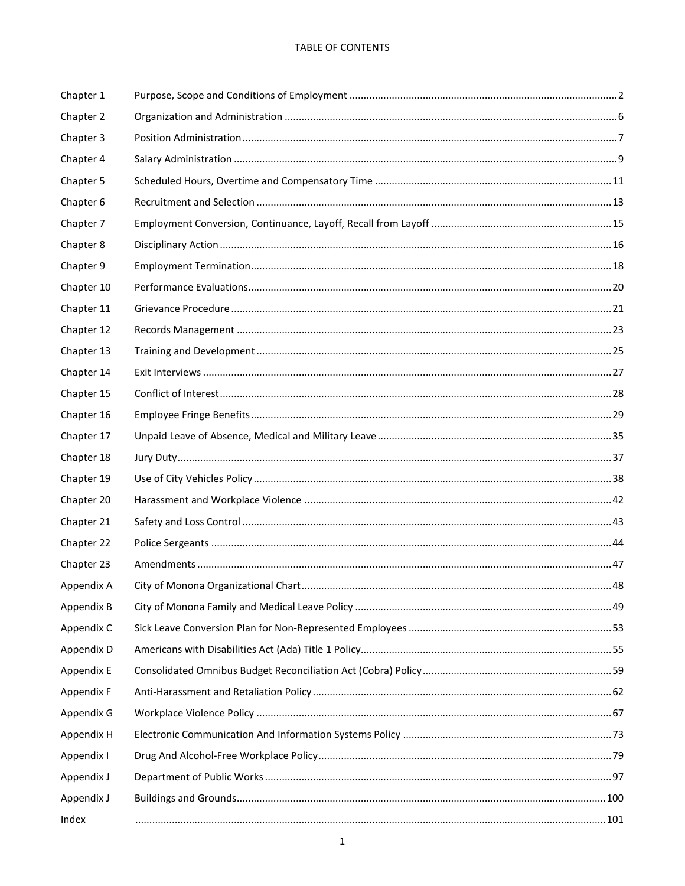# TABLE OF CONTENTS

| | | |
|---|---|---|
| Chapter 1 | Purpose, Scope and Conditions of Employment | 2 |
| Chapter 2 | Organization and Administration | 6 |
| Chapter 3 | Position Administration | 7 |
| Chapter 4 | Salary Administration | 9 |
| Chapter 5 | Scheduled Hours, Overtime and Compensatory Time | 11 |
| Chapter 6 | Recruitment and Selection | 13 |
| Chapter 7 | Employment Conversion, Continuance, Layoff, Recall from Layoff | 15 |
| Chapter 8 | Disciplinary Action | 16 |
| Chapter 9 | Employment Termination | 18 |
| Chapter 10 | Performance Evaluations | 20 |
| Chapter 11 | Grievance Procedure | 21 |
| Chapter 12 | Records Management | 23 |
| Chapter 13 | Training and Development | 25 |
| Chapter 14 | Exit Interviews | 27 |
| Chapter 15 | Conflict of Interest | 28 |
| Chapter 16 | Employee Fringe Benefits | 29 |
| Chapter 17 | Unpaid Leave of Absence, Medical and Military Leave | 35 |
| Chapter 18 | Jury Duty | 37 |
| Chapter 19 | Use of City Vehicles Policy | 38 |
| Chapter 20 | Harassment and Workplace Violence | 42 |
| Chapter 21 | Safety and Loss Control | 43 |
| Chapter 22 | Police Sergeants | 44 |
| Chapter 23 | Amendments | 47 |
| Appendix A | City of Monona Organizational Chart | 48 |
| Appendix B | City of Monona Family and Medical Leave Policy | 49 |
| Appendix C | Sick Leave Conversion Plan for Non-Represented Employees | 53 |
| Appendix D | Americans with Disabilities Act (Ada) Title 1 Policy | 55 |
| Appendix E | Consolidated Omnibus Budget Reconciliation Act (Cobra) Policy | 59 |
| Appendix F | Anti-Harassment and Retaliation Policy | 62 |
| Appendix G | Workplace Violence Policy | 67 |
| Appendix H | Electronic Communication And Information Systems Policy | 73 |
| Appendix I | Drug And Alcohol-Free Workplace Policy | 79 |
| Appendix J | Department of Public Works | 97 |
| Appendix J | Buildings and Grounds | 100 |
| Index | | 101 |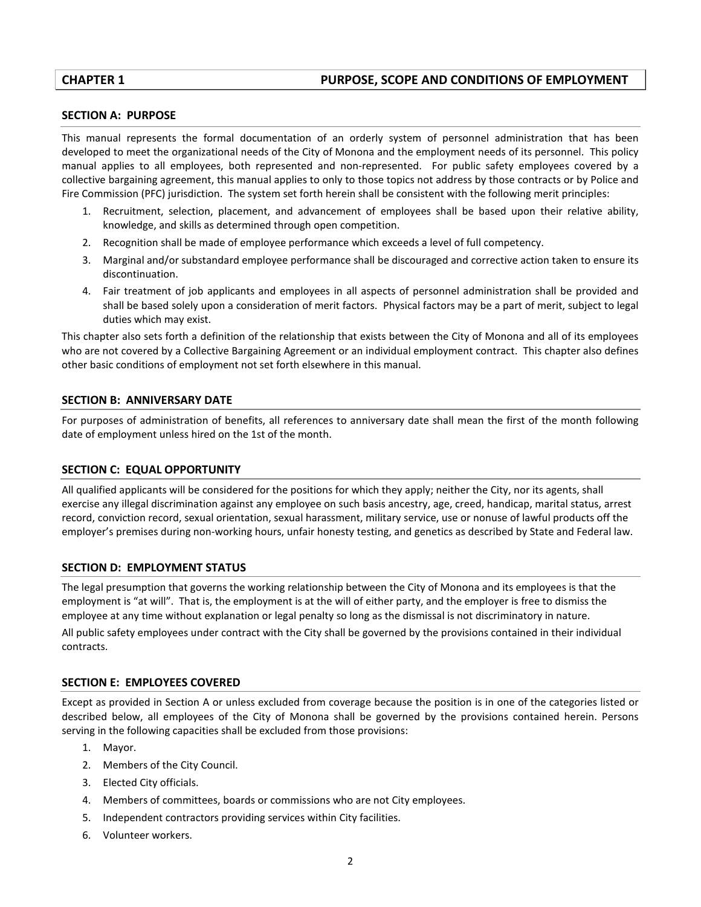## CHAPTER 1 PURPOSE, SCOPE AND CONDITIONS OF EMPLOYMENT

### SECTION A: PURPOSE

This manual represents the formal documentation of an orderly system of personnel administration that has been developed to meet the organizational needs of the City of Monona and the employment needs of its personnel. This policy manual applies to all employees, both represented and non-represented. For public safety employees covered by a collective bargaining agreement, this manual applies to only to those topics not address by those contracts or by Police and Fire Commission (PFC) jurisdiction. The system set forth herein shall be consistent with the following merit principles:

1. Recruitment, selection, placement, and advancement of employees shall be based upon their relative ability, knowledge, and skills as determined through open competition.
2. Recognition shall be made of employee performance which exceeds a level of full competency.
3. Marginal and/or substandard employee performance shall be discouraged and corrective action taken to ensure its discontinuation.
4. Fair treatment of job applicants and employees in all aspects of personnel administration shall be provided and shall be based solely upon a consideration of merit factors. Physical factors may be a part of merit, subject to legal duties which may exist.

This chapter also sets forth a definition of the relationship that exists between the City of Monona and all of its employees who are not covered by a Collective Bargaining Agreement or an individual employment contract. This chapter also defines other basic conditions of employment not set forth elsewhere in this manual.

### SECTION B: ANNIVERSARY DATE

For purposes of administration of benefits, all references to anniversary date shall mean the first of the month following date of employment unless hired on the 1st of the month.

### SECTION C: EQUAL OPPORTUNITY

All qualified applicants will be considered for the positions for which they apply; neither the City, nor its agents, shall exercise any illegal discrimination against any employee on such basis ancestry, age, creed, handicap, marital status, arrest record, conviction record, sexual orientation, sexual harassment, military service, use or nonuse of lawful products off the employer's premises during non-working hours, unfair honesty testing, and genetics as described by State and Federal law.

### SECTION D: EMPLOYMENT STATUS

The legal presumption that governs the working relationship between the City of Monona and its employees is that the employment is "at will". That is, the employment is at the will of either party, and the employer is free to dismiss the employee at any time without explanation or legal penalty so long as the dismissal is not discriminatory in nature.

All public safety employees under contract with the City shall be governed by the provisions contained in their individual contracts.

### SECTION E: EMPLOYEES COVERED

Except as provided in Section A or unless excluded from coverage because the position is in one of the categories listed or described below, all employees of the City of Monona shall be governed by the provisions contained herein. Persons serving in the following capacities shall be excluded from those provisions:

1. Mayor.
2. Members of the City Council.
3. Elected City officials.
4. Members of committees, boards or commissions who are not City employees.
5. Independent contractors providing services within City facilities.
6. Volunteer workers.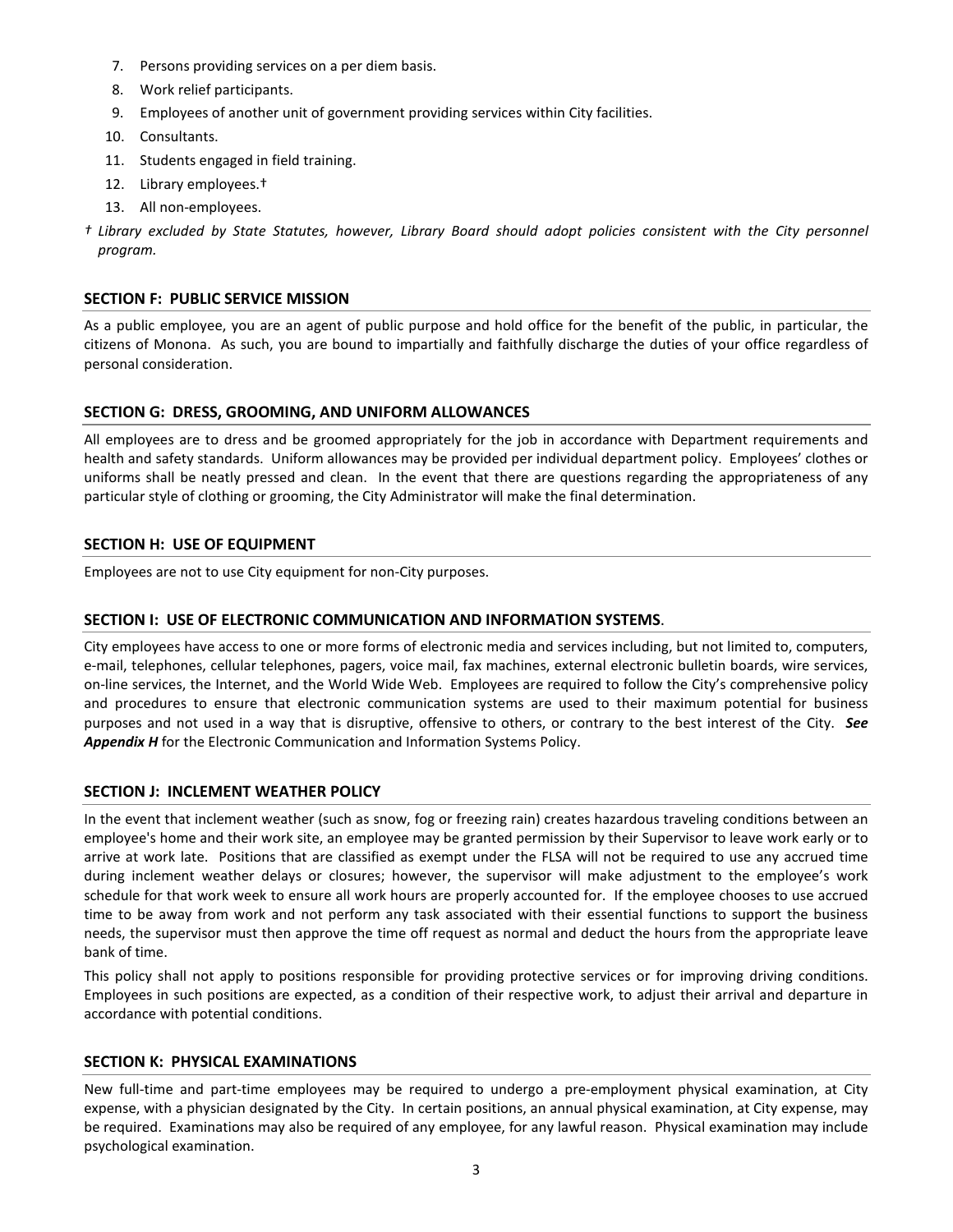7. Persons providing services on a per diem basis.
8. Work relief participants.
9. Employees of another unit of government providing services within City facilities.
10. Consultants.
11. Students engaged in field training.
12. Library employees.†
13. All non-employees.

*† Library excluded by State Statutes, however, Library Board should adopt policies consistent with the City personnel program.*

## SECTION F: PUBLIC SERVICE MISSION

As a public employee, you are an agent of public purpose and hold office for the benefit of the public, in particular, the citizens of Monona. As such, you are bound to impartially and faithfully discharge the duties of your office regardless of personal consideration.

## SECTION G: DRESS, GROOMING, AND UNIFORM ALLOWANCES

All employees are to dress and be groomed appropriately for the job in accordance with Department requirements and health and safety standards. Uniform allowances may be provided per individual department policy. Employees' clothes or uniforms shall be neatly pressed and clean. In the event that there are questions regarding the appropriateness of any particular style of clothing or grooming, the City Administrator will make the final determination.

## SECTION H: USE OF EQUIPMENT

Employees are not to use City equipment for non-City purposes.

## SECTION I: USE OF ELECTRONIC COMMUNICATION AND INFORMATION SYSTEMS.

City employees have access to one or more forms of electronic media and services including, but not limited to, computers, e-mail, telephones, cellular telephones, pagers, voice mail, fax machines, external electronic bulletin boards, wire services, on-line services, the Internet, and the World Wide Web. Employees are required to follow the City's comprehensive policy and procedures to ensure that electronic communication systems are used to their maximum potential for business purposes and not used in a way that is disruptive, offensive to others, or contrary to the best interest of the City. ***See Appendix H*** for the Electronic Communication and Information Systems Policy.

## SECTION J: INCLEMENT WEATHER POLICY

In the event that inclement weather (such as snow, fog or freezing rain) creates hazardous traveling conditions between an employee's home and their work site, an employee may be granted permission by their Supervisor to leave work early or to arrive at work late. Positions that are classified as exempt under the FLSA will not be required to use any accrued time during inclement weather delays or closures; however, the supervisor will make adjustment to the employee's work schedule for that work week to ensure all work hours are properly accounted for. If the employee chooses to use accrued time to be away from work and not perform any task associated with their essential functions to support the business needs, the supervisor must then approve the time off request as normal and deduct the hours from the appropriate leave bank of time.

This policy shall not apply to positions responsible for providing protective services or for improving driving conditions. Employees in such positions are expected, as a condition of their respective work, to adjust their arrival and departure in accordance with potential conditions.

## SECTION K: PHYSICAL EXAMINATIONS

New full-time and part-time employees may be required to undergo a pre-employment physical examination, at City expense, with a physician designated by the City. In certain positions, an annual physical examination, at City expense, may be required. Examinations may also be required of any employee, for any lawful reason. Physical examination may include psychological examination.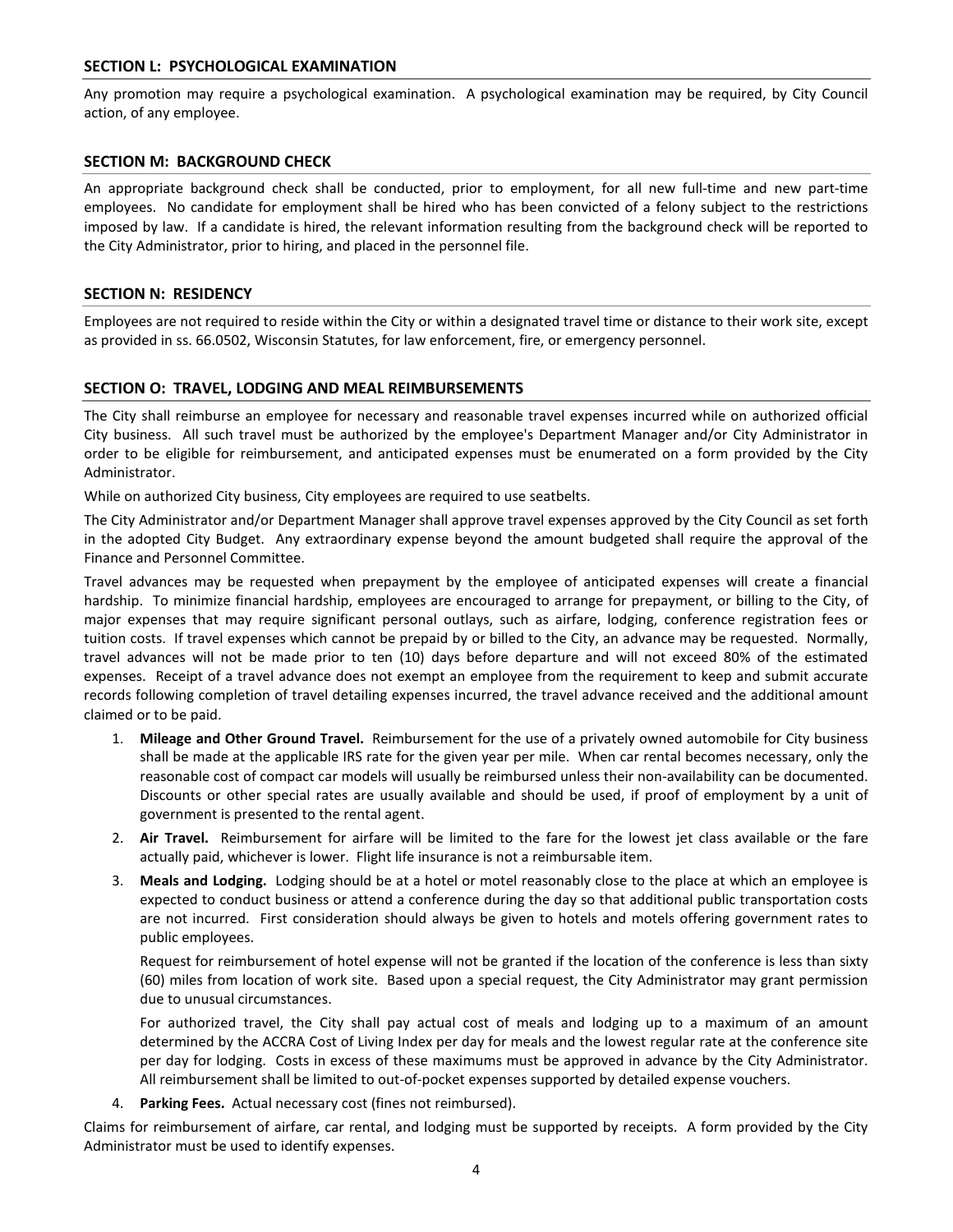### SECTION L: PSYCHOLOGICAL EXAMINATION

Any promotion may require a psychological examination. A psychological examination may be required, by City Council action, of any employee.

### SECTION M: BACKGROUND CHECK

An appropriate background check shall be conducted, prior to employment, for all new full-time and new part-time employees. No candidate for employment shall be hired who has been convicted of a felony subject to the restrictions imposed by law. If a candidate is hired, the relevant information resulting from the background check will be reported to the City Administrator, prior to hiring, and placed in the personnel file.

### SECTION N: RESIDENCY

Employees are not required to reside within the City or within a designated travel time or distance to their work site, except as provided in ss. 66.0502, Wisconsin Statutes, for law enforcement, fire, or emergency personnel.

### SECTION O: TRAVEL, LODGING AND MEAL REIMBURSEMENTS

The City shall reimburse an employee for necessary and reasonable travel expenses incurred while on authorized official City business. All such travel must be authorized by the employee's Department Manager and/or City Administrator in order to be eligible for reimbursement, and anticipated expenses must be enumerated on a form provided by the City Administrator.

While on authorized City business, City employees are required to use seatbelts.

The City Administrator and/or Department Manager shall approve travel expenses approved by the City Council as set forth in the adopted City Budget. Any extraordinary expense beyond the amount budgeted shall require the approval of the Finance and Personnel Committee.

Travel advances may be requested when prepayment by the employee of anticipated expenses will create a financial hardship. To minimize financial hardship, employees are encouraged to arrange for prepayment, or billing to the City, of major expenses that may require significant personal outlays, such as airfare, lodging, conference registration fees or tuition costs. If travel expenses which cannot be prepaid by or billed to the City, an advance may be requested. Normally, travel advances will not be made prior to ten (10) days before departure and will not exceed 80% of the estimated expenses. Receipt of a travel advance does not exempt an employee from the requirement to keep and submit accurate records following completion of travel detailing expenses incurred, the travel advance received and the additional amount claimed or to be paid.

1. **Mileage and Other Ground Travel.** Reimbursement for the use of a privately owned automobile for City business shall be made at the applicable IRS rate for the given year per mile. When car rental becomes necessary, only the reasonable cost of compact car models will usually be reimbursed unless their non-availability can be documented. Discounts or other special rates are usually available and should be used, if proof of employment by a unit of government is presented to the rental agent.
2. **Air Travel.** Reimbursement for airfare will be limited to the fare for the lowest jet class available or the fare actually paid, whichever is lower. Flight life insurance is not a reimbursable item.
3. **Meals and Lodging.** Lodging should be at a hotel or motel reasonably close to the place at which an employee is expected to conduct business or attend a conference during the day so that additional public transportation costs are not incurred. First consideration should always be given to hotels and motels offering government rates to public employees.

   Request for reimbursement of hotel expense will not be granted if the location of the conference is less than sixty (60) miles from location of work site. Based upon a special request, the City Administrator may grant permission due to unusual circumstances.

   For authorized travel, the City shall pay actual cost of meals and lodging up to a maximum of an amount determined by the ACCRA Cost of Living Index per day for meals and the lowest regular rate at the conference site per day for lodging. Costs in excess of these maximums must be approved in advance by the City Administrator. All reimbursement shall be limited to out-of-pocket expenses supported by detailed expense vouchers.
4. **Parking Fees.** Actual necessary cost (fines not reimbursed).

Claims for reimbursement of airfare, car rental, and lodging must be supported by receipts. A form provided by the City Administrator must be used to identify expenses.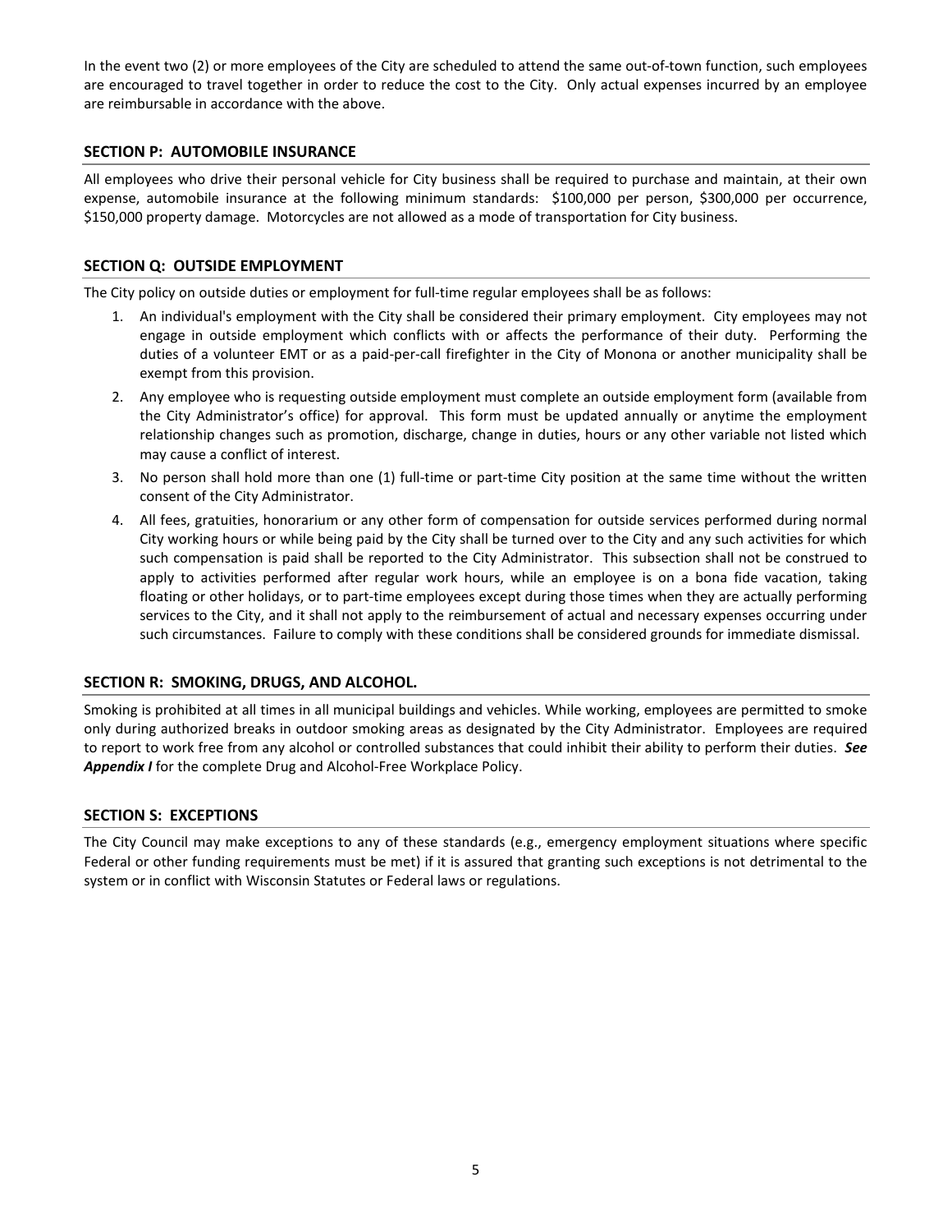In the event two (2) or more employees of the City are scheduled to attend the same out-of-town function, such employees are encouraged to travel together in order to reduce the cost to the City. Only actual expenses incurred by an employee are reimbursable in accordance with the above.

## SECTION P: AUTOMOBILE INSURANCE

All employees who drive their personal vehicle for City business shall be required to purchase and maintain, at their own expense, automobile insurance at the following minimum standards: $100,000 per person, $300,000 per occurrence, $150,000 property damage. Motorcycles are not allowed as a mode of transportation for City business.

## SECTION Q: OUTSIDE EMPLOYMENT

The City policy on outside duties or employment for full-time regular employees shall be as follows:

1. An individual's employment with the City shall be considered their primary employment. City employees may not engage in outside employment which conflicts with or affects the performance of their duty. Performing the duties of a volunteer EMT or as a paid-per-call firefighter in the City of Monona or another municipality shall be exempt from this provision.
2. Any employee who is requesting outside employment must complete an outside employment form (available from the City Administrator's office) for approval. This form must be updated annually or anytime the employment relationship changes such as promotion, discharge, change in duties, hours or any other variable not listed which may cause a conflict of interest.
3. No person shall hold more than one (1) full-time or part-time City position at the same time without the written consent of the City Administrator.
4. All fees, gratuities, honorarium or any other form of compensation for outside services performed during normal City working hours or while being paid by the City shall be turned over to the City and any such activities for which such compensation is paid shall be reported to the City Administrator. This subsection shall not be construed to apply to activities performed after regular work hours, while an employee is on a bona fide vacation, taking floating or other holidays, or to part-time employees except during those times when they are actually performing services to the City, and it shall not apply to the reimbursement of actual and necessary expenses occurring under such circumstances. Failure to comply with these conditions shall be considered grounds for immediate dismissal.

## SECTION R: SMOKING, DRUGS, AND ALCOHOL.

Smoking is prohibited at all times in all municipal buildings and vehicles. While working, employees are permitted to smoke only during authorized breaks in outdoor smoking areas as designated by the City Administrator. Employees are required to report to work free from any alcohol or controlled substances that could inhibit their ability to perform their duties. ***See Appendix I*** for the complete Drug and Alcohol-Free Workplace Policy.

## SECTION S: EXCEPTIONS

The City Council may make exceptions to any of these standards (e.g., emergency employment situations where specific Federal or other funding requirements must be met) if it is assured that granting such exceptions is not detrimental to the system or in conflict with Wisconsin Statutes or Federal laws or regulations.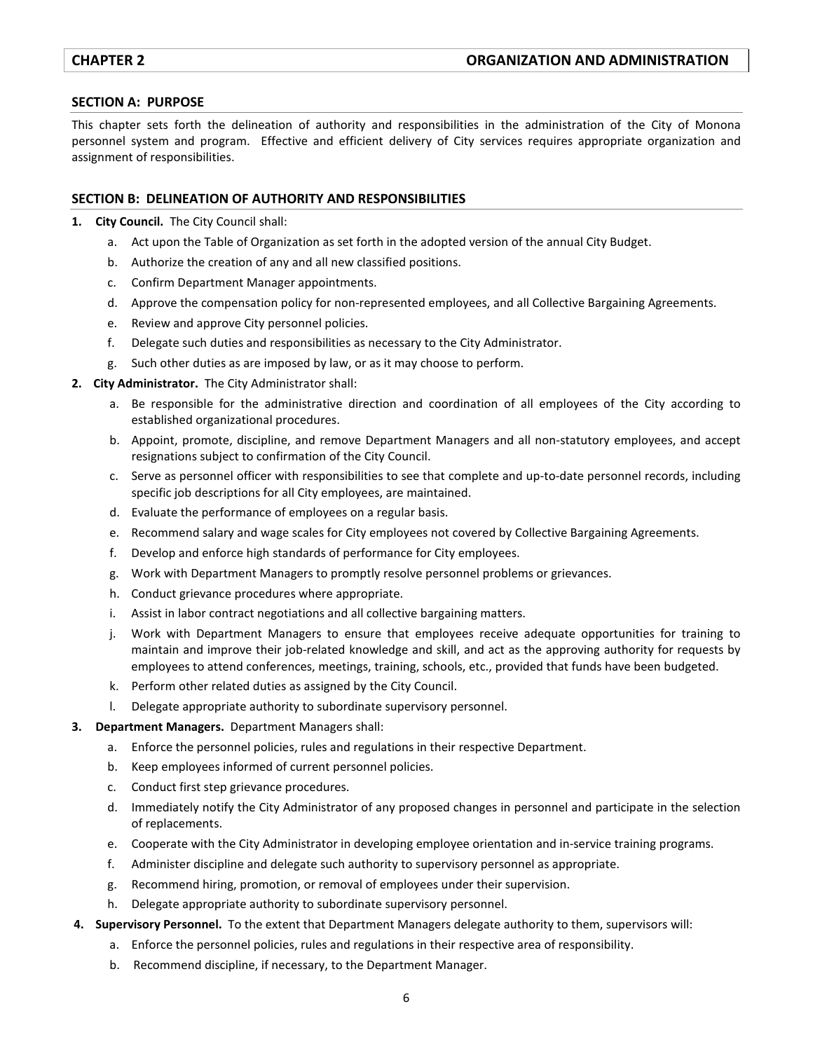# CHAPTER 2 ORGANIZATION AND ADMINISTRATION

## SECTION A: PURPOSE

This chapter sets forth the delineation of authority and responsibilities in the administration of the City of Monona personnel system and program. Effective and efficient delivery of City services requires appropriate organization and assignment of responsibilities.

## SECTION B: DELINEATION OF AUTHORITY AND RESPONSIBILITIES

1. **City Council.** The City Council shall:
   a. Act upon the Table of Organization as set forth in the adopted version of the annual City Budget.
   b. Authorize the creation of any and all new classified positions.
   c. Confirm Department Manager appointments.
   d. Approve the compensation policy for non-represented employees, and all Collective Bargaining Agreements.
   e. Review and approve City personnel policies.
   f. Delegate such duties and responsibilities as necessary to the City Administrator.
   g. Such other duties as are imposed by law, or as it may choose to perform.

2. **City Administrator.** The City Administrator shall:
   a. Be responsible for the administrative direction and coordination of all employees of the City according to established organizational procedures.
   b. Appoint, promote, discipline, and remove Department Managers and all non-statutory employees, and accept resignations subject to confirmation of the City Council.
   c. Serve as personnel officer with responsibilities to see that complete and up-to-date personnel records, including specific job descriptions for all City employees, are maintained.
   d. Evaluate the performance of employees on a regular basis.
   e. Recommend salary and wage scales for City employees not covered by Collective Bargaining Agreements.
   f. Develop and enforce high standards of performance for City employees.
   g. Work with Department Managers to promptly resolve personnel problems or grievances.
   h. Conduct grievance procedures where appropriate.
   i. Assist in labor contract negotiations and all collective bargaining matters.
   j. Work with Department Managers to ensure that employees receive adequate opportunities for training to maintain and improve their job-related knowledge and skill, and act as the approving authority for requests by employees to attend conferences, meetings, training, schools, etc., provided that funds have been budgeted.
   k. Perform other related duties as assigned by the City Council.
   l. Delegate appropriate authority to subordinate supervisory personnel.

3. **Department Managers.** Department Managers shall:
   a. Enforce the personnel policies, rules and regulations in their respective Department.
   b. Keep employees informed of current personnel policies.
   c. Conduct first step grievance procedures.
   d. Immediately notify the City Administrator of any proposed changes in personnel and participate in the selection of replacements.
   e. Cooperate with the City Administrator in developing employee orientation and in-service training programs.
   f. Administer discipline and delegate such authority to supervisory personnel as appropriate.
   g. Recommend hiring, promotion, or removal of employees under their supervision.
   h. Delegate appropriate authority to subordinate supervisory personnel.

4. **Supervisory Personnel.** To the extent that Department Managers delegate authority to them, supervisors will:
   a. Enforce the personnel policies, rules and regulations in their respective area of responsibility.
   b. Recommend discipline, if necessary, to the Department Manager.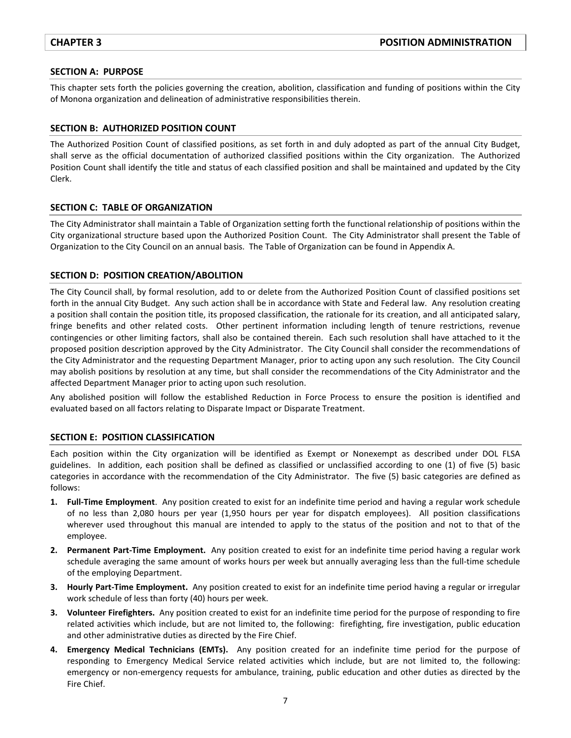## CHAPTER 3 POSITION ADMINISTRATION

### SECTION A: PURPOSE

This chapter sets forth the policies governing the creation, abolition, classification and funding of positions within the City of Monona organization and delineation of administrative responsibilities therein.

### SECTION B: AUTHORIZED POSITION COUNT

The Authorized Position Count of classified positions, as set forth in and duly adopted as part of the annual City Budget, shall serve as the official documentation of authorized classified positions within the City organization. The Authorized Position Count shall identify the title and status of each classified position and shall be maintained and updated by the City Clerk.

### SECTION C: TABLE OF ORGANIZATION

The City Administrator shall maintain a Table of Organization setting forth the functional relationship of positions within the City organizational structure based upon the Authorized Position Count. The City Administrator shall present the Table of Organization to the City Council on an annual basis. The Table of Organization can be found in Appendix A.

### SECTION D: POSITION CREATION/ABOLITION

The City Council shall, by formal resolution, add to or delete from the Authorized Position Count of classified positions set forth in the annual City Budget. Any such action shall be in accordance with State and Federal law. Any resolution creating a position shall contain the position title, its proposed classification, the rationale for its creation, and all anticipated salary, fringe benefits and other related costs. Other pertinent information including length of tenure restrictions, revenue contingencies or other limiting factors, shall also be contained therein. Each such resolution shall have attached to it the proposed position description approved by the City Administrator. The City Council shall consider the recommendations of the City Administrator and the requesting Department Manager, prior to acting upon any such resolution. The City Council may abolish positions by resolution at any time, but shall consider the recommendations of the City Administrator and the affected Department Manager prior to acting upon such resolution.

Any abolished position will follow the established Reduction in Force Process to ensure the position is identified and evaluated based on all factors relating to Disparate Impact or Disparate Treatment.

### SECTION E: POSITION CLASSIFICATION

Each position within the City organization will be identified as Exempt or Nonexempt as described under DOL FLSA guidelines. In addition, each position shall be defined as classified or unclassified according to one (1) of five (5) basic categories in accordance with the recommendation of the City Administrator. The five (5) basic categories are defined as follows:

1. **Full-Time Employment**. Any position created to exist for an indefinite time period and having a regular work schedule of no less than 2,080 hours per year (1,950 hours per year for dispatch employees). All position classifications wherever used throughout this manual are intended to apply to the status of the position and not to that of the employee.
2. **Permanent Part-Time Employment.** Any position created to exist for an indefinite time period having a regular work schedule averaging the same amount of works hours per week but annually averaging less than the full-time schedule of the employing Department.
3. **Hourly Part-Time Employment.** Any position created to exist for an indefinite time period having a regular or irregular work schedule of less than forty (40) hours per week.

3. **Volunteer Firefighters.** Any position created to exist for an indefinite time period for the purpose of responding to fire related activities which include, but are not limited to, the following: firefighting, fire investigation, public education and other administrative duties as directed by the Fire Chief.
4. **Emergency Medical Technicians (EMTs).** Any position created for an indefinite time period for the purpose of responding to Emergency Medical Service related activities which include, but are not limited to, the following: emergency or non-emergency requests for ambulance, training, public education and other duties as directed by the Fire Chief.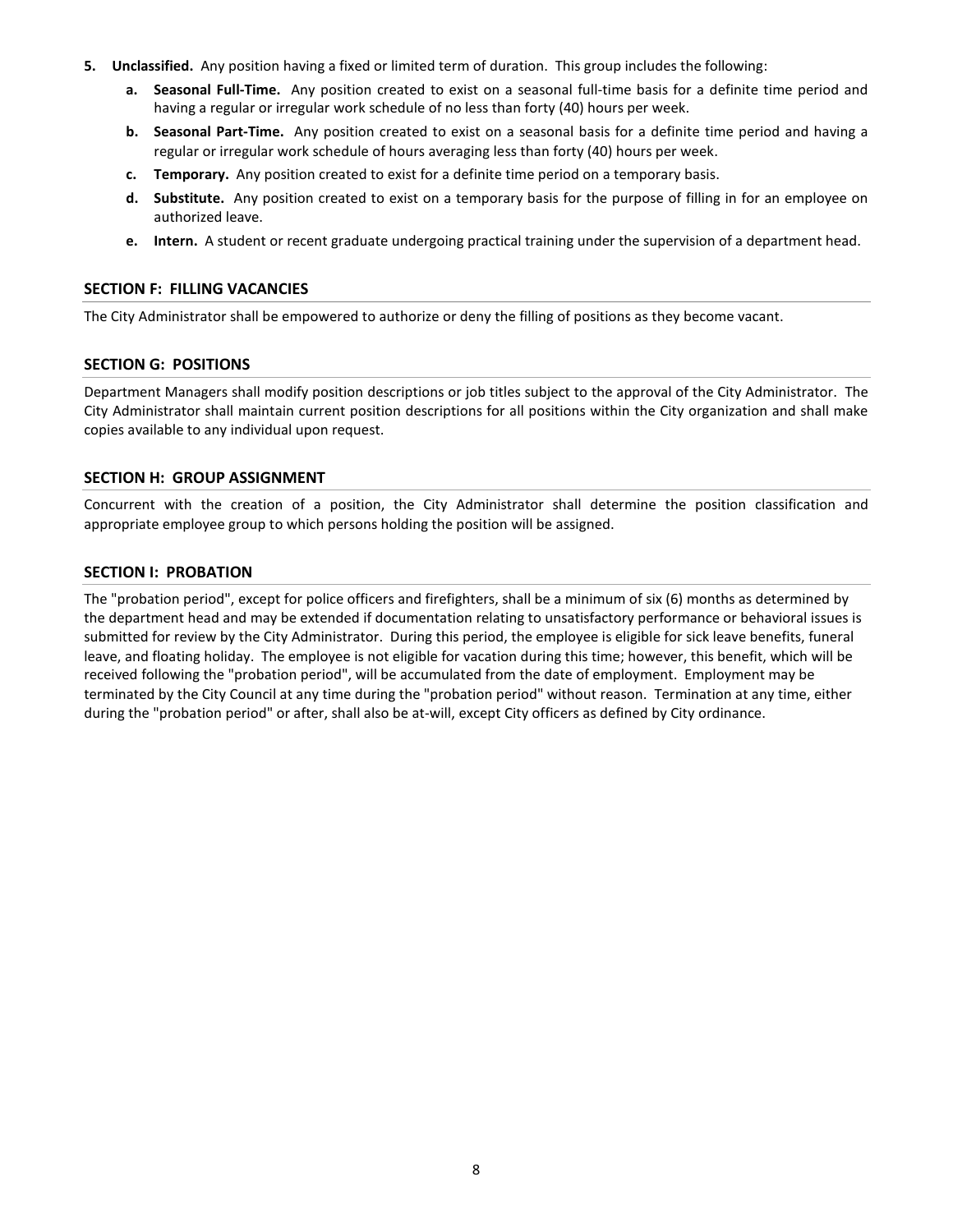5. **Unclassified.** Any position having a fixed or limited term of duration. This group includes the following:
    - a. **Seasonal Full-Time.** Any position created to exist on a seasonal full-time basis for a definite time period and having a regular or irregular work schedule of no less than forty (40) hours per week.
    - b. **Seasonal Part-Time.** Any position created to exist on a seasonal basis for a definite time period and having a regular or irregular work schedule of hours averaging less than forty (40) hours per week.
    - c. **Temporary.** Any position created to exist for a definite time period on a temporary basis.
    - d. **Substitute.** Any position created to exist on a temporary basis for the purpose of filling in for an employee on authorized leave.
    - e. **Intern.** A student or recent graduate undergoing practical training under the supervision of a department head.

### SECTION F: FILLING VACANCIES

The City Administrator shall be empowered to authorize or deny the filling of positions as they become vacant.

### SECTION G: POSITIONS

Department Managers shall modify position descriptions or job titles subject to the approval of the City Administrator. The City Administrator shall maintain current position descriptions for all positions within the City organization and shall make copies available to any individual upon request.

### SECTION H: GROUP ASSIGNMENT

Concurrent with the creation of a position, the City Administrator shall determine the position classification and appropriate employee group to which persons holding the position will be assigned.

### SECTION I: PROBATION

The "probation period", except for police officers and firefighters, shall be a minimum of six (6) months as determined by the department head and may be extended if documentation relating to unsatisfactory performance or behavioral issues is submitted for review by the City Administrator. During this period, the employee is eligible for sick leave benefits, funeral leave, and floating holiday. The employee is not eligible for vacation during this time; however, this benefit, which will be received following the "probation period", will be accumulated from the date of employment. Employment may be terminated by the City Council at any time during the "probation period" without reason. Termination at any time, either during the "probation period" or after, shall also be at-will, except City officers as defined by City ordinance.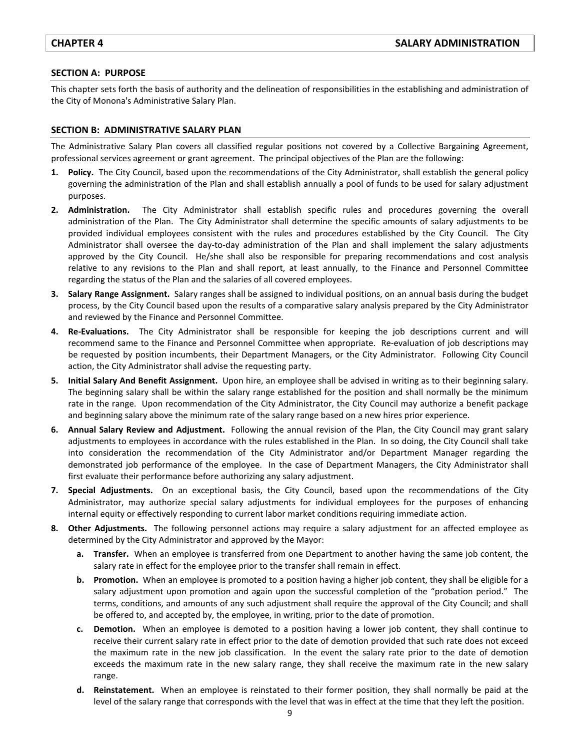## CHAPTER 4 SALARY ADMINISTRATION

### SECTION A: PURPOSE

This chapter sets forth the basis of authority and the delineation of responsibilities in the establishing and administration of the City of Monona's Administrative Salary Plan.

### SECTION B: ADMINISTRATIVE SALARY PLAN

The Administrative Salary Plan covers all classified regular positions not covered by a Collective Bargaining Agreement, professional services agreement or grant agreement. The principal objectives of the Plan are the following:

1. **Policy.** The City Council, based upon the recommendations of the City Administrator, shall establish the general policy governing the administration of the Plan and shall establish annually a pool of funds to be used for salary adjustment purposes.
2. **Administration.** The City Administrator shall establish specific rules and procedures governing the overall administration of the Plan. The City Administrator shall determine the specific amounts of salary adjustments to be provided individual employees consistent with the rules and procedures established by the City Council. The City Administrator shall oversee the day-to-day administration of the Plan and shall implement the salary adjustments approved by the City Council. He/she shall also be responsible for preparing recommendations and cost analysis relative to any revisions to the Plan and shall report, at least annually, to the Finance and Personnel Committee regarding the status of the Plan and the salaries of all covered employees.
3. **Salary Range Assignment.** Salary ranges shall be assigned to individual positions, on an annual basis during the budget process, by the City Council based upon the results of a comparative salary analysis prepared by the City Administrator and reviewed by the Finance and Personnel Committee.
4. **Re-Evaluations.** The City Administrator shall be responsible for keeping the job descriptions current and will recommend same to the Finance and Personnel Committee when appropriate. Re-evaluation of job descriptions may be requested by position incumbents, their Department Managers, or the City Administrator. Following City Council action, the City Administrator shall advise the requesting party.
5. **Initial Salary And Benefit Assignment.** Upon hire, an employee shall be advised in writing as to their beginning salary. The beginning salary shall be within the salary range established for the position and shall normally be the minimum rate in the range. Upon recommendation of the City Administrator, the City Council may authorize a benefit package and beginning salary above the minimum rate of the salary range based on a new hires prior experience.
6. **Annual Salary Review and Adjustment.** Following the annual revision of the Plan, the City Council may grant salary adjustments to employees in accordance with the rules established in the Plan. In so doing, the City Council shall take into consideration the recommendation of the City Administrator and/or Department Manager regarding the demonstrated job performance of the employee. In the case of Department Managers, the City Administrator shall first evaluate their performance before authorizing any salary adjustment.
7. **Special Adjustments.** On an exceptional basis, the City Council, based upon the recommendations of the City Administrator, may authorize special salary adjustments for individual employees for the purposes of enhancing internal equity or effectively responding to current labor market conditions requiring immediate action.
8. **Other Adjustments.** The following personnel actions may require a salary adjustment for an affected employee as determined by the City Administrator and approved by the Mayor:
   a. **Transfer.** When an employee is transferred from one Department to another having the same job content, the salary rate in effect for the employee prior to the transfer shall remain in effect.
   b. **Promotion.** When an employee is promoted to a position having a higher job content, they shall be eligible for a salary adjustment upon promotion and again upon the successful completion of the "probation period." The terms, conditions, and amounts of any such adjustment shall require the approval of the City Council; and shall be offered to, and accepted by, the employee, in writing, prior to the date of promotion.
   c. **Demotion.** When an employee is demoted to a position having a lower job content, they shall continue to receive their current salary rate in effect prior to the date of demotion provided that such rate does not exceed the maximum rate in the new job classification. In the event the salary rate prior to the date of demotion exceeds the maximum rate in the new salary range, they shall receive the maximum rate in the new salary range.
   d. **Reinstatement.** When an employee is reinstated to their former position, they shall normally be paid at the level of the salary range that corresponds with the level that was in effect at the time that they left the position.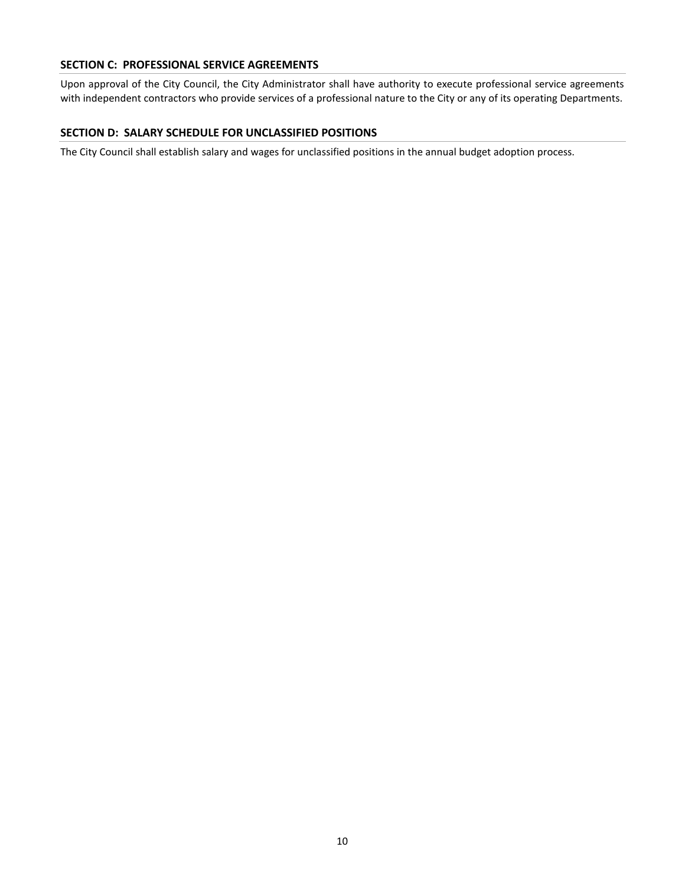### SECTION C: PROFESSIONAL SERVICE AGREEMENTS

Upon approval of the City Council, the City Administrator shall have authority to execute professional service agreements with independent contractors who provide services of a professional nature to the City or any of its operating Departments.

### SECTION D: SALARY SCHEDULE FOR UNCLASSIFIED POSITIONS

The City Council shall establish salary and wages for unclassified positions in the annual budget adoption process.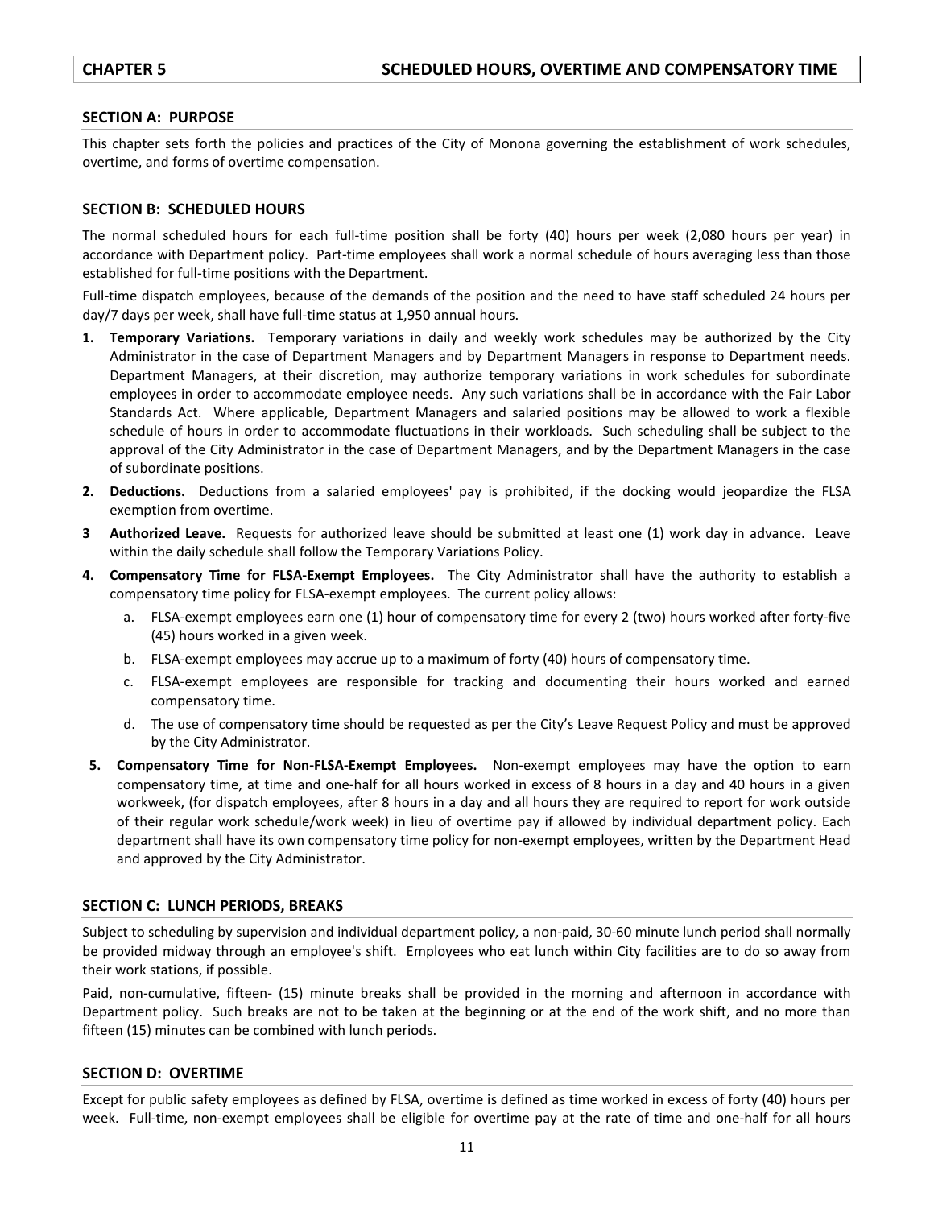# CHAPTER 5 SCHEDULED HOURS, OVERTIME AND COMPENSATORY TIME

## SECTION A: PURPOSE

This chapter sets forth the policies and practices of the City of Monona governing the establishment of work schedules, overtime, and forms of overtime compensation.

## SECTION B: SCHEDULED HOURS

The normal scheduled hours for each full-time position shall be forty (40) hours per week (2,080 hours per year) in accordance with Department policy. Part-time employees shall work a normal schedule of hours averaging less than those established for full-time positions with the Department.

Full-time dispatch employees, because of the demands of the position and the need to have staff scheduled 24 hours per day/7 days per week, shall have full-time status at 1,950 annual hours.

1. **Temporary Variations.** Temporary variations in daily and weekly work schedules may be authorized by the City Administrator in the case of Department Managers and by Department Managers in response to Department needs. Department Managers, at their discretion, may authorize temporary variations in work schedules for subordinate employees in order to accommodate employee needs. Any such variations shall be in accordance with the Fair Labor Standards Act. Where applicable, Department Managers and salaried positions may be allowed to work a flexible schedule of hours in order to accommodate fluctuations in their workloads. Such scheduling shall be subject to the approval of the City Administrator in the case of Department Managers, and by the Department Managers in the case of subordinate positions.
2. **Deductions.** Deductions from a salaried employees' pay is prohibited, if the docking would jeopardize the FLSA exemption from overtime.
3. **Authorized Leave.** Requests for authorized leave should be submitted at least one (1) work day in advance. Leave within the daily schedule shall follow the Temporary Variations Policy.
4. **Compensatory Time for FLSA-Exempt Employees.** The City Administrator shall have the authority to establish a compensatory time policy for FLSA-exempt employees. The current policy allows:
   a. FLSA-exempt employees earn one (1) hour of compensatory time for every 2 (two) hours worked after forty-five (45) hours worked in a given week.
   b. FLSA-exempt employees may accrue up to a maximum of forty (40) hours of compensatory time.
   c. FLSA-exempt employees are responsible for tracking and documenting their hours worked and earned compensatory time.
   d. The use of compensatory time should be requested as per the City's Leave Request Policy and must be approved by the City Administrator.
5. **Compensatory Time for Non-FLSA-Exempt Employees.** Non-exempt employees may have the option to earn compensatory time, at time and one-half for all hours worked in excess of 8 hours in a day and 40 hours in a given workweek, (for dispatch employees, after 8 hours in a day and all hours they are required to report for work outside of their regular work schedule/work week) in lieu of overtime pay if allowed by individual department policy. Each department shall have its own compensatory time policy for non-exempt employees, written by the Department Head and approved by the City Administrator.

## SECTION C: LUNCH PERIODS, BREAKS

Subject to scheduling by supervision and individual department policy, a non-paid, 30-60 minute lunch period shall normally be provided midway through an employee's shift. Employees who eat lunch within City facilities are to do so away from their work stations, if possible.

Paid, non-cumulative, fifteen- (15) minute breaks shall be provided in the morning and afternoon in accordance with Department policy. Such breaks are not to be taken at the beginning or at the end of the work shift, and no more than fifteen (15) minutes can be combined with lunch periods.

## SECTION D: OVERTIME

Except for public safety employees as defined by FLSA, overtime is defined as time worked in excess of forty (40) hours per week. Full-time, non-exempt employees shall be eligible for overtime pay at the rate of time and one-half for all hours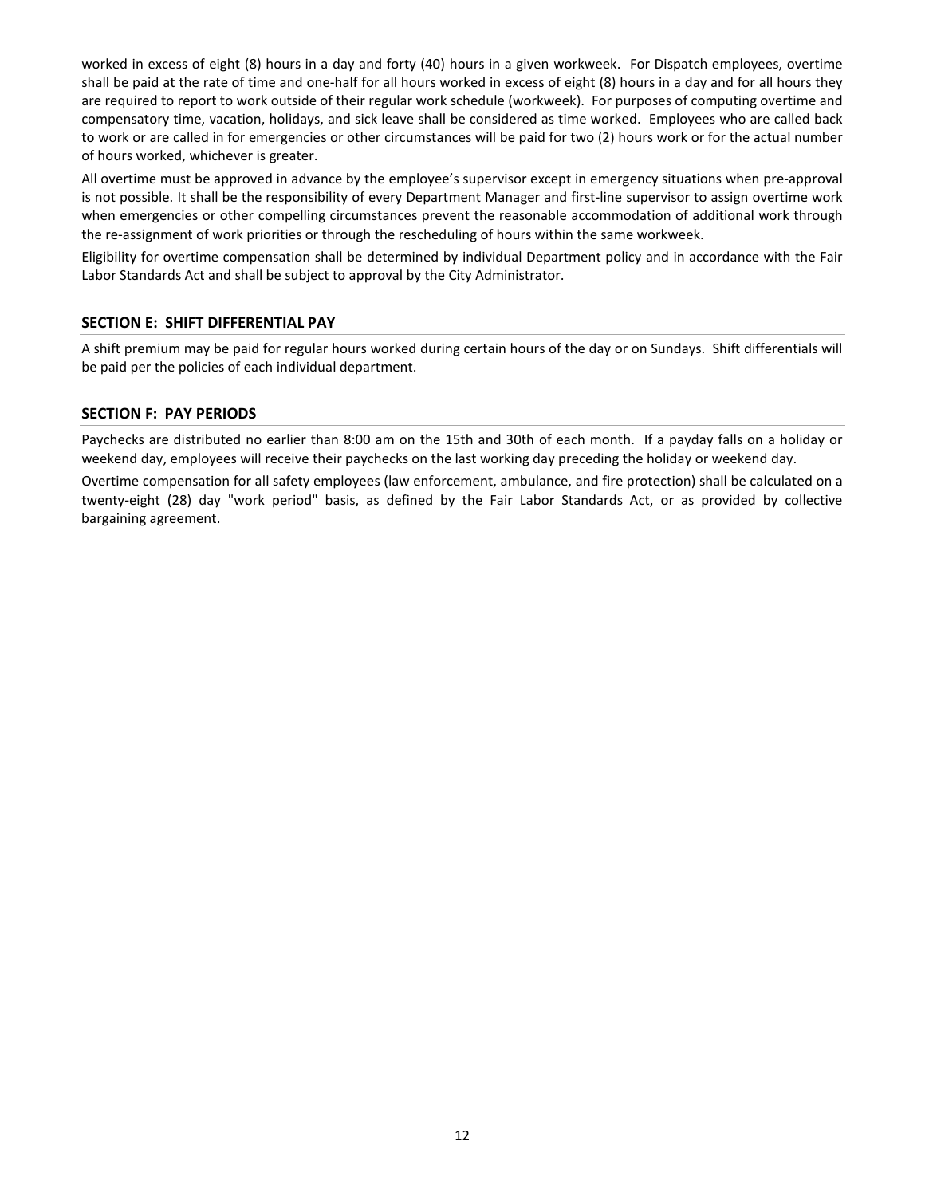worked in excess of eight (8) hours in a day and forty (40) hours in a given workweek. For Dispatch employees, overtime shall be paid at the rate of time and one-half for all hours worked in excess of eight (8) hours in a day and for all hours they are required to report to work outside of their regular work schedule (workweek). For purposes of computing overtime and compensatory time, vacation, holidays, and sick leave shall be considered as time worked. Employees who are called back to work or are called in for emergencies or other circumstances will be paid for two (2) hours work or for the actual number of hours worked, whichever is greater.

All overtime must be approved in advance by the employee's supervisor except in emergency situations when pre-approval is not possible. It shall be the responsibility of every Department Manager and first-line supervisor to assign overtime work when emergencies or other compelling circumstances prevent the reasonable accommodation of additional work through the re-assignment of work priorities or through the rescheduling of hours within the same workweek.

Eligibility for overtime compensation shall be determined by individual Department policy and in accordance with the Fair Labor Standards Act and shall be subject to approval by the City Administrator.

### SECTION E: SHIFT DIFFERENTIAL PAY

A shift premium may be paid for regular hours worked during certain hours of the day or on Sundays. Shift differentials will be paid per the policies of each individual department.

### SECTION F: PAY PERIODS

Paychecks are distributed no earlier than 8:00 am on the 15th and 30th of each month. If a payday falls on a holiday or weekend day, employees will receive their paychecks on the last working day preceding the holiday or weekend day.

Overtime compensation for all safety employees (law enforcement, ambulance, and fire protection) shall be calculated on a twenty-eight (28) day "work period" basis, as defined by the Fair Labor Standards Act, or as provided by collective bargaining agreement.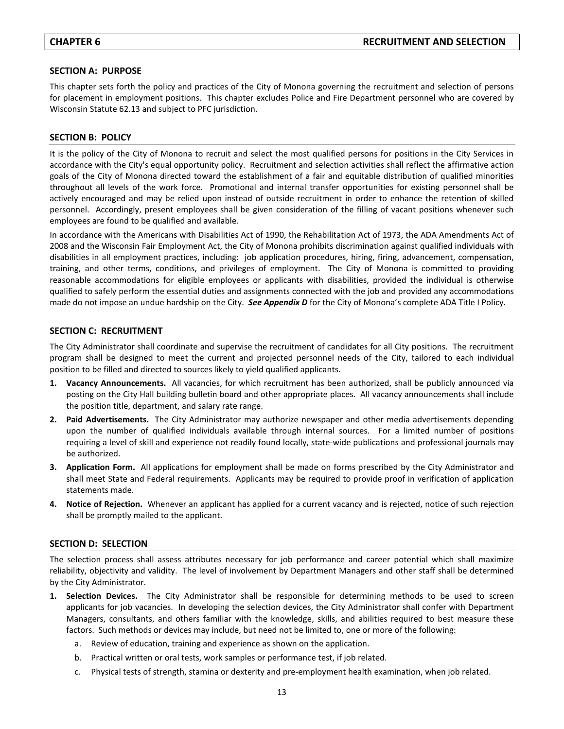# CHAPTER 6 RECRUITMENT AND SELECTION

## SECTION A: PURPOSE

This chapter sets forth the policy and practices of the City of Monona governing the recruitment and selection of persons for placement in employment positions. This chapter excludes Police and Fire Department personnel who are covered by Wisconsin Statute 62.13 and subject to PFC jurisdiction.

## SECTION B: POLICY

It is the policy of the City of Monona to recruit and select the most qualified persons for positions in the City Services in accordance with the City's equal opportunity policy. Recruitment and selection activities shall reflect the affirmative action goals of the City of Monona directed toward the establishment of a fair and equitable distribution of qualified minorities throughout all levels of the work force. Promotional and internal transfer opportunities for existing personnel shall be actively encouraged and may be relied upon instead of outside recruitment in order to enhance the retention of skilled personnel. Accordingly, present employees shall be given consideration of the filling of vacant positions whenever such employees are found to be qualified and available.

In accordance with the Americans with Disabilities Act of 1990, the Rehabilitation Act of 1973, the ADA Amendments Act of 2008 and the Wisconsin Fair Employment Act, the City of Monona prohibits discrimination against qualified individuals with disabilities in all employment practices, including: job application procedures, hiring, firing, advancement, compensation, training, and other terms, conditions, and privileges of employment. The City of Monona is committed to providing reasonable accommodations for eligible employees or applicants with disabilities, provided the individual is otherwise qualified to safely perform the essential duties and assignments connected with the job and provided any accommodations made do not impose an undue hardship on the City. ***See Appendix D*** for the City of Monona's complete ADA Title I Policy.

## SECTION C: RECRUITMENT

The City Administrator shall coordinate and supervise the recruitment of candidates for all City positions. The recruitment program shall be designed to meet the current and projected personnel needs of the City, tailored to each individual position to be filled and directed to sources likely to yield qualified applicants.

1. **Vacancy Announcements.** All vacancies, for which recruitment has been authorized, shall be publicly announced via posting on the City Hall building bulletin board and other appropriate places. All vacancy announcements shall include the position title, department, and salary rate range.
2. **Paid Advertisements.** The City Administrator may authorize newspaper and other media advertisements depending upon the number of qualified individuals available through internal sources. For a limited number of positions requiring a level of skill and experience not readily found locally, state-wide publications and professional journals may be authorized.
3. **Application Form.** All applications for employment shall be made on forms prescribed by the City Administrator and shall meet State and Federal requirements. Applicants may be required to provide proof in verification of application statements made.
4. **Notice of Rejection.** Whenever an applicant has applied for a current vacancy and is rejected, notice of such rejection shall be promptly mailed to the applicant.

## SECTION D: SELECTION

The selection process shall assess attributes necessary for job performance and career potential which shall maximize reliability, objectivity and validity. The level of involvement by Department Managers and other staff shall be determined by the City Administrator.

1. **Selection Devices.** The City Administrator shall be responsible for determining methods to be used to screen applicants for job vacancies. In developing the selection devices, the City Administrator shall confer with Department Managers, consultants, and others familiar with the knowledge, skills, and abilities required to best measure these factors. Such methods or devices may include, but need not be limited to, one or more of the following:
   a. Review of education, training and experience as shown on the application.
   b. Practical written or oral tests, work samples or performance test, if job related.
   c. Physical tests of strength, stamina or dexterity and pre-employment health examination, when job related.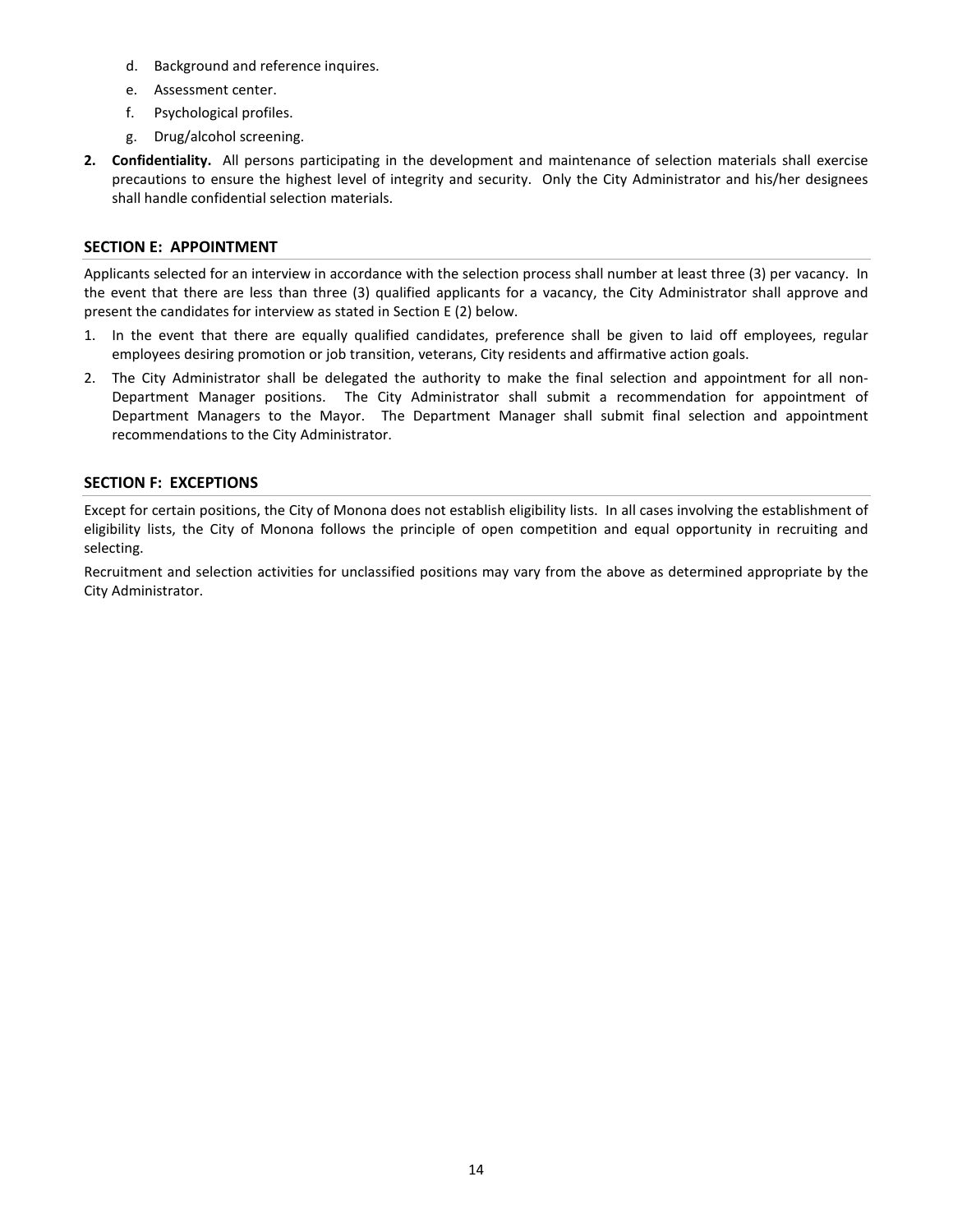d. Background and reference inquires.
e. Assessment center.
f. Psychological profiles.
g. Drug/alcohol screening.

2. **Confidentiality.** All persons participating in the development and maintenance of selection materials shall exercise precautions to ensure the highest level of integrity and security. Only the City Administrator and his/her designees shall handle confidential selection materials.

## SECTION E: APPOINTMENT

Applicants selected for an interview in accordance with the selection process shall number at least three (3) per vacancy. In the event that there are less than three (3) qualified applicants for a vacancy, the City Administrator shall approve and present the candidates for interview as stated in Section E (2) below.

1. In the event that there are equally qualified candidates, preference shall be given to laid off employees, regular employees desiring promotion or job transition, veterans, City residents and affirmative action goals.
2. The City Administrator shall be delegated the authority to make the final selection and appointment for all non-Department Manager positions. The City Administrator shall submit a recommendation for appointment of Department Managers to the Mayor. The Department Manager shall submit final selection and appointment recommendations to the City Administrator.

## SECTION F: EXCEPTIONS

Except for certain positions, the City of Monona does not establish eligibility lists. In all cases involving the establishment of eligibility lists, the City of Monona follows the principle of open competition and equal opportunity in recruiting and selecting.

Recruitment and selection activities for unclassified positions may vary from the above as determined appropriate by the City Administrator.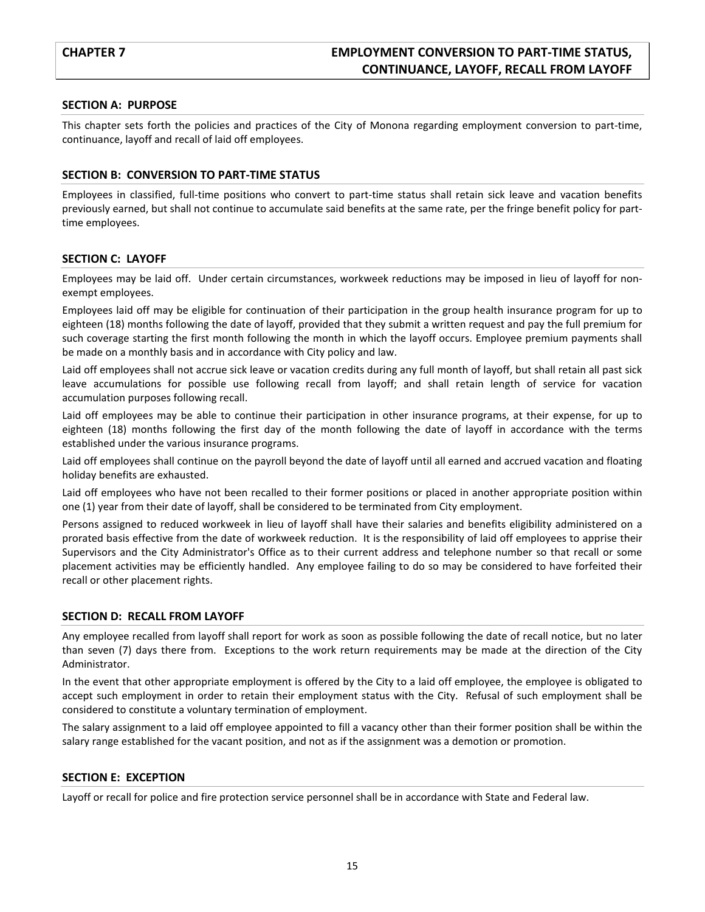# CHAPTER 7 EMPLOYMENT CONVERSION TO PART-TIME STATUS, CONTINUANCE, LAYOFF, RECALL FROM LAYOFF

## SECTION A: PURPOSE

This chapter sets forth the policies and practices of the City of Monona regarding employment conversion to part-time, continuance, layoff and recall of laid off employees.

## SECTION B: CONVERSION TO PART-TIME STATUS

Employees in classified, full-time positions who convert to part-time status shall retain sick leave and vacation benefits previously earned, but shall not continue to accumulate said benefits at the same rate, per the fringe benefit policy for part-time employees.

## SECTION C: LAYOFF

Employees may be laid off. Under certain circumstances, workweek reductions may be imposed in lieu of layoff for non-exempt employees.

Employees laid off may be eligible for continuation of their participation in the group health insurance program for up to eighteen (18) months following the date of layoff, provided that they submit a written request and pay the full premium for such coverage starting the first month following the month in which the layoff occurs. Employee premium payments shall be made on a monthly basis and in accordance with City policy and law.

Laid off employees shall not accrue sick leave or vacation credits during any full month of layoff, but shall retain all past sick leave accumulations for possible use following recall from layoff; and shall retain length of service for vacation accumulation purposes following recall.

Laid off employees may be able to continue their participation in other insurance programs, at their expense, for up to eighteen (18) months following the first day of the month following the date of layoff in accordance with the terms established under the various insurance programs.

Laid off employees shall continue on the payroll beyond the date of layoff until all earned and accrued vacation and floating holiday benefits are exhausted.

Laid off employees who have not been recalled to their former positions or placed in another appropriate position within one (1) year from their date of layoff, shall be considered to be terminated from City employment.

Persons assigned to reduced workweek in lieu of layoff shall have their salaries and benefits eligibility administered on a prorated basis effective from the date of workweek reduction. It is the responsibility of laid off employees to apprise their Supervisors and the City Administrator's Office as to their current address and telephone number so that recall or some placement activities may be efficiently handled. Any employee failing to do so may be considered to have forfeited their recall or other placement rights.

## SECTION D: RECALL FROM LAYOFF

Any employee recalled from layoff shall report for work as soon as possible following the date of recall notice, but no later than seven (7) days there from. Exceptions to the work return requirements may be made at the direction of the City Administrator.

In the event that other appropriate employment is offered by the City to a laid off employee, the employee is obligated to accept such employment in order to retain their employment status with the City. Refusal of such employment shall be considered to constitute a voluntary termination of employment.

The salary assignment to a laid off employee appointed to fill a vacancy other than their former position shall be within the salary range established for the vacant position, and not as if the assignment was a demotion or promotion.

## SECTION E: EXCEPTION

Layoff or recall for police and fire protection service personnel shall be in accordance with State and Federal law.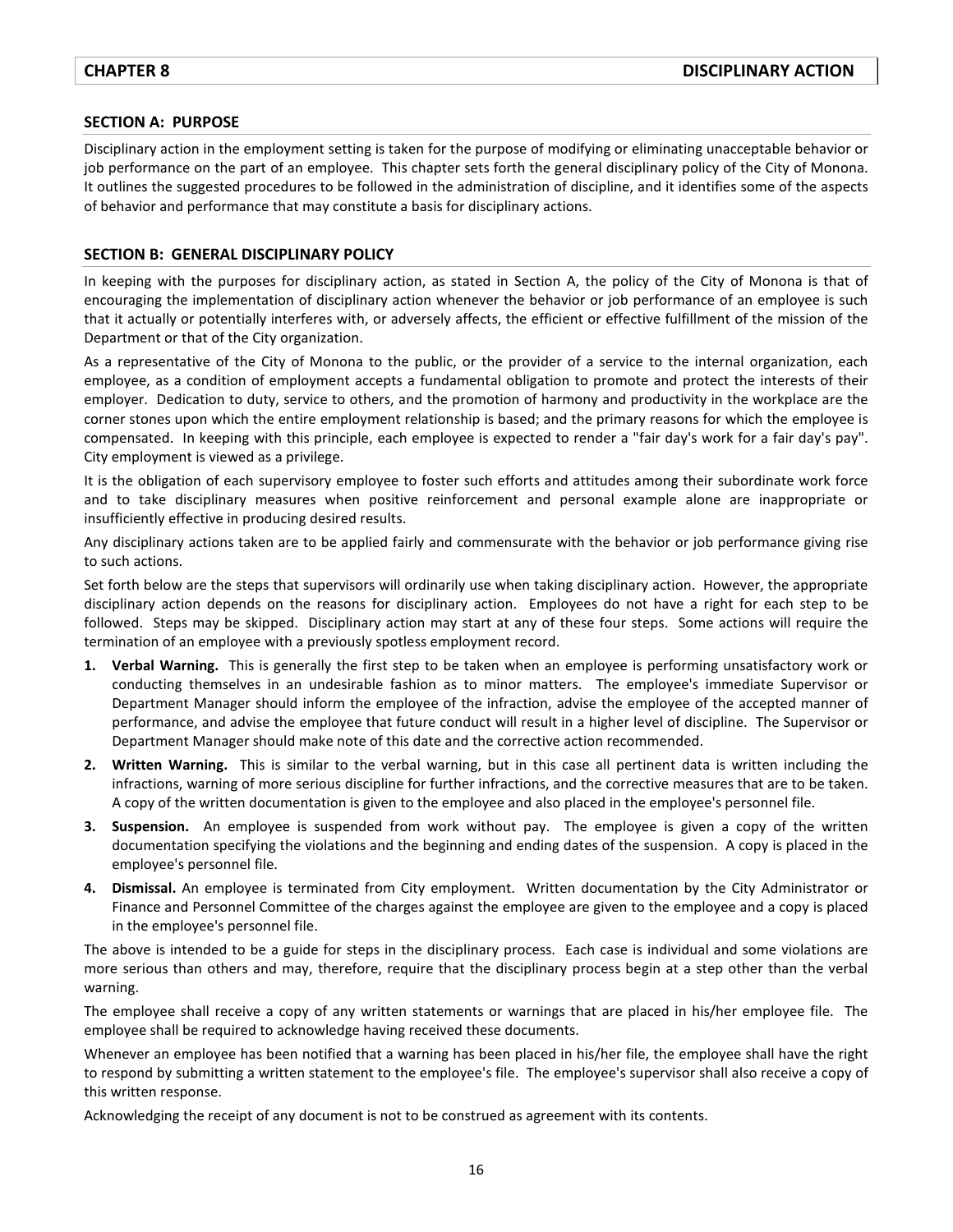# CHAPTER 8 DISCIPLINARY ACTION

## SECTION A: PURPOSE

Disciplinary action in the employment setting is taken for the purpose of modifying or eliminating unacceptable behavior or job performance on the part of an employee. This chapter sets forth the general disciplinary policy of the City of Monona. It outlines the suggested procedures to be followed in the administration of discipline, and it identifies some of the aspects of behavior and performance that may constitute a basis for disciplinary actions.

## SECTION B: GENERAL DISCIPLINARY POLICY

In keeping with the purposes for disciplinary action, as stated in Section A, the policy of the City of Monona is that of encouraging the implementation of disciplinary action whenever the behavior or job performance of an employee is such that it actually or potentially interferes with, or adversely affects, the efficient or effective fulfillment of the mission of the Department or that of the City organization.

As a representative of the City of Monona to the public, or the provider of a service to the internal organization, each employee, as a condition of employment accepts a fundamental obligation to promote and protect the interests of their employer. Dedication to duty, service to others, and the promotion of harmony and productivity in the workplace are the corner stones upon which the entire employment relationship is based; and the primary reasons for which the employee is compensated. In keeping with this principle, each employee is expected to render a "fair day's work for a fair day's pay". City employment is viewed as a privilege.

It is the obligation of each supervisory employee to foster such efforts and attitudes among their subordinate work force and to take disciplinary measures when positive reinforcement and personal example alone are inappropriate or insufficiently effective in producing desired results.

Any disciplinary actions taken are to be applied fairly and commensurate with the behavior or job performance giving rise to such actions.

Set forth below are the steps that supervisors will ordinarily use when taking disciplinary action. However, the appropriate disciplinary action depends on the reasons for disciplinary action. Employees do not have a right for each step to be followed. Steps may be skipped. Disciplinary action may start at any of these four steps. Some actions will require the termination of an employee with a previously spotless employment record.

1. **Verbal Warning.** This is generally the first step to be taken when an employee is performing unsatisfactory work or conducting themselves in an undesirable fashion as to minor matters. The employee's immediate Supervisor or Department Manager should inform the employee of the infraction, advise the employee of the accepted manner of performance, and advise the employee that future conduct will result in a higher level of discipline. The Supervisor or Department Manager should make note of this date and the corrective action recommended.
2. **Written Warning.** This is similar to the verbal warning, but in this case all pertinent data is written including the infractions, warning of more serious discipline for further infractions, and the corrective measures that are to be taken. A copy of the written documentation is given to the employee and also placed in the employee's personnel file.
3. **Suspension.** An employee is suspended from work without pay. The employee is given a copy of the written documentation specifying the violations and the beginning and ending dates of the suspension. A copy is placed in the employee's personnel file.
4. **Dismissal.** An employee is terminated from City employment. Written documentation by the City Administrator or Finance and Personnel Committee of the charges against the employee are given to the employee and a copy is placed in the employee's personnel file.

The above is intended to be a guide for steps in the disciplinary process. Each case is individual and some violations are more serious than others and may, therefore, require that the disciplinary process begin at a step other than the verbal warning.

The employee shall receive a copy of any written statements or warnings that are placed in his/her employee file. The employee shall be required to acknowledge having received these documents.

Whenever an employee has been notified that a warning has been placed in his/her file, the employee shall have the right to respond by submitting a written statement to the employee's file. The employee's supervisor shall also receive a copy of this written response.

Acknowledging the receipt of any document is not to be construed as agreement with its contents.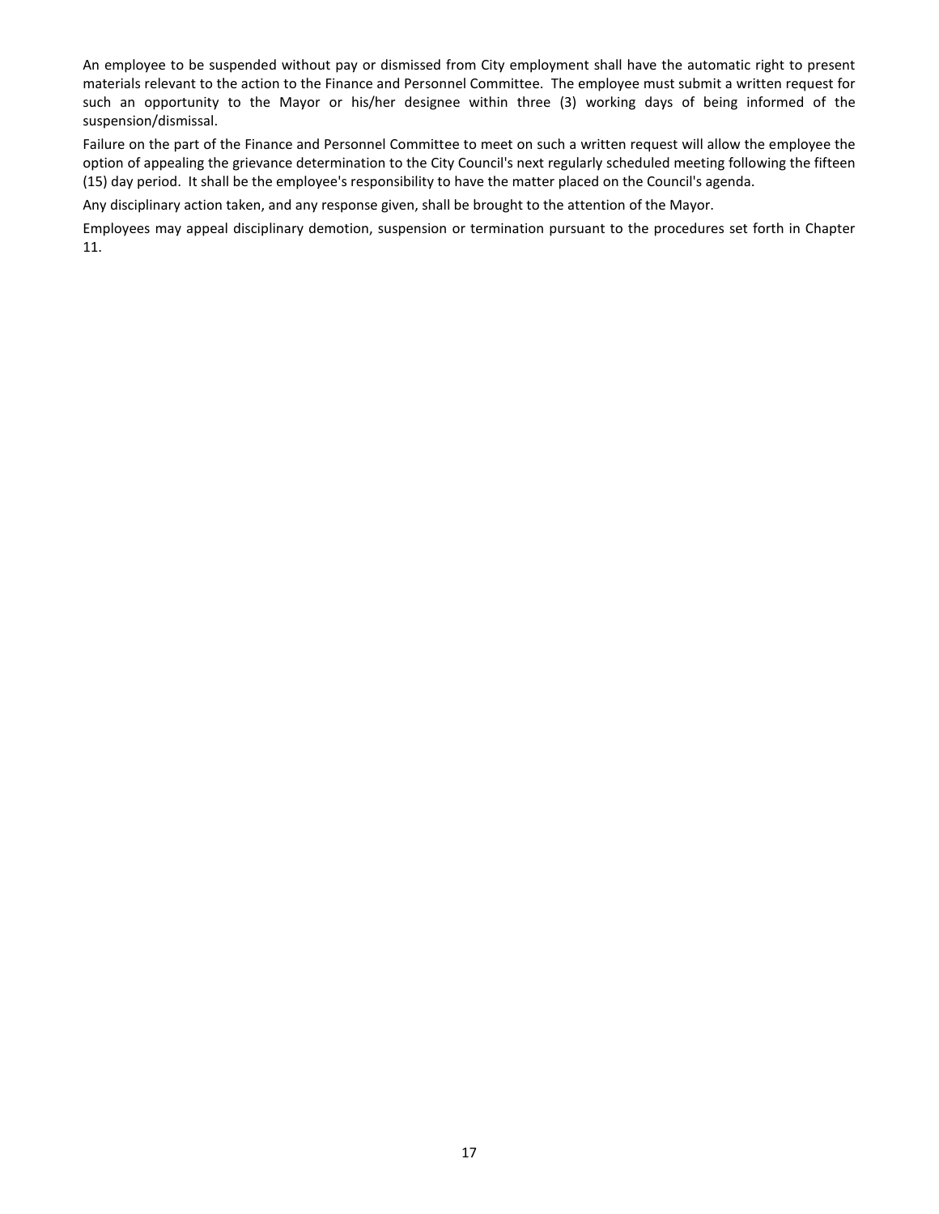An employee to be suspended without pay or dismissed from City employment shall have the automatic right to present materials relevant to the action to the Finance and Personnel Committee. The employee must submit a written request for such an opportunity to the Mayor or his/her designee within three (3) working days of being informed of the suspension/dismissal.

Failure on the part of the Finance and Personnel Committee to meet on such a written request will allow the employee the option of appealing the grievance determination to the City Council's next regularly scheduled meeting following the fifteen (15) day period. It shall be the employee's responsibility to have the matter placed on the Council's agenda.

Any disciplinary action taken, and any response given, shall be brought to the attention of the Mayor.

Employees may appeal disciplinary demotion, suspension or termination pursuant to the procedures set forth in Chapter 11.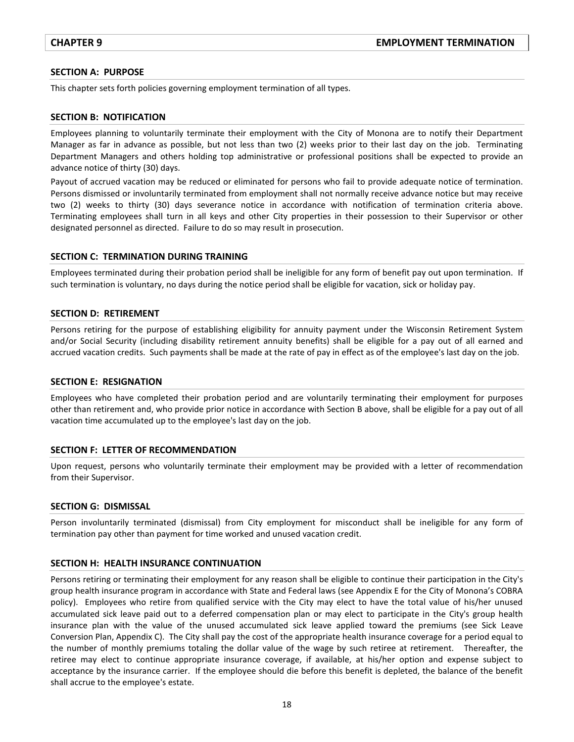# CHAPTER 9 EMPLOYMENT TERMINATION

## SECTION A: PURPOSE

This chapter sets forth policies governing employment termination of all types.

## SECTION B: NOTIFICATION

Employees planning to voluntarily terminate their employment with the City of Monona are to notify their Department Manager as far in advance as possible, but not less than two (2) weeks prior to their last day on the job. Terminating Department Managers and others holding top administrative or professional positions shall be expected to provide an advance notice of thirty (30) days.

Payout of accrued vacation may be reduced or eliminated for persons who fail to provide adequate notice of termination. Persons dismissed or involuntarily terminated from employment shall not normally receive advance notice but may receive two (2) weeks to thirty (30) days severance notice in accordance with notification of termination criteria above. Terminating employees shall turn in all keys and other City properties in their possession to their Supervisor or other designated personnel as directed. Failure to do so may result in prosecution.

## SECTION C: TERMINATION DURING TRAINING

Employees terminated during their probation period shall be ineligible for any form of benefit pay out upon termination. If such termination is voluntary, no days during the notice period shall be eligible for vacation, sick or holiday pay.

## SECTION D: RETIREMENT

Persons retiring for the purpose of establishing eligibility for annuity payment under the Wisconsin Retirement System and/or Social Security (including disability retirement annuity benefits) shall be eligible for a pay out of all earned and accrued vacation credits. Such payments shall be made at the rate of pay in effect as of the employee's last day on the job.

## SECTION E: RESIGNATION

Employees who have completed their probation period and are voluntarily terminating their employment for purposes other than retirement and, who provide prior notice in accordance with Section B above, shall be eligible for a pay out of all vacation time accumulated up to the employee's last day on the job.

## SECTION F: LETTER OF RECOMMENDATION

Upon request, persons who voluntarily terminate their employment may be provided with a letter of recommendation from their Supervisor.

## SECTION G: DISMISSAL

Person involuntarily terminated (dismissal) from City employment for misconduct shall be ineligible for any form of termination pay other than payment for time worked and unused vacation credit.

## SECTION H: HEALTH INSURANCE CONTINUATION

Persons retiring or terminating their employment for any reason shall be eligible to continue their participation in the City's group health insurance program in accordance with State and Federal laws (see Appendix E for the City of Monona's COBRA policy). Employees who retire from qualified service with the City may elect to have the total value of his/her unused accumulated sick leave paid out to a deferred compensation plan or may elect to participate in the City's group health insurance plan with the value of the unused accumulated sick leave applied toward the premiums (see Sick Leave Conversion Plan, Appendix C). The City shall pay the cost of the appropriate health insurance coverage for a period equal to the number of monthly premiums totaling the dollar value of the wage by such retiree at retirement. Thereafter, the retiree may elect to continue appropriate insurance coverage, if available, at his/her option and expense subject to acceptance by the insurance carrier. If the employee should die before this benefit is depleted, the balance of the benefit shall accrue to the employee's estate.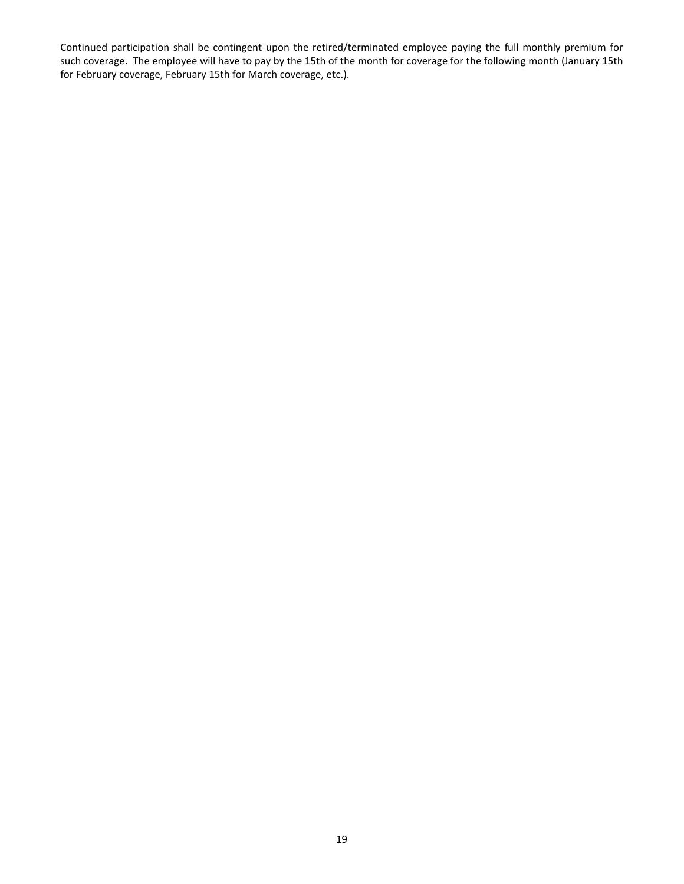Continued participation shall be contingent upon the retired/terminated employee paying the full monthly premium for such coverage. The employee will have to pay by the 15th of the month for coverage for the following month (January 15th for February coverage, February 15th for March coverage, etc.).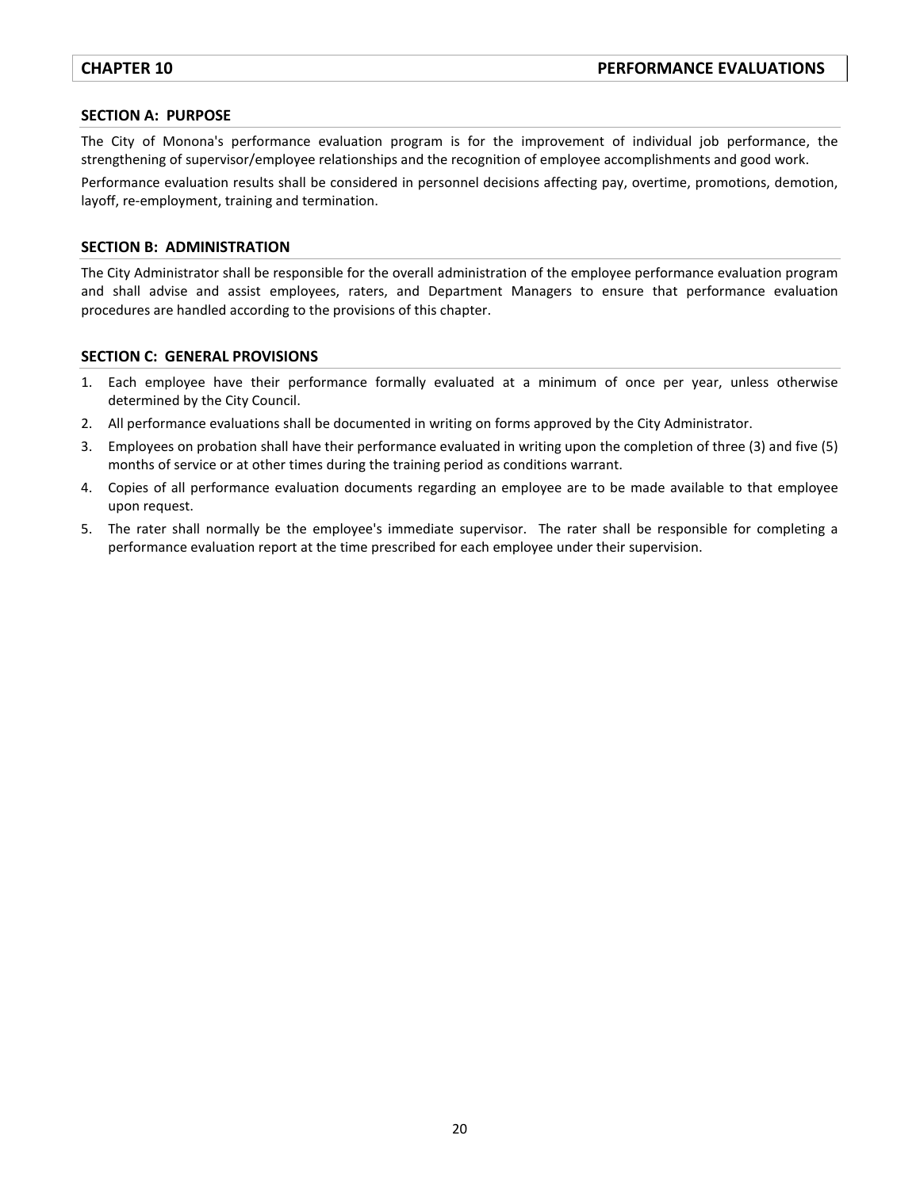# CHAPTER 10 PERFORMANCE EVALUATIONS

## SECTION A: PURPOSE

The City of Monona's performance evaluation program is for the improvement of individual job performance, the strengthening of supervisor/employee relationships and the recognition of employee accomplishments and good work.

Performance evaluation results shall be considered in personnel decisions affecting pay, overtime, promotions, demotion, layoff, re-employment, training and termination.

## SECTION B: ADMINISTRATION

The City Administrator shall be responsible for the overall administration of the employee performance evaluation program and shall advise and assist employees, raters, and Department Managers to ensure that performance evaluation procedures are handled according to the provisions of this chapter.

## SECTION C: GENERAL PROVISIONS

1. Each employee have their performance formally evaluated at a minimum of once per year, unless otherwise determined by the City Council.
2. All performance evaluations shall be documented in writing on forms approved by the City Administrator.
3. Employees on probation shall have their performance evaluated in writing upon the completion of three (3) and five (5) months of service or at other times during the training period as conditions warrant.
4. Copies of all performance evaluation documents regarding an employee are to be made available to that employee upon request.
5. The rater shall normally be the employee's immediate supervisor. The rater shall be responsible for completing a performance evaluation report at the time prescribed for each employee under their supervision.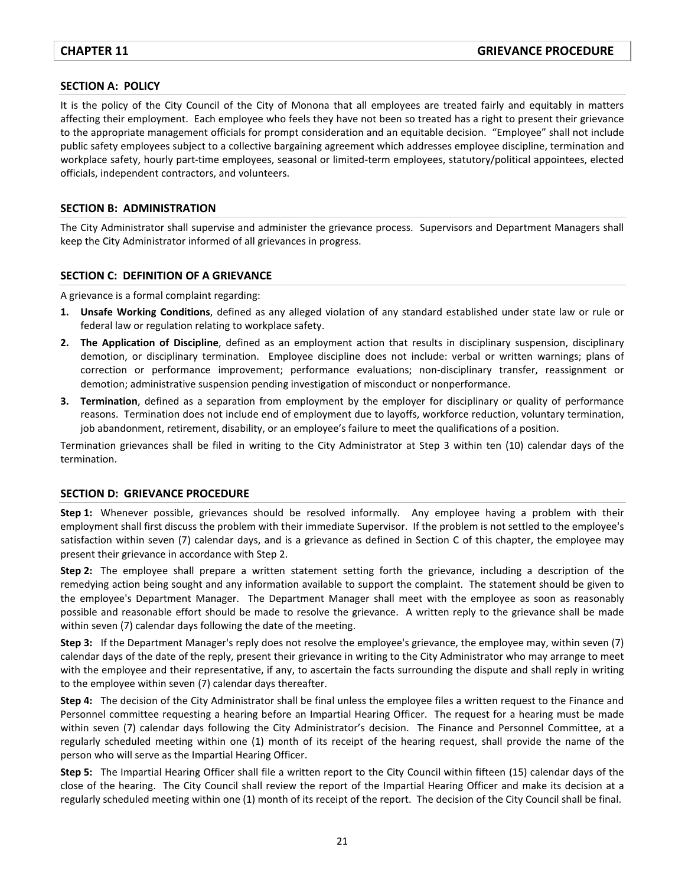# CHAPTER 11 GRIEVANCE PROCEDURE

## SECTION A: POLICY

It is the policy of the City Council of the City of Monona that all employees are treated fairly and equitably in matters affecting their employment. Each employee who feels they have not been so treated has a right to present their grievance to the appropriate management officials for prompt consideration and an equitable decision. "Employee" shall not include public safety employees subject to a collective bargaining agreement which addresses employee discipline, termination and workplace safety, hourly part-time employees, seasonal or limited-term employees, statutory/political appointees, elected officials, independent contractors, and volunteers.

## SECTION B: ADMINISTRATION

The City Administrator shall supervise and administer the grievance process. Supervisors and Department Managers shall keep the City Administrator informed of all grievances in progress.

## SECTION C: DEFINITION OF A GRIEVANCE

A grievance is a formal complaint regarding:

1. **Unsafe Working Conditions**, defined as any alleged violation of any standard established under state law or rule or federal law or regulation relating to workplace safety.
2. **The Application of Discipline**, defined as an employment action that results in disciplinary suspension, disciplinary demotion, or disciplinary termination. Employee discipline does not include: verbal or written warnings; plans of correction or performance improvement; performance evaluations; non-disciplinary transfer, reassignment or demotion; administrative suspension pending investigation of misconduct or nonperformance.
3. **Termination**, defined as a separation from employment by the employer for disciplinary or quality of performance reasons. Termination does not include end of employment due to layoffs, workforce reduction, voluntary termination, job abandonment, retirement, disability, or an employee's failure to meet the qualifications of a position.

Termination grievances shall be filed in writing to the City Administrator at Step 3 within ten (10) calendar days of the termination.

## SECTION D: GRIEVANCE PROCEDURE

**Step 1:** Whenever possible, grievances should be resolved informally. Any employee having a problem with their employment shall first discuss the problem with their immediate Supervisor. If the problem is not settled to the employee's satisfaction within seven (7) calendar days, and is a grievance as defined in Section C of this chapter, the employee may present their grievance in accordance with Step 2.

**Step 2:** The employee shall prepare a written statement setting forth the grievance, including a description of the remedying action being sought and any information available to support the complaint. The statement should be given to the employee's Department Manager. The Department Manager shall meet with the employee as soon as reasonably possible and reasonable effort should be made to resolve the grievance. A written reply to the grievance shall be made within seven (7) calendar days following the date of the meeting.

**Step 3:** If the Department Manager's reply does not resolve the employee's grievance, the employee may, within seven (7) calendar days of the date of the reply, present their grievance in writing to the City Administrator who may arrange to meet with the employee and their representative, if any, to ascertain the facts surrounding the dispute and shall reply in writing to the employee within seven (7) calendar days thereafter.

**Step 4:** The decision of the City Administrator shall be final unless the employee files a written request to the Finance and Personnel committee requesting a hearing before an Impartial Hearing Officer. The request for a hearing must be made within seven (7) calendar days following the City Administrator's decision. The Finance and Personnel Committee, at a regularly scheduled meeting within one (1) month of its receipt of the hearing request, shall provide the name of the person who will serve as the Impartial Hearing Officer.

**Step 5:** The Impartial Hearing Officer shall file a written report to the City Council within fifteen (15) calendar days of the close of the hearing. The City Council shall review the report of the Impartial Hearing Officer and make its decision at a regularly scheduled meeting within one (1) month of its receipt of the report. The decision of the City Council shall be final.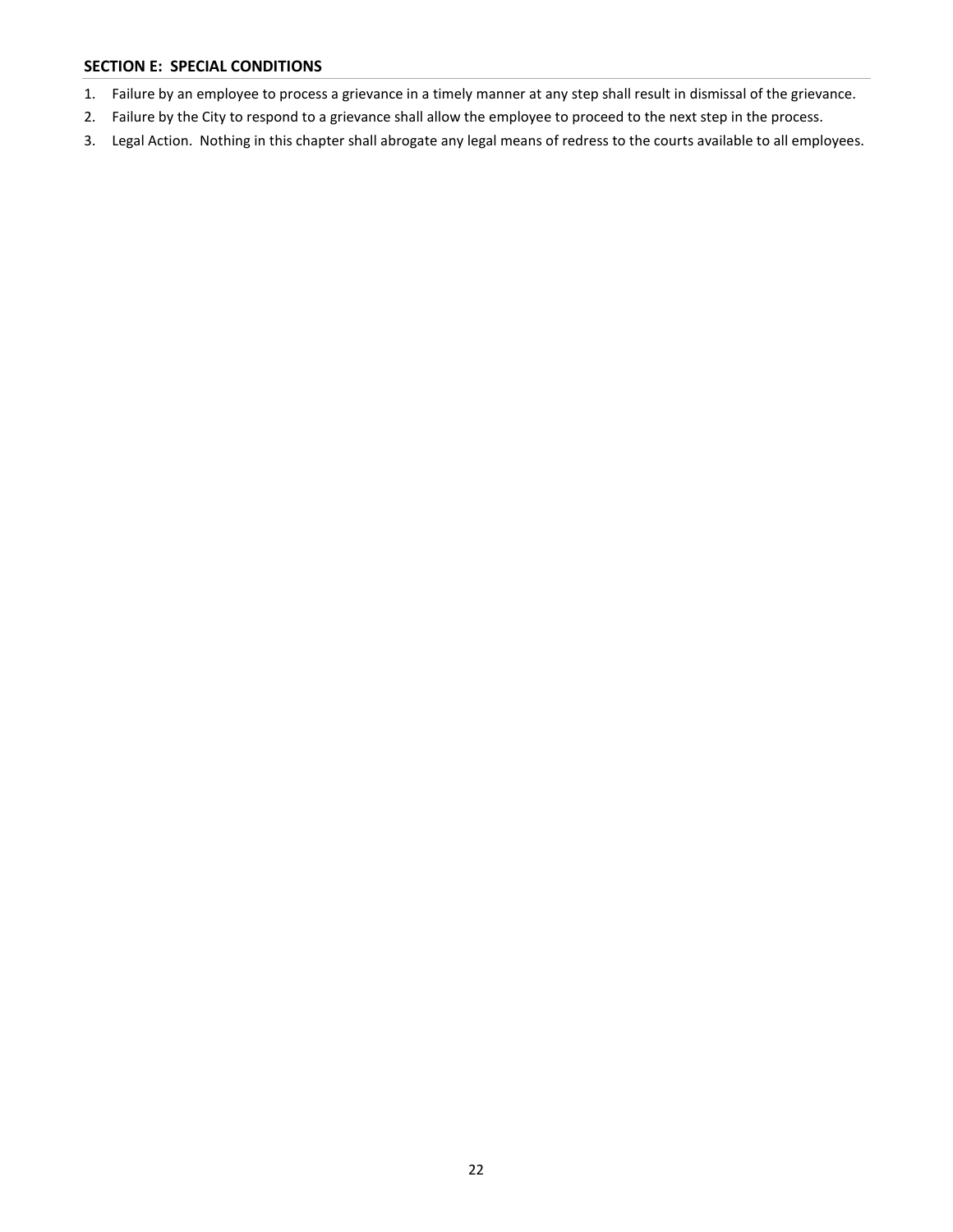### SECTION E: SPECIAL CONDITIONS

1. Failure by an employee to process a grievance in a timely manner at any step shall result in dismissal of the grievance.
2. Failure by the City to respond to a grievance shall allow the employee to proceed to the next step in the process.
3. Legal Action. Nothing in this chapter shall abrogate any legal means of redress to the courts available to all employees.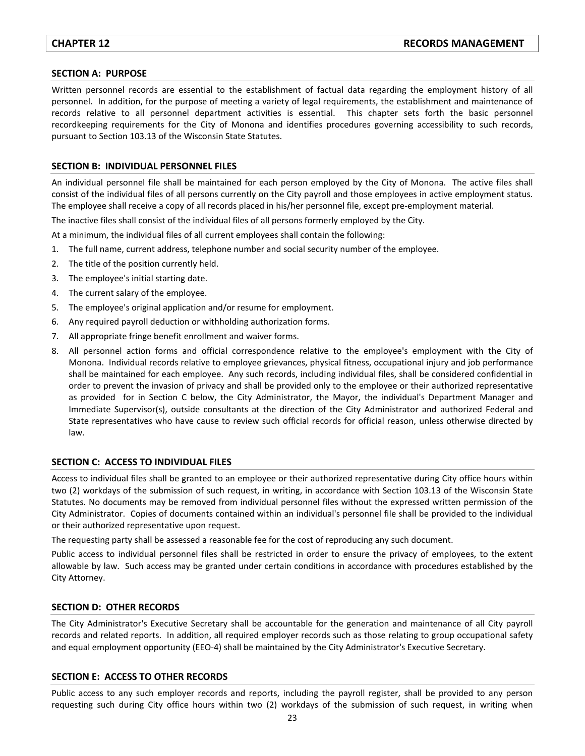# CHAPTER 12 RECORDS MANAGEMENT

## SECTION A: PURPOSE

Written personnel records are essential to the establishment of factual data regarding the employment history of all personnel. In addition, for the purpose of meeting a variety of legal requirements, the establishment and maintenance of records relative to all personnel department activities is essential. This chapter sets forth the basic personnel recordkeeping requirements for the City of Monona and identifies procedures governing accessibility to such records, pursuant to Section 103.13 of the Wisconsin State Statutes.

## SECTION B: INDIVIDUAL PERSONNEL FILES

An individual personnel file shall be maintained for each person employed by the City of Monona. The active files shall consist of the individual files of all persons currently on the City payroll and those employees in active employment status. The employee shall receive a copy of all records placed in his/her personnel file, except pre-employment material.

The inactive files shall consist of the individual files of all persons formerly employed by the City.

At a minimum, the individual files of all current employees shall contain the following:

1. The full name, current address, telephone number and social security number of the employee.
2. The title of the position currently held.
3. The employee's initial starting date.
4. The current salary of the employee.
5. The employee's original application and/or resume for employment.
6. Any required payroll deduction or withholding authorization forms.
7. All appropriate fringe benefit enrollment and waiver forms.
8. All personnel action forms and official correspondence relative to the employee's employment with the City of Monona. Individual records relative to employee grievances, physical fitness, occupational injury and job performance shall be maintained for each employee. Any such records, including individual files, shall be considered confidential in order to prevent the invasion of privacy and shall be provided only to the employee or their authorized representative as provided for in Section C below, the City Administrator, the Mayor, the individual's Department Manager and Immediate Supervisor(s), outside consultants at the direction of the City Administrator and authorized Federal and State representatives who have cause to review such official records for official reason, unless otherwise directed by law.

## SECTION C: ACCESS TO INDIVIDUAL FILES

Access to individual files shall be granted to an employee or their authorized representative during City office hours within two (2) workdays of the submission of such request, in writing, in accordance with Section 103.13 of the Wisconsin State Statutes. No documents may be removed from individual personnel files without the expressed written permission of the City Administrator. Copies of documents contained within an individual's personnel file shall be provided to the individual or their authorized representative upon request.

The requesting party shall be assessed a reasonable fee for the cost of reproducing any such document.

Public access to individual personnel files shall be restricted in order to ensure the privacy of employees, to the extent allowable by law. Such access may be granted under certain conditions in accordance with procedures established by the City Attorney.

## SECTION D: OTHER RECORDS

The City Administrator's Executive Secretary shall be accountable for the generation and maintenance of all City payroll records and related reports. In addition, all required employer records such as those relating to group occupational safety and equal employment opportunity (EEO-4) shall be maintained by the City Administrator's Executive Secretary.

## SECTION E: ACCESS TO OTHER RECORDS

Public access to any such employer records and reports, including the payroll register, shall be provided to any person requesting such during City office hours within two (2) workdays of the submission of such request, in writing when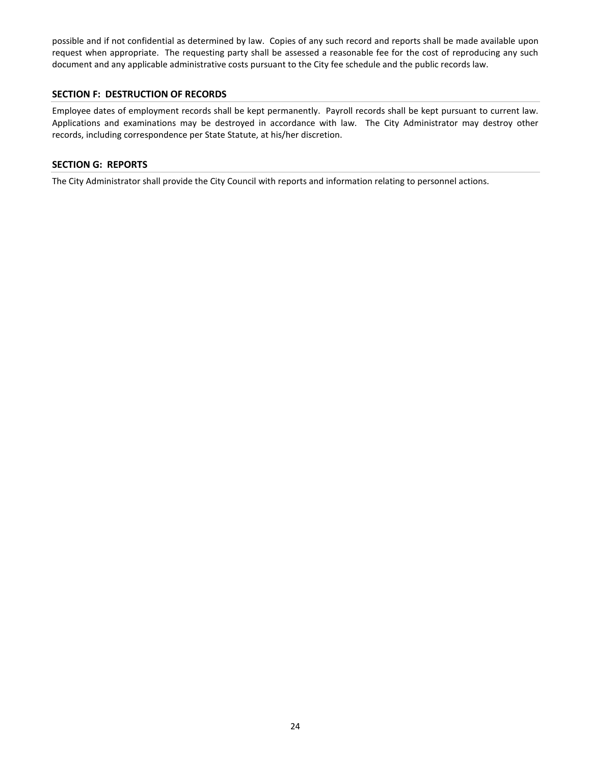possible and if not confidential as determined by law. Copies of any such record and reports shall be made available upon request when appropriate. The requesting party shall be assessed a reasonable fee for the cost of reproducing any such document and any applicable administrative costs pursuant to the City fee schedule and the public records law.

### SECTION F: DESTRUCTION OF RECORDS

Employee dates of employment records shall be kept permanently. Payroll records shall be kept pursuant to current law. Applications and examinations may be destroyed in accordance with law. The City Administrator may destroy other records, including correspondence per State Statute, at his/her discretion.

### SECTION G: REPORTS

The City Administrator shall provide the City Council with reports and information relating to personnel actions.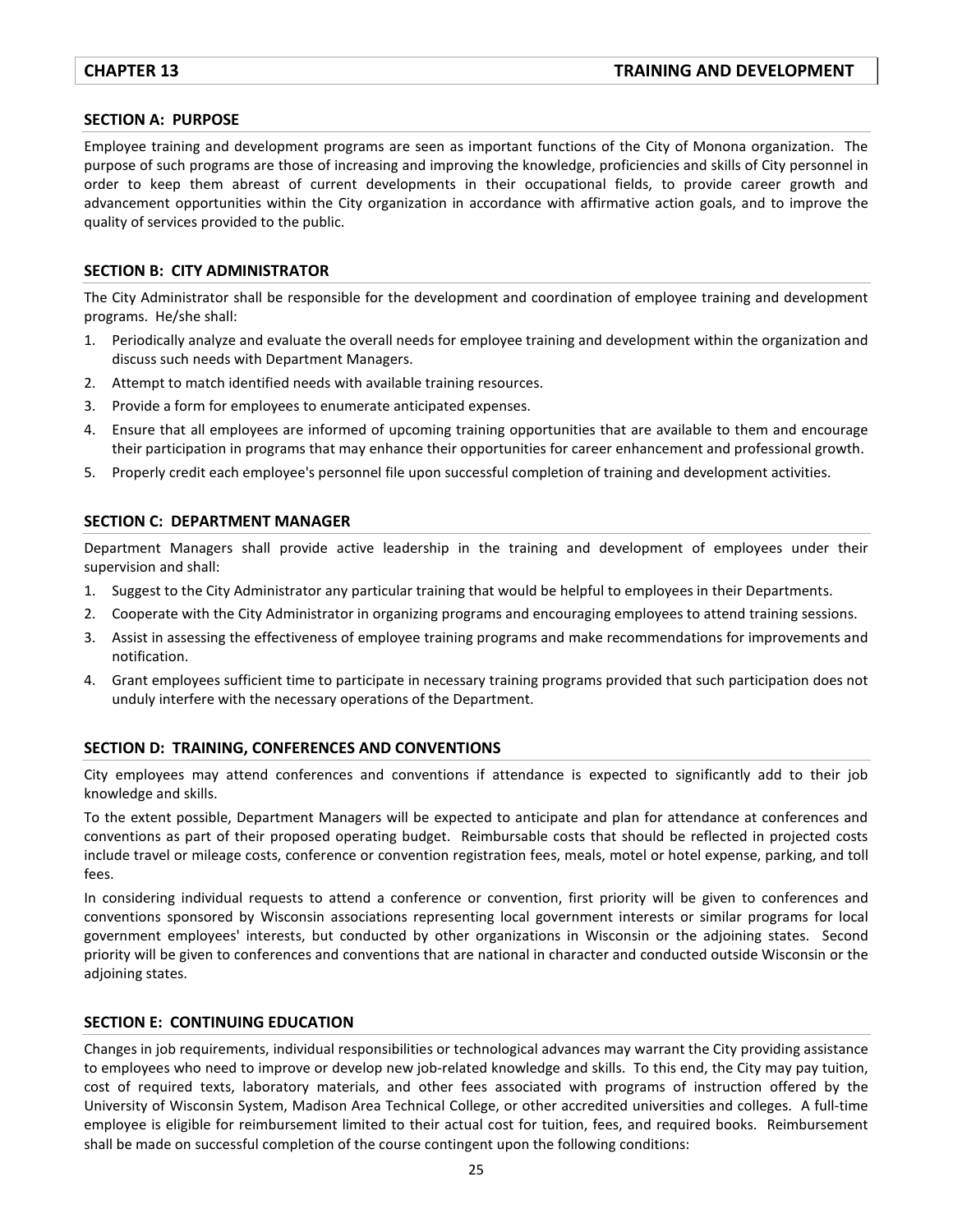## CHAPTER 13 TRAINING AND DEVELOPMENT

### SECTION A: PURPOSE

Employee training and development programs are seen as important functions of the City of Monona organization. The purpose of such programs are those of increasing and improving the knowledge, proficiencies and skills of City personnel in order to keep them abreast of current developments in their occupational fields, to provide career growth and advancement opportunities within the City organization in accordance with affirmative action goals, and to improve the quality of services provided to the public.

### SECTION B: CITY ADMINISTRATOR

The City Administrator shall be responsible for the development and coordination of employee training and development programs. He/she shall:

1. Periodically analyze and evaluate the overall needs for employee training and development within the organization and discuss such needs with Department Managers.
2. Attempt to match identified needs with available training resources.
3. Provide a form for employees to enumerate anticipated expenses.
4. Ensure that all employees are informed of upcoming training opportunities that are available to them and encourage their participation in programs that may enhance their opportunities for career enhancement and professional growth.
5. Properly credit each employee's personnel file upon successful completion of training and development activities.

### SECTION C: DEPARTMENT MANAGER

Department Managers shall provide active leadership in the training and development of employees under their supervision and shall:

1. Suggest to the City Administrator any particular training that would be helpful to employees in their Departments.
2. Cooperate with the City Administrator in organizing programs and encouraging employees to attend training sessions.
3. Assist in assessing the effectiveness of employee training programs and make recommendations for improvements and notification.
4. Grant employees sufficient time to participate in necessary training programs provided that such participation does not unduly interfere with the necessary operations of the Department.

### SECTION D: TRAINING, CONFERENCES AND CONVENTIONS

City employees may attend conferences and conventions if attendance is expected to significantly add to their job knowledge and skills.

To the extent possible, Department Managers will be expected to anticipate and plan for attendance at conferences and conventions as part of their proposed operating budget. Reimbursable costs that should be reflected in projected costs include travel or mileage costs, conference or convention registration fees, meals, motel or hotel expense, parking, and toll fees.

In considering individual requests to attend a conference or convention, first priority will be given to conferences and conventions sponsored by Wisconsin associations representing local government interests or similar programs for local government employees' interests, but conducted by other organizations in Wisconsin or the adjoining states. Second priority will be given to conferences and conventions that are national in character and conducted outside Wisconsin or the adjoining states.

### SECTION E: CONTINUING EDUCATION

Changes in job requirements, individual responsibilities or technological advances may warrant the City providing assistance to employees who need to improve or develop new job-related knowledge and skills. To this end, the City may pay tuition, cost of required texts, laboratory materials, and other fees associated with programs of instruction offered by the University of Wisconsin System, Madison Area Technical College, or other accredited universities and colleges. A full-time employee is eligible for reimbursement limited to their actual cost for tuition, fees, and required books. Reimbursement shall be made on successful completion of the course contingent upon the following conditions: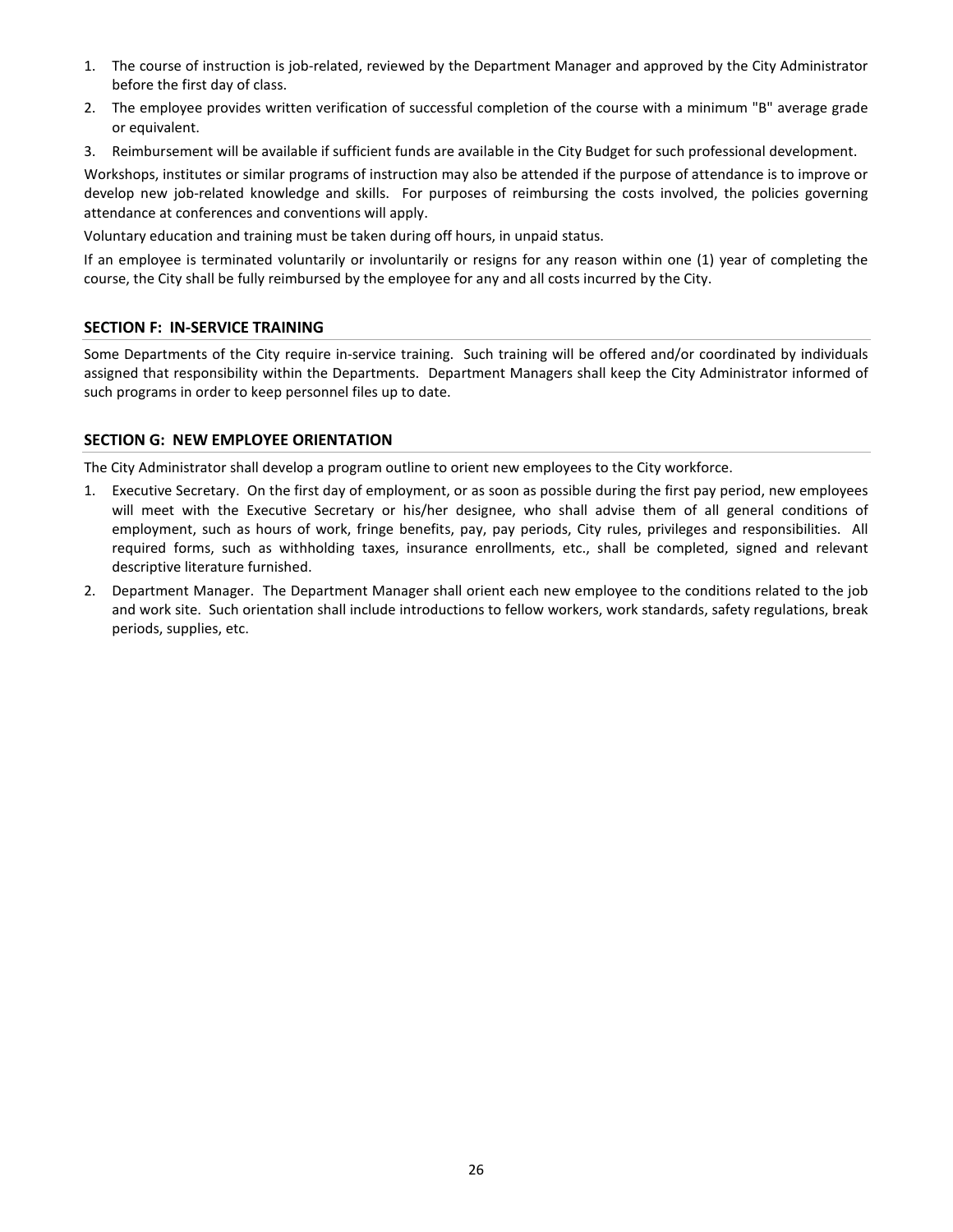1. The course of instruction is job-related, reviewed by the Department Manager and approved by the City Administrator before the first day of class.
2. The employee provides written verification of successful completion of the course with a minimum "B" average grade or equivalent.
3. Reimbursement will be available if sufficient funds are available in the City Budget for such professional development.

Workshops, institutes or similar programs of instruction may also be attended if the purpose of attendance is to improve or develop new job-related knowledge and skills. For purposes of reimbursing the costs involved, the policies governing attendance at conferences and conventions will apply.

Voluntary education and training must be taken during off hours, in unpaid status.

If an employee is terminated voluntarily or involuntarily or resigns for any reason within one (1) year of completing the course, the City shall be fully reimbursed by the employee for any and all costs incurred by the City.

### SECTION F: IN-SERVICE TRAINING

Some Departments of the City require in-service training. Such training will be offered and/or coordinated by individuals assigned that responsibility within the Departments. Department Managers shall keep the City Administrator informed of such programs in order to keep personnel files up to date.

### SECTION G: NEW EMPLOYEE ORIENTATION

The City Administrator shall develop a program outline to orient new employees to the City workforce.

1. Executive Secretary. On the first day of employment, or as soon as possible during the first pay period, new employees will meet with the Executive Secretary or his/her designee, who shall advise them of all general conditions of employment, such as hours of work, fringe benefits, pay, pay periods, City rules, privileges and responsibilities. All required forms, such as withholding taxes, insurance enrollments, etc., shall be completed, signed and relevant descriptive literature furnished.
2. Department Manager. The Department Manager shall orient each new employee to the conditions related to the job and work site. Such orientation shall include introductions to fellow workers, work standards, safety regulations, break periods, supplies, etc.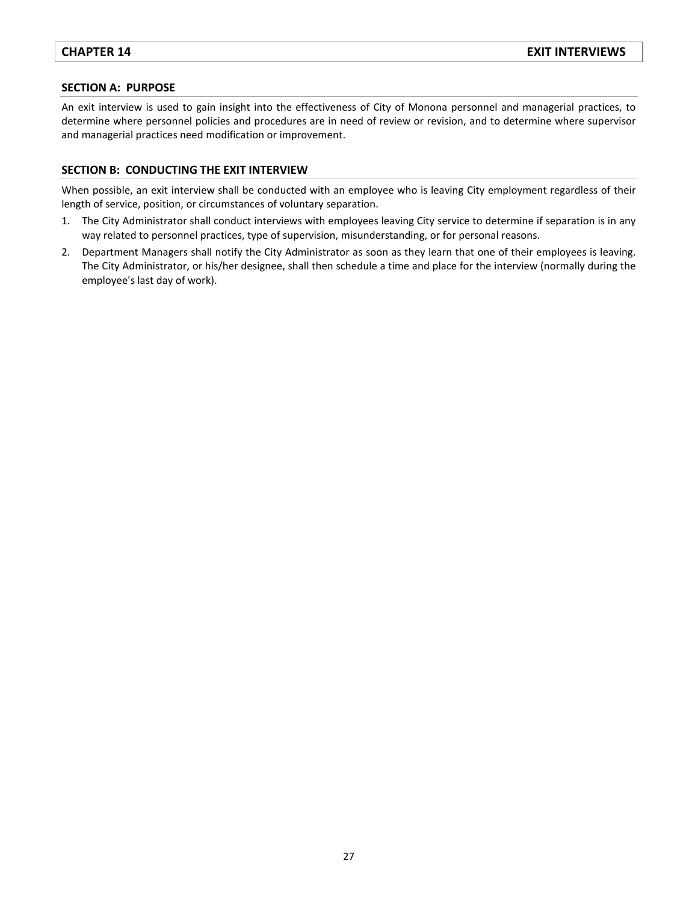# CHAPTER 14 EXIT INTERVIEWS

## SECTION A: PURPOSE

An exit interview is used to gain insight into the effectiveness of City of Monona personnel and managerial practices, to determine where personnel policies and procedures are in need of review or revision, and to determine where supervisor and managerial practices need modification or improvement.

## SECTION B: CONDUCTING THE EXIT INTERVIEW

When possible, an exit interview shall be conducted with an employee who is leaving City employment regardless of their length of service, position, or circumstances of voluntary separation.

1. The City Administrator shall conduct interviews with employees leaving City service to determine if separation is in any way related to personnel practices, type of supervision, misunderstanding, or for personal reasons.
2. Department Managers shall notify the City Administrator as soon as they learn that one of their employees is leaving. The City Administrator, or his/her designee, shall then schedule a time and place for the interview (normally during the employee's last day of work).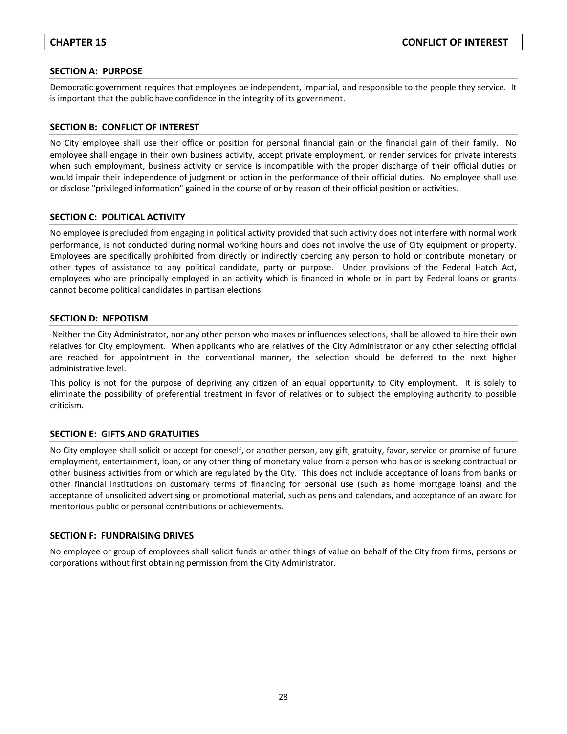# CHAPTER 15 CONFLICT OF INTEREST

## SECTION A: PURPOSE

Democratic government requires that employees be independent, impartial, and responsible to the people they service. It is important that the public have confidence in the integrity of its government.

## SECTION B: CONFLICT OF INTEREST

No City employee shall use their office or position for personal financial gain or the financial gain of their family. No employee shall engage in their own business activity, accept private employment, or render services for private interests when such employment, business activity or service is incompatible with the proper discharge of their official duties or would impair their independence of judgment or action in the performance of their official duties. No employee shall use or disclose "privileged information" gained in the course of or by reason of their official position or activities.

## SECTION C: POLITICAL ACTIVITY

No employee is precluded from engaging in political activity provided that such activity does not interfere with normal work performance, is not conducted during normal working hours and does not involve the use of City equipment or property. Employees are specifically prohibited from directly or indirectly coercing any person to hold or contribute monetary or other types of assistance to any political candidate, party or purpose. Under provisions of the Federal Hatch Act, employees who are principally employed in an activity which is financed in whole or in part by Federal loans or grants cannot become political candidates in partisan elections.

## SECTION D: NEPOTISM

Neither the City Administrator, nor any other person who makes or influences selections, shall be allowed to hire their own relatives for City employment. When applicants who are relatives of the City Administrator or any other selecting official are reached for appointment in the conventional manner, the selection should be deferred to the next higher administrative level.

This policy is not for the purpose of depriving any citizen of an equal opportunity to City employment. It is solely to eliminate the possibility of preferential treatment in favor of relatives or to subject the employing authority to possible criticism.

## SECTION E: GIFTS AND GRATUITIES

No City employee shall solicit or accept for oneself, or another person, any gift, gratuity, favor, service or promise of future employment, entertainment, loan, or any other thing of monetary value from a person who has or is seeking contractual or other business activities from or which are regulated by the City. This does not include acceptance of loans from banks or other financial institutions on customary terms of financing for personal use (such as home mortgage loans) and the acceptance of unsolicited advertising or promotional material, such as pens and calendars, and acceptance of an award for meritorious public or personal contributions or achievements.

## SECTION F: FUNDRAISING DRIVES

No employee or group of employees shall solicit funds or other things of value on behalf of the City from firms, persons or corporations without first obtaining permission from the City Administrator.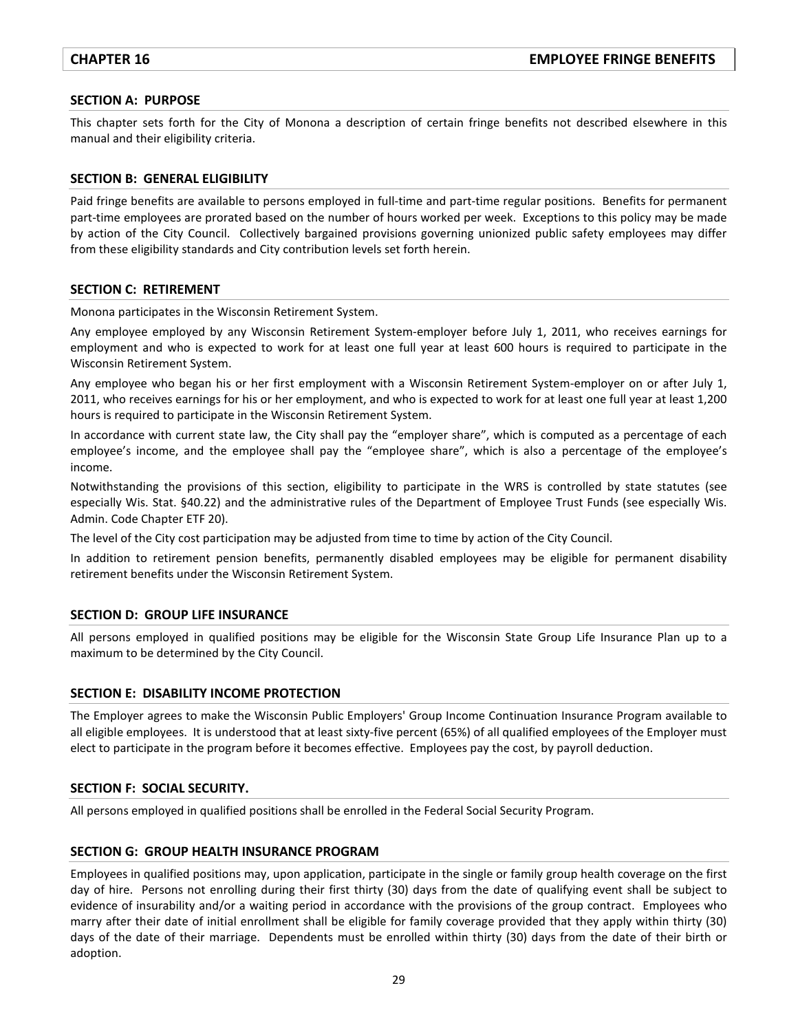## CHAPTER 16 EMPLOYEE FRINGE BENEFITS

### SECTION A: PURPOSE

This chapter sets forth for the City of Monona a description of certain fringe benefits not described elsewhere in this manual and their eligibility criteria.

### SECTION B: GENERAL ELIGIBILITY

Paid fringe benefits are available to persons employed in full-time and part-time regular positions. Benefits for permanent part-time employees are prorated based on the number of hours worked per week. Exceptions to this policy may be made by action of the City Council. Collectively bargained provisions governing unionized public safety employees may differ from these eligibility standards and City contribution levels set forth herein.

### SECTION C: RETIREMENT

Monona participates in the Wisconsin Retirement System.

Any employee employed by any Wisconsin Retirement System-employer before July 1, 2011, who receives earnings for employment and who is expected to work for at least one full year at least 600 hours is required to participate in the Wisconsin Retirement System.

Any employee who began his or her first employment with a Wisconsin Retirement System-employer on or after July 1, 2011, who receives earnings for his or her employment, and who is expected to work for at least one full year at least 1,200 hours is required to participate in the Wisconsin Retirement System.

In accordance with current state law, the City shall pay the "employer share", which is computed as a percentage of each employee's income, and the employee shall pay the "employee share", which is also a percentage of the employee's income.

Notwithstanding the provisions of this section, eligibility to participate in the WRS is controlled by state statutes (see especially Wis. Stat. §40.22) and the administrative rules of the Department of Employee Trust Funds (see especially Wis. Admin. Code Chapter ETF 20).

The level of the City cost participation may be adjusted from time to time by action of the City Council.

In addition to retirement pension benefits, permanently disabled employees may be eligible for permanent disability retirement benefits under the Wisconsin Retirement System.

### SECTION D: GROUP LIFE INSURANCE

All persons employed in qualified positions may be eligible for the Wisconsin State Group Life Insurance Plan up to a maximum to be determined by the City Council.

### SECTION E: DISABILITY INCOME PROTECTION

The Employer agrees to make the Wisconsin Public Employers' Group Income Continuation Insurance Program available to all eligible employees. It is understood that at least sixty-five percent (65%) of all qualified employees of the Employer must elect to participate in the program before it becomes effective. Employees pay the cost, by payroll deduction.

### SECTION F: SOCIAL SECURITY.

All persons employed in qualified positions shall be enrolled in the Federal Social Security Program.

### SECTION G: GROUP HEALTH INSURANCE PROGRAM

Employees in qualified positions may, upon application, participate in the single or family group health coverage on the first day of hire. Persons not enrolling during their first thirty (30) days from the date of qualifying event shall be subject to evidence of insurability and/or a waiting period in accordance with the provisions of the group contract. Employees who marry after their date of initial enrollment shall be eligible for family coverage provided that they apply within thirty (30) days of the date of their marriage. Dependents must be enrolled within thirty (30) days from the date of their birth or adoption.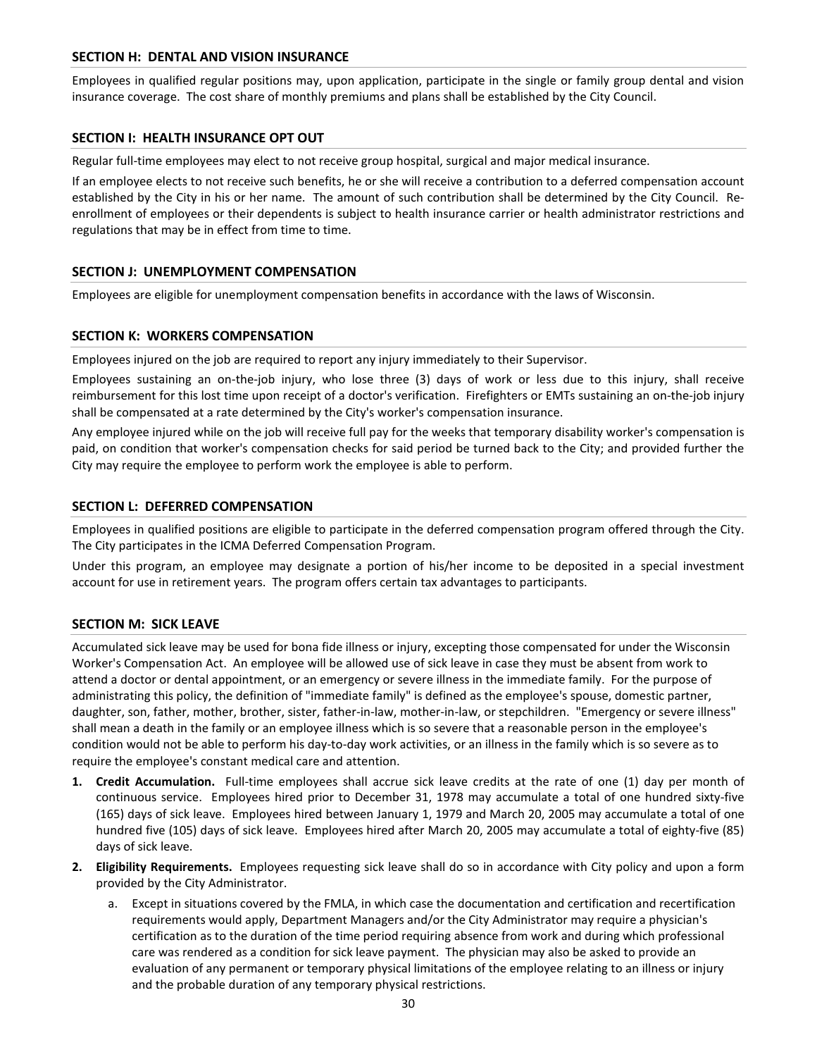### SECTION H: DENTAL AND VISION INSURANCE

Employees in qualified regular positions may, upon application, participate in the single or family group dental and vision insurance coverage. The cost share of monthly premiums and plans shall be established by the City Council.

### SECTION I: HEALTH INSURANCE OPT OUT

Regular full-time employees may elect to not receive group hospital, surgical and major medical insurance.

If an employee elects to not receive such benefits, he or she will receive a contribution to a deferred compensation account established by the City in his or her name. The amount of such contribution shall be determined by the City Council. Re-enrollment of employees or their dependents is subject to health insurance carrier or health administrator restrictions and regulations that may be in effect from time to time.

### SECTION J: UNEMPLOYMENT COMPENSATION

Employees are eligible for unemployment compensation benefits in accordance with the laws of Wisconsin.

### SECTION K: WORKERS COMPENSATION

Employees injured on the job are required to report any injury immediately to their Supervisor.

Employees sustaining an on-the-job injury, who lose three (3) days of work or less due to this injury, shall receive reimbursement for this lost time upon receipt of a doctor's verification. Firefighters or EMTs sustaining an on-the-job injury shall be compensated at a rate determined by the City's worker's compensation insurance.

Any employee injured while on the job will receive full pay for the weeks that temporary disability worker's compensation is paid, on condition that worker's compensation checks for said period be turned back to the City; and provided further the City may require the employee to perform work the employee is able to perform.

### SECTION L: DEFERRED COMPENSATION

Employees in qualified positions are eligible to participate in the deferred compensation program offered through the City. The City participates in the ICMA Deferred Compensation Program.

Under this program, an employee may designate a portion of his/her income to be deposited in a special investment account for use in retirement years. The program offers certain tax advantages to participants.

### SECTION M: SICK LEAVE

Accumulated sick leave may be used for bona fide illness or injury, excepting those compensated for under the Wisconsin Worker's Compensation Act. An employee will be allowed use of sick leave in case they must be absent from work to attend a doctor or dental appointment, or an emergency or severe illness in the immediate family. For the purpose of administrating this policy, the definition of "immediate family" is defined as the employee's spouse, domestic partner, daughter, son, father, mother, brother, sister, father-in-law, mother-in-law, or stepchildren. "Emergency or severe illness" shall mean a death in the family or an employee illness which is so severe that a reasonable person in the employee's condition would not be able to perform his day-to-day work activities, or an illness in the family which is so severe as to require the employee's constant medical care and attention.

1. **Credit Accumulation.** Full-time employees shall accrue sick leave credits at the rate of one (1) day per month of continuous service. Employees hired prior to December 31, 1978 may accumulate a total of one hundred sixty-five (165) days of sick leave. Employees hired between January 1, 1979 and March 20, 2005 may accumulate a total of one hundred five (105) days of sick leave. Employees hired after March 20, 2005 may accumulate a total of eighty-five (85) days of sick leave.
2. **Eligibility Requirements.** Employees requesting sick leave shall do so in accordance with City policy and upon a form provided by the City Administrator.
   a. Except in situations covered by the FMLA, in which case the documentation and certification and recertification requirements would apply, Department Managers and/or the City Administrator may require a physician's certification as to the duration of the time period requiring absence from work and during which professional care was rendered as a condition for sick leave payment. The physician may also be asked to provide an evaluation of any permanent or temporary physical limitations of the employee relating to an illness or injury and the probable duration of any temporary physical restrictions.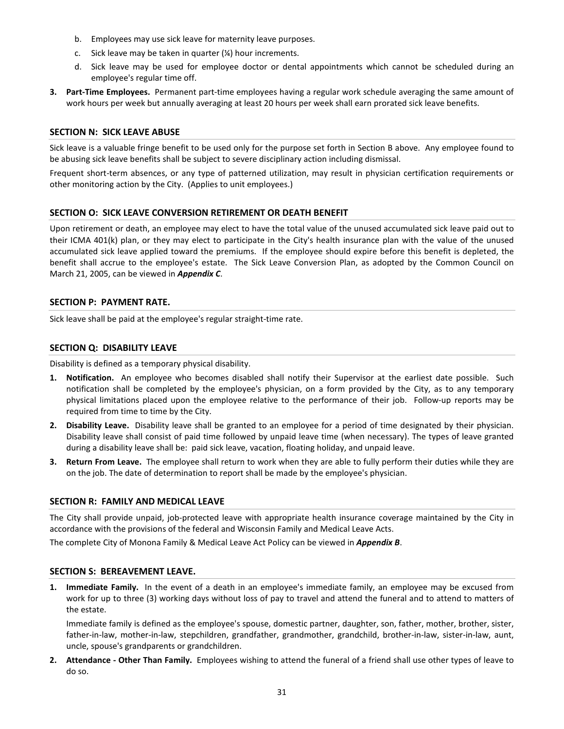b. Employees may use sick leave for maternity leave purposes.

c. Sick leave may be taken in quarter (¼) hour increments.

d. Sick leave may be used for employee doctor or dental appointments which cannot be scheduled during an employee's regular time off.

**3. Part-Time Employees.** Permanent part-time employees having a regular work schedule averaging the same amount of work hours per week but annually averaging at least 20 hours per week shall earn prorated sick leave benefits.

## SECTION N: SICK LEAVE ABUSE

Sick leave is a valuable fringe benefit to be used only for the purpose set forth in Section B above. Any employee found to be abusing sick leave benefits shall be subject to severe disciplinary action including dismissal.

Frequent short-term absences, or any type of patterned utilization, may result in physician certification requirements or other monitoring action by the City. (Applies to unit employees.)

## SECTION O: SICK LEAVE CONVERSION RETIREMENT OR DEATH BENEFIT

Upon retirement or death, an employee may elect to have the total value of the unused accumulated sick leave paid out to their ICMA 401(k) plan, or they may elect to participate in the City's health insurance plan with the value of the unused accumulated sick leave applied toward the premiums. If the employee should expire before this benefit is depleted, the benefit shall accrue to the employee's estate. The Sick Leave Conversion Plan, as adopted by the Common Council on March 21, 2005, can be viewed in ***Appendix C***.

## SECTION P: PAYMENT RATE.

Sick leave shall be paid at the employee's regular straight-time rate.

## SECTION Q: DISABILITY LEAVE

Disability is defined as a temporary physical disability.

**1. Notification.** An employee who becomes disabled shall notify their Supervisor at the earliest date possible. Such notification shall be completed by the employee's physician, on a form provided by the City, as to any temporary physical limitations placed upon the employee relative to the performance of their job. Follow-up reports may be required from time to time by the City.

**2. Disability Leave.** Disability leave shall be granted to an employee for a period of time designated by their physician. Disability leave shall consist of paid time followed by unpaid leave time (when necessary). The types of leave granted during a disability leave shall be: paid sick leave, vacation, floating holiday, and unpaid leave.

**3. Return From Leave.** The employee shall return to work when they are able to fully perform their duties while they are on the job. The date of determination to report shall be made by the employee's physician.

## SECTION R: FAMILY AND MEDICAL LEAVE

The City shall provide unpaid, job-protected leave with appropriate health insurance coverage maintained by the City in accordance with the provisions of the federal and Wisconsin Family and Medical Leave Acts.

The complete City of Monona Family & Medical Leave Act Policy can be viewed in ***Appendix B***.

## SECTION S: BEREAVEMENT LEAVE.

**1. Immediate Family.** In the event of a death in an employee's immediate family, an employee may be excused from work for up to three (3) working days without loss of pay to travel and attend the funeral and to attend to matters of the estate.

Immediate family is defined as the employee's spouse, domestic partner, daughter, son, father, mother, brother, sister, father-in-law, mother-in-law, stepchildren, grandfather, grandmother, grandchild, brother-in-law, sister-in-law, aunt, uncle, spouse's grandparents or grandchildren.

**2. Attendance - Other Than Family.** Employees wishing to attend the funeral of a friend shall use other types of leave to do so.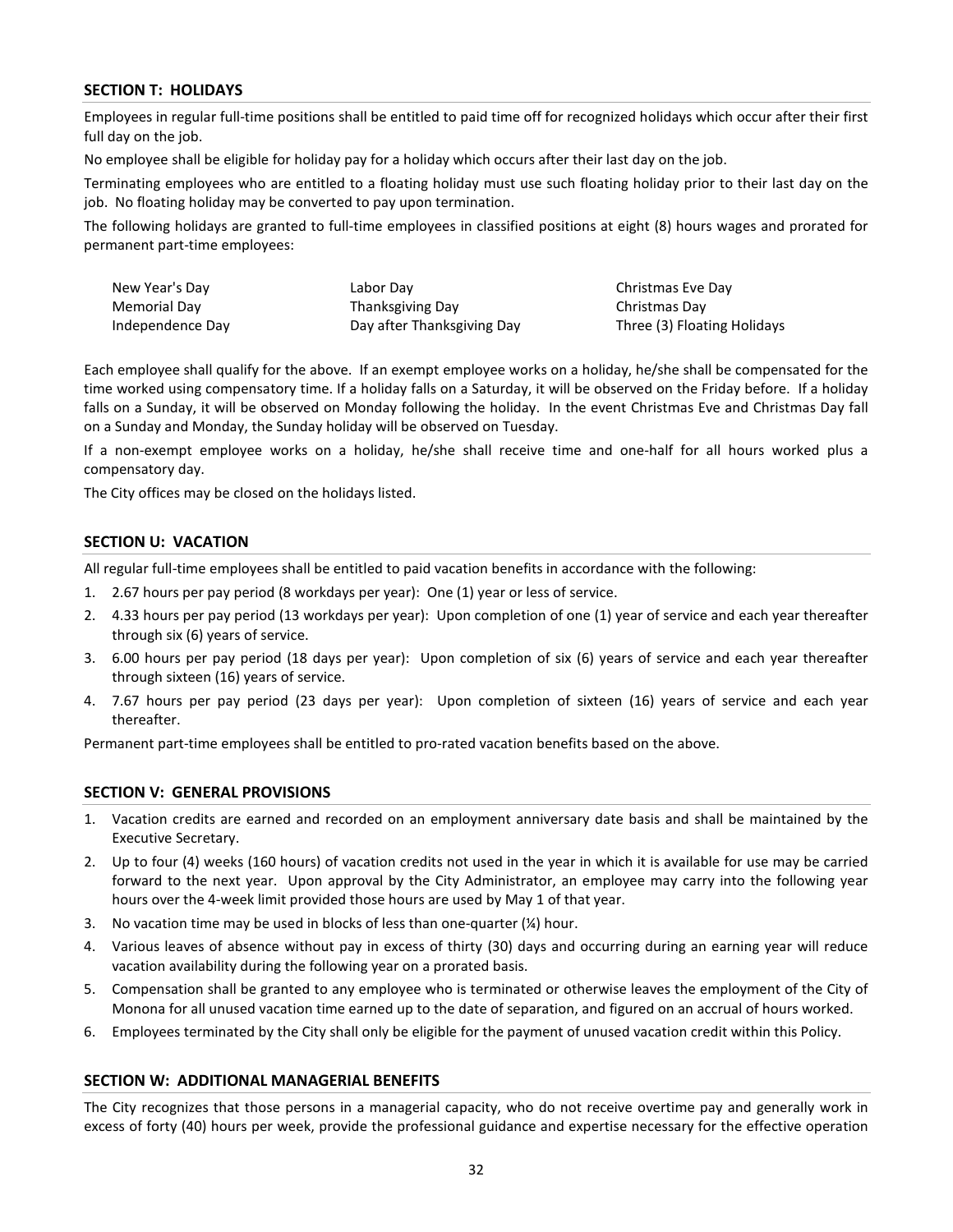## SECTION T: HOLIDAYS

Employees in regular full-time positions shall be entitled to paid time off for recognized holidays which occur after their first full day on the job.

No employee shall be eligible for holiday pay for a holiday which occurs after their last day on the job.

Terminating employees who are entitled to a floating holiday must use such floating holiday prior to their last day on the job. No floating holiday may be converted to pay upon termination.

The following holidays are granted to full-time employees in classified positions at eight (8) hours wages and prorated for permanent part-time employees:

| | | |
|---|---|---|
| New Year's Day | Labor Day | Christmas Eve Day |
| Memorial Day | Thanksgiving Day | Christmas Day |
| Independence Day | Day after Thanksgiving Day | Three (3) Floating Holidays |

Each employee shall qualify for the above. If an exempt employee works on a holiday, he/she shall be compensated for the time worked using compensatory time. If a holiday falls on a Saturday, it will be observed on the Friday before. If a holiday falls on a Sunday, it will be observed on Monday following the holiday. In the event Christmas Eve and Christmas Day fall on a Sunday and Monday, the Sunday holiday will be observed on Tuesday.

If a non-exempt employee works on a holiday, he/she shall receive time and one-half for all hours worked plus a compensatory day.

The City offices may be closed on the holidays listed.

## SECTION U: VACATION

All regular full-time employees shall be entitled to paid vacation benefits in accordance with the following:

1. 2.67 hours per pay period (8 workdays per year): One (1) year or less of service.
2. 4.33 hours per pay period (13 workdays per year): Upon completion of one (1) year of service and each year thereafter through six (6) years of service.
3. 6.00 hours per pay period (18 days per year): Upon completion of six (6) years of service and each year thereafter through sixteen (16) years of service.
4. 7.67 hours per pay period (23 days per year): Upon completion of sixteen (16) years of service and each year thereafter.

Permanent part-time employees shall be entitled to pro-rated vacation benefits based on the above.

## SECTION V: GENERAL PROVISIONS

1. Vacation credits are earned and recorded on an employment anniversary date basis and shall be maintained by the Executive Secretary.
2. Up to four (4) weeks (160 hours) of vacation credits not used in the year in which it is available for use may be carried forward to the next year. Upon approval by the City Administrator, an employee may carry into the following year hours over the 4-week limit provided those hours are used by May 1 of that year.
3. No vacation time may be used in blocks of less than one-quarter (¼) hour.
4. Various leaves of absence without pay in excess of thirty (30) days and occurring during an earning year will reduce vacation availability during the following year on a prorated basis.
5. Compensation shall be granted to any employee who is terminated or otherwise leaves the employment of the City of Monona for all unused vacation time earned up to the date of separation, and figured on an accrual of hours worked.
6. Employees terminated by the City shall only be eligible for the payment of unused vacation credit within this Policy.

## SECTION W: ADDITIONAL MANAGERIAL BENEFITS

The City recognizes that those persons in a managerial capacity, who do not receive overtime pay and generally work in excess of forty (40) hours per week, provide the professional guidance and expertise necessary for the effective operation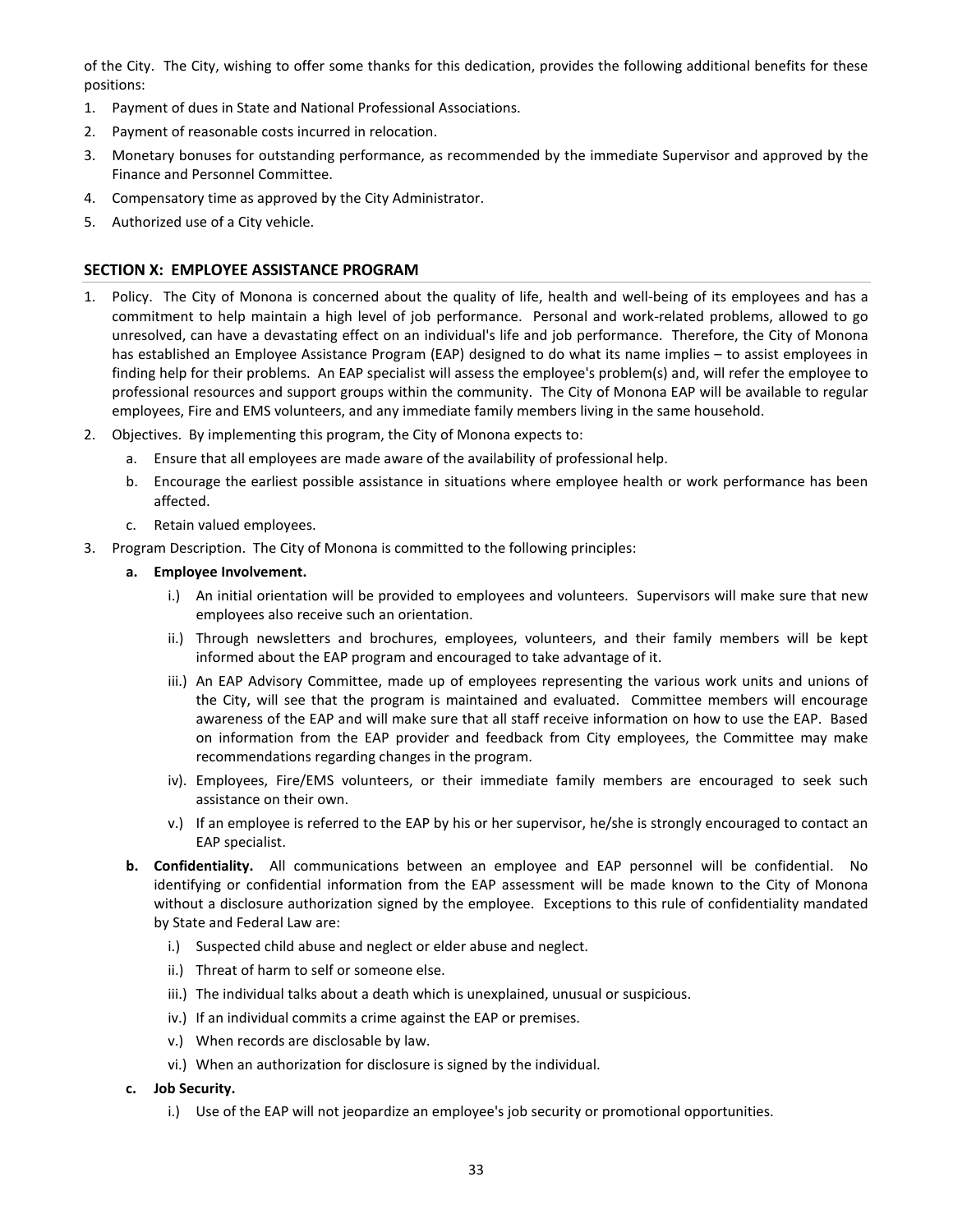of the City. The City, wishing to offer some thanks for this dedication, provides the following additional benefits for these positions:

1. Payment of dues in State and National Professional Associations.
2. Payment of reasonable costs incurred in relocation.
3. Monetary bonuses for outstanding performance, as recommended by the immediate Supervisor and approved by the Finance and Personnel Committee.
4. Compensatory time as approved by the City Administrator.
5. Authorized use of a City vehicle.

## SECTION X: EMPLOYEE ASSISTANCE PROGRAM

1. Policy. The City of Monona is concerned about the quality of life, health and well-being of its employees and has a commitment to help maintain a high level of job performance. Personal and work-related problems, allowed to go unresolved, can have a devastating effect on an individual's life and job performance. Therefore, the City of Monona has established an Employee Assistance Program (EAP) designed to do what its name implies – to assist employees in finding help for their problems. An EAP specialist will assess the employee's problem(s) and, will refer the employee to professional resources and support groups within the community. The City of Monona EAP will be available to regular employees, Fire and EMS volunteers, and any immediate family members living in the same household.
2. Objectives. By implementing this program, the City of Monona expects to:
   a. Ensure that all employees are made aware of the availability of professional help.
   b. Encourage the earliest possible assistance in situations where employee health or work performance has been affected.
   c. Retain valued employees.
3. Program Description. The City of Monona is committed to the following principles:
   **a. Employee Involvement.**
      i.) An initial orientation will be provided to employees and volunteers. Supervisors will make sure that new employees also receive such an orientation.
      ii.) Through newsletters and brochures, employees, volunteers, and their family members will be kept informed about the EAP program and encouraged to take advantage of it.
      iii.) An EAP Advisory Committee, made up of employees representing the various work units and unions of the City, will see that the program is maintained and evaluated. Committee members will encourage awareness of the EAP and will make sure that all staff receive information on how to use the EAP. Based on information from the EAP provider and feedback from City employees, the Committee may make recommendations regarding changes in the program.
      iv). Employees, Fire/EMS volunteers, or their immediate family members are encouraged to seek such assistance on their own.
      v.) If an employee is referred to the EAP by his or her supervisor, he/she is strongly encouraged to contact an EAP specialist.

   **b. Confidentiality.** All communications between an employee and EAP personnel will be confidential. No identifying or confidential information from the EAP assessment will be made known to the City of Monona without a disclosure authorization signed by the employee. Exceptions to this rule of confidentiality mandated by State and Federal Law are:
      i.) Suspected child abuse and neglect or elder abuse and neglect.
      ii.) Threat of harm to self or someone else.
      iii.) The individual talks about a death which is unexplained, unusual or suspicious.
      iv.) If an individual commits a crime against the EAP or premises.
      v.) When records are disclosable by law.
      vi.) When an authorization for disclosure is signed by the individual.

   **c. Job Security.**
      i.) Use of the EAP will not jeopardize an employee's job security or promotional opportunities.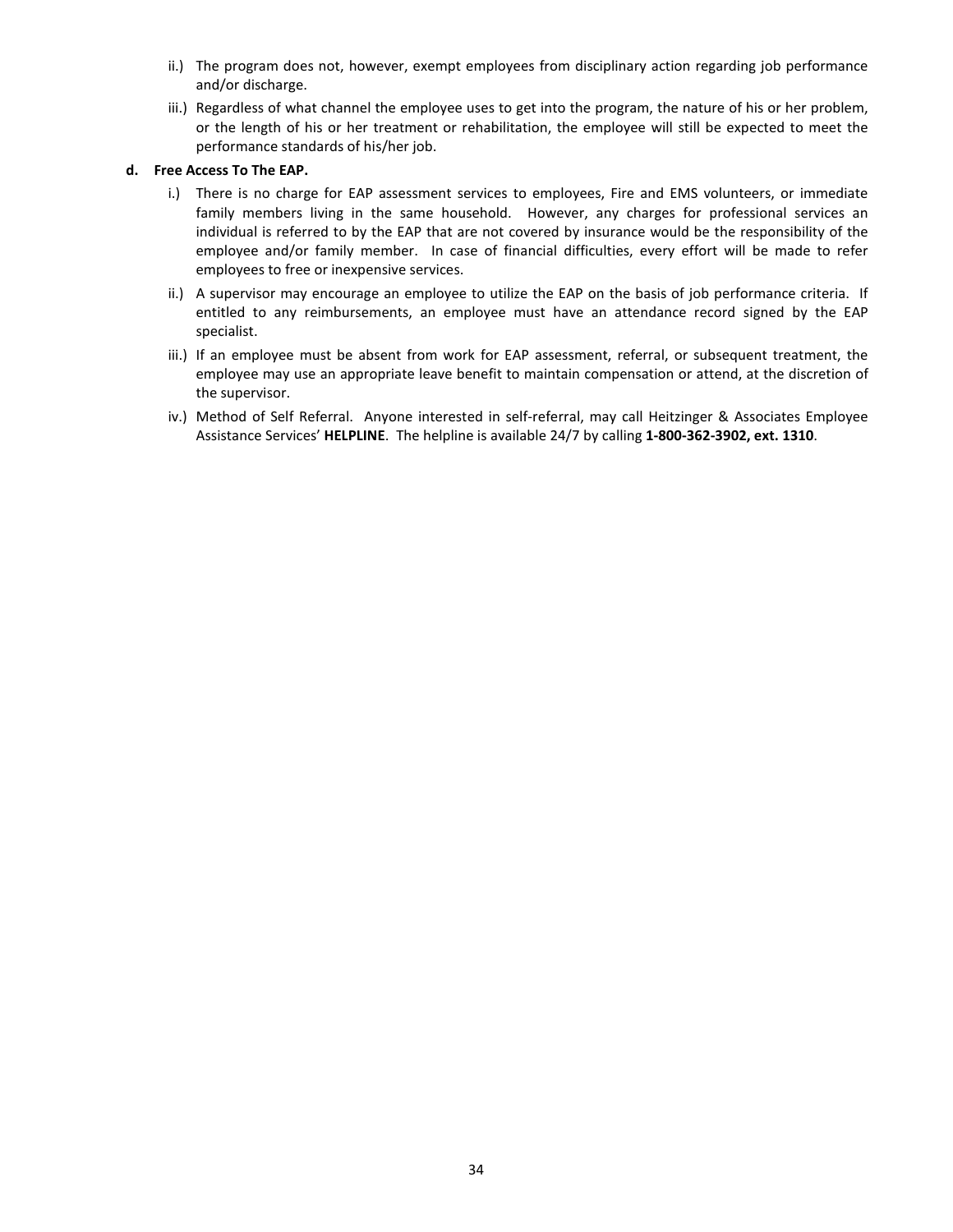ii.) The program does not, however, exempt employees from disciplinary action regarding job performance and/or discharge.

iii.) Regardless of what channel the employee uses to get into the program, the nature of his or her problem, or the length of his or her treatment or rehabilitation, the employee will still be expected to meet the performance standards of his/her job.

**d. Free Access To The EAP.**

i.) There is no charge for EAP assessment services to employees, Fire and EMS volunteers, or immediate family members living in the same household. However, any charges for professional services an individual is referred to by the EAP that are not covered by insurance would be the responsibility of the employee and/or family member. In case of financial difficulties, every effort will be made to refer employees to free or inexpensive services.

ii.) A supervisor may encourage an employee to utilize the EAP on the basis of job performance criteria. If entitled to any reimbursements, an employee must have an attendance record signed by the EAP specialist.

iii.) If an employee must be absent from work for EAP assessment, referral, or subsequent treatment, the employee may use an appropriate leave benefit to maintain compensation or attend, at the discretion of the supervisor.

iv.) Method of Self Referral. Anyone interested in self-referral, may call Heitzinger & Associates Employee Assistance Services' **HELPLINE**. The helpline is available 24/7 by calling **1-800-362-3902, ext. 1310**.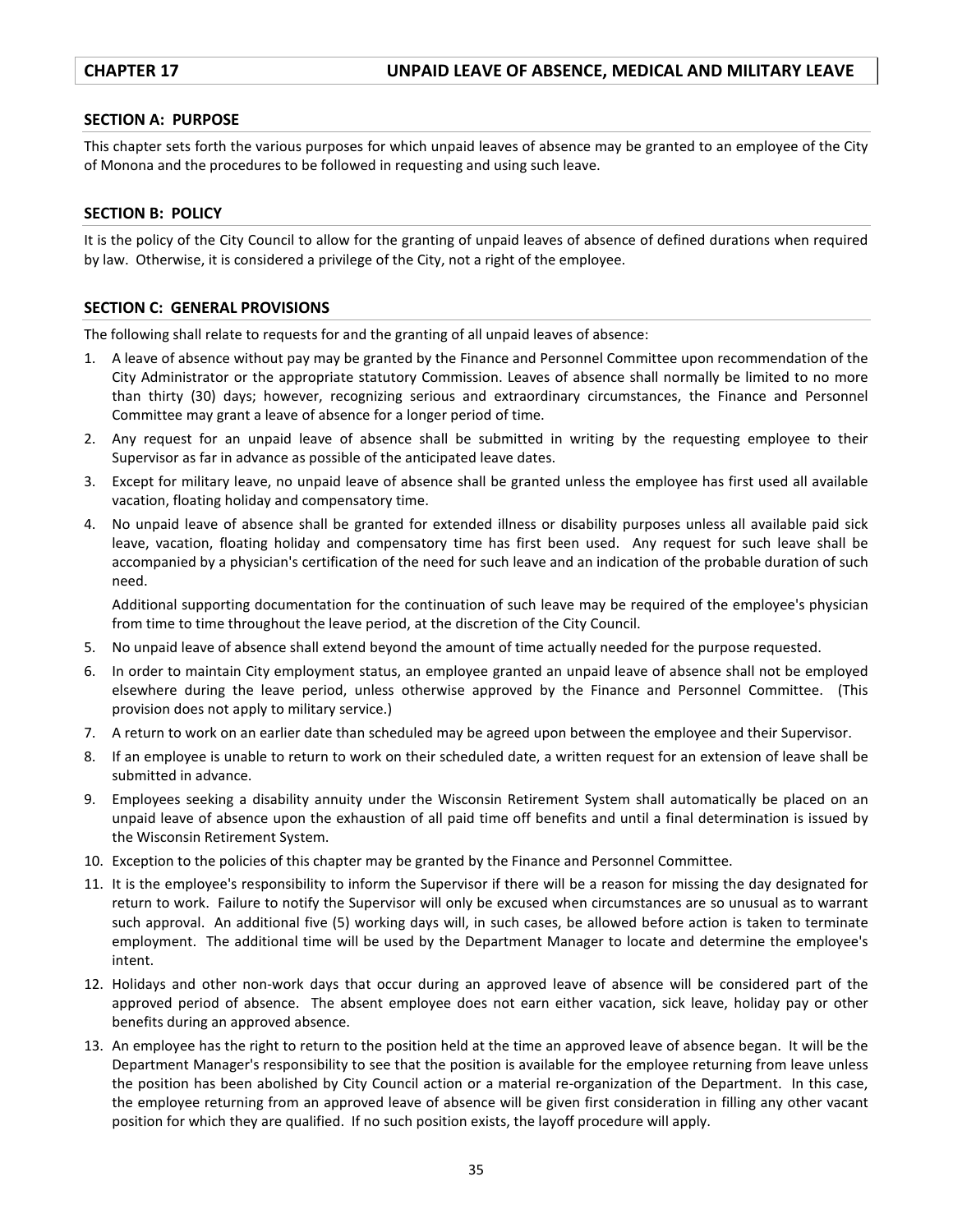## CHAPTER 17 UNPAID LEAVE OF ABSENCE, MEDICAL AND MILITARY LEAVE

### SECTION A: PURPOSE

This chapter sets forth the various purposes for which unpaid leaves of absence may be granted to an employee of the City of Monona and the procedures to be followed in requesting and using such leave.

### SECTION B: POLICY

It is the policy of the City Council to allow for the granting of unpaid leaves of absence of defined durations when required by law. Otherwise, it is considered a privilege of the City, not a right of the employee.

### SECTION C: GENERAL PROVISIONS

The following shall relate to requests for and the granting of all unpaid leaves of absence:

1. A leave of absence without pay may be granted by the Finance and Personnel Committee upon recommendation of the City Administrator or the appropriate statutory Commission. Leaves of absence shall normally be limited to no more than thirty (30) days; however, recognizing serious and extraordinary circumstances, the Finance and Personnel Committee may grant a leave of absence for a longer period of time.
2. Any request for an unpaid leave of absence shall be submitted in writing by the requesting employee to their Supervisor as far in advance as possible of the anticipated leave dates.
3. Except for military leave, no unpaid leave of absence shall be granted unless the employee has first used all available vacation, floating holiday and compensatory time.
4. No unpaid leave of absence shall be granted for extended illness or disability purposes unless all available paid sick leave, vacation, floating holiday and compensatory time has first been used. Any request for such leave shall be accompanied by a physician's certification of the need for such leave and an indication of the probable duration of such need.

   Additional supporting documentation for the continuation of such leave may be required of the employee's physician from time to time throughout the leave period, at the discretion of the City Council.
5. No unpaid leave of absence shall extend beyond the amount of time actually needed for the purpose requested.
6. In order to maintain City employment status, an employee granted an unpaid leave of absence shall not be employed elsewhere during the leave period, unless otherwise approved by the Finance and Personnel Committee. (This provision does not apply to military service.)
7. A return to work on an earlier date than scheduled may be agreed upon between the employee and their Supervisor.
8. If an employee is unable to return to work on their scheduled date, a written request for an extension of leave shall be submitted in advance.
9. Employees seeking a disability annuity under the Wisconsin Retirement System shall automatically be placed on an unpaid leave of absence upon the exhaustion of all paid time off benefits and until a final determination is issued by the Wisconsin Retirement System.
10. Exception to the policies of this chapter may be granted by the Finance and Personnel Committee.
11. It is the employee's responsibility to inform the Supervisor if there will be a reason for missing the day designated for return to work. Failure to notify the Supervisor will only be excused when circumstances are so unusual as to warrant such approval. An additional five (5) working days will, in such cases, be allowed before action is taken to terminate employment. The additional time will be used by the Department Manager to locate and determine the employee's intent.
12. Holidays and other non-work days that occur during an approved leave of absence will be considered part of the approved period of absence. The absent employee does not earn either vacation, sick leave, holiday pay or other benefits during an approved absence.
13. An employee has the right to return to the position held at the time an approved leave of absence began. It will be the Department Manager's responsibility to see that the position is available for the employee returning from leave unless the position has been abolished by City Council action or a material re-organization of the Department. In this case, the employee returning from an approved leave of absence will be given first consideration in filling any other vacant position for which they are qualified. If no such position exists, the layoff procedure will apply.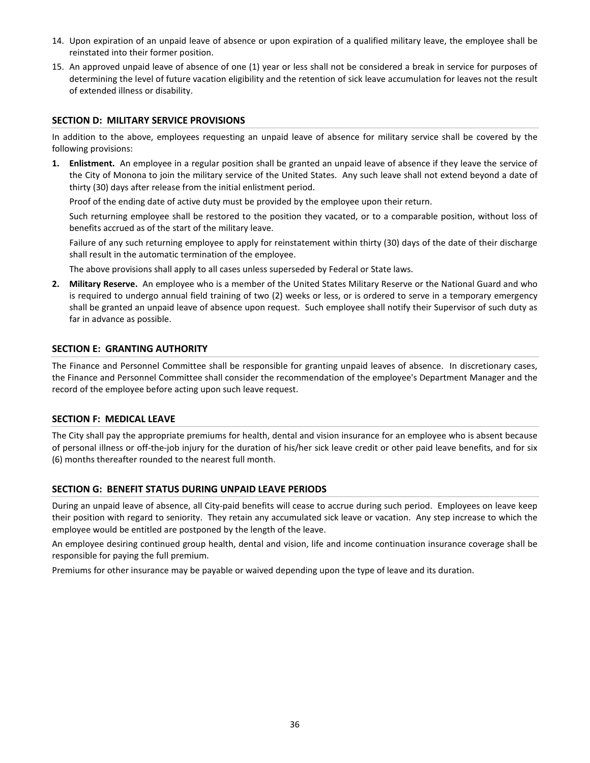14. Upon expiration of an unpaid leave of absence or upon expiration of a qualified military leave, the employee shall be reinstated into their former position.
15. An approved unpaid leave of absence of one (1) year or less shall not be considered a break in service for purposes of determining the level of future vacation eligibility and the retention of sick leave accumulation for leaves not the result of extended illness or disability.

### SECTION D: MILITARY SERVICE PROVISIONS

In addition to the above, employees requesting an unpaid leave of absence for military service shall be covered by the following provisions:

1. **Enlistment.** An employee in a regular position shall be granted an unpaid leave of absence if they leave the service of the City of Monona to join the military service of the United States. Any such leave shall not extend beyond a date of thirty (30) days after release from the initial enlistment period.

   Proof of the ending date of active duty must be provided by the employee upon their return.

   Such returning employee shall be restored to the position they vacated, or to a comparable position, without loss of benefits accrued as of the start of the military leave.

   Failure of any such returning employee to apply for reinstatement within thirty (30) days of the date of their discharge shall result in the automatic termination of the employee.

   The above provisions shall apply to all cases unless superseded by Federal or State laws.

2. **Military Reserve.** An employee who is a member of the United States Military Reserve or the National Guard and who is required to undergo annual field training of two (2) weeks or less, or is ordered to serve in a temporary emergency shall be granted an unpaid leave of absence upon request. Such employee shall notify their Supervisor of such duty as far in advance as possible.

### SECTION E: GRANTING AUTHORITY

The Finance and Personnel Committee shall be responsible for granting unpaid leaves of absence. In discretionary cases, the Finance and Personnel Committee shall consider the recommendation of the employee's Department Manager and the record of the employee before acting upon such leave request.

### SECTION F: MEDICAL LEAVE

The City shall pay the appropriate premiums for health, dental and vision insurance for an employee who is absent because of personal illness or off-the-job injury for the duration of his/her sick leave credit or other paid leave benefits, and for six (6) months thereafter rounded to the nearest full month.

### SECTION G: BENEFIT STATUS DURING UNPAID LEAVE PERIODS

During an unpaid leave of absence, all City-paid benefits will cease to accrue during such period. Employees on leave keep their position with regard to seniority. They retain any accumulated sick leave or vacation. Any step increase to which the employee would be entitled are postponed by the length of the leave.

An employee desiring continued group health, dental and vision, life and income continuation insurance coverage shall be responsible for paying the full premium.

Premiums for other insurance may be payable or waived depending upon the type of leave and its duration.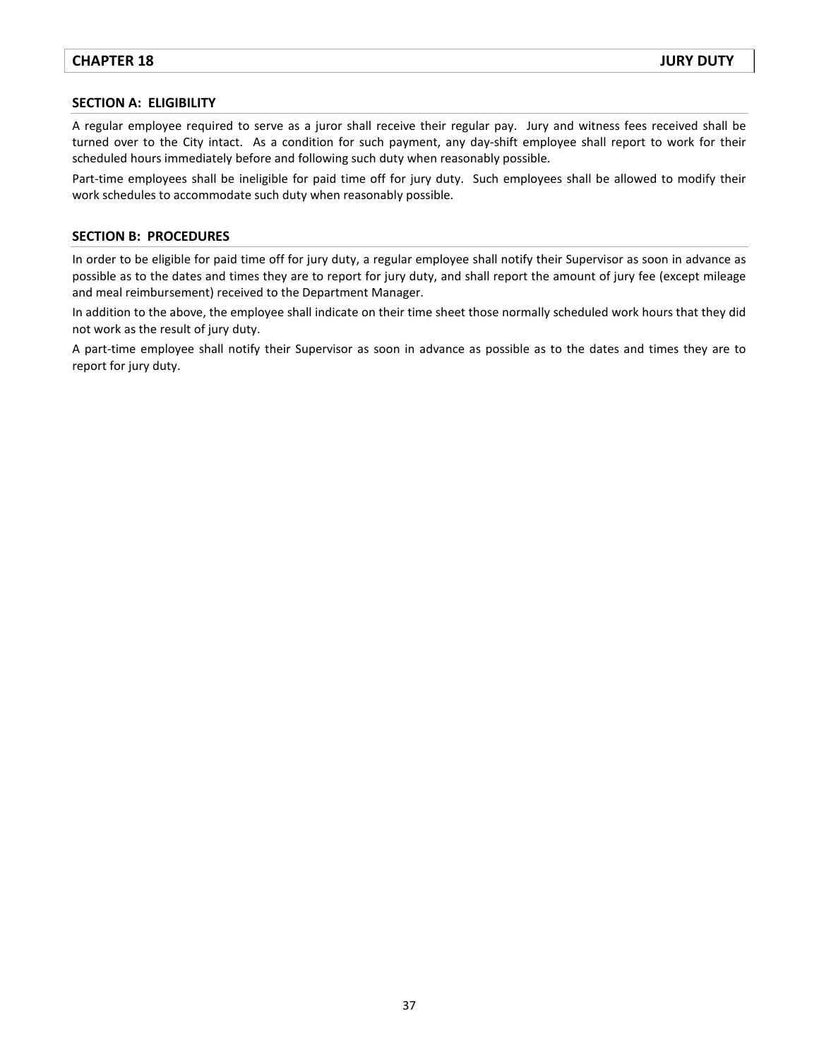## CHAPTER 18 JURY DUTY

### SECTION A: ELIGIBILITY

A regular employee required to serve as a juror shall receive their regular pay. Jury and witness fees received shall be turned over to the City intact. As a condition for such payment, any day-shift employee shall report to work for their scheduled hours immediately before and following such duty when reasonably possible.

Part-time employees shall be ineligible for paid time off for jury duty. Such employees shall be allowed to modify their work schedules to accommodate such duty when reasonably possible.

### SECTION B: PROCEDURES

In order to be eligible for paid time off for jury duty, a regular employee shall notify their Supervisor as soon in advance as possible as to the dates and times they are to report for jury duty, and shall report the amount of jury fee (except mileage and meal reimbursement) received to the Department Manager.

In addition to the above, the employee shall indicate on their time sheet those normally scheduled work hours that they did not work as the result of jury duty.

A part-time employee shall notify their Supervisor as soon in advance as possible as to the dates and times they are to report for jury duty.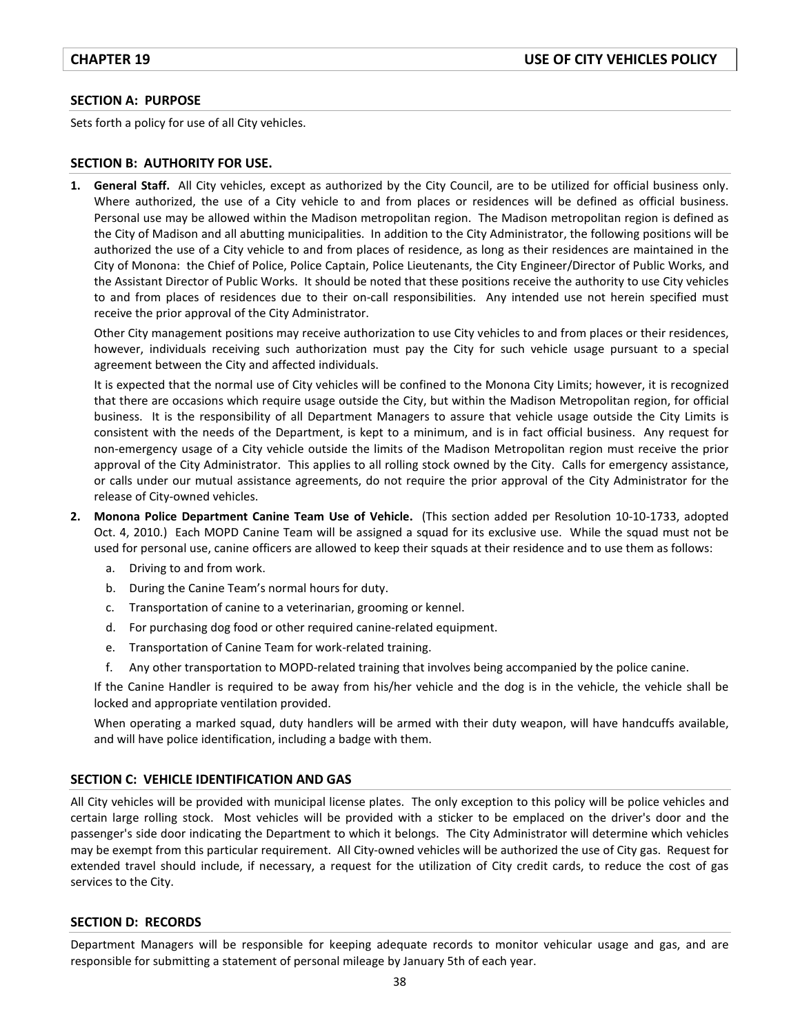## CHAPTER 19 USE OF CITY VEHICLES POLICY

### SECTION A: PURPOSE

Sets forth a policy for use of all City vehicles.

### SECTION B: AUTHORITY FOR USE.

1. **General Staff.** All City vehicles, except as authorized by the City Council, are to be utilized for official business only. Where authorized, the use of a City vehicle to and from places or residences will be defined as official business. Personal use may be allowed within the Madison metropolitan region. The Madison metropolitan region is defined as the City of Madison and all abutting municipalities. In addition to the City Administrator, the following positions will be authorized the use of a City vehicle to and from places of residence, as long as their residences are maintained in the City of Monona: the Chief of Police, Police Captain, Police Lieutenants, the City Engineer/Director of Public Works, and the Assistant Director of Public Works. It should be noted that these positions receive the authority to use City vehicles to and from places of residences due to their on-call responsibilities. Any intended use not herein specified must receive the prior approval of the City Administrator.

   Other City management positions may receive authorization to use City vehicles to and from places or their residences, however, individuals receiving such authorization must pay the City for such vehicle usage pursuant to a special agreement between the City and affected individuals.

   It is expected that the normal use of City vehicles will be confined to the Monona City Limits; however, it is recognized that there are occasions which require usage outside the City, but within the Madison Metropolitan region, for official business. It is the responsibility of all Department Managers to assure that vehicle usage outside the City Limits is consistent with the needs of the Department, is kept to a minimum, and is in fact official business. Any request for non-emergency usage of a City vehicle outside the limits of the Madison Metropolitan region must receive the prior approval of the City Administrator. This applies to all rolling stock owned by the City. Calls for emergency assistance, or calls under our mutual assistance agreements, do not require the prior approval of the City Administrator for the release of City-owned vehicles.

2. **Monona Police Department Canine Team Use of Vehicle.** (This section added per Resolution 10-10-1733, adopted Oct. 4, 2010.) Each MOPD Canine Team will be assigned a squad for its exclusive use. While the squad must not be used for personal use, canine officers are allowed to keep their squads at their residence and to use them as follows:

   a. Driving to and from work.
   b. During the Canine Team's normal hours for duty.
   c. Transportation of canine to a veterinarian, grooming or kennel.
   d. For purchasing dog food or other required canine-related equipment.
   e. Transportation of Canine Team for work-related training.
   f. Any other transportation to MOPD-related training that involves being accompanied by the police canine.

   If the Canine Handler is required to be away from his/her vehicle and the dog is in the vehicle, the vehicle shall be locked and appropriate ventilation provided.

   When operating a marked squad, duty handlers will be armed with their duty weapon, will have handcuffs available, and will have police identification, including a badge with them.

### SECTION C: VEHICLE IDENTIFICATION AND GAS

All City vehicles will be provided with municipal license plates. The only exception to this policy will be police vehicles and certain large rolling stock. Most vehicles will be provided with a sticker to be emplaced on the driver's door and the passenger's side door indicating the Department to which it belongs. The City Administrator will determine which vehicles may be exempt from this particular requirement. All City-owned vehicles will be authorized the use of City gas. Request for extended travel should include, if necessary, a request for the utilization of City credit cards, to reduce the cost of gas services to the City.

### SECTION D: RECORDS

Department Managers will be responsible for keeping adequate records to monitor vehicular usage and gas, and are responsible for submitting a statement of personal mileage by January 5th of each year.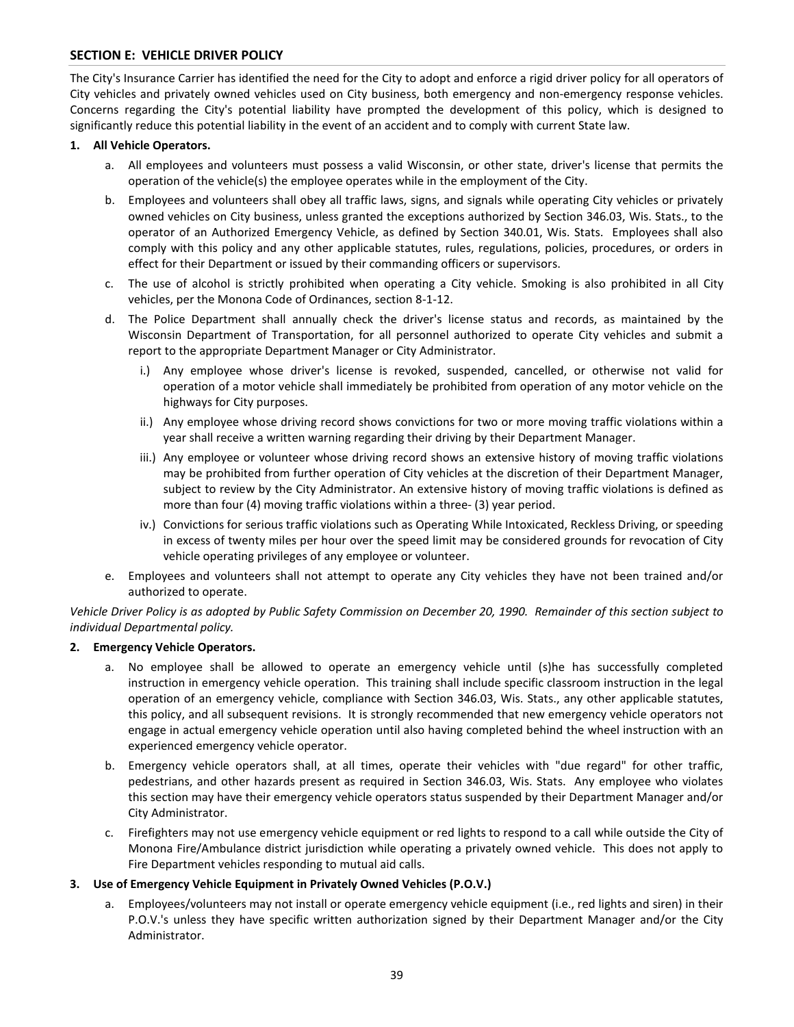## SECTION E: VEHICLE DRIVER POLICY

The City's Insurance Carrier has identified the need for the City to adopt and enforce a rigid driver policy for all operators of City vehicles and privately owned vehicles used on City business, both emergency and non-emergency response vehicles. Concerns regarding the City's potential liability have prompted the development of this policy, which is designed to significantly reduce this potential liability in the event of an accident and to comply with current State law.

**1. All Vehicle Operators.**

a. All employees and volunteers must possess a valid Wisconsin, or other state, driver's license that permits the operation of the vehicle(s) the employee operates while in the employment of the City.

b. Employees and volunteers shall obey all traffic laws, signs, and signals while operating City vehicles or privately owned vehicles on City business, unless granted the exceptions authorized by Section 346.03, Wis. Stats., to the operator of an Authorized Emergency Vehicle, as defined by Section 340.01, Wis. Stats. Employees shall also comply with this policy and any other applicable statutes, rules, regulations, policies, procedures, or orders in effect for their Department or issued by their commanding officers or supervisors.

c. The use of alcohol is strictly prohibited when operating a City vehicle. Smoking is also prohibited in all City vehicles, per the Monona Code of Ordinances, section 8-1-12.

d. The Police Department shall annually check the driver's license status and records, as maintained by the Wisconsin Department of Transportation, for all personnel authorized to operate City vehicles and submit a report to the appropriate Department Manager or City Administrator.

   i.) Any employee whose driver's license is revoked, suspended, cancelled, or otherwise not valid for operation of a motor vehicle shall immediately be prohibited from operation of any motor vehicle on the highways for City purposes.

   ii.) Any employee whose driving record shows convictions for two or more moving traffic violations within a year shall receive a written warning regarding their driving by their Department Manager.

   iii.) Any employee or volunteer whose driving record shows an extensive history of moving traffic violations may be prohibited from further operation of City vehicles at the discretion of their Department Manager, subject to review by the City Administrator. An extensive history of moving traffic violations is defined as more than four (4) moving traffic violations within a three- (3) year period.

   iv.) Convictions for serious traffic violations such as Operating While Intoxicated, Reckless Driving, or speeding in excess of twenty miles per hour over the speed limit may be considered grounds for revocation of City vehicle operating privileges of any employee or volunteer.

e. Employees and volunteers shall not attempt to operate any City vehicles they have not been trained and/or authorized to operate.

*Vehicle Driver Policy is as adopted by Public Safety Commission on December 20, 1990. Remainder of this section subject to individual Departmental policy.*

**2. Emergency Vehicle Operators.**

a. No employee shall be allowed to operate an emergency vehicle until (s)he has successfully completed instruction in emergency vehicle operation. This training shall include specific classroom instruction in the legal operation of an emergency vehicle, compliance with Section 346.03, Wis. Stats., any other applicable statutes, this policy, and all subsequent revisions. It is strongly recommended that new emergency vehicle operators not engage in actual emergency vehicle operation until also having completed behind the wheel instruction with an experienced emergency vehicle operator.

b. Emergency vehicle operators shall, at all times, operate their vehicles with "due regard" for other traffic, pedestrians, and other hazards present as required in Section 346.03, Wis. Stats. Any employee who violates this section may have their emergency vehicle operators status suspended by their Department Manager and/or City Administrator.

c. Firefighters may not use emergency vehicle equipment or red lights to respond to a call while outside the City of Monona Fire/Ambulance district jurisdiction while operating a privately owned vehicle. This does not apply to Fire Department vehicles responding to mutual aid calls.

**3. Use of Emergency Vehicle Equipment in Privately Owned Vehicles (P.O.V.)**

a. Employees/volunteers may not install or operate emergency vehicle equipment (i.e., red lights and siren) in their P.O.V.'s unless they have specific written authorization signed by their Department Manager and/or the City Administrator.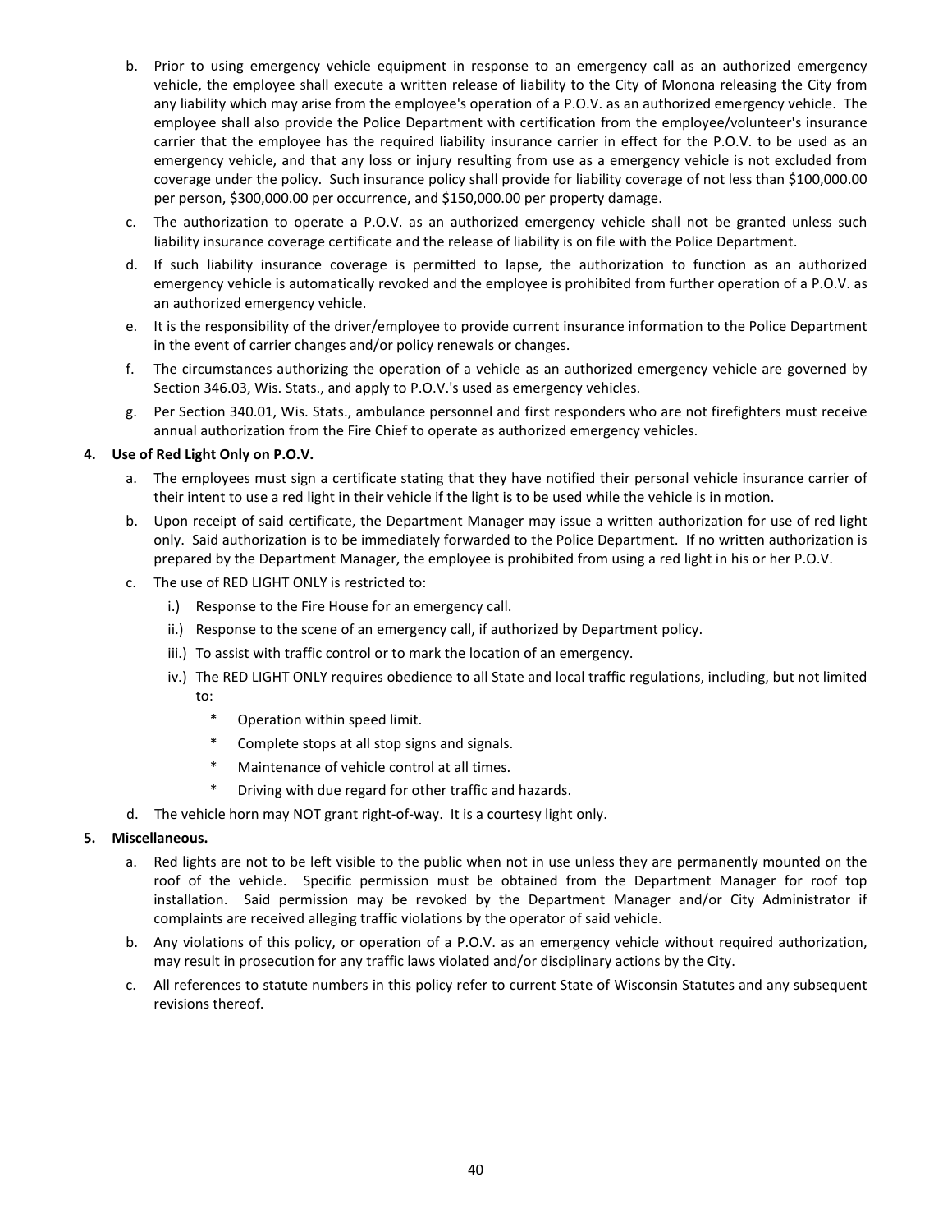b. Prior to using emergency vehicle equipment in response to an emergency call as an authorized emergency vehicle, the employee shall execute a written release of liability to the City of Monona releasing the City from any liability which may arise from the employee's operation of a P.O.V. as an authorized emergency vehicle. The employee shall also provide the Police Department with certification from the employee/volunteer's insurance carrier that the employee has the required liability insurance carrier in effect for the P.O.V. to be used as an emergency vehicle, and that any loss or injury resulting from use as a emergency vehicle is not excluded from coverage under the policy. Such insurance policy shall provide for liability coverage of not less than $100,000.00 per person, $300,000.00 per occurrence, and $150,000.00 per property damage.

c. The authorization to operate a P.O.V. as an authorized emergency vehicle shall not be granted unless such liability insurance coverage certificate and the release of liability is on file with the Police Department.

d. If such liability insurance coverage is permitted to lapse, the authorization to function as an authorized emergency vehicle is automatically revoked and the employee is prohibited from further operation of a P.O.V. as an authorized emergency vehicle.

e. It is the responsibility of the driver/employee to provide current insurance information to the Police Department in the event of carrier changes and/or policy renewals or changes.

f. The circumstances authorizing the operation of a vehicle as an authorized emergency vehicle are governed by Section 346.03, Wis. Stats., and apply to P.O.V.'s used as emergency vehicles.

g. Per Section 340.01, Wis. Stats., ambulance personnel and first responders who are not firefighters must receive annual authorization from the Fire Chief to operate as authorized emergency vehicles.

**4. Use of Red Light Only on P.O.V.**

a. The employees must sign a certificate stating that they have notified their personal vehicle insurance carrier of their intent to use a red light in their vehicle if the light is to be used while the vehicle is in motion.

b. Upon receipt of said certificate, the Department Manager may issue a written authorization for use of red light only. Said authorization is to be immediately forwarded to the Police Department. If no written authorization is prepared by the Department Manager, the employee is prohibited from using a red light in his or her P.O.V.

c. The use of RED LIGHT ONLY is restricted to:

   i.) Response to the Fire House for an emergency call.

   ii.) Response to the scene of an emergency call, if authorized by Department policy.

   iii.) To assist with traffic control or to mark the location of an emergency.

   iv.) The RED LIGHT ONLY requires obedience to all State and local traffic regulations, including, but not limited to:

      * Operation within speed limit.
      * Complete stops at all stop signs and signals.
      * Maintenance of vehicle control at all times.
      * Driving with due regard for other traffic and hazards.

d. The vehicle horn may NOT grant right-of-way. It is a courtesy light only.

**5. Miscellaneous.**

a. Red lights are not to be left visible to the public when not in use unless they are permanently mounted on the roof of the vehicle. Specific permission must be obtained from the Department Manager for roof top installation. Said permission may be revoked by the Department Manager and/or City Administrator if complaints are received alleging traffic violations by the operator of said vehicle.

b. Any violations of this policy, or operation of a P.O.V. as an emergency vehicle without required authorization, may result in prosecution for any traffic laws violated and/or disciplinary actions by the City.

c. All references to statute numbers in this policy refer to current State of Wisconsin Statutes and any subsequent revisions thereof.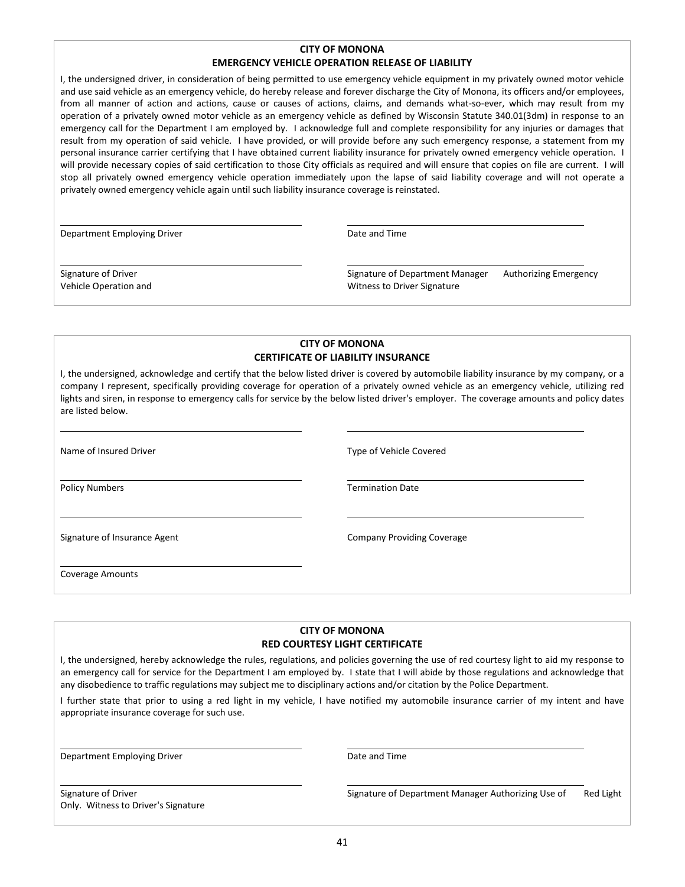## CITY OF MONONA
## EMERGENCY VEHICLE OPERATION RELEASE OF LIABILITY

I, the undersigned driver, in consideration of being permitted to use emergency vehicle equipment in my privately owned motor vehicle and use said vehicle as an emergency vehicle, do hereby release and forever discharge the City of Monona, its officers and/or employees, from all manner of action and actions, cause or causes of actions, claims, and demands what-so-ever, which may result from my operation of a privately owned motor vehicle as an emergency vehicle as defined by Wisconsin Statute 340.01(3dm) in response to an emergency call for the Department I am employed by. I acknowledge full and complete responsibility for any injuries or damages that result from my operation of said vehicle. I have provided, or will provide before any such emergency response, a statement from my personal insurance carrier certifying that I have obtained current liability insurance for privately owned emergency vehicle operation. I will provide necessary copies of said certification to those City officials as required and will ensure that copies on file are current. I will stop all privately owned emergency vehicle operation immediately upon the lapse of said liability coverage and will not operate a privately owned emergency vehicle again until such liability insurance coverage is reinstated.

______________________________ Department Employing Driver

______________________________ Date and Time

______________________________ Signature of Driver

______________________________ Signature of Department Manager Authorizing Emergency Vehicle Operation and Witness to Driver Signature

## CITY OF MONONA
## CERTIFICATE OF LIABILITY INSURANCE

I, the undersigned, acknowledge and certify that the below listed driver is covered by automobile liability insurance by my company, or a company I represent, specifically providing coverage for operation of a privately owned vehicle as an emergency vehicle, utilizing red lights and siren, in response to emergency calls for service by the below listed driver's employer. The coverage amounts and policy dates are listed below.

______________________________ Name of Insured Driver

______________________________ Type of Vehicle Covered

______________________________ Policy Numbers

______________________________ Termination Date

______________________________ Signature of Insurance Agent

______________________________ Company Providing Coverage

______________________________ Coverage Amounts

## CITY OF MONONA
## RED COURTESY LIGHT CERTIFICATE

I, the undersigned, hereby acknowledge the rules, regulations, and policies governing the use of red courtesy light to aid my response to an emergency call for service for the Department I am employed by. I state that I will abide by those regulations and acknowledge that any disobedience to traffic regulations may subject me to disciplinary actions and/or citation by the Police Department.

I further state that prior to using a red light in my vehicle, I have notified my automobile insurance carrier of my intent and have appropriate insurance coverage for such use.

______________________________ Department Employing Driver

______________________________ Date and Time

______________________________ Signature of Driver

______________________________ Signature of Department Manager Authorizing Use of Red Light Only. Witness to Driver's Signature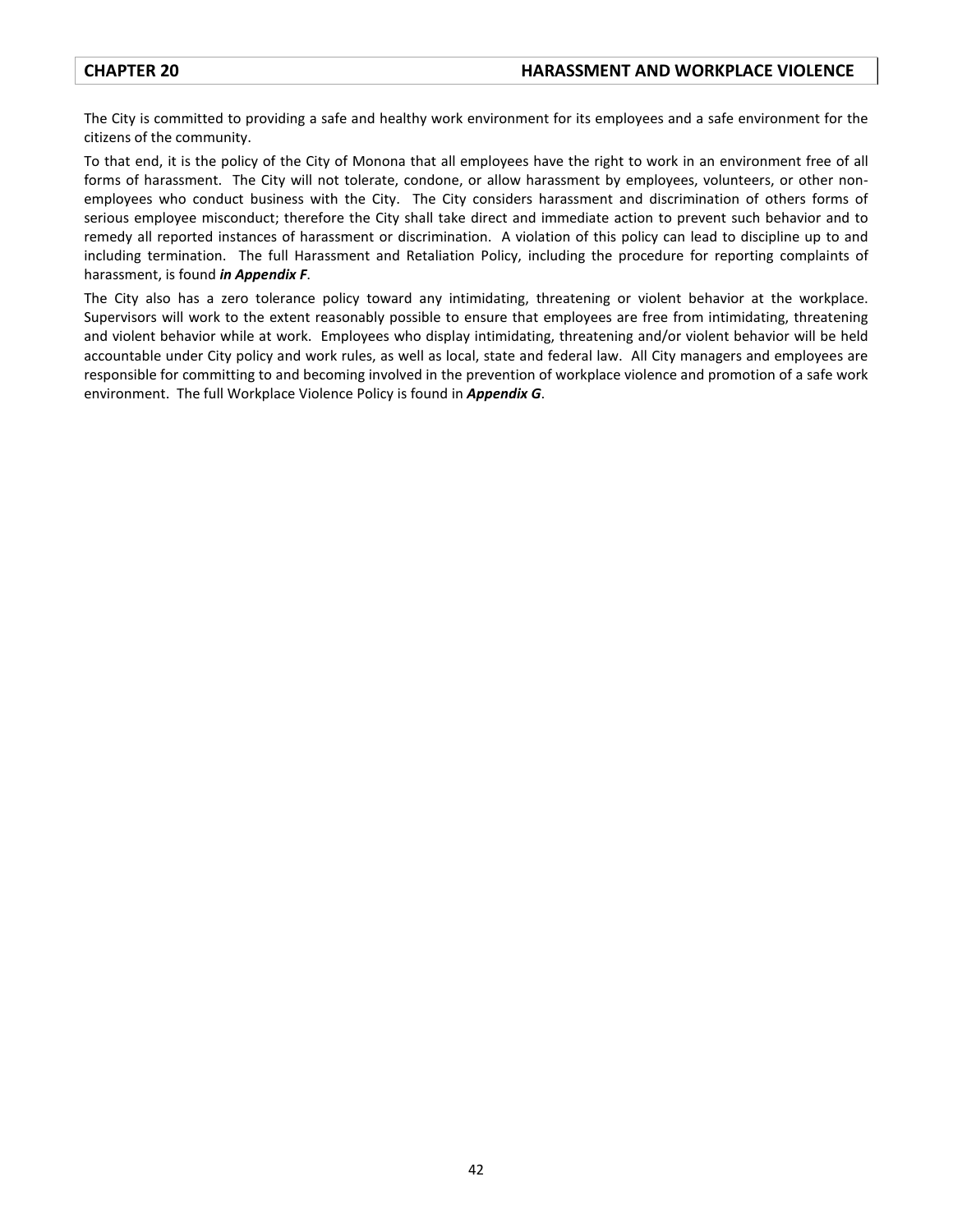# CHAPTER 20 HARASSMENT AND WORKPLACE VIOLENCE

The City is committed to providing a safe and healthy work environment for its employees and a safe environment for the citizens of the community.

To that end, it is the policy of the City of Monona that all employees have the right to work in an environment free of all forms of harassment. The City will not tolerate, condone, or allow harassment by employees, volunteers, or other non-employees who conduct business with the City. The City considers harassment and discrimination of others forms of serious employee misconduct; therefore the City shall take direct and immediate action to prevent such behavior and to remedy all reported instances of harassment or discrimination. A violation of this policy can lead to discipline up to and including termination. The full Harassment and Retaliation Policy, including the procedure for reporting complaints of harassment, is found ***in Appendix F***.

The City also has a zero tolerance policy toward any intimidating, threatening or violent behavior at the workplace. Supervisors will work to the extent reasonably possible to ensure that employees are free from intimidating, threatening and violent behavior while at work. Employees who display intimidating, threatening and/or violent behavior will be held accountable under City policy and work rules, as well as local, state and federal law. All City managers and employees are responsible for committing to and becoming involved in the prevention of workplace violence and promotion of a safe work environment. The full Workplace Violence Policy is found in ***Appendix G***.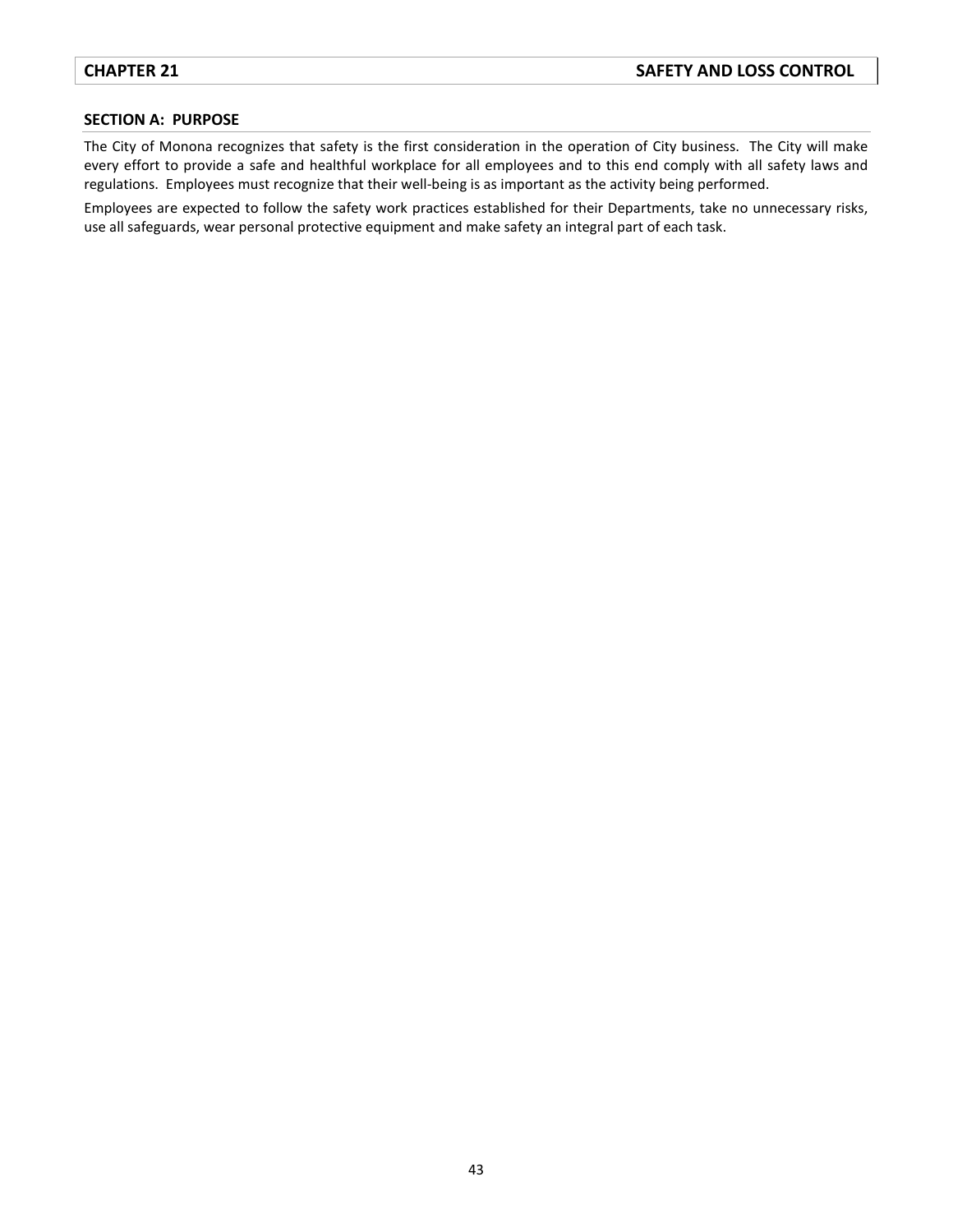# CHAPTER 21 SAFETY AND LOSS CONTROL

## SECTION A: PURPOSE

The City of Monona recognizes that safety is the first consideration in the operation of City business. The City will make every effort to provide a safe and healthful workplace for all employees and to this end comply with all safety laws and regulations. Employees must recognize that their well-being is as important as the activity being performed.

Employees are expected to follow the safety work practices established for their Departments, take no unnecessary risks, use all safeguards, wear personal protective equipment and make safety an integral part of each task.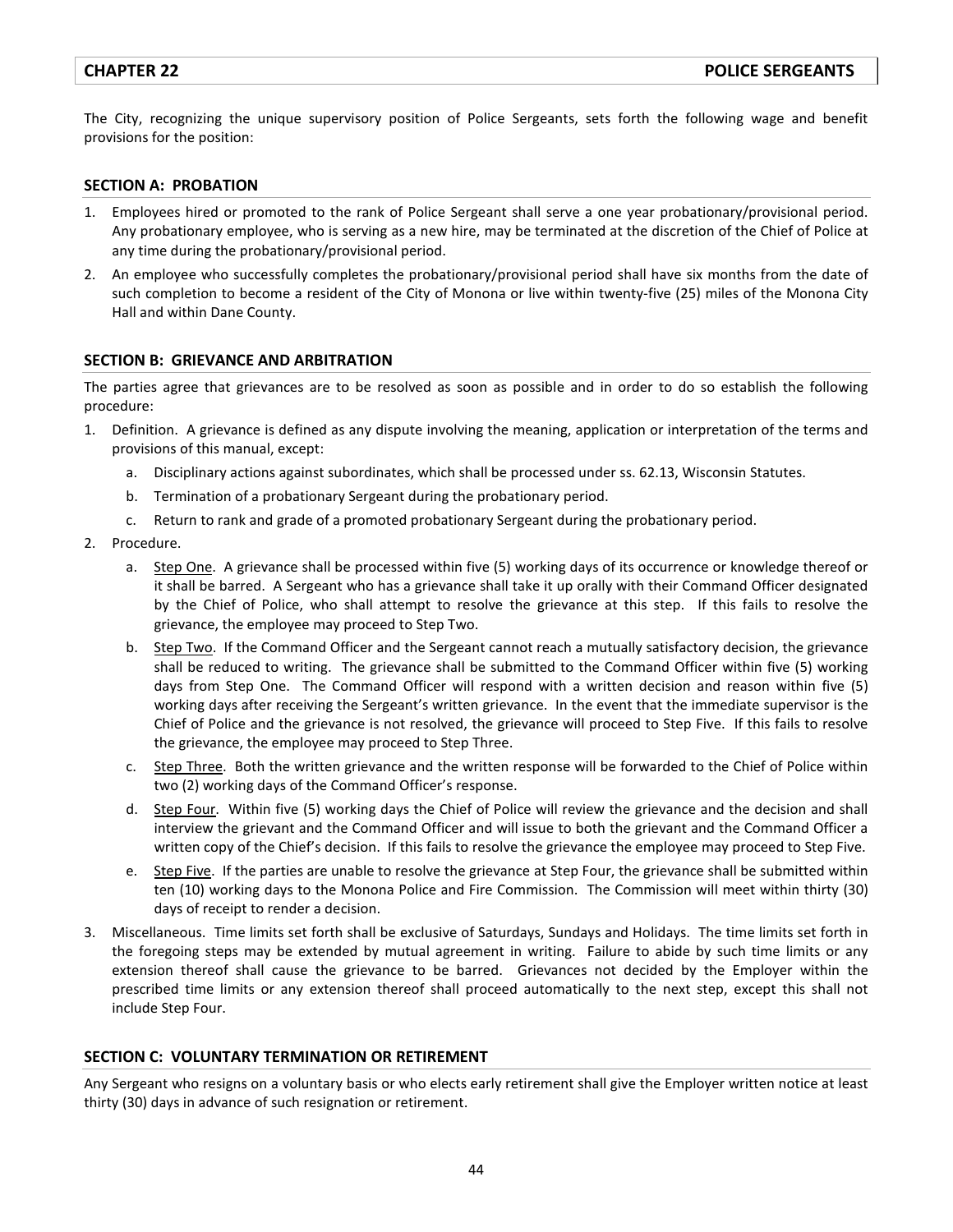## CHAPTER 22 POLICE SERGEANTS

The City, recognizing the unique supervisory position of Police Sergeants, sets forth the following wage and benefit provisions for the position:

### SECTION A: PROBATION

1. Employees hired or promoted to the rank of Police Sergeant shall serve a one year probationary/provisional period. Any probationary employee, who is serving as a new hire, may be terminated at the discretion of the Chief of Police at any time during the probationary/provisional period.
2. An employee who successfully completes the probationary/provisional period shall have six months from the date of such completion to become a resident of the City of Monona or live within twenty-five (25) miles of the Monona City Hall and within Dane County.

### SECTION B: GRIEVANCE AND ARBITRATION

The parties agree that grievances are to be resolved as soon as possible and in order to do so establish the following procedure:

1. Definition. A grievance is defined as any dispute involving the meaning, application or interpretation of the terms and provisions of this manual, except:
   a. Disciplinary actions against subordinates, which shall be processed under ss. 62.13, Wisconsin Statutes.
   b. Termination of a probationary Sergeant during the probationary period.
   c. Return to rank and grade of a promoted probationary Sergeant during the probationary period.
2. Procedure.
   a. Step One. A grievance shall be processed within five (5) working days of its occurrence or knowledge thereof or it shall be barred. A Sergeant who has a grievance shall take it up orally with their Command Officer designated by the Chief of Police, who shall attempt to resolve the grievance at this step. If this fails to resolve the grievance, the employee may proceed to Step Two.
   b. Step Two. If the Command Officer and the Sergeant cannot reach a mutually satisfactory decision, the grievance shall be reduced to writing. The grievance shall be submitted to the Command Officer within five (5) working days from Step One. The Command Officer will respond with a written decision and reason within five (5) working days after receiving the Sergeant's written grievance. In the event that the immediate supervisor is the Chief of Police and the grievance is not resolved, the grievance will proceed to Step Five. If this fails to resolve the grievance, the employee may proceed to Step Three.
   c. Step Three. Both the written grievance and the written response will be forwarded to the Chief of Police within two (2) working days of the Command Officer's response.
   d. Step Four. Within five (5) working days the Chief of Police will review the grievance and the decision and shall interview the grievant and the Command Officer and will issue to both the grievant and the Command Officer a written copy of the Chief's decision. If this fails to resolve the grievance the employee may proceed to Step Five.
   e. Step Five. If the parties are unable to resolve the grievance at Step Four, the grievance shall be submitted within ten (10) working days to the Monona Police and Fire Commission. The Commission will meet within thirty (30) days of receipt to render a decision.
3. Miscellaneous. Time limits set forth shall be exclusive of Saturdays, Sundays and Holidays. The time limits set forth in the foregoing steps may be extended by mutual agreement in writing. Failure to abide by such time limits or any extension thereof shall cause the grievance to be barred. Grievances not decided by the Employer within the prescribed time limits or any extension thereof shall proceed automatically to the next step, except this shall not include Step Four.

### SECTION C: VOLUNTARY TERMINATION OR RETIREMENT

Any Sergeant who resigns on a voluntary basis or who elects early retirement shall give the Employer written notice at least thirty (30) days in advance of such resignation or retirement.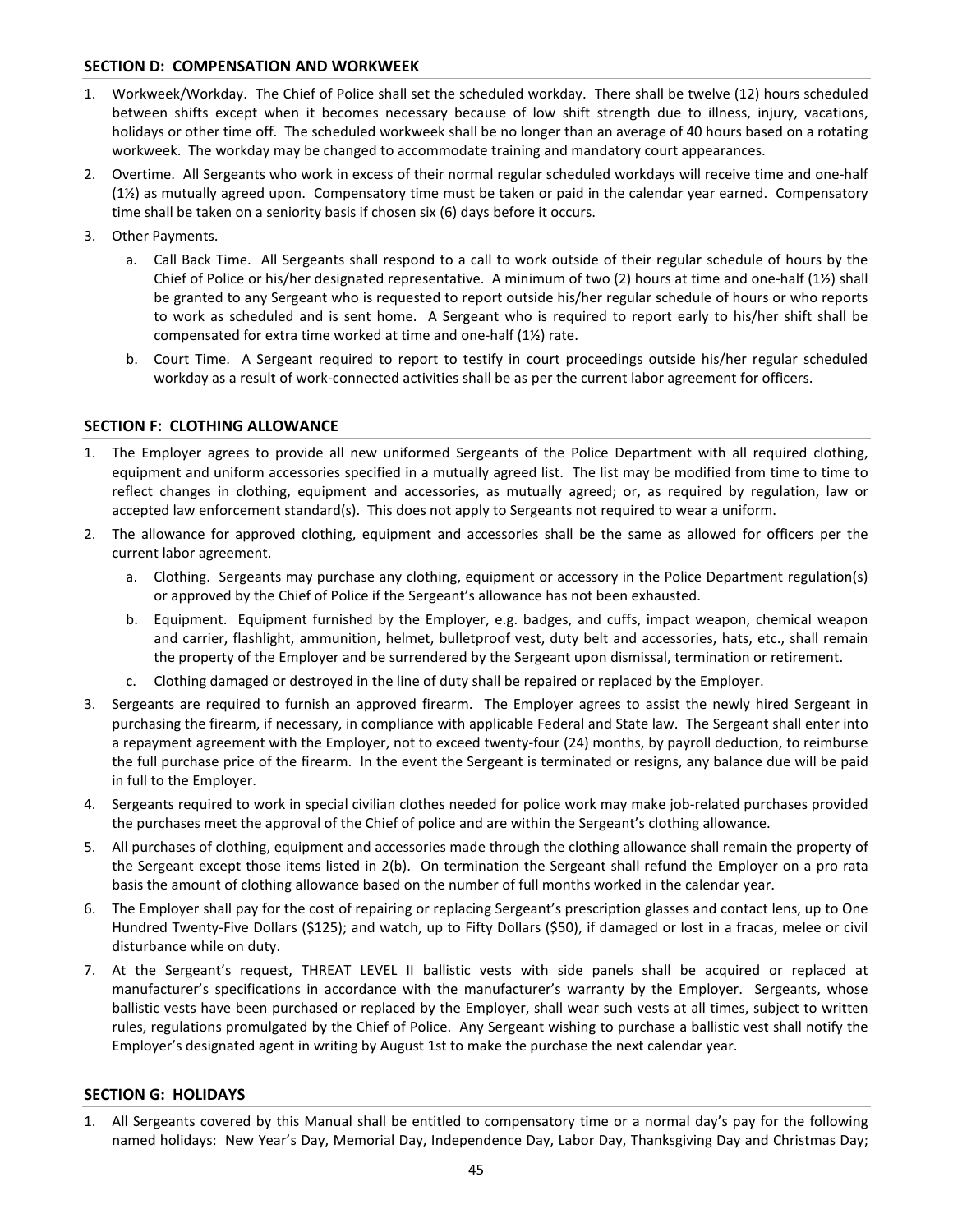### SECTION D: COMPENSATION AND WORKWEEK

1. Workweek/Workday. The Chief of Police shall set the scheduled workday. There shall be twelve (12) hours scheduled between shifts except when it becomes necessary because of low shift strength due to illness, injury, vacations, holidays or other time off. The scheduled workweek shall be no longer than an average of 40 hours based on a rotating workweek. The workday may be changed to accommodate training and mandatory court appearances.
2. Overtime. All Sergeants who work in excess of their normal regular scheduled workdays will receive time and one-half (1½) as mutually agreed upon. Compensatory time must be taken or paid in the calendar year earned. Compensatory time shall be taken on a seniority basis if chosen six (6) days before it occurs.
3. Other Payments.
   a. Call Back Time. All Sergeants shall respond to a call to work outside of their regular schedule of hours by the Chief of Police or his/her designated representative. A minimum of two (2) hours at time and one-half (1½) shall be granted to any Sergeant who is requested to report outside his/her regular schedule of hours or who reports to work as scheduled and is sent home. A Sergeant who is required to report early to his/her shift shall be compensated for extra time worked at time and one-half (1½) rate.
   b. Court Time. A Sergeant required to report to testify in court proceedings outside his/her regular scheduled workday as a result of work-connected activities shall be as per the current labor agreement for officers.

### SECTION F: CLOTHING ALLOWANCE

1. The Employer agrees to provide all new uniformed Sergeants of the Police Department with all required clothing, equipment and uniform accessories specified in a mutually agreed list. The list may be modified from time to time to reflect changes in clothing, equipment and accessories, as mutually agreed; or, as required by regulation, law or accepted law enforcement standard(s). This does not apply to Sergeants not required to wear a uniform.
2. The allowance for approved clothing, equipment and accessories shall be the same as allowed for officers per the current labor agreement.
   a. Clothing. Sergeants may purchase any clothing, equipment or accessory in the Police Department regulation(s) or approved by the Chief of Police if the Sergeant's allowance has not been exhausted.
   b. Equipment. Equipment furnished by the Employer, e.g. badges, and cuffs, impact weapon, chemical weapon and carrier, flashlight, ammunition, helmet, bulletproof vest, duty belt and accessories, hats, etc., shall remain the property of the Employer and be surrendered by the Sergeant upon dismissal, termination or retirement.
   c. Clothing damaged or destroyed in the line of duty shall be repaired or replaced by the Employer.
3. Sergeants are required to furnish an approved firearm. The Employer agrees to assist the newly hired Sergeant in purchasing the firearm, if necessary, in compliance with applicable Federal and State law. The Sergeant shall enter into a repayment agreement with the Employer, not to exceed twenty-four (24) months, by payroll deduction, to reimburse the full purchase price of the firearm. In the event the Sergeant is terminated or resigns, any balance due will be paid in full to the Employer.
4. Sergeants required to work in special civilian clothes needed for police work may make job-related purchases provided the purchases meet the approval of the Chief of police and are within the Sergeant's clothing allowance.
5. All purchases of clothing, equipment and accessories made through the clothing allowance shall remain the property of the Sergeant except those items listed in 2(b). On termination the Sergeant shall refund the Employer on a pro rata basis the amount of clothing allowance based on the number of full months worked in the calendar year.
6. The Employer shall pay for the cost of repairing or replacing Sergeant's prescription glasses and contact lens, up to One Hundred Twenty-Five Dollars ($125); and watch, up to Fifty Dollars ($50), if damaged or lost in a fracas, melee or civil disturbance while on duty.
7. At the Sergeant's request, THREAT LEVEL II ballistic vests with side panels shall be acquired or replaced at manufacturer's specifications in accordance with the manufacturer's warranty by the Employer. Sergeants, whose ballistic vests have been purchased or replaced by the Employer, shall wear such vests at all times, subject to written rules, regulations promulgated by the Chief of Police. Any Sergeant wishing to purchase a ballistic vest shall notify the Employer's designated agent in writing by August 1st to make the purchase the next calendar year.

### SECTION G: HOLIDAYS

1. All Sergeants covered by this Manual shall be entitled to compensatory time or a normal day's pay for the following named holidays: New Year's Day, Memorial Day, Independence Day, Labor Day, Thanksgiving Day and Christmas Day;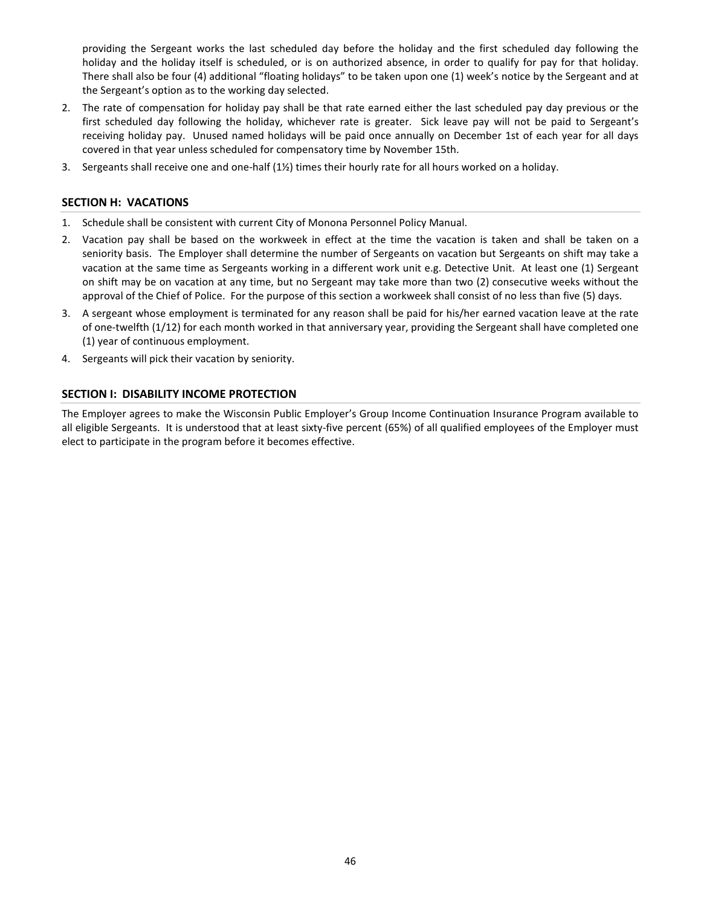providing the Sergeant works the last scheduled day before the holiday and the first scheduled day following the holiday and the holiday itself is scheduled, or is on authorized absence, in order to qualify for pay for that holiday. There shall also be four (4) additional "floating holidays" to be taken upon one (1) week's notice by the Sergeant and at the Sergeant's option as to the working day selected.

2. The rate of compensation for holiday pay shall be that rate earned either the last scheduled pay day previous or the first scheduled day following the holiday, whichever rate is greater. Sick leave pay will not be paid to Sergeant's receiving holiday pay. Unused named holidays will be paid once annually on December 1st of each year for all days covered in that year unless scheduled for compensatory time by November 15th.
3. Sergeants shall receive one and one-half (1½) times their hourly rate for all hours worked on a holiday.

### SECTION H: VACATIONS

1. Schedule shall be consistent with current City of Monona Personnel Policy Manual.
2. Vacation pay shall be based on the workweek in effect at the time the vacation is taken and shall be taken on a seniority basis. The Employer shall determine the number of Sergeants on vacation but Sergeants on shift may take a vacation at the same time as Sergeants working in a different work unit e.g. Detective Unit. At least one (1) Sergeant on shift may be on vacation at any time, but no Sergeant may take more than two (2) consecutive weeks without the approval of the Chief of Police. For the purpose of this section a workweek shall consist of no less than five (5) days.
3. A sergeant whose employment is terminated for any reason shall be paid for his/her earned vacation leave at the rate of one-twelfth (1/12) for each month worked in that anniversary year, providing the Sergeant shall have completed one (1) year of continuous employment.
4. Sergeants will pick their vacation by seniority.

### SECTION I: DISABILITY INCOME PROTECTION

The Employer agrees to make the Wisconsin Public Employer's Group Income Continuation Insurance Program available to all eligible Sergeants. It is understood that at least sixty-five percent (65%) of all qualified employees of the Employer must elect to participate in the program before it becomes effective.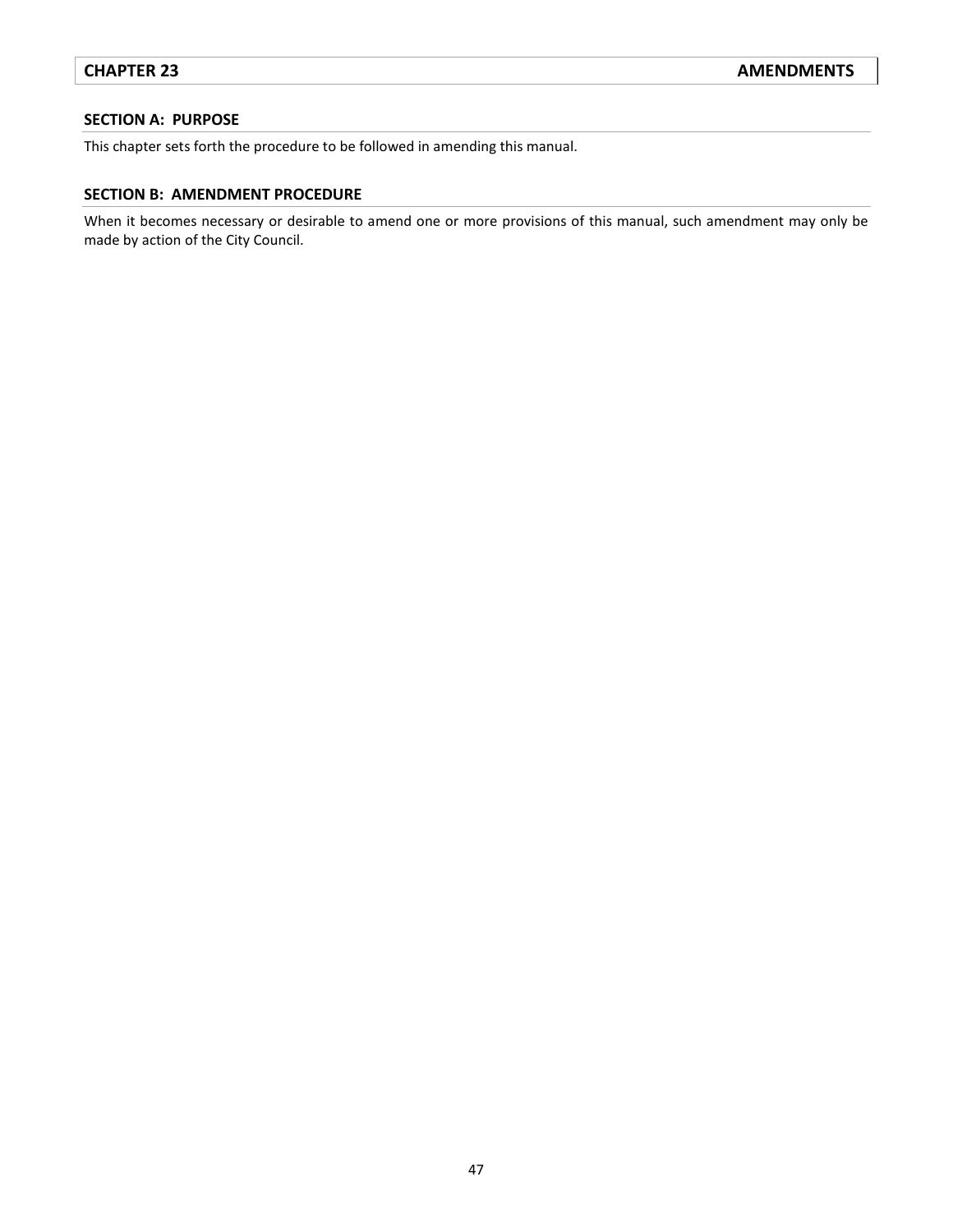# CHAPTER 23 AMENDMENTS

## SECTION A: PURPOSE

This chapter sets forth the procedure to be followed in amending this manual.

## SECTION B: AMENDMENT PROCEDURE

When it becomes necessary or desirable to amend one or more provisions of this manual, such amendment may only be made by action of the City Council.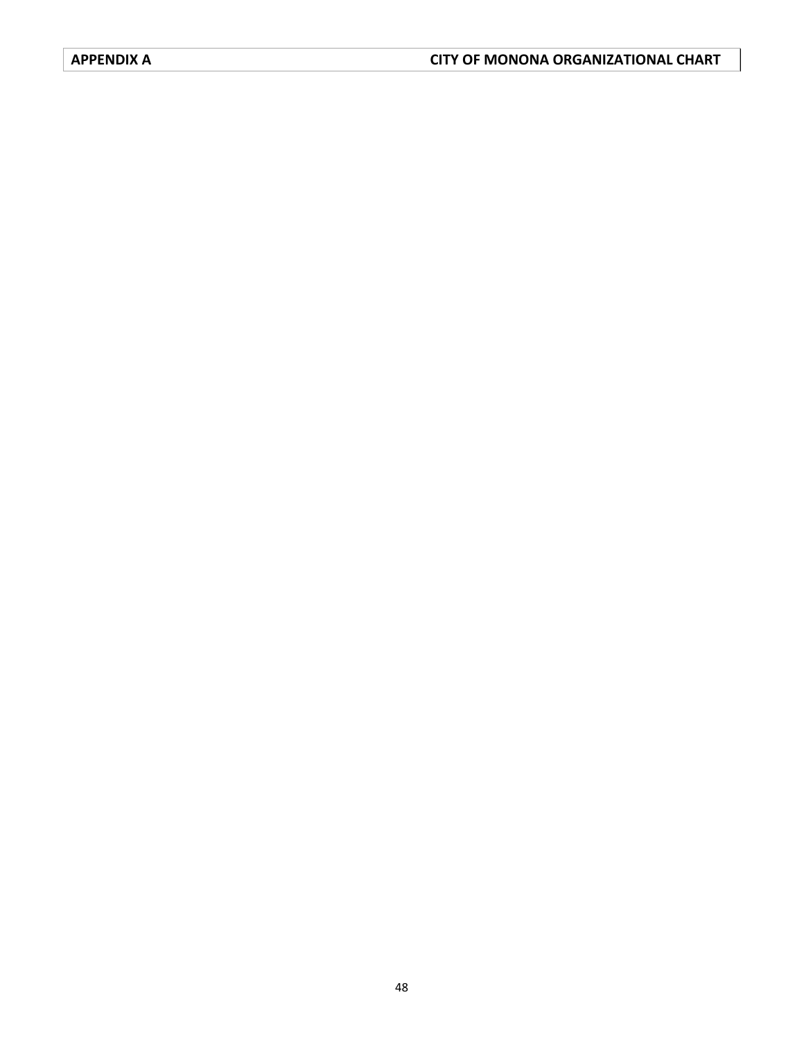**APPENDIX A** **CITY OF MONONA ORGANIZATIONAL CHART**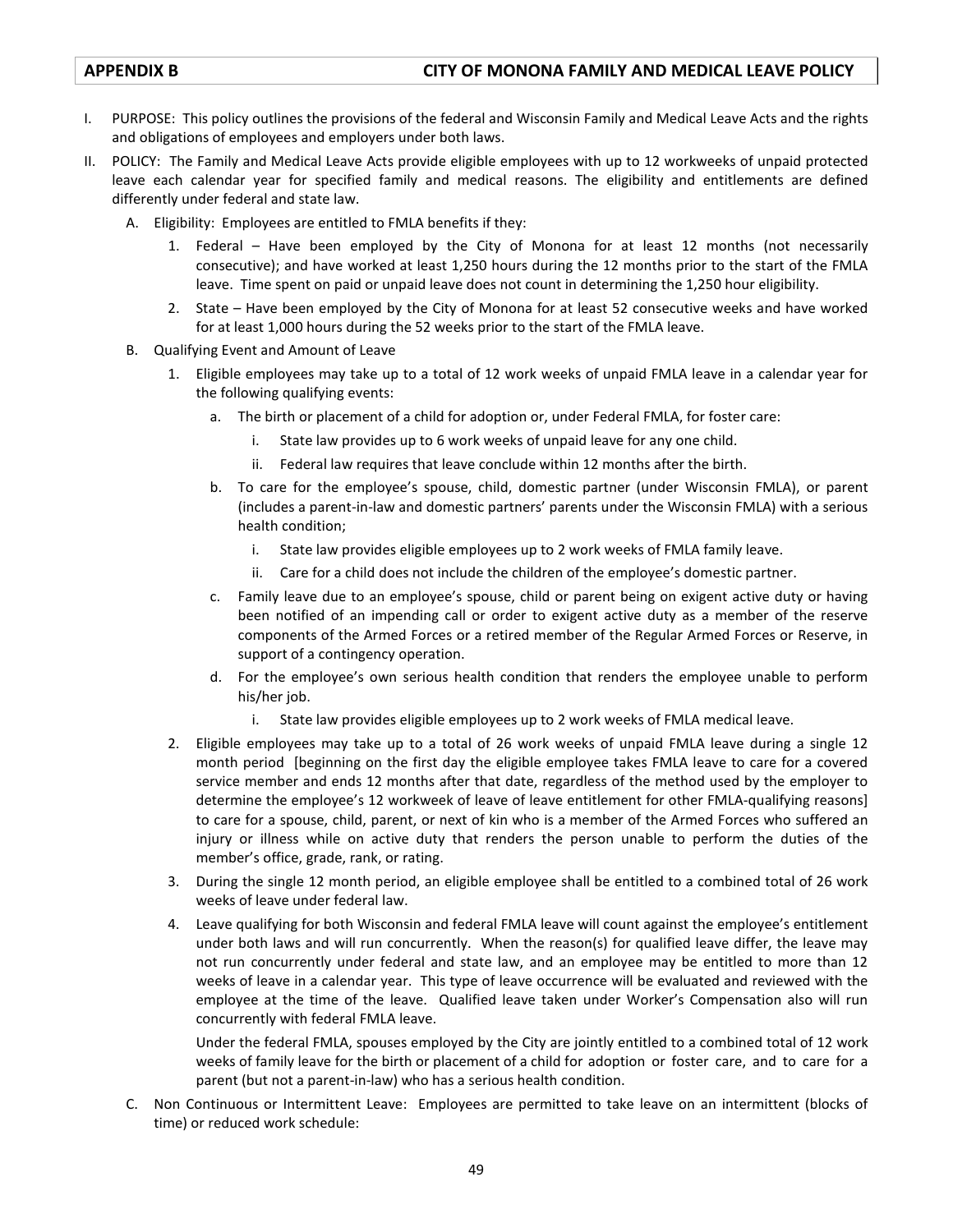## APPENDIX B CITY OF MONONA FAMILY AND MEDICAL LEAVE POLICY

I. PURPOSE: This policy outlines the provisions of the federal and Wisconsin Family and Medical Leave Acts and the rights and obligations of employees and employers under both laws.

II. POLICY: The Family and Medical Leave Acts provide eligible employees with up to 12 workweeks of unpaid protected leave each calendar year for specified family and medical reasons. The eligibility and entitlements are defined differently under federal and state law.

   A. Eligibility: Employees are entitled to FMLA benefits if they:

      1. Federal – Have been employed by the City of Monona for at least 12 months (not necessarily consecutive); and have worked at least 1,250 hours during the 12 months prior to the start of the FMLA leave. Time spent on paid or unpaid leave does not count in determining the 1,250 hour eligibility.

      2. State – Have been employed by the City of Monona for at least 52 consecutive weeks and have worked for at least 1,000 hours during the 52 weeks prior to the start of the FMLA leave.

   B. Qualifying Event and Amount of Leave

      1. Eligible employees may take up to a total of 12 work weeks of unpaid FMLA leave in a calendar year for the following qualifying events:

         a. The birth or placement of a child for adoption or, under Federal FMLA, for foster care:

            i. State law provides up to 6 work weeks of unpaid leave for any one child.

            ii. Federal law requires that leave conclude within 12 months after the birth.

         b. To care for the employee's spouse, child, domestic partner (under Wisconsin FMLA), or parent (includes a parent-in-law and domestic partners' parents under the Wisconsin FMLA) with a serious health condition;

            i. State law provides eligible employees up to 2 work weeks of FMLA family leave.

            ii. Care for a child does not include the children of the employee's domestic partner.

         c. Family leave due to an employee's spouse, child or parent being on exigent active duty or having been notified of an impending call or order to exigent active duty as a member of the reserve components of the Armed Forces or a retired member of the Regular Armed Forces or Reserve, in support of a contingency operation.

         d. For the employee's own serious health condition that renders the employee unable to perform his/her job.

            i. State law provides eligible employees up to 2 work weeks of FMLA medical leave.

      2. Eligible employees may take up to a total of 26 work weeks of unpaid FMLA leave during a single 12 month period [beginning on the first day the eligible employee takes FMLA leave to care for a covered service member and ends 12 months after that date, regardless of the method used by the employer to determine the employee's 12 workweek of leave of leave entitlement for other FMLA-qualifying reasons] to care for a spouse, child, parent, or next of kin who is a member of the Armed Forces who suffered an injury or illness while on active duty that renders the person unable to perform the duties of the member's office, grade, rank, or rating.

      3. During the single 12 month period, an eligible employee shall be entitled to a combined total of 26 work weeks of leave under federal law.

      4. Leave qualifying for both Wisconsin and federal FMLA leave will count against the employee's entitlement under both laws and will run concurrently. When the reason(s) for qualified leave differ, the leave may not run concurrently under federal and state law, and an employee may be entitled to more than 12 weeks of leave in a calendar year. This type of leave occurrence will be evaluated and reviewed with the employee at the time of the leave. Qualified leave taken under Worker's Compensation also will run concurrently with federal FMLA leave.

         Under the federal FMLA, spouses employed by the City are jointly entitled to a combined total of 12 work weeks of family leave for the birth or placement of a child for adoption or foster care, and to care for a parent (but not a parent-in-law) who has a serious health condition.

   C. Non Continuous or Intermittent Leave: Employees are permitted to take leave on an intermittent (blocks of time) or reduced work schedule: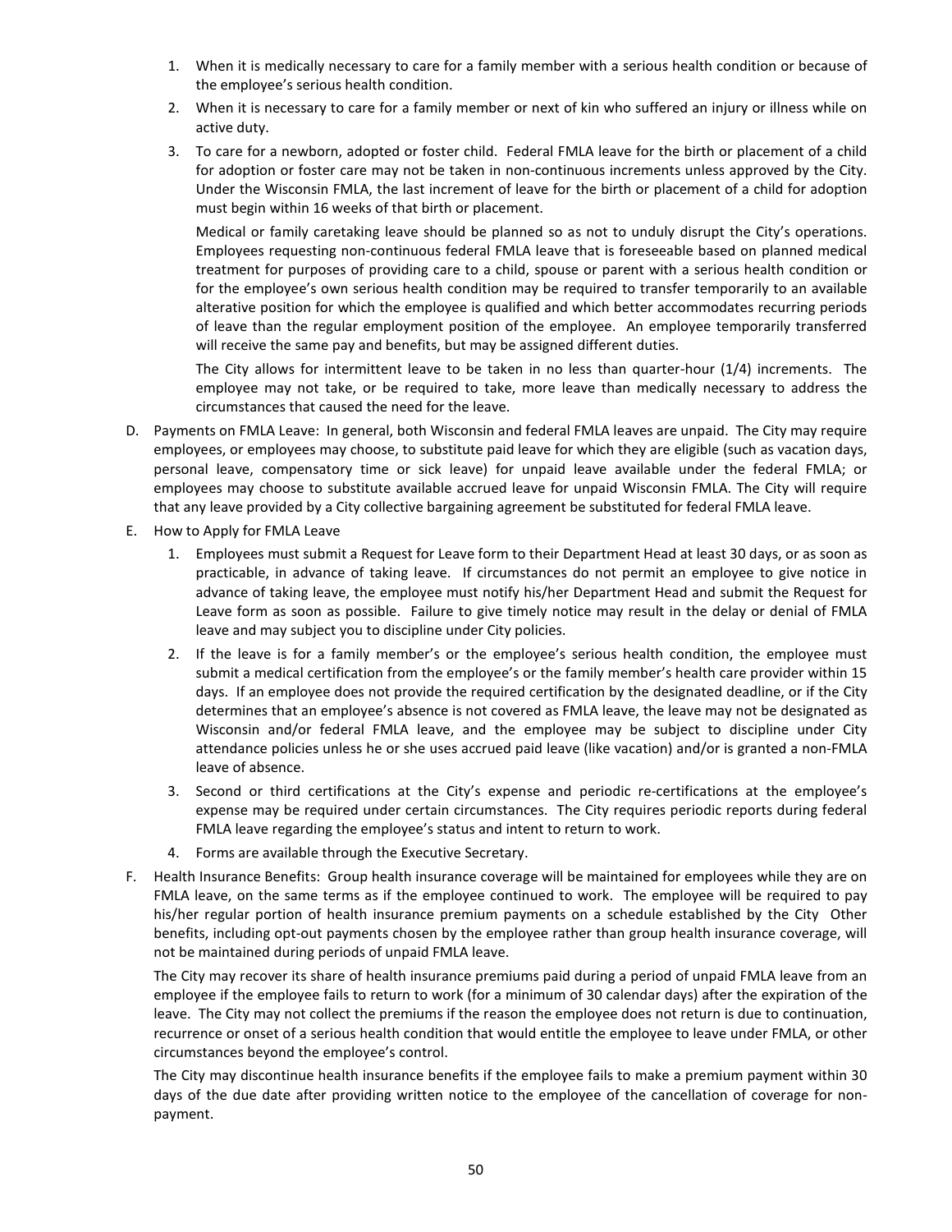1. When it is medically necessary to care for a family member with a serious health condition or because of the employee's serious health condition.
2. When it is necessary to care for a family member or next of kin who suffered an injury or illness while on active duty.
3. To care for a newborn, adopted or foster child. Federal FMLA leave for the birth or placement of a child for adoption or foster care may not be taken in non-continuous increments unless approved by the City. Under the Wisconsin FMLA, the last increment of leave for the birth or placement of a child for adoption must begin within 16 weeks of that birth or placement.

   Medical or family caretaking leave should be planned so as not to unduly disrupt the City's operations. Employees requesting non-continuous federal FMLA leave that is foreseeable based on planned medical treatment for purposes of providing care to a child, spouse or parent with a serious health condition or for the employee's own serious health condition may be required to transfer temporarily to an available alterative position for which the employee is qualified and which better accommodates recurring periods of leave than the regular employment position of the employee. An employee temporarily transferred will receive the same pay and benefits, but may be assigned different duties.

   The City allows for intermittent leave to be taken in no less than quarter-hour (1/4) increments. The employee may not take, or be required to take, more leave than medically necessary to address the circumstances that caused the need for the leave.

D. Payments on FMLA Leave: In general, both Wisconsin and federal FMLA leaves are unpaid. The City may require employees, or employees may choose, to substitute paid leave for which they are eligible (such as vacation days, personal leave, compensatory time or sick leave) for unpaid leave available under the federal FMLA; or employees may choose to substitute available accrued leave for unpaid Wisconsin FMLA. The City will require that any leave provided by a City collective bargaining agreement be substituted for federal FMLA leave.

E. How to Apply for FMLA Leave
   1. Employees must submit a Request for Leave form to their Department Head at least 30 days, or as soon as practicable, in advance of taking leave. If circumstances do not permit an employee to give notice in advance of taking leave, the employee must notify his/her Department Head and submit the Request for Leave form as soon as possible. Failure to give timely notice may result in the delay or denial of FMLA leave and may subject you to discipline under City policies.
   2. If the leave is for a family member's or the employee's serious health condition, the employee must submit a medical certification from the employee's or the family member's health care provider within 15 days. If an employee does not provide the required certification by the designated deadline, or if the City determines that an employee's absence is not covered as FMLA leave, the leave may not be designated as Wisconsin and/or federal FMLA leave, and the employee may be subject to discipline under City attendance policies unless he or she uses accrued paid leave (like vacation) and/or is granted a non-FMLA leave of absence.
   3. Second or third certifications at the City's expense and periodic re-certifications at the employee's expense may be required under certain circumstances. The City requires periodic reports during federal FMLA leave regarding the employee's status and intent to return to work.
   4. Forms are available through the Executive Secretary.

F. Health Insurance Benefits: Group health insurance coverage will be maintained for employees while they are on FMLA leave, on the same terms as if the employee continued to work. The employee will be required to pay his/her regular portion of health insurance premium payments on a schedule established by the City Other benefits, including opt-out payments chosen by the employee rather than group health insurance coverage, will not be maintained during periods of unpaid FMLA leave.

   The City may recover its share of health insurance premiums paid during a period of unpaid FMLA leave from an employee if the employee fails to return to work (for a minimum of 30 calendar days) after the expiration of the leave. The City may not collect the premiums if the reason the employee does not return is due to continuation, recurrence or onset of a serious health condition that would entitle the employee to leave under FMLA, or other circumstances beyond the employee's control.

   The City may discontinue health insurance benefits if the employee fails to make a premium payment within 30 days of the due date after providing written notice to the employee of the cancellation of coverage for non-payment.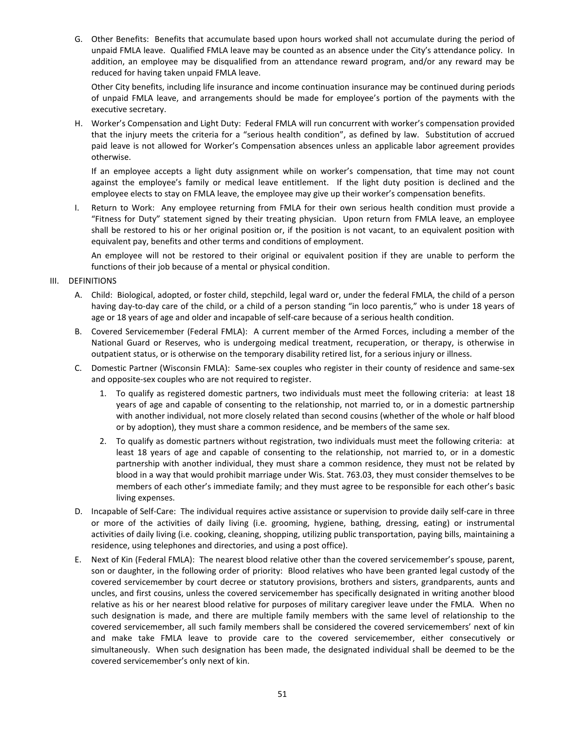G. Other Benefits: Benefits that accumulate based upon hours worked shall not accumulate during the period of unpaid FMLA leave. Qualified FMLA leave may be counted as an absence under the City's attendance policy. In addition, an employee may be disqualified from an attendance reward program, and/or any reward may be reduced for having taken unpaid FMLA leave.

   Other City benefits, including life insurance and income continuation insurance may be continued during periods of unpaid FMLA leave, and arrangements should be made for employee's portion of the payments with the executive secretary.

H. Worker's Compensation and Light Duty: Federal FMLA will run concurrent with worker's compensation provided that the injury meets the criteria for a "serious health condition", as defined by law. Substitution of accrued paid leave is not allowed for Worker's Compensation absences unless an applicable labor agreement provides otherwise.

   If an employee accepts a light duty assignment while on worker's compensation, that time may not count against the employee's family or medical leave entitlement. If the light duty position is declined and the employee elects to stay on FMLA leave, the employee may give up their worker's compensation benefits.

I. Return to Work: Any employee returning from FMLA for their own serious health condition must provide a "Fitness for Duty" statement signed by their treating physician. Upon return from FMLA leave, an employee shall be restored to his or her original position or, if the position is not vacant, to an equivalent position with equivalent pay, benefits and other terms and conditions of employment.

   An employee will not be restored to their original or equivalent position if they are unable to perform the functions of their job because of a mental or physical condition.

III. DEFINITIONS

A. Child: Biological, adopted, or foster child, stepchild, legal ward or, under the federal FMLA, the child of a person having day-to-day care of the child, or a child of a person standing "in loco parentis," who is under 18 years of age or 18 years of age and older and incapable of self-care because of a serious health condition.

B. Covered Servicemember (Federal FMLA): A current member of the Armed Forces, including a member of the National Guard or Reserves, who is undergoing medical treatment, recuperation, or therapy, is otherwise in outpatient status, or is otherwise on the temporary disability retired list, for a serious injury or illness.

C. Domestic Partner (Wisconsin FMLA): Same-sex couples who register in their county of residence and same-sex and opposite-sex couples who are not required to register.

   1. To qualify as registered domestic partners, two individuals must meet the following criteria: at least 18 years of age and capable of consenting to the relationship, not married to, or in a domestic partnership with another individual, not more closely related than second cousins (whether of the whole or half blood or by adoption), they must share a common residence, and be members of the same sex.

   2. To qualify as domestic partners without registration, two individuals must meet the following criteria: at least 18 years of age and capable of consenting to the relationship, not married to, or in a domestic partnership with another individual, they must share a common residence, they must not be related by blood in a way that would prohibit marriage under Wis. Stat. 763.03, they must consider themselves to be members of each other's immediate family; and they must agree to be responsible for each other's basic living expenses.

D. Incapable of Self-Care: The individual requires active assistance or supervision to provide daily self-care in three or more of the activities of daily living (i.e. grooming, hygiene, bathing, dressing, eating) or instrumental activities of daily living (i.e. cooking, cleaning, shopping, utilizing public transportation, paying bills, maintaining a residence, using telephones and directories, and using a post office).

E. Next of Kin (Federal FMLA): The nearest blood relative other than the covered servicemember's spouse, parent, son or daughter, in the following order of priority: Blood relatives who have been granted legal custody of the covered servicemember by court decree or statutory provisions, brothers and sisters, grandparents, aunts and uncles, and first cousins, unless the covered servicemember has specifically designated in writing another blood relative as his or her nearest blood relative for purposes of military caregiver leave under the FMLA. When no such designation is made, and there are multiple family members with the same level of relationship to the covered servicemember, all such family members shall be considered the covered servicemembers' next of kin and make take FMLA leave to provide care to the covered servicemember, either consecutively or simultaneously. When such designation has been made, the designated individual shall be deemed to be the covered servicemember's only next of kin.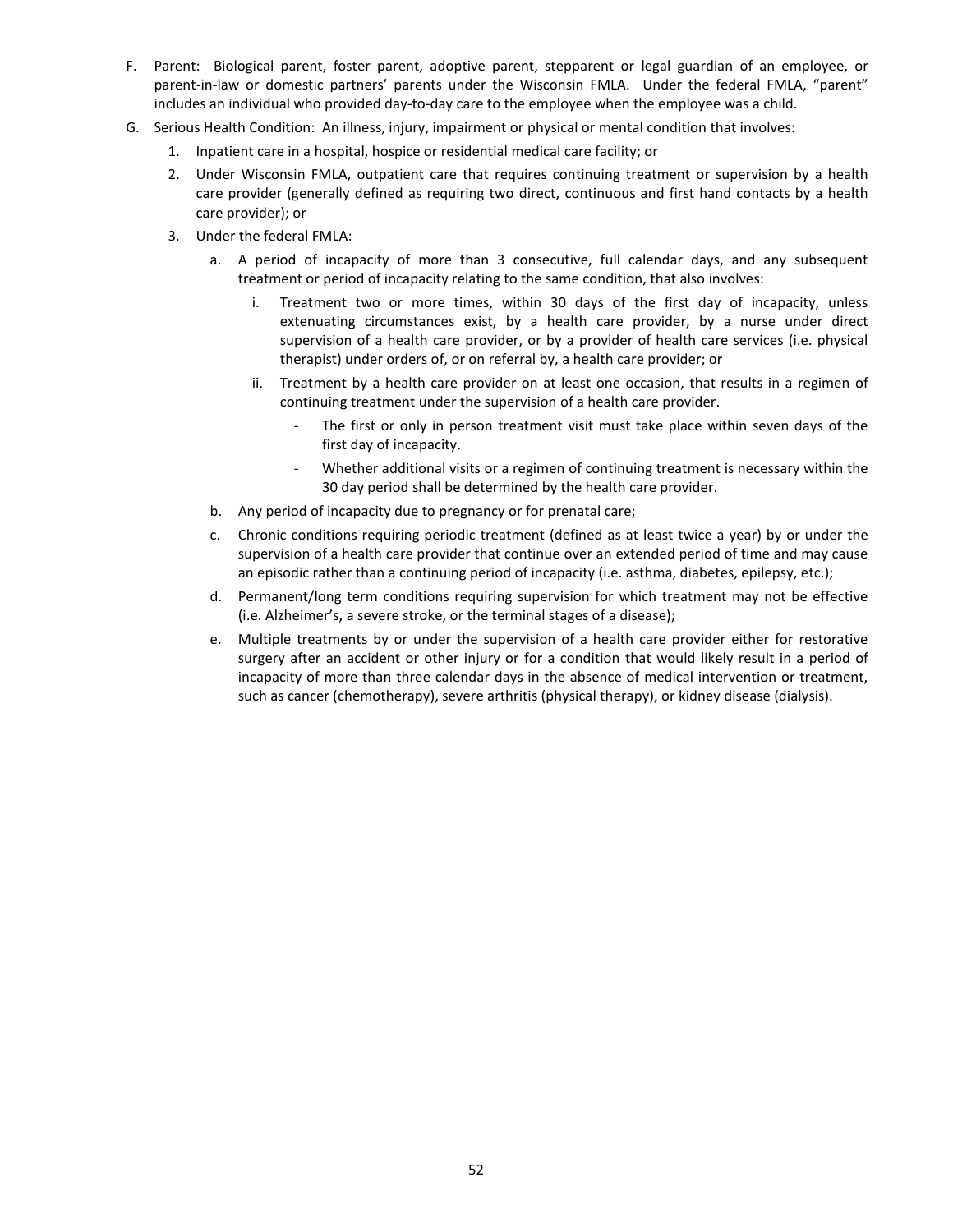F. Parent: Biological parent, foster parent, adoptive parent, stepparent or legal guardian of an employee, or parent-in-law or domestic partners' parents under the Wisconsin FMLA. Under the federal FMLA, "parent" includes an individual who provided day-to-day care to the employee when the employee was a child.

G. Serious Health Condition: An illness, injury, impairment or physical or mental condition that involves:

   1. Inpatient care in a hospital, hospice or residential medical care facility; or

   2. Under Wisconsin FMLA, outpatient care that requires continuing treatment or supervision by a health care provider (generally defined as requiring two direct, continuous and first hand contacts by a health care provider); or

   3. Under the federal FMLA:

      a. A period of incapacity of more than 3 consecutive, full calendar days, and any subsequent treatment or period of incapacity relating to the same condition, that also involves:

         i. Treatment two or more times, within 30 days of the first day of incapacity, unless extenuating circumstances exist, by a health care provider, by a nurse under direct supervision of a health care provider, or by a provider of health care services (i.e. physical therapist) under orders of, or on referral by, a health care provider; or

         ii. Treatment by a health care provider on at least one occasion, that results in a regimen of continuing treatment under the supervision of a health care provider.

            - The first or only in person treatment visit must take place within seven days of the first day of incapacity.

            - Whether additional visits or a regimen of continuing treatment is necessary within the 30 day period shall be determined by the health care provider.

      b. Any period of incapacity due to pregnancy or for prenatal care;

      c. Chronic conditions requiring periodic treatment (defined as at least twice a year) by or under the supervision of a health care provider that continue over an extended period of time and may cause an episodic rather than a continuing period of incapacity (i.e. asthma, diabetes, epilepsy, etc.);

      d. Permanent/long term conditions requiring supervision for which treatment may not be effective (i.e. Alzheimer's, a severe stroke, or the terminal stages of a disease);

      e. Multiple treatments by or under the supervision of a health care provider either for restorative surgery after an accident or other injury or for a condition that would likely result in a period of incapacity of more than three calendar days in the absence of medical intervention or treatment, such as cancer (chemotherapy), severe arthritis (physical therapy), or kidney disease (dialysis).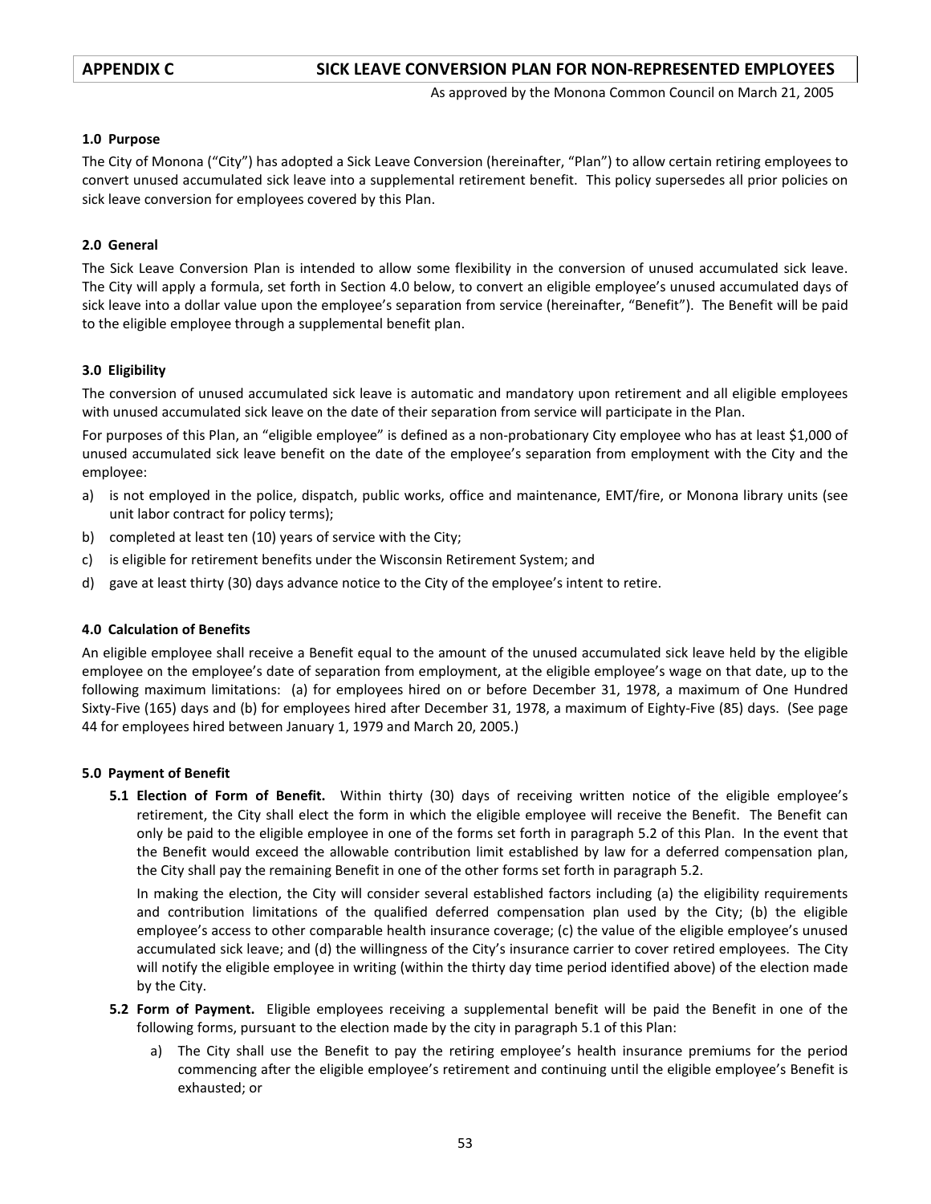## APPENDIX C SICK LEAVE CONVERSION PLAN FOR NON-REPRESENTED EMPLOYEES

As approved by the Monona Common Council on March 21, 2005

### 1.0 Purpose

The City of Monona ("City") has adopted a Sick Leave Conversion (hereinafter, "Plan") to allow certain retiring employees to convert unused accumulated sick leave into a supplemental retirement benefit. This policy supersedes all prior policies on sick leave conversion for employees covered by this Plan.

### 2.0 General

The Sick Leave Conversion Plan is intended to allow some flexibility in the conversion of unused accumulated sick leave. The City will apply a formula, set forth in Section 4.0 below, to convert an eligible employee's unused accumulated days of sick leave into a dollar value upon the employee's separation from service (hereinafter, "Benefit"). The Benefit will be paid to the eligible employee through a supplemental benefit plan.

### 3.0 Eligibility

The conversion of unused accumulated sick leave is automatic and mandatory upon retirement and all eligible employees with unused accumulated sick leave on the date of their separation from service will participate in the Plan.

For purposes of this Plan, an "eligible employee" is defined as a non-probationary City employee who has at least $1,000 of unused accumulated sick leave benefit on the date of the employee's separation from employment with the City and the employee:

a) is not employed in the police, dispatch, public works, office and maintenance, EMT/fire, or Monona library units (see unit labor contract for policy terms);
b) completed at least ten (10) years of service with the City;
c) is eligible for retirement benefits under the Wisconsin Retirement System; and
d) gave at least thirty (30) days advance notice to the City of the employee's intent to retire.

### 4.0 Calculation of Benefits

An eligible employee shall receive a Benefit equal to the amount of the unused accumulated sick leave held by the eligible employee on the employee's date of separation from employment, at the eligible employee's wage on that date, up to the following maximum limitations: (a) for employees hired on or before December 31, 1978, a maximum of One Hundred Sixty-Five (165) days and (b) for employees hired after December 31, 1978, a maximum of Eighty-Five (85) days. (See page 44 for employees hired between January 1, 1979 and March 20, 2005.)

### 5.0 Payment of Benefit

**5.1 Election of Form of Benefit.** Within thirty (30) days of receiving written notice of the eligible employee's retirement, the City shall elect the form in which the eligible employee will receive the Benefit. The Benefit can only be paid to the eligible employee in one of the forms set forth in paragraph 5.2 of this Plan. In the event that the Benefit would exceed the allowable contribution limit established by law for a deferred compensation plan, the City shall pay the remaining Benefit in one of the other forms set forth in paragraph 5.2.

In making the election, the City will consider several established factors including (a) the eligibility requirements and contribution limitations of the qualified deferred compensation plan used by the City; (b) the eligible employee's access to other comparable health insurance coverage; (c) the value of the eligible employee's unused accumulated sick leave; and (d) the willingness of the City's insurance carrier to cover retired employees. The City will notify the eligible employee in writing (within the thirty day time period identified above) of the election made by the City.

**5.2 Form of Payment.** Eligible employees receiving a supplemental benefit will be paid the Benefit in one of the following forms, pursuant to the election made by the city in paragraph 5.1 of this Plan:

a) The City shall use the Benefit to pay the retiring employee's health insurance premiums for the period commencing after the eligible employee's retirement and continuing until the eligible employee's Benefit is exhausted; or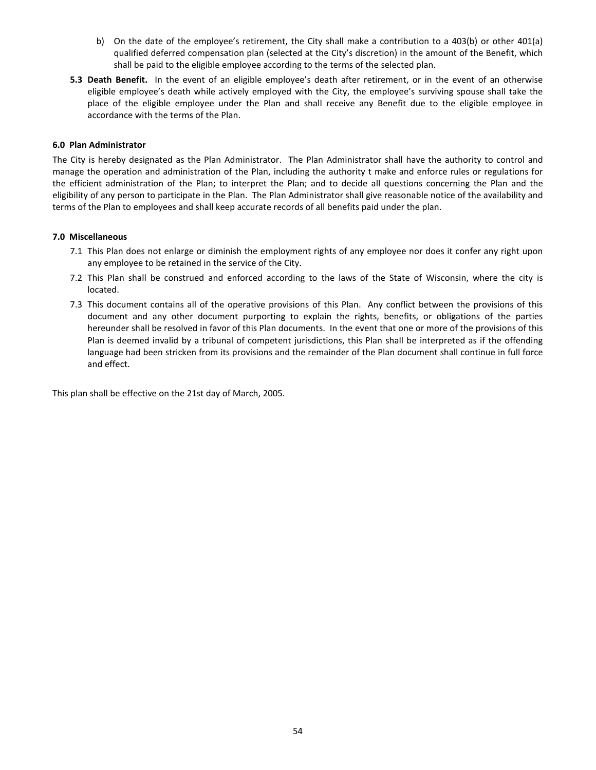b) On the date of the employee's retirement, the City shall make a contribution to a 403(b) or other 401(a) qualified deferred compensation plan (selected at the City's discretion) in the amount of the Benefit, which shall be paid to the eligible employee according to the terms of the selected plan.

**5.3 Death Benefit.** In the event of an eligible employee's death after retirement, or in the event of an otherwise eligible employee's death while actively employed with the City, the employee's surviving spouse shall take the place of the eligible employee under the Plan and shall receive any Benefit due to the eligible employee in accordance with the terms of the Plan.

**6.0 Plan Administrator**

The City is hereby designated as the Plan Administrator. The Plan Administrator shall have the authority to control and manage the operation and administration of the Plan, including the authority t make and enforce rules or regulations for the efficient administration of the Plan; to interpret the Plan; and to decide all questions concerning the Plan and the eligibility of any person to participate in the Plan. The Plan Administrator shall give reasonable notice of the availability and terms of the Plan to employees and shall keep accurate records of all benefits paid under the plan.

**7.0 Miscellaneous**

7.1 This Plan does not enlarge or diminish the employment rights of any employee nor does it confer any right upon any employee to be retained in the service of the City.

7.2 This Plan shall be construed and enforced according to the laws of the State of Wisconsin, where the city is located.

7.3 This document contains all of the operative provisions of this Plan. Any conflict between the provisions of this document and any other document purporting to explain the rights, benefits, or obligations of the parties hereunder shall be resolved in favor of this Plan documents. In the event that one or more of the provisions of this Plan is deemed invalid by a tribunal of competent jurisdictions, this Plan shall be interpreted as if the offending language had been stricken from its provisions and the remainder of the Plan document shall continue in full force and effect.

This plan shall be effective on the 21st day of March, 2005.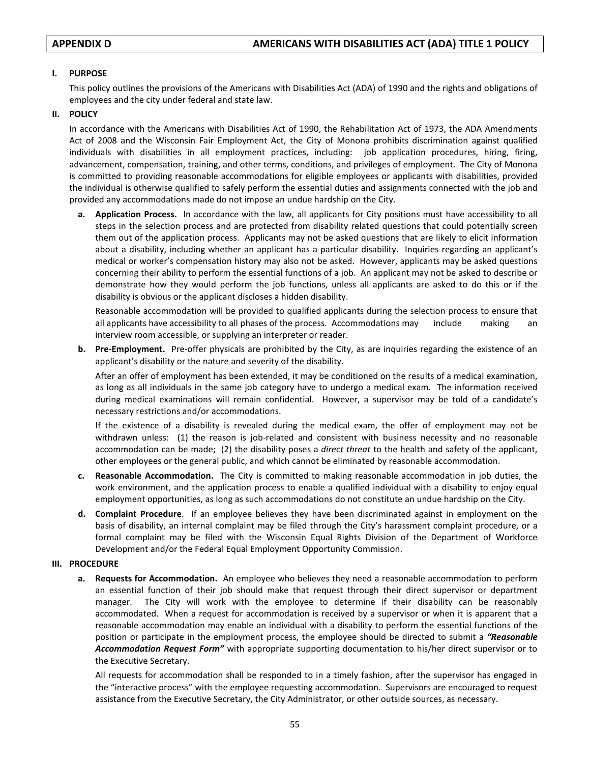## APPENDIX D AMERICANS WITH DISABILITIES ACT (ADA) TITLE 1 POLICY

### I. PURPOSE

This policy outlines the provisions of the Americans with Disabilities Act (ADA) of 1990 and the rights and obligations of employees and the city under federal and state law.

### II. POLICY

In accordance with the Americans with Disabilities Act of 1990, the Rehabilitation Act of 1973, the ADA Amendments Act of 2008 and the Wisconsin Fair Employment Act, the City of Monona prohibits discrimination against qualified individuals with disabilities in all employment practices, including: job application procedures, hiring, firing, advancement, compensation, training, and other terms, conditions, and privileges of employment. The City of Monona is committed to providing reasonable accommodations for eligible employees or applicants with disabilities, provided the individual is otherwise qualified to safely perform the essential duties and assignments connected with the job and provided any accommodations made do not impose an undue hardship on the City.

**a. Application Process.** In accordance with the law, all applicants for City positions must have accessibility to all steps in the selection process and are protected from disability related questions that could potentially screen them out of the application process. Applicants may not be asked questions that are likely to elicit information about a disability, including whether an applicant has a particular disability. Inquiries regarding an applicant's medical or worker's compensation history may also not be asked. However, applicants may be asked questions concerning their ability to perform the essential functions of a job. An applicant may not be asked to describe or demonstrate how they would perform the job functions, unless all applicants are asked to do this or if the disability is obvious or the applicant discloses a hidden disability.

Reasonable accommodation will be provided to qualified applicants during the selection process to ensure that all applicants have accessibility to all phases of the process. Accommodations may include making an interview room accessible, or supplying an interpreter or reader.

**b. Pre-Employment.** Pre-offer physicals are prohibited by the City, as are inquiries regarding the existence of an applicant's disability or the nature and severity of the disability.

After an offer of employment has been extended, it may be conditioned on the results of a medical examination, as long as all individuals in the same job category have to undergo a medical exam. The information received during medical examinations will remain confidential. However, a supervisor may be told of a candidate's necessary restrictions and/or accommodations.

If the existence of a disability is revealed during the medical exam, the offer of employment may not be withdrawn unless: (1) the reason is job-related and consistent with business necessity and no reasonable accommodation can be made; (2) the disability poses a *direct threat* to the health and safety of the applicant, other employees or the general public, and which cannot be eliminated by reasonable accommodation.

**c. Reasonable Accommodation.** The City is committed to making reasonable accommodation in job duties, the work environment, and the application process to enable a qualified individual with a disability to enjoy equal employment opportunities, as long as such accommodations do not constitute an undue hardship on the City.

**d. Complaint Procedure**. If an employee believes they have been discriminated against in employment on the basis of disability, an internal complaint may be filed through the City's harassment complaint procedure, or a formal complaint may be filed with the Wisconsin Equal Rights Division of the Department of Workforce Development and/or the Federal Equal Employment Opportunity Commission.

### III. PROCEDURE

**a. Requests for Accommodation.** An employee who believes they need a reasonable accommodation to perform an essential function of their job should make that request through their direct supervisor or department manager. The City will work with the employee to determine if their disability can be reasonably accommodated. When a request for accommodation is received by a supervisor or when it is apparent that a reasonable accommodation may enable an individual with a disability to perform the essential functions of the position or participate in the employment process, the employee should be directed to submit a ***"Reasonable Accommodation Request Form"*** with appropriate supporting documentation to his/her direct supervisor or to the Executive Secretary.

All requests for accommodation shall be responded to in a timely fashion, after the supervisor has engaged in the "interactive process" with the employee requesting accommodation. Supervisors are encouraged to request assistance from the Executive Secretary, the City Administrator, or other outside sources, as necessary.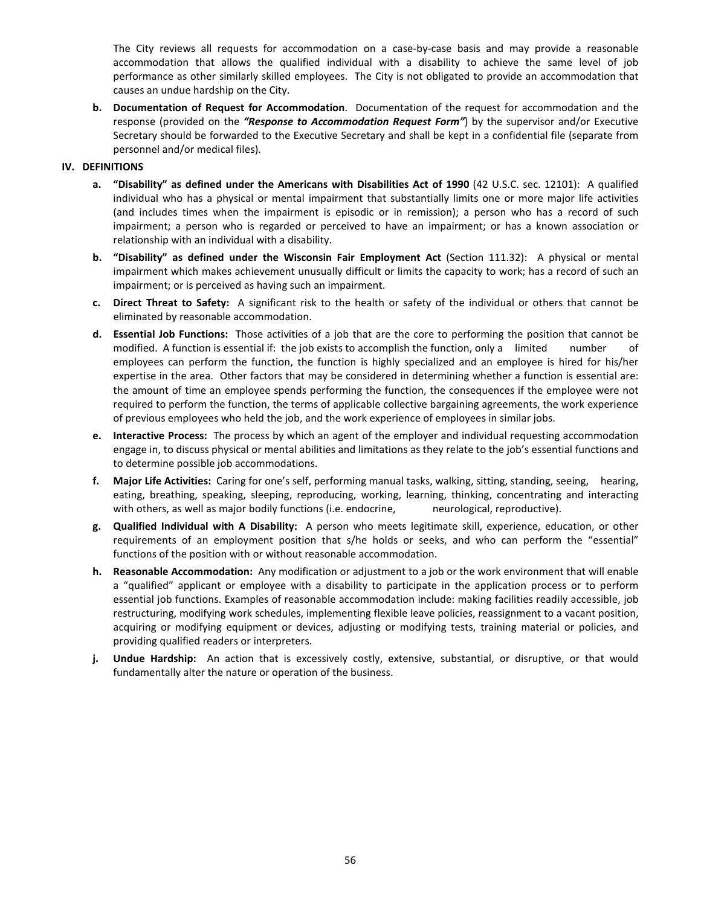The City reviews all requests for accommodation on a case-by-case basis and may provide a reasonable accommodation that allows the qualified individual with a disability to achieve the same level of job performance as other similarly skilled employees. The City is not obligated to provide an accommodation that causes an undue hardship on the City.

**b. Documentation of Request for Accommodation**. Documentation of the request for accommodation and the response (provided on the ***"Response to Accommodation Request Form"***) by the supervisor and/or Executive Secretary should be forwarded to the Executive Secretary and shall be kept in a confidential file (separate from personnel and/or medical files).

## IV. DEFINITIONS

**a. "Disability" as defined under the Americans with Disabilities Act of 1990** (42 U.S.C. sec. 12101): A qualified individual who has a physical or mental impairment that substantially limits one or more major life activities (and includes times when the impairment is episodic or in remission); a person who has a record of such impairment; a person who is regarded or perceived to have an impairment; or has a known association or relationship with an individual with a disability.

**b. "Disability" as defined under the Wisconsin Fair Employment Act** (Section 111.32): A physical or mental impairment which makes achievement unusually difficult or limits the capacity to work; has a record of such an impairment; or is perceived as having such an impairment.

**c. Direct Threat to Safety:** A significant risk to the health or safety of the individual or others that cannot be eliminated by reasonable accommodation.

**d. Essential Job Functions:** Those activities of a job that are the core to performing the position that cannot be modified. A function is essential if: the job exists to accomplish the function, only a limited number of employees can perform the function, the function is highly specialized and an employee is hired for his/her expertise in the area. Other factors that may be considered in determining whether a function is essential are: the amount of time an employee spends performing the function, the consequences if the employee were not required to perform the function, the terms of applicable collective bargaining agreements, the work experience of previous employees who held the job, and the work experience of employees in similar jobs.

**e. Interactive Process:** The process by which an agent of the employer and individual requesting accommodation engage in, to discuss physical or mental abilities and limitations as they relate to the job's essential functions and to determine possible job accommodations.

**f. Major Life Activities:** Caring for one's self, performing manual tasks, walking, sitting, standing, seeing, hearing, eating, breathing, speaking, sleeping, reproducing, working, learning, thinking, concentrating and interacting with others, as well as major bodily functions (i.e. endocrine, neurological, reproductive).

**g. Qualified Individual with A Disability:** A person who meets legitimate skill, experience, education, or other requirements of an employment position that s/he holds or seeks, and who can perform the "essential" functions of the position with or without reasonable accommodation.

**h. Reasonable Accommodation:** Any modification or adjustment to a job or the work environment that will enable a "qualified" applicant or employee with a disability to participate in the application process or to perform essential job functions. Examples of reasonable accommodation include: making facilities readily accessible, job restructuring, modifying work schedules, implementing flexible leave policies, reassignment to a vacant position, acquiring or modifying equipment or devices, adjusting or modifying tests, training material or policies, and providing qualified readers or interpreters.

**j. Undue Hardship:** An action that is excessively costly, extensive, substantial, or disruptive, or that would fundamentally alter the nature or operation of the business.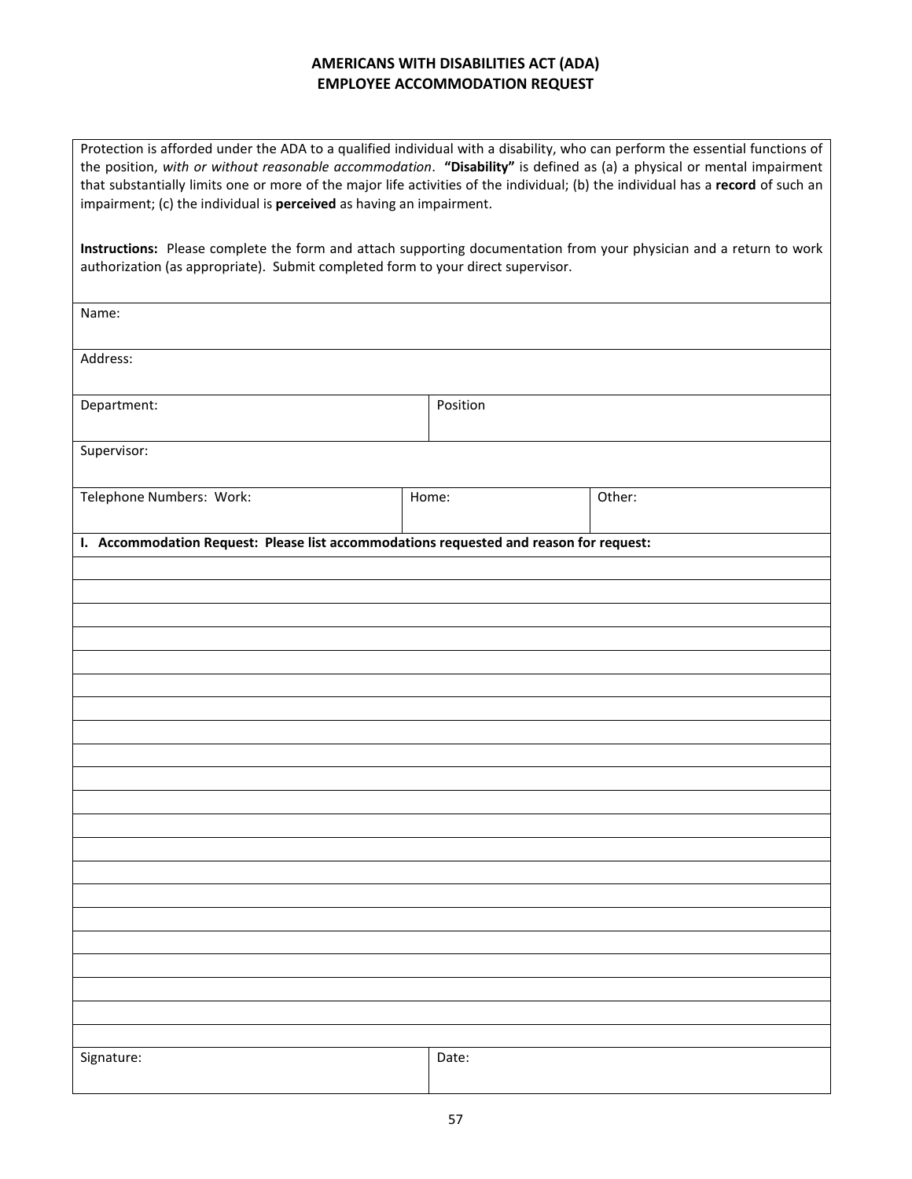# AMERICANS WITH DISABILITIES ACT (ADA)
# EMPLOYEE ACCOMMODATION REQUEST

Protection is afforded under the ADA to a qualified individual with a disability, who can perform the essential functions of the position, *with or without reasonable accommodation*. **"Disability"** is defined as (a) a physical or mental impairment that substantially limits one or more of the major life activities of the individual; (b) the individual has a **record** of such an impairment; (c) the individual is **perceived** as having an impairment.

**Instructions:** Please complete the form and attach supporting documentation from your physician and a return to work authorization (as appropriate). Submit completed form to your direct supervisor.

| Name: | | |
|---|---|---|
| Address: | | |
| Department: | Position | |
| Supervisor: | | |
| Telephone Numbers: Work: | Home: | Other: |

**I. Accommodation Request: Please list accommodations requested and reason for request:**

| |
|---|
| |
| |
| |
| |
| |
| |
| |
| |
| |
| |
| |
| |
| |
| |
| |
| |
| |
| |
| |
| |

| Signature: | Date: |
|---|---|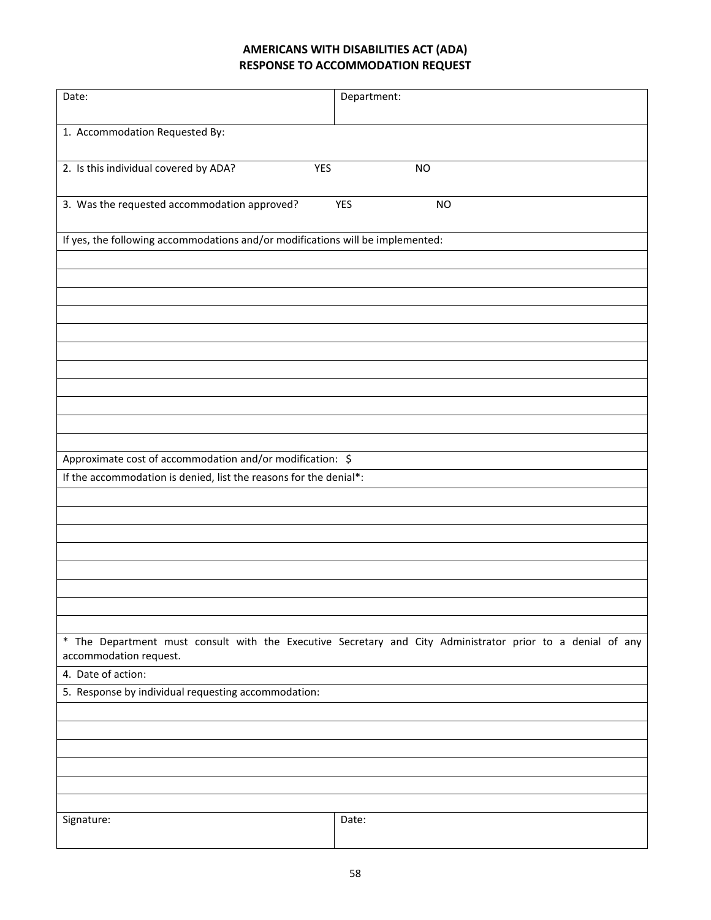# AMERICANS WITH DISABILITIES ACT (ADA)
## RESPONSE TO ACCOMMODATION REQUEST

| | |
|---|---|
| Date: | Department: |
| 1. Accommodation Requested By: | |
| 2. Is this individual covered by ADA? YES NO | |
| 3. Was the requested accommodation approved? YES NO | |
| If yes, the following accommodations and/or modifications will be implemented: | |
| | |
| | |
| | |
| | |
| | |
| | |
| | |
| | |
| | |
| | |
| | |
| Approximate cost of accommodation and/or modification: $ | |
| If the accommodation is denied, list the reasons for the denial*: | |
| | |
| | |
| | |
| | |
| | |
| | |
| | |
| | |
| * The Department must consult with the Executive Secretary and City Administrator prior to a denial of any accommodation request. | |
| 4. Date of action: | |
| 5. Response by individual requesting accommodation: | |
| | |
| | |
| | |
| | |
| | |
| | |
| Signature: | Date: |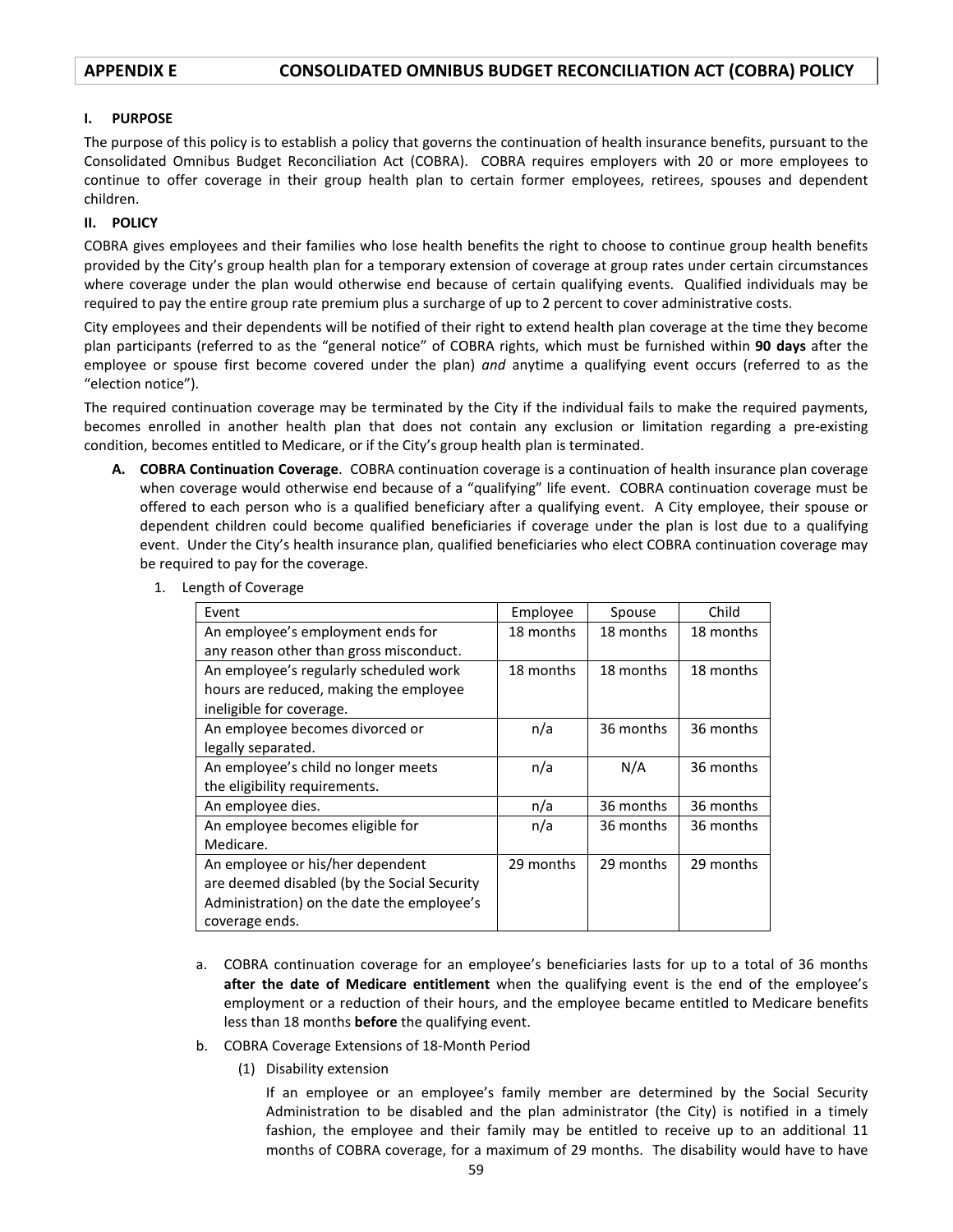## APPENDIX E CONSOLIDATED OMNIBUS BUDGET RECONCILIATION ACT (COBRA) POLICY

### I. PURPOSE

The purpose of this policy is to establish a policy that governs the continuation of health insurance benefits, pursuant to the Consolidated Omnibus Budget Reconciliation Act (COBRA). COBRA requires employers with 20 or more employees to continue to offer coverage in their group health plan to certain former employees, retirees, spouses and dependent children.

### II. POLICY

COBRA gives employees and their families who lose health benefits the right to choose to continue group health benefits provided by the City's group health plan for a temporary extension of coverage at group rates under certain circumstances where coverage under the plan would otherwise end because of certain qualifying events. Qualified individuals may be required to pay the entire group rate premium plus a surcharge of up to 2 percent to cover administrative costs.

City employees and their dependents will be notified of their right to extend health plan coverage at the time they become plan participants (referred to as the "general notice" of COBRA rights, which must be furnished within **90 days** after the employee or spouse first become covered under the plan) *and* anytime a qualifying event occurs (referred to as the "election notice").

The required continuation coverage may be terminated by the City if the individual fails to make the required payments, becomes enrolled in another health plan that does not contain any exclusion or limitation regarding a pre-existing condition, becomes entitled to Medicare, or if the City's group health plan is terminated.

A. **COBRA Continuation Coverage**. COBRA continuation coverage is a continuation of health insurance plan coverage when coverage would otherwise end because of a "qualifying" life event. COBRA continuation coverage must be offered to each person who is a qualified beneficiary after a qualifying event. A City employee, their spouse or dependent children could become qualified beneficiaries if coverage under the plan is lost due to a qualifying event. Under the City's health insurance plan, qualified beneficiaries who elect COBRA continuation coverage may be required to pay for the coverage.

   1. Length of Coverage

| Event | Employee | Spouse | Child |
|---|---|---|---|
| An employee's employment ends for any reason other than gross misconduct. | 18 months | 18 months | 18 months |
| An employee's regularly scheduled work hours are reduced, making the employee ineligible for coverage. | 18 months | 18 months | 18 months |
| An employee becomes divorced or legally separated. | n/a | 36 months | 36 months |
| An employee's child no longer meets the eligibility requirements. | n/a | N/A | 36 months |
| An employee dies. | n/a | 36 months | 36 months |
| An employee becomes eligible for Medicare. | n/a | 36 months | 36 months |
| An employee or his/her dependent are deemed disabled (by the Social Security Administration) on the date the employee's coverage ends. | 29 months | 29 months | 29 months |

      a. COBRA continuation coverage for an employee's beneficiaries lasts for up to a total of 36 months **after the date of Medicare entitlement** when the qualifying event is the end of the employee's employment or a reduction of their hours, and the employee became entitled to Medicare benefits less than 18 months **before** the qualifying event.

      b. COBRA Coverage Extensions of 18-Month Period

         (1) Disability extension

         If an employee or an employee's family member are determined by the Social Security Administration to be disabled and the plan administrator (the City) is notified in a timely fashion, the employee and their family may be entitled to receive up to an additional 11 months of COBRA coverage, for a maximum of 29 months. The disability would have to have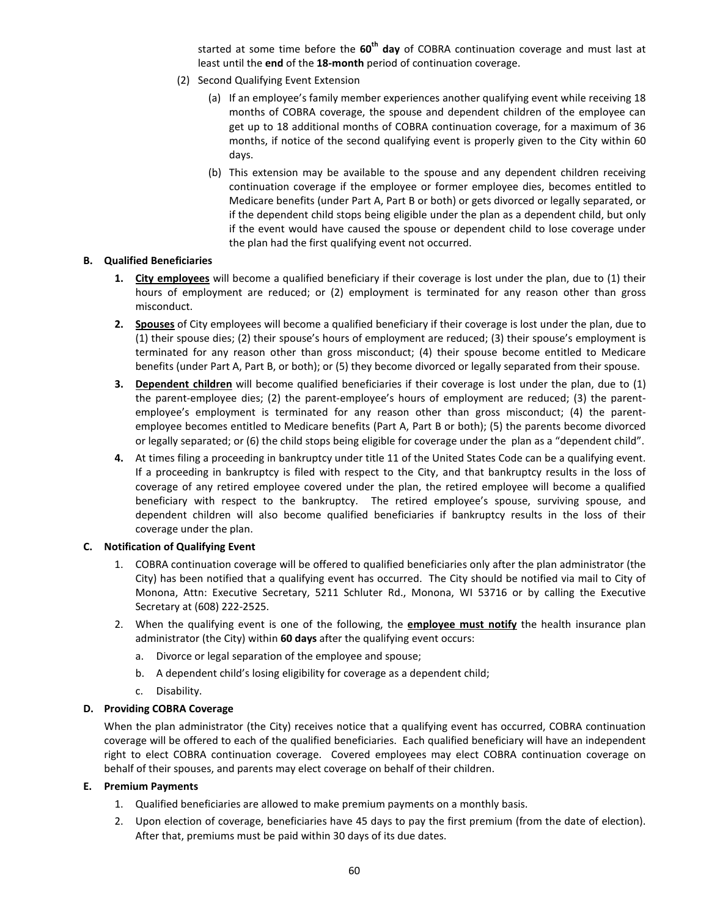started at some time before the **60th day** of COBRA continuation coverage and must last at least until the **end** of the **18-month** period of continuation coverage.

(2) Second Qualifying Event Extension

(a) If an employee's family member experiences another qualifying event while receiving 18 months of COBRA coverage, the spouse and dependent children of the employee can get up to 18 additional months of COBRA continuation coverage, for a maximum of 36 months, if notice of the second qualifying event is properly given to the City within 60 days.

(b) This extension may be available to the spouse and any dependent children receiving continuation coverage if the employee or former employee dies, becomes entitled to Medicare benefits (under Part A, Part B or both) or gets divorced or legally separated, or if the dependent child stops being eligible under the plan as a dependent child, but only if the event would have caused the spouse or dependent child to lose coverage under the plan had the first qualifying event not occurred.

**B. Qualified Beneficiaries**

1. **City employees** will become a qualified beneficiary if their coverage is lost under the plan, due to (1) their hours of employment are reduced; or (2) employment is terminated for any reason other than gross misconduct.
2. **Spouses** of City employees will become a qualified beneficiary if their coverage is lost under the plan, due to (1) their spouse dies; (2) their spouse's hours of employment are reduced; (3) their spouse's employment is terminated for any reason other than gross misconduct; (4) their spouse become entitled to Medicare benefits (under Part A, Part B, or both); or (5) they become divorced or legally separated from their spouse.
3. **Dependent children** will become qualified beneficiaries if their coverage is lost under the plan, due to (1) the parent-employee dies; (2) the parent-employee's hours of employment are reduced; (3) the parent-employee's employment is terminated for any reason other than gross misconduct; (4) the parent-employee becomes entitled to Medicare benefits (Part A, Part B or both); (5) the parents become divorced or legally separated; or (6) the child stops being eligible for coverage under the plan as a "dependent child".
4. At times filing a proceeding in bankruptcy under title 11 of the United States Code can be a qualifying event. If a proceeding in bankruptcy is filed with respect to the City, and that bankruptcy results in the loss of coverage of any retired employee covered under the plan, the retired employee will become a qualified beneficiary with respect to the bankruptcy. The retired employee's spouse, surviving spouse, and dependent children will also become qualified beneficiaries if bankruptcy results in the loss of their coverage under the plan.

**C. Notification of Qualifying Event**

1. COBRA continuation coverage will be offered to qualified beneficiaries only after the plan administrator (the City) has been notified that a qualifying event has occurred. The City should be notified via mail to City of Monona, Attn: Executive Secretary, 5211 Schluter Rd., Monona, WI 53716 or by calling the Executive Secretary at (608) 222-2525.
2. When the qualifying event is one of the following, the **employee must notify** the health insurance plan administrator (the City) within **60 days** after the qualifying event occurs:
   a. Divorce or legal separation of the employee and spouse;
   b. A dependent child's losing eligibility for coverage as a dependent child;
   c. Disability.

**D. Providing COBRA Coverage**

When the plan administrator (the City) receives notice that a qualifying event has occurred, COBRA continuation coverage will be offered to each of the qualified beneficiaries. Each qualified beneficiary will have an independent right to elect COBRA continuation coverage. Covered employees may elect COBRA continuation coverage on behalf of their spouses, and parents may elect coverage on behalf of their children.

**E. Premium Payments**

1. Qualified beneficiaries are allowed to make premium payments on a monthly basis.
2. Upon election of coverage, beneficiaries have 45 days to pay the first premium (from the date of election). After that, premiums must be paid within 30 days of its due dates.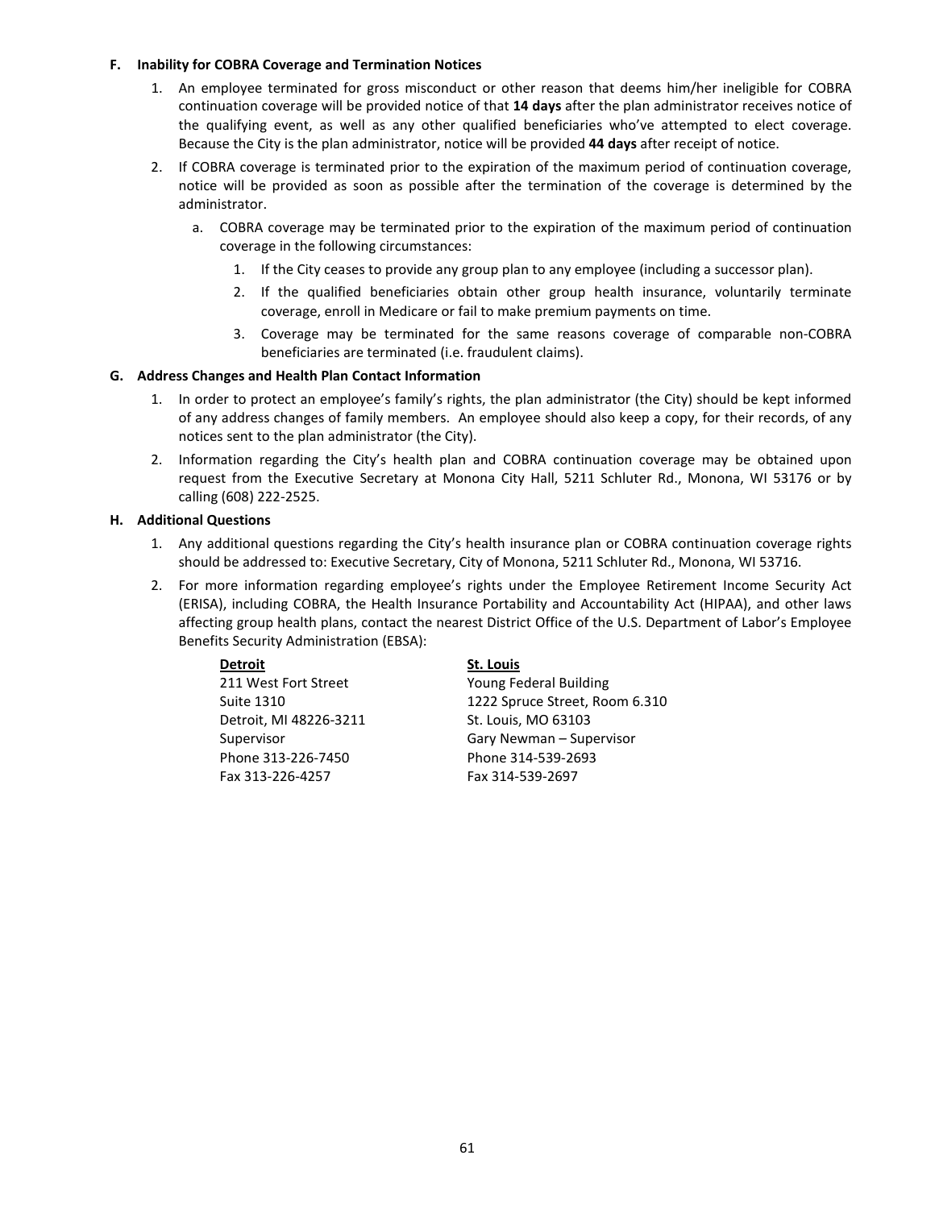**F. Inability for COBRA Coverage and Termination Notices**

1. An employee terminated for gross misconduct or other reason that deems him/her ineligible for COBRA continuation coverage will be provided notice of that **14 days** after the plan administrator receives notice of the qualifying event, as well as any other qualified beneficiaries who've attempted to elect coverage. Because the City is the plan administrator, notice will be provided **44 days** after receipt of notice.
2. If COBRA coverage is terminated prior to the expiration of the maximum period of continuation coverage, notice will be provided as soon as possible after the termination of the coverage is determined by the administrator.
   a. COBRA coverage may be terminated prior to the expiration of the maximum period of continuation coverage in the following circumstances:
      1. If the City ceases to provide any group plan to any employee (including a successor plan).
      2. If the qualified beneficiaries obtain other group health insurance, voluntarily terminate coverage, enroll in Medicare or fail to make premium payments on time.
      3. Coverage may be terminated for the same reasons coverage of comparable non-COBRA beneficiaries are terminated (i.e. fraudulent claims).

**G. Address Changes and Health Plan Contact Information**

1. In order to protect an employee's family's rights, the plan administrator (the City) should be kept informed of any address changes of family members. An employee should also keep a copy, for their records, of any notices sent to the plan administrator (the City).
2. Information regarding the City's health plan and COBRA continuation coverage may be obtained upon request from the Executive Secretary at Monona City Hall, 5211 Schluter Rd., Monona, WI 53176 or by calling (608) 222-2525.

**H. Additional Questions**

1. Any additional questions regarding the City's health insurance plan or COBRA continuation coverage rights should be addressed to: Executive Secretary, City of Monona, 5211 Schluter Rd., Monona, WI 53716.
2. For more information regarding employee's rights under the Employee Retirement Income Security Act (ERISA), including COBRA, the Health Insurance Portability and Accountability Act (HIPAA), and other laws affecting group health plans, contact the nearest District Office of the U.S. Department of Labor's Employee Benefits Security Administration (EBSA):

**Detroit**
211 West Fort Street
Suite 1310
Detroit, MI 48226-3211
Supervisor
Phone 313-226-7450
Fax 313-226-4257

**St. Louis**
Young Federal Building
1222 Spruce Street, Room 6.310
St. Louis, MO 63103
Gary Newman – Supervisor
Phone 314-539-2693
Fax 314-539-2697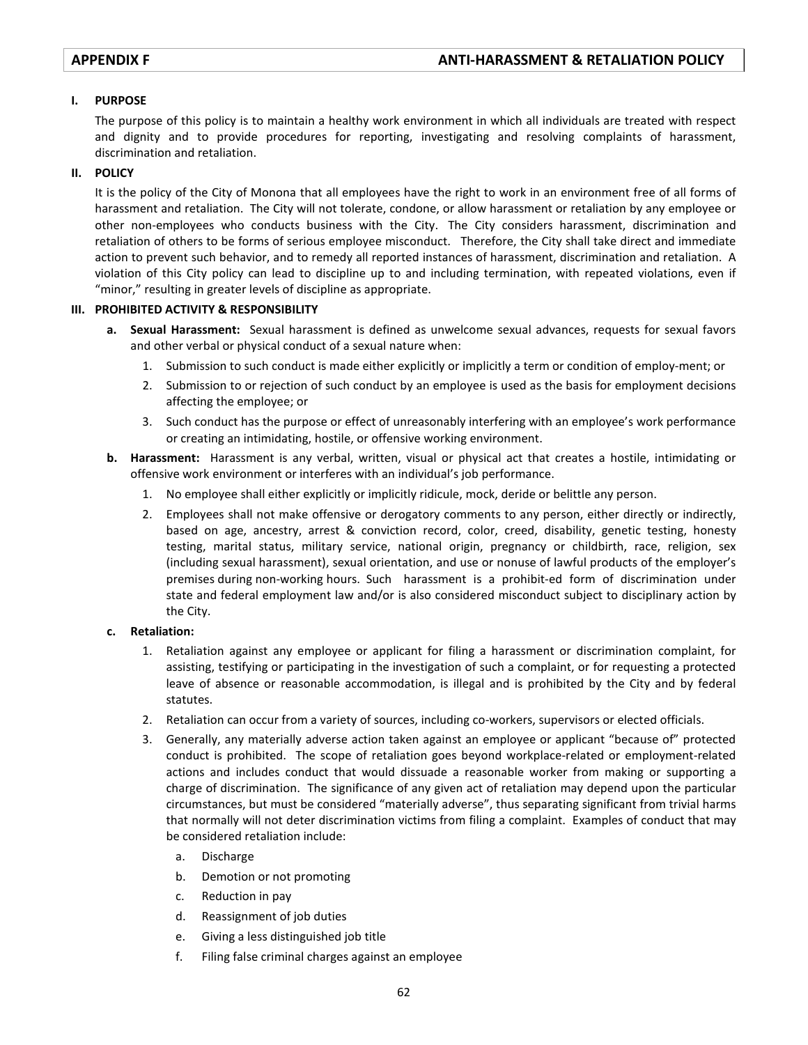## APPENDIX F ANTI-HARASSMENT & RETALIATION POLICY

### I. PURPOSE

The purpose of this policy is to maintain a healthy work environment in which all individuals are treated with respect and dignity and to provide procedures for reporting, investigating and resolving complaints of harassment, discrimination and retaliation.

### II. POLICY

It is the policy of the City of Monona that all employees have the right to work in an environment free of all forms of harassment and retaliation. The City will not tolerate, condone, or allow harassment or retaliation by any employee or other non-employees who conducts business with the City. The City considers harassment, discrimination and retaliation of others to be forms of serious employee misconduct. Therefore, the City shall take direct and immediate action to prevent such behavior, and to remedy all reported instances of harassment, discrimination and retaliation. A violation of this City policy can lead to discipline up to and including termination, with repeated violations, even if "minor," resulting in greater levels of discipline as appropriate.

### III. PROHIBITED ACTIVITY & RESPONSIBILITY

**a. Sexual Harassment:** Sexual harassment is defined as unwelcome sexual advances, requests for sexual favors and other verbal or physical conduct of a sexual nature when:

1. Submission to such conduct is made either explicitly or implicitly a term or condition of employ-ment; or
2. Submission to or rejection of such conduct by an employee is used as the basis for employment decisions affecting the employee; or
3. Such conduct has the purpose or effect of unreasonably interfering with an employee's work performance or creating an intimidating, hostile, or offensive working environment.

**b. Harassment:** Harassment is any verbal, written, visual or physical act that creates a hostile, intimidating or offensive work environment or interferes with an individual's job performance.

1. No employee shall either explicitly or implicitly ridicule, mock, deride or belittle any person.
2. Employees shall not make offensive or derogatory comments to any person, either directly or indirectly, based on age, ancestry, arrest & conviction record, color, creed, disability, genetic testing, honesty testing, marital status, military service, national origin, pregnancy or childbirth, race, religion, sex (including sexual harassment), sexual orientation, and use or nonuse of lawful products of the employer's premises during non-working hours. Such harassment is a prohibit-ed form of discrimination under state and federal employment law and/or is also considered misconduct subject to disciplinary action by the City.

**c. Retaliation:**

1. Retaliation against any employee or applicant for filing a harassment or discrimination complaint, for assisting, testifying or participating in the investigation of such a complaint, or for requesting a protected leave of absence or reasonable accommodation, is illegal and is prohibited by the City and by federal statutes.
2. Retaliation can occur from a variety of sources, including co-workers, supervisors or elected officials.
3. Generally, any materially adverse action taken against an employee or applicant "because of" protected conduct is prohibited. The scope of retaliation goes beyond workplace-related or employment-related actions and includes conduct that would dissuade a reasonable worker from making or supporting a charge of discrimination. The significance of any given act of retaliation may depend upon the particular circumstances, but must be considered "materially adverse", thus separating significant from trivial harms that normally will not deter discrimination victims from filing a complaint. Examples of conduct that may be considered retaliation include:
   a. Discharge
   b. Demotion or not promoting
   c. Reduction in pay
   d. Reassignment of job duties
   e. Giving a less distinguished job title
   f. Filing false criminal charges against an employee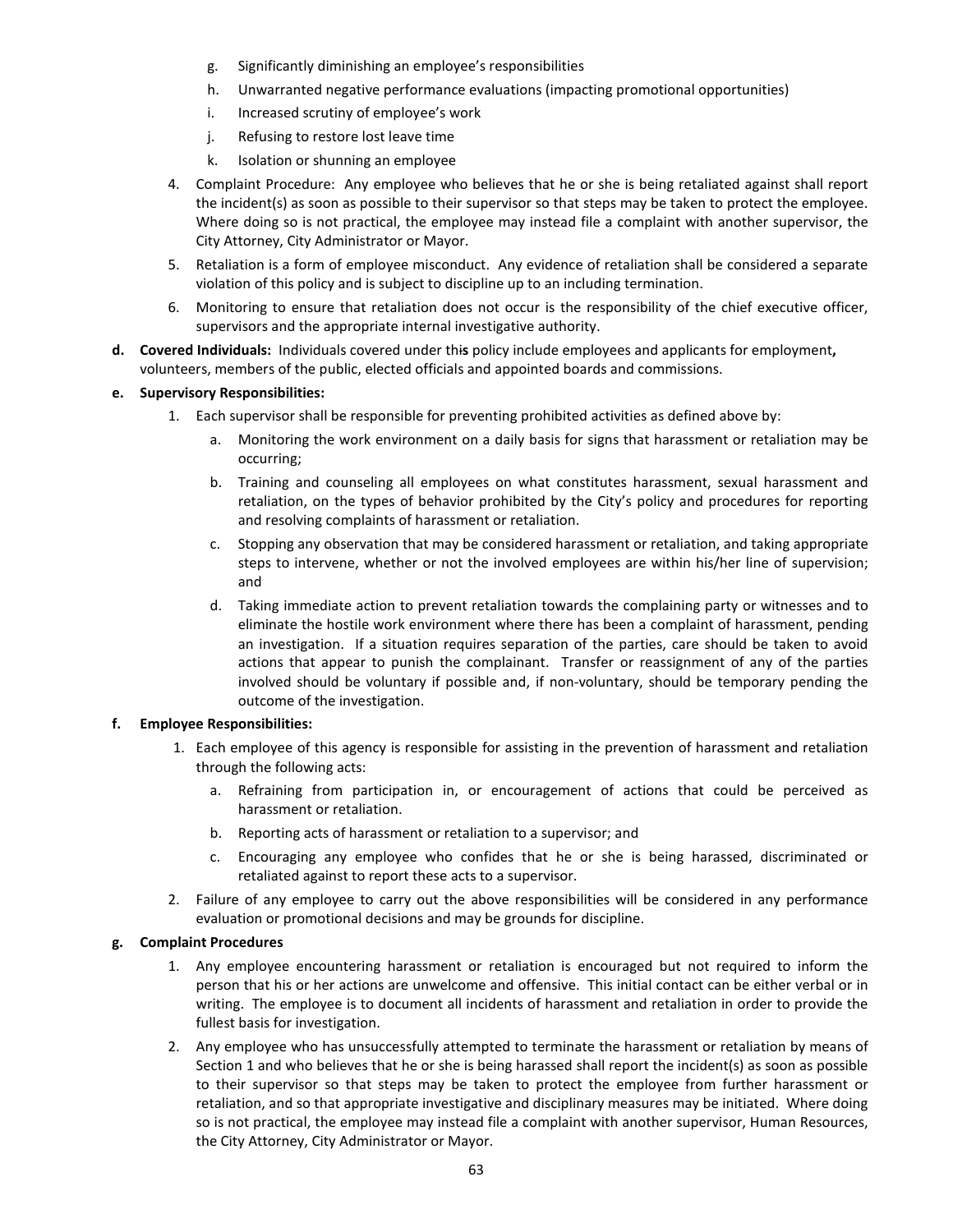g. Significantly diminishing an employee's responsibilities
   h. Unwarranted negative performance evaluations (impacting promotional opportunities)
   i. Increased scrutiny of employee's work
   j. Refusing to restore lost leave time
   k. Isolation or shunning an employee

4. Complaint Procedure: Any employee who believes that he or she is being retaliated against shall report the incident(s) as soon as possible to their supervisor so that steps may be taken to protect the employee. Where doing so is not practical, the employee may instead file a complaint with another supervisor, the City Attorney, City Administrator or Mayor.
5. Retaliation is a form of employee misconduct. Any evidence of retaliation shall be considered a separate violation of this policy and is subject to discipline up to an including termination.
6. Monitoring to ensure that retaliation does not occur is the responsibility of the chief executive officer, supervisors and the appropriate internal investigative authority.

**d. Covered Individuals:** Individuals covered under this policy include employees and applicants for employment**,** volunteers, members of the public, elected officials and appointed boards and commissions.

**e. Supervisory Responsibilities:**

1. Each supervisor shall be responsible for preventing prohibited activities as defined above by:
   a. Monitoring the work environment on a daily basis for signs that harassment or retaliation may be occurring;
   b. Training and counseling all employees on what constitutes harassment, sexual harassment and retaliation, on the types of behavior prohibited by the City's policy and procedures for reporting and resolving complaints of harassment or retaliation.
   c. Stopping any observation that may be considered harassment or retaliation, and taking appropriate steps to intervene, whether or not the involved employees are within his/her line of supervision; and
   d. Taking immediate action to prevent retaliation towards the complaining party or witnesses and to eliminate the hostile work environment where there has been a complaint of harassment, pending an investigation. If a situation requires separation of the parties, care should be taken to avoid actions that appear to punish the complainant. Transfer or reassignment of any of the parties involved should be voluntary if possible and, if non-voluntary, should be temporary pending the outcome of the investigation.

**f. Employee Responsibilities:**

1. Each employee of this agency is responsible for assisting in the prevention of harassment and retaliation through the following acts:
   a. Refraining from participation in, or encouragement of actions that could be perceived as harassment or retaliation.
   b. Reporting acts of harassment or retaliation to a supervisor; and
   c. Encouraging any employee who confides that he or she is being harassed, discriminated or retaliated against to report these acts to a supervisor.
2. Failure of any employee to carry out the above responsibilities will be considered in any performance evaluation or promotional decisions and may be grounds for discipline.

**g. Complaint Procedures**

1. Any employee encountering harassment or retaliation is encouraged but not required to inform the person that his or her actions are unwelcome and offensive. This initial contact can be either verbal or in writing. The employee is to document all incidents of harassment and retaliation in order to provide the fullest basis for investigation.
2. Any employee who has unsuccessfully attempted to terminate the harassment or retaliation by means of Section 1 and who believes that he or she is being harassed shall report the incident(s) as soon as possible to their supervisor so that steps may be taken to protect the employee from further harassment or retaliation, and so that appropriate investigative and disciplinary measures may be initiated. Where doing so is not practical, the employee may instead file a complaint with another supervisor, Human Resources, the City Attorney, City Administrator or Mayor.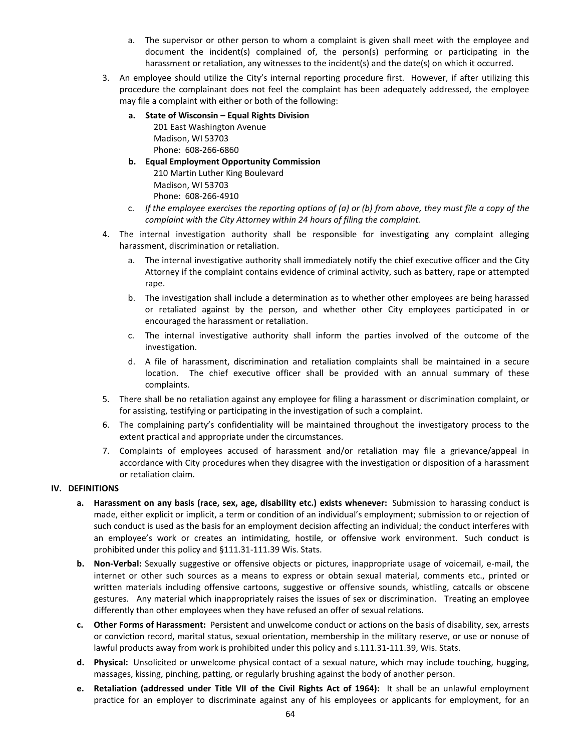a. The supervisor or other person to whom a complaint is given shall meet with the employee and document the incident(s) complained of, the person(s) performing or participating in the harassment or retaliation, any witnesses to the incident(s) and the date(s) on which it occurred.

3. An employee should utilize the City's internal reporting procedure first. However, if after utilizing this procedure the complainant does not feel the complaint has been adequately addressed, the employee may file a complaint with either or both of the following:

   a. **State of Wisconsin – Equal Rights Division**
      201 East Washington Avenue
      Madison, WI 53703
      Phone: 608-266-6860

   b. **Equal Employment Opportunity Commission**
      210 Martin Luther King Boulevard
      Madison, WI 53703
      Phone: 608-266-4910

   c. *If the employee exercises the reporting options of (a) or (b) from above, they must file a copy of the complaint with the City Attorney within 24 hours of filing the complaint.*

4. The internal investigation authority shall be responsible for investigating any complaint alleging harassment, discrimination or retaliation.

   a. The internal investigative authority shall immediately notify the chief executive officer and the City Attorney if the complaint contains evidence of criminal activity, such as battery, rape or attempted rape.

   b. The investigation shall include a determination as to whether other employees are being harassed or retaliated against by the person, and whether other City employees participated in or encouraged the harassment or retaliation.

   c. The internal investigative authority shall inform the parties involved of the outcome of the investigation.

   d. A file of harassment, discrimination and retaliation complaints shall be maintained in a secure location. The chief executive officer shall be provided with an annual summary of these complaints.

5. There shall be no retaliation against any employee for filing a harassment or discrimination complaint, or for assisting, testifying or participating in the investigation of such a complaint.

6. The complaining party's confidentiality will be maintained throughout the investigatory process to the extent practical and appropriate under the circumstances.

7. Complaints of employees accused of harassment and/or retaliation may file a grievance/appeal in accordance with City procedures when they disagree with the investigation or disposition of a harassment or retaliation claim.

## IV. DEFINITIONS

a. **Harassment on any basis (race, sex, age, disability etc.) exists whenever:** Submission to harassing conduct is made, either explicit or implicit, a term or condition of an individual's employment; submission to or rejection of such conduct is used as the basis for an employment decision affecting an individual; the conduct interferes with an employee's work or creates an intimidating, hostile, or offensive work environment. Such conduct is prohibited under this policy and §111.31-111.39 Wis. Stats.

b. **Non-Verbal:** Sexually suggestive or offensive objects or pictures, inappropriate usage of voicemail, e-mail, the internet or other such sources as a means to express or obtain sexual material, comments etc., printed or written materials including offensive cartoons, suggestive or offensive sounds, whistling, catcalls or obscene gestures. Any material which inappropriately raises the issues of sex or discrimination. Treating an employee differently than other employees when they have refused an offer of sexual relations.

c. **Other Forms of Harassment:** Persistent and unwelcome conduct or actions on the basis of disability, sex, arrests or conviction record, marital status, sexual orientation, membership in the military reserve, or use or nonuse of lawful products away from work is prohibited under this policy and s.111.31-111.39, Wis. Stats.

d. **Physical:** Unsolicited or unwelcome physical contact of a sexual nature, which may include touching, hugging, massages, kissing, pinching, patting, or regularly brushing against the body of another person.

e. **Retaliation (addressed under Title VII of the Civil Rights Act of 1964):** It shall be an unlawful employment practice for an employer to discriminate against any of his employees or applicants for employment, for an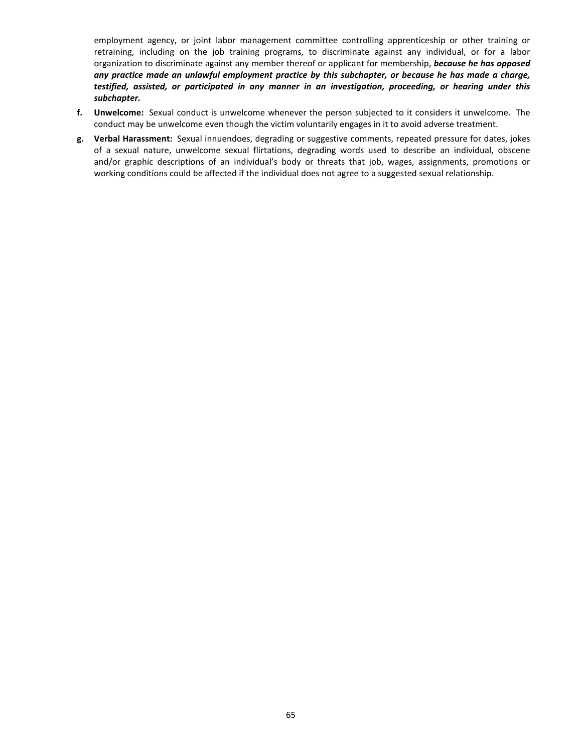employment agency, or joint labor management committee controlling apprenticeship or other training or retraining, including on the job training programs, to discriminate against any individual, or for a labor organization to discriminate against any member thereof or applicant for membership, ***because he has opposed any practice made an unlawful employment practice by this subchapter, or because he has made a charge, testified, assisted, or participated in any manner in an investigation, proceeding, or hearing under this subchapter.***

**f. Unwelcome:** Sexual conduct is unwelcome whenever the person subjected to it considers it unwelcome. The conduct may be unwelcome even though the victim voluntarily engages in it to avoid adverse treatment.

**g. Verbal Harassment:** Sexual innuendoes, degrading or suggestive comments, repeated pressure for dates, jokes of a sexual nature, unwelcome sexual flirtations, degrading words used to describe an individual, obscene and/or graphic descriptions of an individual's body or threats that job, wages, assignments, promotions or working conditions could be affected if the individual does not agree to a suggested sexual relationship.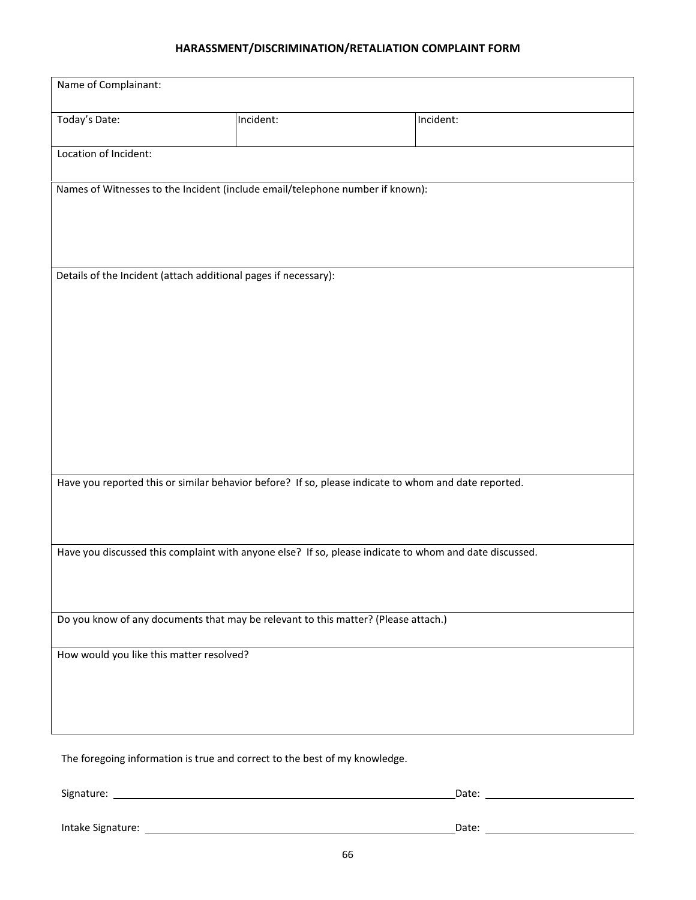## HARASSMENT/DISCRIMINATION/RETALIATION COMPLAINT FORM

| Name of Complainant: | | |
|---|---|---|
| Today's Date: | Incident: | Incident: |
| Location of Incident: | | |
| Names of Witnesses to the Incident (include email/telephone number if known): | | |
| Details of the Incident (attach additional pages if necessary): | | |
| Have you reported this or similar behavior before? If so, please indicate to whom and date reported. | | |
| Have you discussed this complaint with anyone else? If so, please indicate to whom and date discussed. | | |
| Do you know of any documents that may be relevant to this matter? (Please attach.) | | |
| How would you like this matter resolved? | | |

The foregoing information is true and correct to the best of my knowledge.

Signature: ______________________________ Date: ______________

Intake Signature: ______________________________ Date: ______________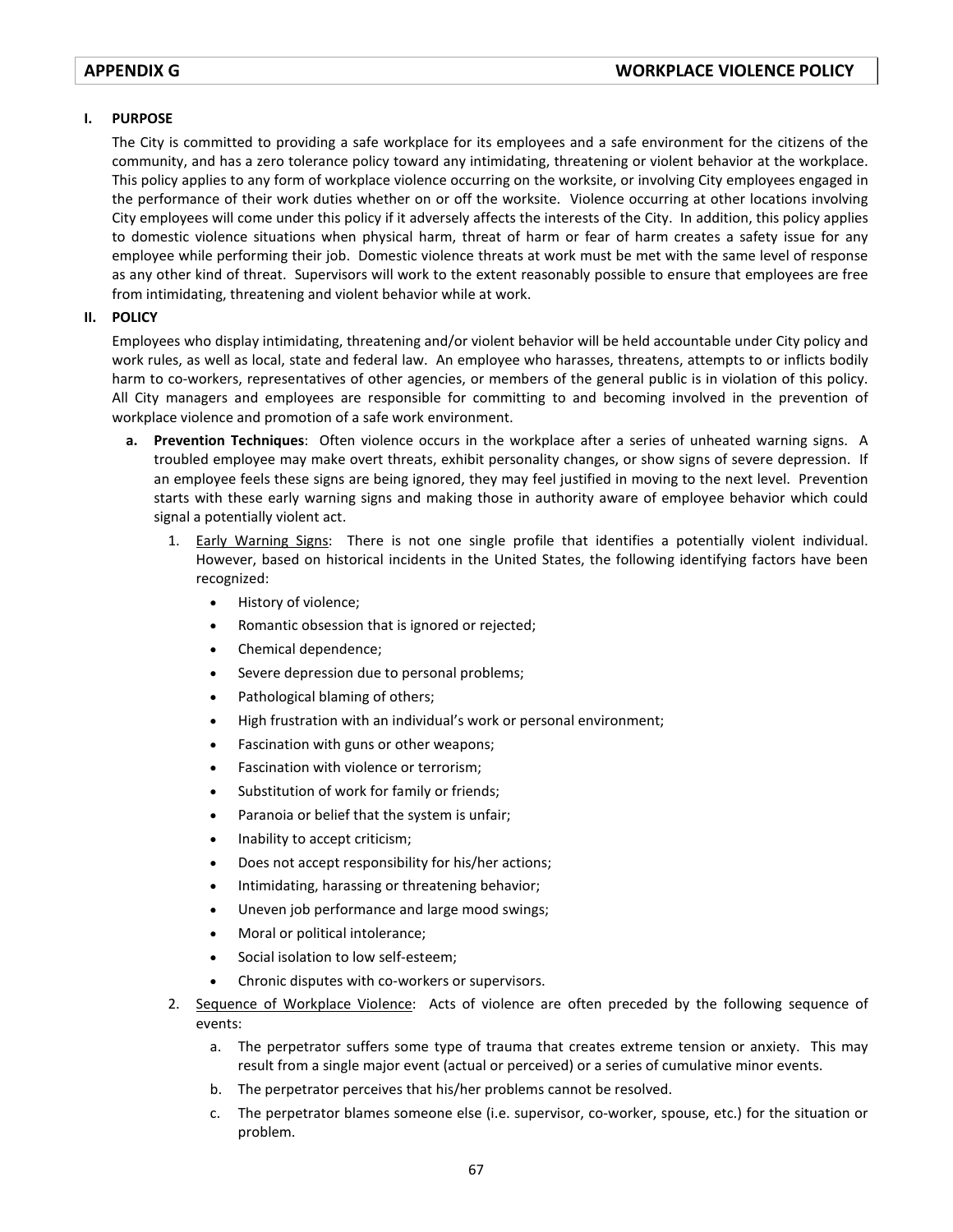## APPENDIX G WORKPLACE VIOLENCE POLICY

### I. PURPOSE

The City is committed to providing a safe workplace for its employees and a safe environment for the citizens of the community, and has a zero tolerance policy toward any intimidating, threatening or violent behavior at the workplace. This policy applies to any form of workplace violence occurring on the worksite, or involving City employees engaged in the performance of their work duties whether on or off the worksite. Violence occurring at other locations involving City employees will come under this policy if it adversely affects the interests of the City. In addition, this policy applies to domestic violence situations when physical harm, threat of harm or fear of harm creates a safety issue for any employee while performing their job. Domestic violence threats at work must be met with the same level of response as any other kind of threat. Supervisors will work to the extent reasonably possible to ensure that employees are free from intimidating, threatening and violent behavior while at work.

### II. POLICY

Employees who display intimidating, threatening and/or violent behavior will be held accountable under City policy and work rules, as well as local, state and federal law. An employee who harasses, threatens, attempts to or inflicts bodily harm to co-workers, representatives of other agencies, or members of the general public is in violation of this policy. All City managers and employees are responsible for committing to and becoming involved in the prevention of workplace violence and promotion of a safe work environment.

a. **Prevention Techniques**: Often violence occurs in the workplace after a series of unheated warning signs. A troubled employee may make overt threats, exhibit personality changes, or show signs of severe depression. If an employee feels these signs are being ignored, they may feel justified in moving to the next level. Prevention starts with these early warning signs and making those in authority aware of employee behavior which could signal a potentially violent act.

   1. Early Warning Signs: There is not one single profile that identifies a potentially violent individual. However, based on historical incidents in the United States, the following identifying factors have been recognized:
      - History of violence;
      - Romantic obsession that is ignored or rejected;
      - Chemical dependence;
      - Severe depression due to personal problems;
      - Pathological blaming of others;
      - High frustration with an individual's work or personal environment;
      - Fascination with guns or other weapons;
      - Fascination with violence or terrorism;
      - Substitution of work for family or friends;
      - Paranoia or belief that the system is unfair;
      - Inability to accept criticism;
      - Does not accept responsibility for his/her actions;
      - Intimidating, harassing or threatening behavior;
      - Uneven job performance and large mood swings;
      - Moral or political intolerance;
      - Social isolation to low self-esteem;
      - Chronic disputes with co-workers or supervisors.

   2. Sequence of Workplace Violence: Acts of violence are often preceded by the following sequence of events:
      a. The perpetrator suffers some type of trauma that creates extreme tension or anxiety. This may result from a single major event (actual or perceived) or a series of cumulative minor events.
      b. The perpetrator perceives that his/her problems cannot be resolved.
      c. The perpetrator blames someone else (i.e. supervisor, co-worker, spouse, etc.) for the situation or problem.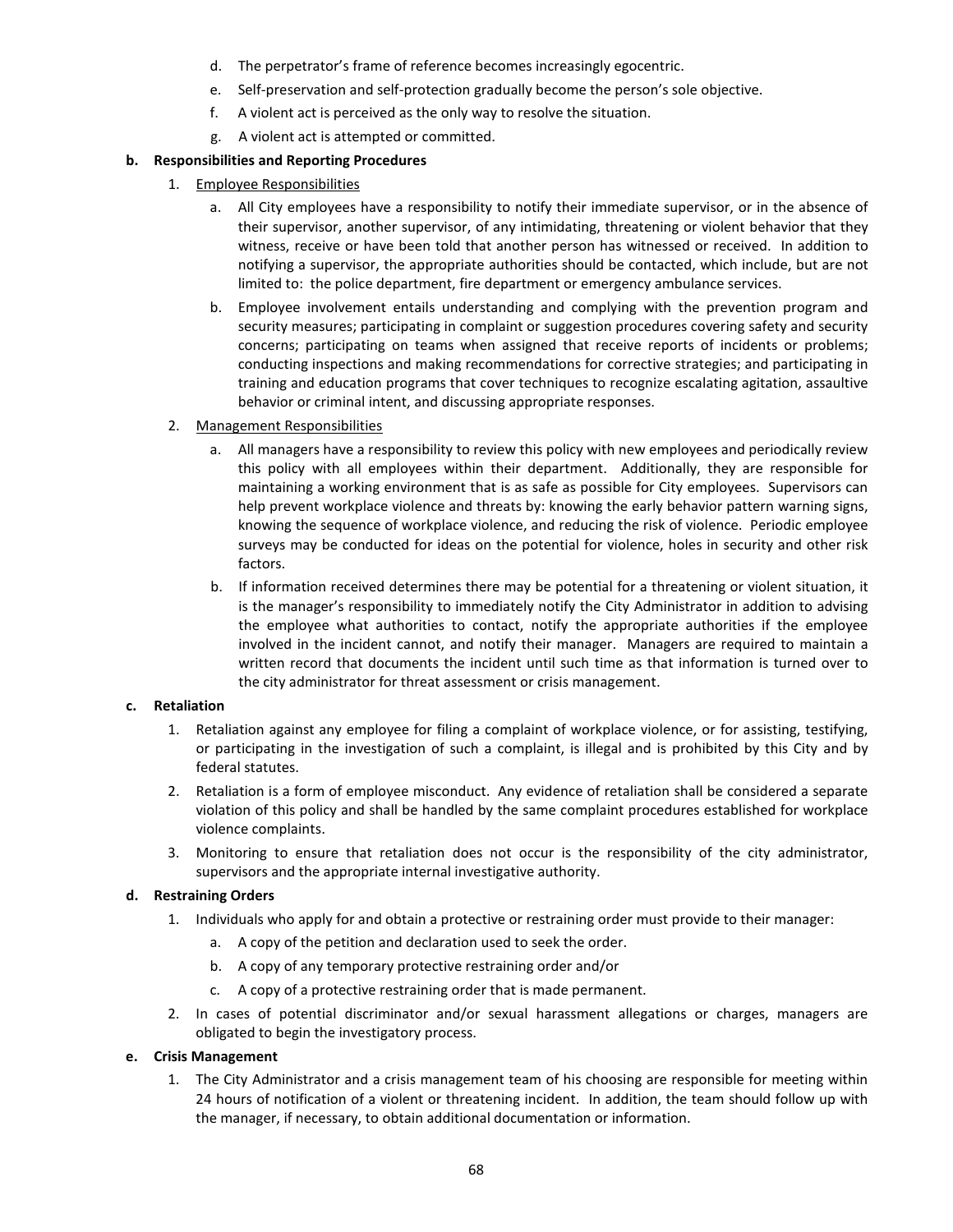d. The perpetrator's frame of reference becomes increasingly egocentric.
e. Self-preservation and self-protection gradually become the person's sole objective.
f. A violent act is perceived as the only way to resolve the situation.
g. A violent act is attempted or committed.

**b. Responsibilities and Reporting Procedures**

1. Employee Responsibilities
   a. All City employees have a responsibility to notify their immediate supervisor, or in the absence of their supervisor, another supervisor, of any intimidating, threatening or violent behavior that they witness, receive or have been told that another person has witnessed or received. In addition to notifying a supervisor, the appropriate authorities should be contacted, which include, but are not limited to: the police department, fire department or emergency ambulance services.
   b. Employee involvement entails understanding and complying with the prevention program and security measures; participating in complaint or suggestion procedures covering safety and security concerns; participating on teams when assigned that receive reports of incidents or problems; conducting inspections and making recommendations for corrective strategies; and participating in training and education programs that cover techniques to recognize escalating agitation, assaultive behavior or criminal intent, and discussing appropriate responses.
2. Management Responsibilities
   a. All managers have a responsibility to review this policy with new employees and periodically review this policy with all employees within their department. Additionally, they are responsible for maintaining a working environment that is as safe as possible for City employees. Supervisors can help prevent workplace violence and threats by: knowing the early behavior pattern warning signs, knowing the sequence of workplace violence, and reducing the risk of violence. Periodic employee surveys may be conducted for ideas on the potential for violence, holes in security and other risk factors.
   b. If information received determines there may be potential for a threatening or violent situation, it is the manager's responsibility to immediately notify the City Administrator in addition to advising the employee what authorities to contact, notify the appropriate authorities if the employee involved in the incident cannot, and notify their manager. Managers are required to maintain a written record that documents the incident until such time as that information is turned over to the city administrator for threat assessment or crisis management.

**c. Retaliation**

1. Retaliation against any employee for filing a complaint of workplace violence, or for assisting, testifying, or participating in the investigation of such a complaint, is illegal and is prohibited by this City and by federal statutes.
2. Retaliation is a form of employee misconduct. Any evidence of retaliation shall be considered a separate violation of this policy and shall be handled by the same complaint procedures established for workplace violence complaints.
3. Monitoring to ensure that retaliation does not occur is the responsibility of the city administrator, supervisors and the appropriate internal investigative authority.

**d. Restraining Orders**

1. Individuals who apply for and obtain a protective or restraining order must provide to their manager:
   a. A copy of the petition and declaration used to seek the order.
   b. A copy of any temporary protective restraining order and/or
   c. A copy of a protective restraining order that is made permanent.
2. In cases of potential discriminator and/or sexual harassment allegations or charges, managers are obligated to begin the investigatory process.

**e. Crisis Management**

1. The City Administrator and a crisis management team of his choosing are responsible for meeting within 24 hours of notification of a violent or threatening incident. In addition, the team should follow up with the manager, if necessary, to obtain additional documentation or information.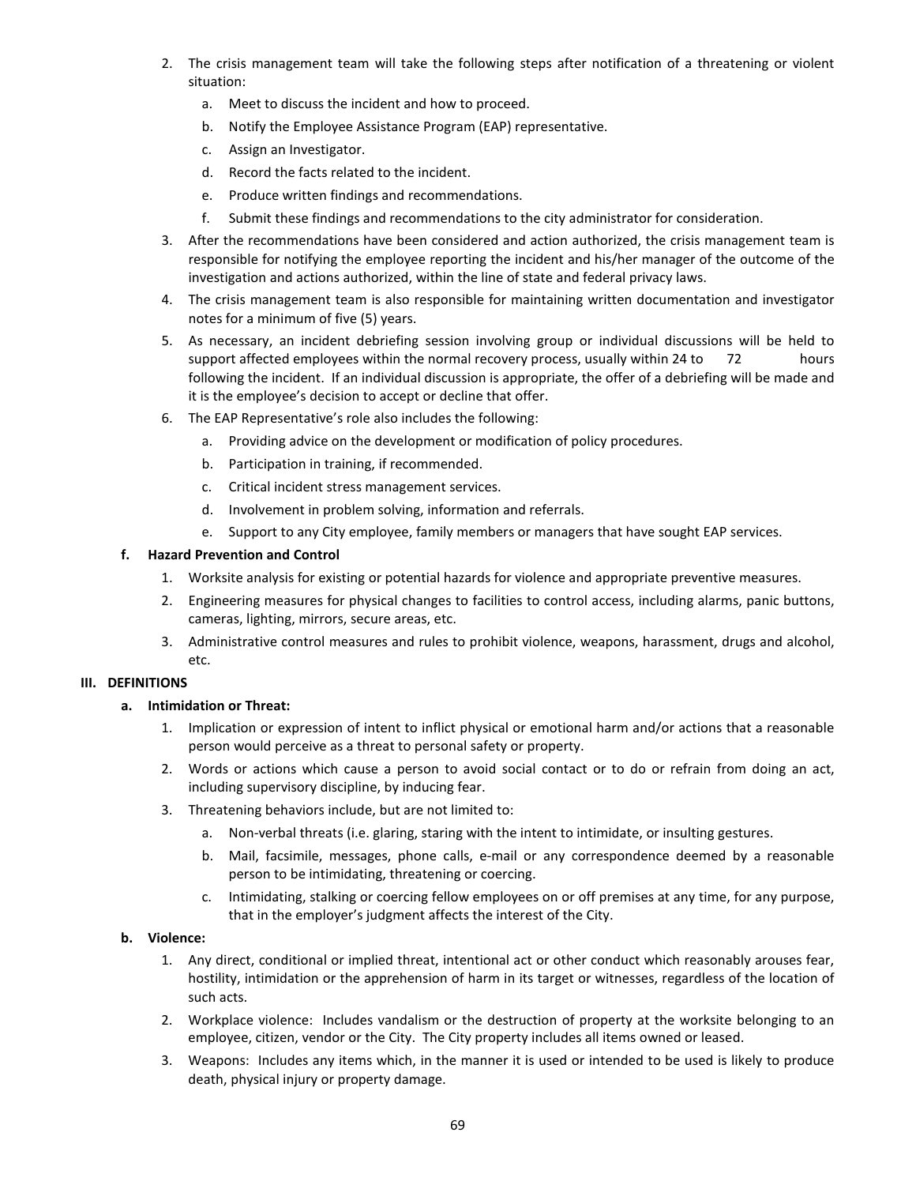2. The crisis management team will take the following steps after notification of a threatening or violent situation:
   a. Meet to discuss the incident and how to proceed.
   b. Notify the Employee Assistance Program (EAP) representative.
   c. Assign an Investigator.
   d. Record the facts related to the incident.
   e. Produce written findings and recommendations.
   f. Submit these findings and recommendations to the city administrator for consideration.
3. After the recommendations have been considered and action authorized, the crisis management team is responsible for notifying the employee reporting the incident and his/her manager of the outcome of the investigation and actions authorized, within the line of state and federal privacy laws.
4. The crisis management team is also responsible for maintaining written documentation and investigator notes for a minimum of five (5) years.
5. As necessary, an incident debriefing session involving group or individual discussions will be held to support affected employees within the normal recovery process, usually within 24 to 72 hours following the incident. If an individual discussion is appropriate, the offer of a debriefing will be made and it is the employee's decision to accept or decline that offer.
6. The EAP Representative's role also includes the following:
   a. Providing advice on the development or modification of policy procedures.
   b. Participation in training, if recommended.
   c. Critical incident stress management services.
   d. Involvement in problem solving, information and referrals.
   e. Support to any City employee, family members or managers that have sought EAP services.

**f. Hazard Prevention and Control**

1. Worksite analysis for existing or potential hazards for violence and appropriate preventive measures.
2. Engineering measures for physical changes to facilities to control access, including alarms, panic buttons, cameras, lighting, mirrors, secure areas, etc.
3. Administrative control measures and rules to prohibit violence, weapons, harassment, drugs and alcohol, etc.

## III. DEFINITIONS

**a. Intimidation or Threat:**

1. Implication or expression of intent to inflict physical or emotional harm and/or actions that a reasonable person would perceive as a threat to personal safety or property.
2. Words or actions which cause a person to avoid social contact or to do or refrain from doing an act, including supervisory discipline, by inducing fear.
3. Threatening behaviors include, but are not limited to:
   a. Non-verbal threats (i.e. glaring, staring with the intent to intimidate, or insulting gestures.
   b. Mail, facsimile, messages, phone calls, e-mail or any correspondence deemed by a reasonable person to be intimidating, threatening or coercing.
   c. Intimidating, stalking or coercing fellow employees on or off premises at any time, for any purpose, that in the employer's judgment affects the interest of the City.

**b. Violence:**

1. Any direct, conditional or implied threat, intentional act or other conduct which reasonably arouses fear, hostility, intimidation or the apprehension of harm in its target or witnesses, regardless of the location of such acts.
2. Workplace violence: Includes vandalism or the destruction of property at the worksite belonging to an employee, citizen, vendor or the City. The City property includes all items owned or leased.
3. Weapons: Includes any items which, in the manner it is used or intended to be used is likely to produce death, physical injury or property damage.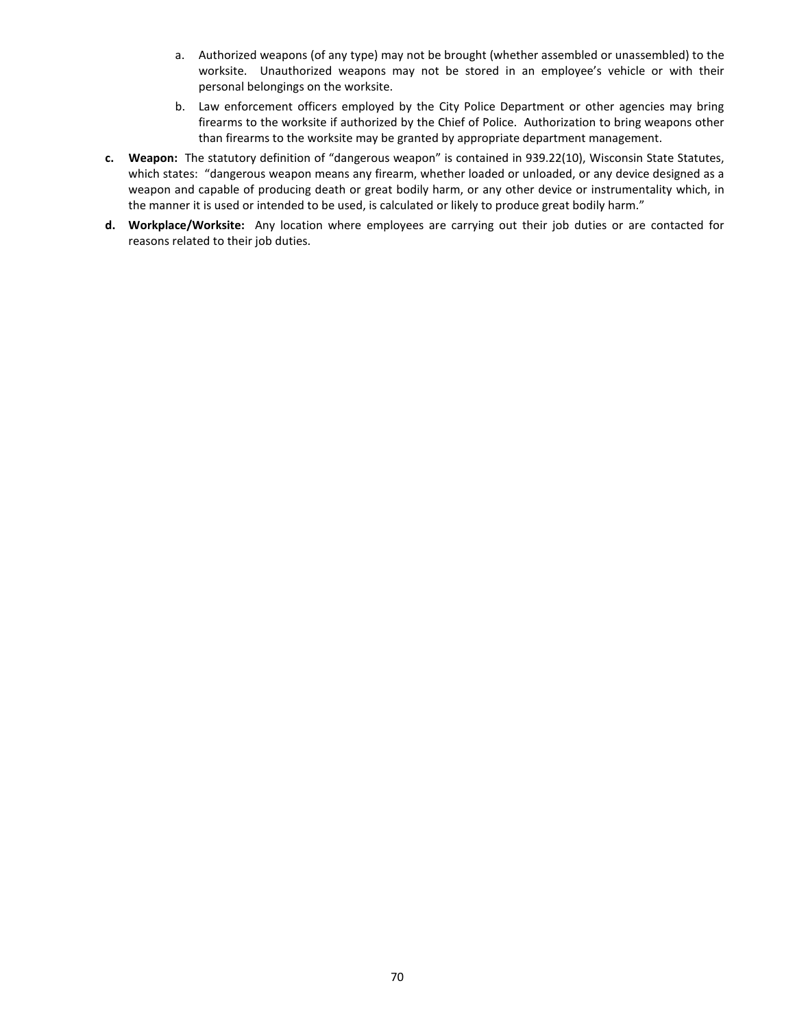a. Authorized weapons (of any type) may not be brought (whether assembled or unassembled) to the worksite. Unauthorized weapons may not be stored in an employee's vehicle or with their personal belongings on the worksite.

b. Law enforcement officers employed by the City Police Department or other agencies may bring firearms to the worksite if authorized by the Chief of Police. Authorization to bring weapons other than firearms to the worksite may be granted by appropriate department management.

**c. Weapon:** The statutory definition of "dangerous weapon" is contained in 939.22(10), Wisconsin State Statutes, which states: "dangerous weapon means any firearm, whether loaded or unloaded, or any device designed as a weapon and capable of producing death or great bodily harm, or any other device or instrumentality which, in the manner it is used or intended to be used, is calculated or likely to produce great bodily harm."

**d. Workplace/Worksite:** Any location where employees are carrying out their job duties or are contacted for reasons related to their job duties.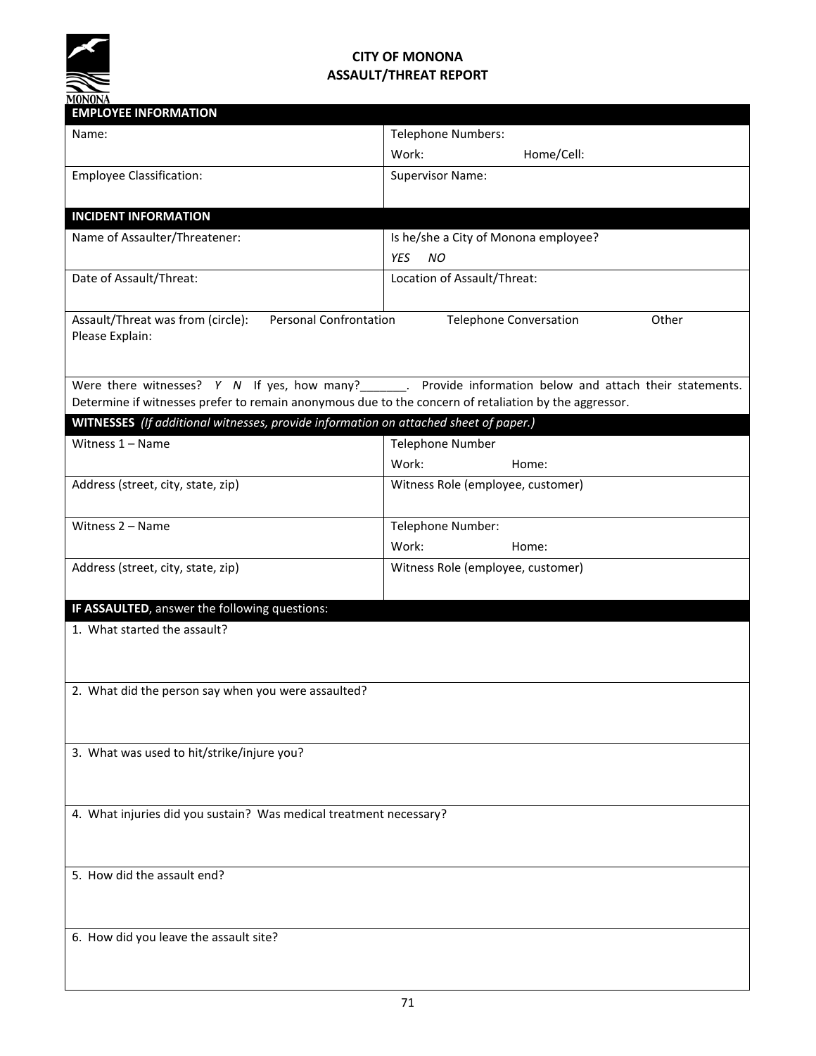# CITY OF MONONA
## ASSAULT/THREAT REPORT

| EMPLOYEE INFORMATION | |
|---|---|
| Name: | Telephone Numbers:<br>Work: Home/Cell: |
| Employee Classification: | Supervisor Name: |

| INCIDENT INFORMATION | |
|---|---|
| Name of Assaulter/Threatener: | Is he/she a City of Monona employee?<br>*YES NO* |
| Date of Assault/Threat: | Location of Assault/Threat: |

Assault/Threat was from (circle): Personal Confrontation Telephone Conversation Other

Please Explain:

Were there witnesses? *Y N* If yes, how many?_______. Provide information below and attach their statements. Determine if witnesses prefer to remain anonymous due to the concern of retaliation by the aggressor.

| **WITNESSES** *(If additional witnesses, provide information on attached sheet of paper.)* | |
|---|---|
| Witness 1 – Name | Telephone Number<br>Work: Home: |
| Address (street, city, state, zip) | Witness Role (employee, customer) |
| Witness 2 – Name | Telephone Number:<br>Work: Home: |
| Address (street, city, state, zip) | Witness Role (employee, customer) |

**IF ASSAULTED**, answer the following questions:

1. What started the assault?

2. What did the person say when you were assaulted?

3. What was used to hit/strike/injure you?

4. What injuries did you sustain? Was medical treatment necessary?

5. How did the assault end?

6. How did you leave the assault site?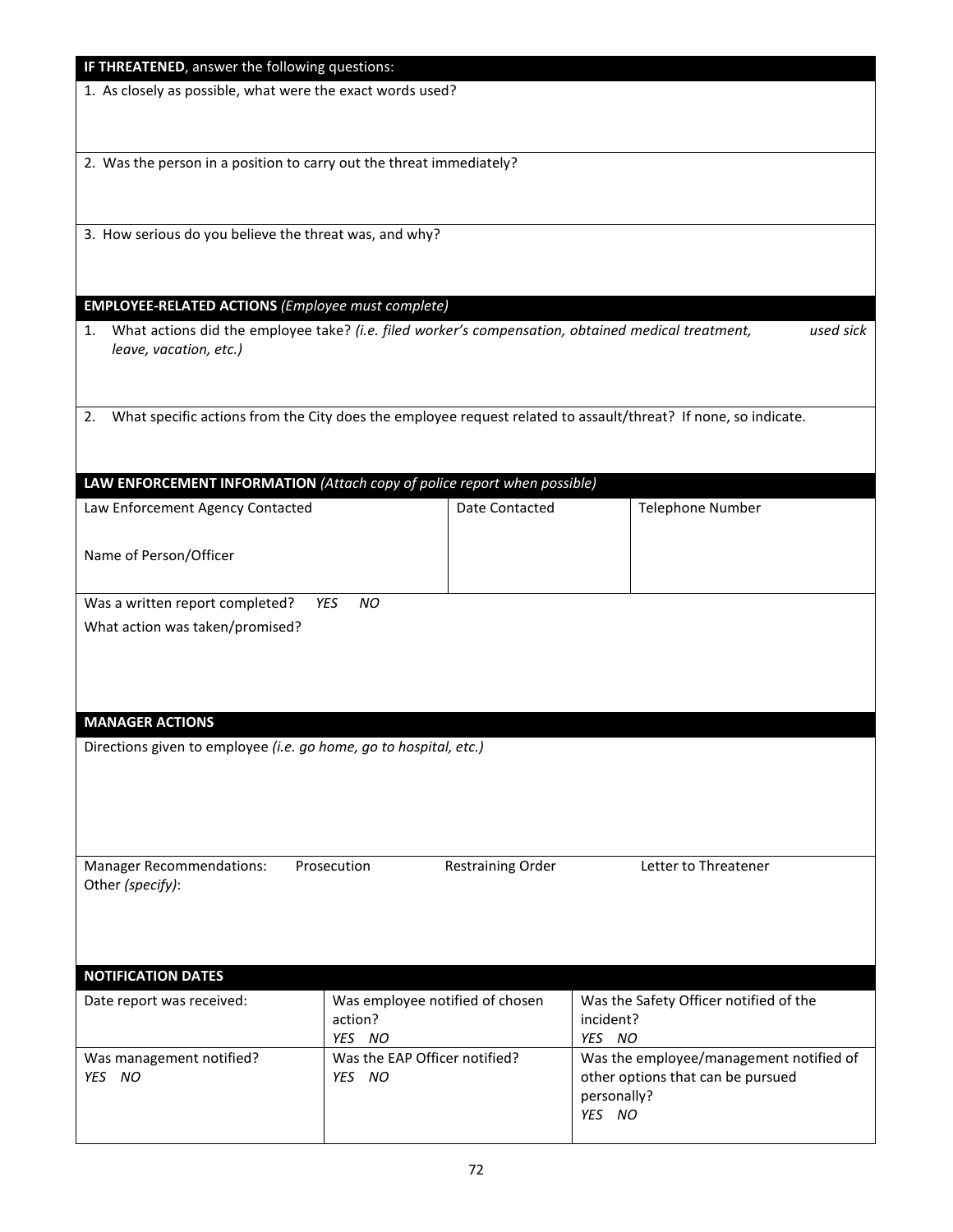## IF THREATENED, answer the following questions:

1. As closely as possible, what were the exact words used?

2. Was the person in a position to carry out the threat immediately?

3. How serious do you believe the threat was, and why?

## EMPLOYEE-RELATED ACTIONS *(Employee must complete)*

1. What actions did the employee take? *(i.e. filed worker's compensation, obtained medical treatment, used sick leave, vacation, etc.)*

2. What specific actions from the City does the employee request related to assault/threat? If none, so indicate.

## LAW ENFORCEMENT INFORMATION *(Attach copy of police report when possible)*

| | | |
|---|---|---|
| Law Enforcement Agency Contacted<br><br>Name of Person/Officer | Date Contacted | Telephone Number |

Was a written report completed? *YES NO*

What action was taken/promised?

## MANAGER ACTIONS

Directions given to employee *(i.e. go home, go to hospital, etc.)*

Manager Recommendations: Prosecution Restraining Order Letter to Threatener

Other *(specify)*:

## NOTIFICATION DATES

| | | |
|---|---|---|
| Date report was received: | Was employee notified of chosen action?<br>*YES NO* | Was the Safety Officer notified of the incident?<br>*YES NO* |
| Was management notified?<br>*YES NO* | Was the EAP Officer notified?<br>*YES NO* | Was the employee/management notified of other options that can be pursued personally?<br>*YES NO* |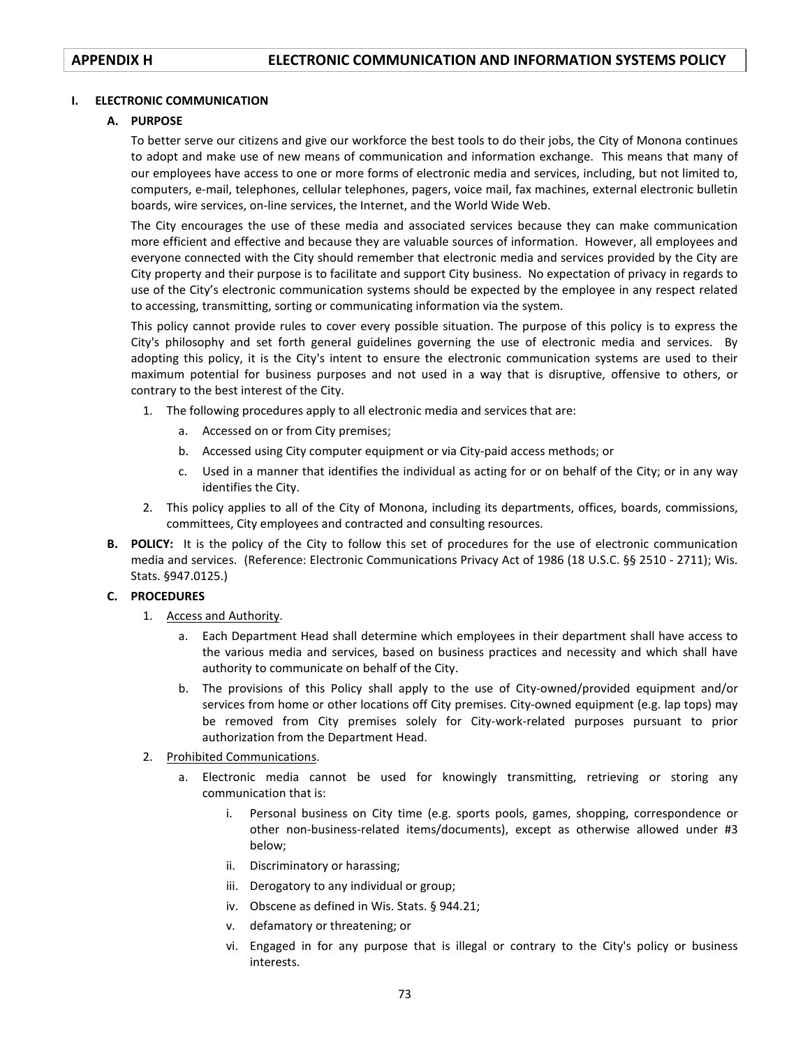## APPENDIX H ELECTRONIC COMMUNICATION AND INFORMATION SYSTEMS POLICY

### I. ELECTRONIC COMMUNICATION

#### A. PURPOSE

To better serve our citizens and give our workforce the best tools to do their jobs, the City of Monona continues to adopt and make use of new means of communication and information exchange. This means that many of our employees have access to one or more forms of electronic media and services, including, but not limited to, computers, e-mail, telephones, cellular telephones, pagers, voice mail, fax machines, external electronic bulletin boards, wire services, on-line services, the Internet, and the World Wide Web.

The City encourages the use of these media and associated services because they can make communication more efficient and effective and because they are valuable sources of information. However, all employees and everyone connected with the City should remember that electronic media and services provided by the City are City property and their purpose is to facilitate and support City business. No expectation of privacy in regards to use of the City's electronic communication systems should be expected by the employee in any respect related to accessing, transmitting, sorting or communicating information via the system.

This policy cannot provide rules to cover every possible situation. The purpose of this policy is to express the City's philosophy and set forth general guidelines governing the use of electronic media and services. By adopting this policy, it is the City's intent to ensure the electronic communication systems are used to their maximum potential for business purposes and not used in a way that is disruptive, offensive to others, or contrary to the best interest of the City.

1. The following procedures apply to all electronic media and services that are:
   a. Accessed on or from City premises;
   b. Accessed using City computer equipment or via City-paid access methods; or
   c. Used in a manner that identifies the individual as acting for or on behalf of the City; or in any way identifies the City.
2. This policy applies to all of the City of Monona, including its departments, offices, boards, commissions, committees, City employees and contracted and consulting resources.

**B. POLICY:** It is the policy of the City to follow this set of procedures for the use of electronic communication media and services. (Reference: Electronic Communications Privacy Act of 1986 (18 U.S.C. §§ 2510 - 2711); Wis. Stats. §947.0125.)

#### C. PROCEDURES

1. Access and Authority.
   a. Each Department Head shall determine which employees in their department shall have access to the various media and services, based on business practices and necessity and which shall have authority to communicate on behalf of the City.
   b. The provisions of this Policy shall apply to the use of City-owned/provided equipment and/or services from home or other locations off City premises. City-owned equipment (e.g. lap tops) may be removed from City premises solely for City-work-related purposes pursuant to prior authorization from the Department Head.
2. Prohibited Communications.
   a. Electronic media cannot be used for knowingly transmitting, retrieving or storing any communication that is:
      i. Personal business on City time (e.g. sports pools, games, shopping, correspondence or other non-business-related items/documents), except as otherwise allowed under #3 below;
      ii. Discriminatory or harassing;
      iii. Derogatory to any individual or group;
      iv. Obscene as defined in Wis. Stats. § 944.21;
      v. defamatory or threatening; or
      vi. Engaged in for any purpose that is illegal or contrary to the City's policy or business interests.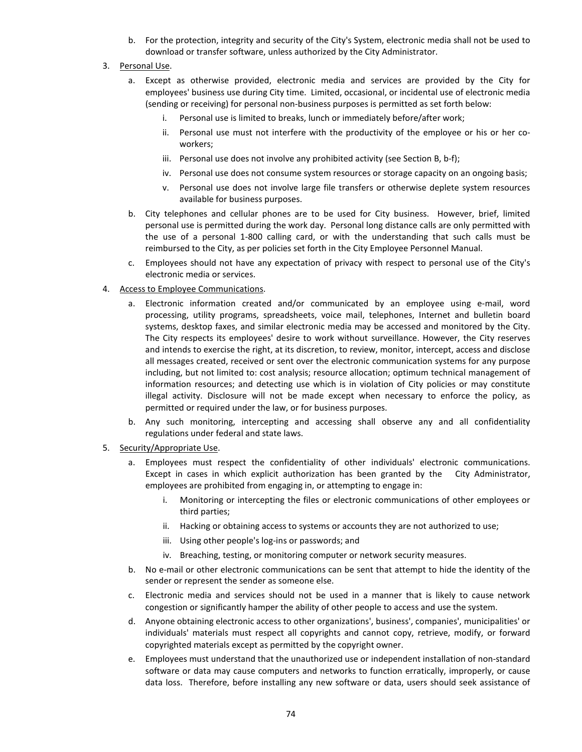b. For the protection, integrity and security of the City's System, electronic media shall not be used to download or transfer software, unless authorized by the City Administrator.

3. <u>Personal Use</u>.

   a. Except as otherwise provided, electronic media and services are provided by the City for employees' business use during City time. Limited, occasional, or incidental use of electronic media (sending or receiving) for personal non-business purposes is permitted as set forth below:

      i. Personal use is limited to breaks, lunch or immediately before/after work;

      ii. Personal use must not interfere with the productivity of the employee or his or her co-workers;

      iii. Personal use does not involve any prohibited activity (see Section B, b-f);

      iv. Personal use does not consume system resources or storage capacity on an ongoing basis;

      v. Personal use does not involve large file transfers or otherwise deplete system resources available for business purposes.

   b. City telephones and cellular phones are to be used for City business. However, brief, limited personal use is permitted during the work day. Personal long distance calls are only permitted with the use of a personal 1-800 calling card, or with the understanding that such calls must be reimbursed to the City, as per policies set forth in the City Employee Personnel Manual.

   c. Employees should not have any expectation of privacy with respect to personal use of the City's electronic media or services.

4. <u>Access to Employee Communications</u>.

   a. Electronic information created and/or communicated by an employee using e-mail, word processing, utility programs, spreadsheets, voice mail, telephones, Internet and bulletin board systems, desktop faxes, and similar electronic media may be accessed and monitored by the City. The City respects its employees' desire to work without surveillance. However, the City reserves and intends to exercise the right, at its discretion, to review, monitor, intercept, access and disclose all messages created, received or sent over the electronic communication systems for any purpose including, but not limited to: cost analysis; resource allocation; optimum technical management of information resources; and detecting use which is in violation of City policies or may constitute illegal activity. Disclosure will not be made except when necessary to enforce the policy, as permitted or required under the law, or for business purposes.

   b. Any such monitoring, intercepting and accessing shall observe any and all confidentiality regulations under federal and state laws.

5. <u>Security/Appropriate Use</u>.

   a. Employees must respect the confidentiality of other individuals' electronic communications. Except in cases in which explicit authorization has been granted by the City Administrator, employees are prohibited from engaging in, or attempting to engage in:

      i. Monitoring or intercepting the files or electronic communications of other employees or third parties;

      ii. Hacking or obtaining access to systems or accounts they are not authorized to use;

      iii. Using other people's log-ins or passwords; and

      iv. Breaching, testing, or monitoring computer or network security measures.

   b. No e-mail or other electronic communications can be sent that attempt to hide the identity of the sender or represent the sender as someone else.

   c. Electronic media and services should not be used in a manner that is likely to cause network congestion or significantly hamper the ability of other people to access and use the system.

   d. Anyone obtaining electronic access to other organizations', business', companies', municipalities' or individuals' materials must respect all copyrights and cannot copy, retrieve, modify, or forward copyrighted materials except as permitted by the copyright owner.

   e. Employees must understand that the unauthorized use or independent installation of non-standard software or data may cause computers and networks to function erratically, improperly, or cause data loss. Therefore, before installing any new software or data, users should seek assistance of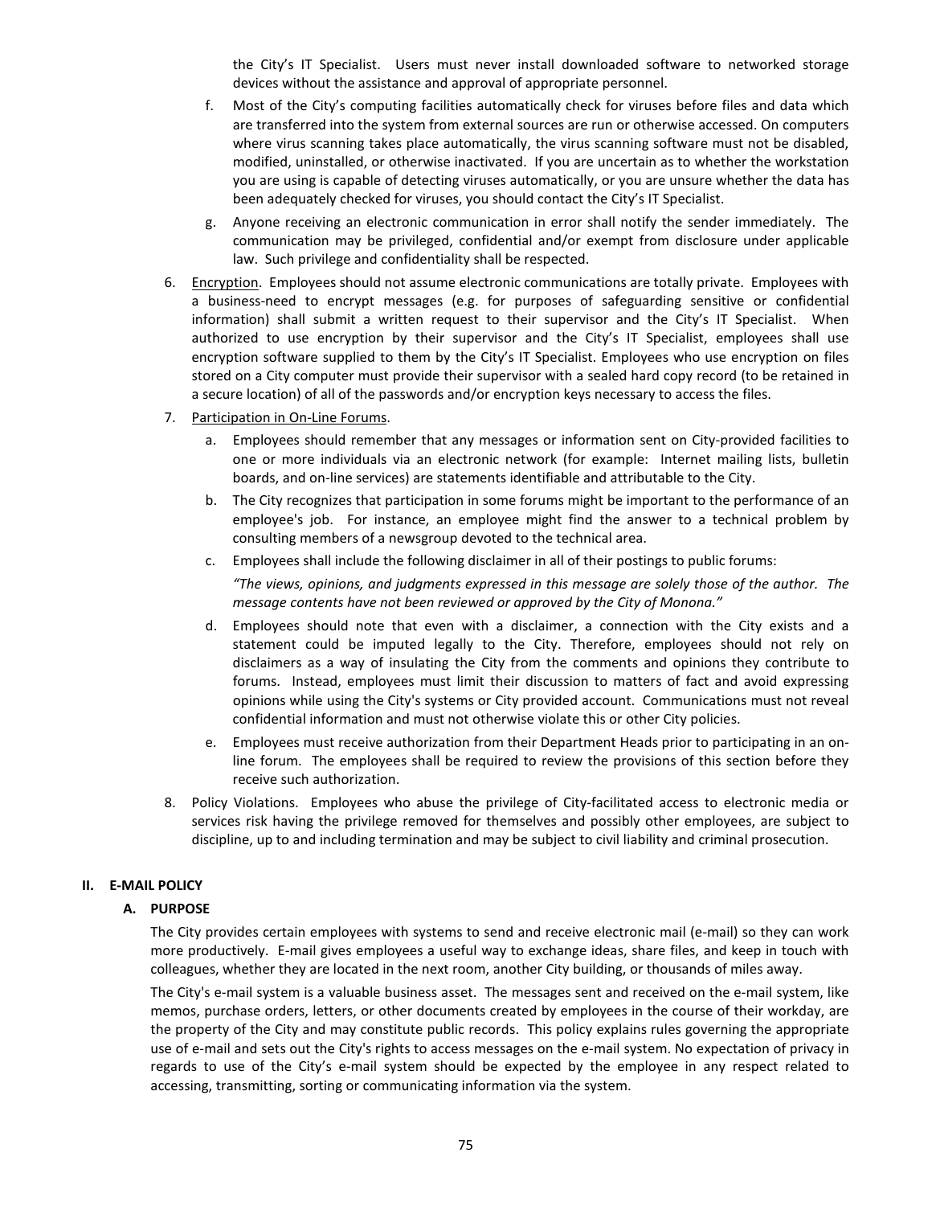the City's IT Specialist. Users must never install downloaded software to networked storage devices without the assistance and approval of appropriate personnel.

   f. Most of the City's computing facilities automatically check for viruses before files and data which are transferred into the system from external sources are run or otherwise accessed. On computers where virus scanning takes place automatically, the virus scanning software must not be disabled, modified, uninstalled, or otherwise inactivated. If you are uncertain as to whether the workstation you are using is capable of detecting viruses automatically, or you are unsure whether the data has been adequately checked for viruses, you should contact the City's IT Specialist.

   g. Anyone receiving an electronic communication in error shall notify the sender immediately. The communication may be privileged, confidential and/or exempt from disclosure under applicable law. Such privilege and confidentiality shall be respected.

6. Encryption. Employees should not assume electronic communications are totally private. Employees with a business-need to encrypt messages (e.g. for purposes of safeguarding sensitive or confidential information) shall submit a written request to their supervisor and the City's IT Specialist. When authorized to use encryption by their supervisor and the City's IT Specialist, employees shall use encryption software supplied to them by the City's IT Specialist. Employees who use encryption on files stored on a City computer must provide their supervisor with a sealed hard copy record (to be retained in a secure location) of all of the passwords and/or encryption keys necessary to access the files.

7. Participation in On-Line Forums.

   a. Employees should remember that any messages or information sent on City-provided facilities to one or more individuals via an electronic network (for example: Internet mailing lists, bulletin boards, and on-line services) are statements identifiable and attributable to the City.

   b. The City recognizes that participation in some forums might be important to the performance of an employee's job. For instance, an employee might find the answer to a technical problem by consulting members of a newsgroup devoted to the technical area.

   c. Employees shall include the following disclaimer in all of their postings to public forums:

      *"The views, opinions, and judgments expressed in this message are solely those of the author. The message contents have not been reviewed or approved by the City of Monona."*

   d. Employees should note that even with a disclaimer, a connection with the City exists and a statement could be imputed legally to the City. Therefore, employees should not rely on disclaimers as a way of insulating the City from the comments and opinions they contribute to forums. Instead, employees must limit their discussion to matters of fact and avoid expressing opinions while using the City's systems or City provided account. Communications must not reveal confidential information and must not otherwise violate this or other City policies.

   e. Employees must receive authorization from their Department Heads prior to participating in an on-line forum. The employees shall be required to review the provisions of this section before they receive such authorization.

8. Policy Violations. Employees who abuse the privilege of City-facilitated access to electronic media or services risk having the privilege removed for themselves and possibly other employees, are subject to discipline, up to and including termination and may be subject to civil liability and criminal prosecution.

## II. E-MAIL POLICY

### A. PURPOSE

The City provides certain employees with systems to send and receive electronic mail (e-mail) so they can work more productively. E-mail gives employees a useful way to exchange ideas, share files, and keep in touch with colleagues, whether they are located in the next room, another City building, or thousands of miles away.

The City's e-mail system is a valuable business asset. The messages sent and received on the e-mail system, like memos, purchase orders, letters, or other documents created by employees in the course of their workday, are the property of the City and may constitute public records. This policy explains rules governing the appropriate use of e-mail and sets out the City's rights to access messages on the e-mail system. No expectation of privacy in regards to use of the City's e-mail system should be expected by the employee in any respect related to accessing, transmitting, sorting or communicating information via the system.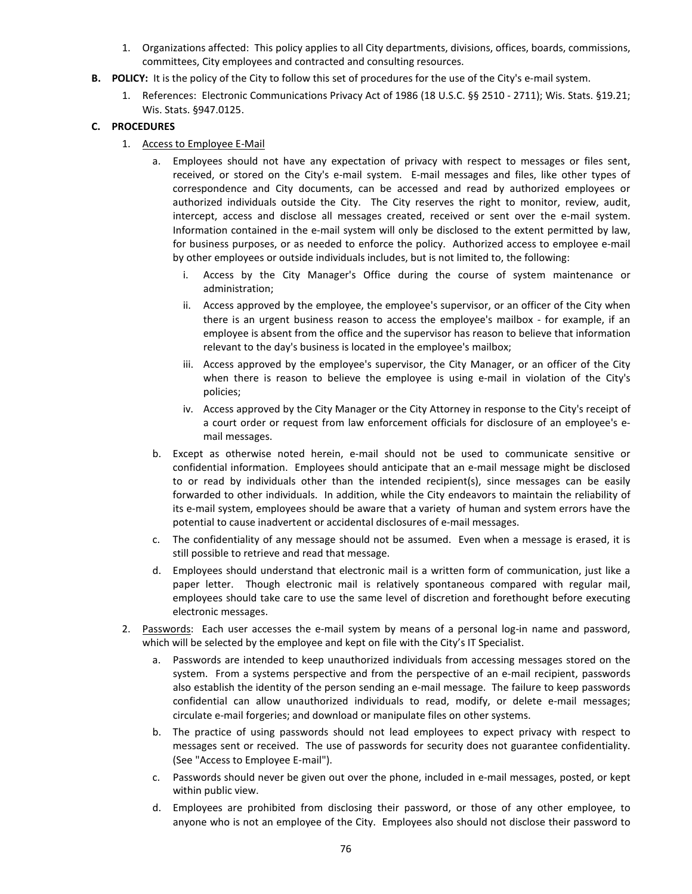1. Organizations affected: This policy applies to all City departments, divisions, offices, boards, commissions, committees, City employees and contracted and consulting resources.

**B. POLICY:** It is the policy of the City to follow this set of procedures for the use of the City's e-mail system.

1. References: Electronic Communications Privacy Act of 1986 (18 U.S.C. §§ 2510 - 2711); Wis. Stats. §19.21; Wis. Stats. §947.0125.

**C. PROCEDURES**

1. Access to Employee E-Mail
   a. Employees should not have any expectation of privacy with respect to messages or files sent, received, or stored on the City's e-mail system. E-mail messages and files, like other types of correspondence and City documents, can be accessed and read by authorized employees or authorized individuals outside the City. The City reserves the right to monitor, review, audit, intercept, access and disclose all messages created, received or sent over the e-mail system. Information contained in the e-mail system will only be disclosed to the extent permitted by law, for business purposes, or as needed to enforce the policy. Authorized access to employee e-mail by other employees or outside individuals includes, but is not limited to, the following:
      i. Access by the City Manager's Office during the course of system maintenance or administration;
      ii. Access approved by the employee, the employee's supervisor, or an officer of the City when there is an urgent business reason to access the employee's mailbox - for example, if an employee is absent from the office and the supervisor has reason to believe that information relevant to the day's business is located in the employee's mailbox;
      iii. Access approved by the employee's supervisor, the City Manager, or an officer of the City when there is reason to believe the employee is using e-mail in violation of the City's policies;
      iv. Access approved by the City Manager or the City Attorney in response to the City's receipt of a court order or request from law enforcement officials for disclosure of an employee's e-mail messages.
   b. Except as otherwise noted herein, e-mail should not be used to communicate sensitive or confidential information. Employees should anticipate that an e-mail message might be disclosed to or read by individuals other than the intended recipient(s), since messages can be easily forwarded to other individuals. In addition, while the City endeavors to maintain the reliability of its e-mail system, employees should be aware that a variety of human and system errors have the potential to cause inadvertent or accidental disclosures of e-mail messages.
   c. The confidentiality of any message should not be assumed. Even when a message is erased, it is still possible to retrieve and read that message.
   d. Employees should understand that electronic mail is a written form of communication, just like a paper letter. Though electronic mail is relatively spontaneous compared with regular mail, employees should take care to use the same level of discretion and forethought before executing electronic messages.
2. Passwords: Each user accesses the e-mail system by means of a personal log-in name and password, which will be selected by the employee and kept on file with the City's IT Specialist.
   a. Passwords are intended to keep unauthorized individuals from accessing messages stored on the system. From a systems perspective and from the perspective of an e-mail recipient, passwords also establish the identity of the person sending an e-mail message. The failure to keep passwords confidential can allow unauthorized individuals to read, modify, or delete e-mail messages; circulate e-mail forgeries; and download or manipulate files on other systems.
   b. The practice of using passwords should not lead employees to expect privacy with respect to messages sent or received. The use of passwords for security does not guarantee confidentiality. (See "Access to Employee E-mail").
   c. Passwords should never be given out over the phone, included in e-mail messages, posted, or kept within public view.
   d. Employees are prohibited from disclosing their password, or those of any other employee, to anyone who is not an employee of the City. Employees also should not disclose their password to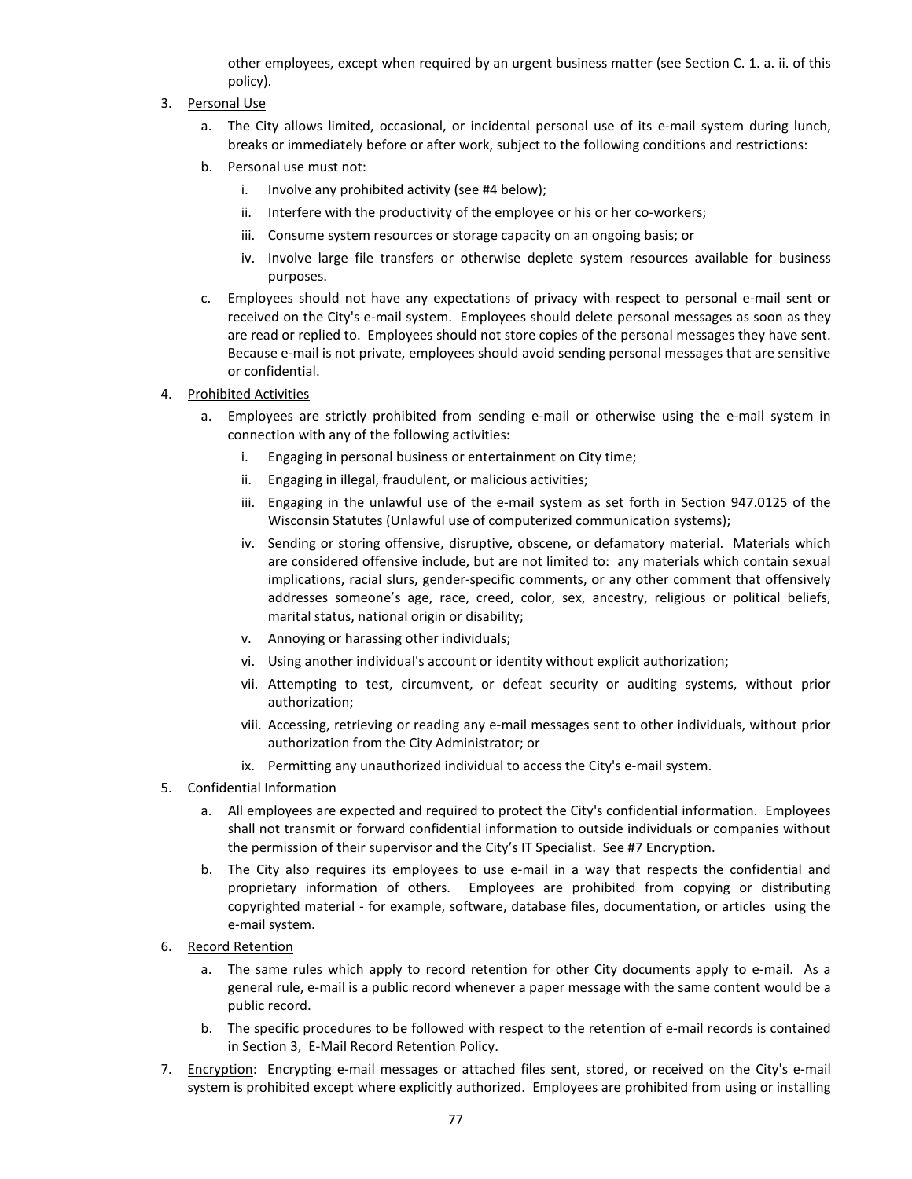other employees, except when required by an urgent business matter (see Section C. 1. a. ii. of this policy).

3. <u>Personal Use</u>
   a. The City allows limited, occasional, or incidental personal use of its e-mail system during lunch, breaks or immediately before or after work, subject to the following conditions and restrictions:
   b. Personal use must not:
      i. Involve any prohibited activity (see #4 below);
      ii. Interfere with the productivity of the employee or his or her co-workers;
      iii. Consume system resources or storage capacity on an ongoing basis; or
      iv. Involve large file transfers or otherwise deplete system resources available for business purposes.
   c. Employees should not have any expectations of privacy with respect to personal e-mail sent or received on the City's e-mail system. Employees should delete personal messages as soon as they are read or replied to. Employees should not store copies of the personal messages they have sent. Because e-mail is not private, employees should avoid sending personal messages that are sensitive or confidential.

4. <u>Prohibited Activities</u>
   a. Employees are strictly prohibited from sending e-mail or otherwise using the e-mail system in connection with any of the following activities:
      i. Engaging in personal business or entertainment on City time;
      ii. Engaging in illegal, fraudulent, or malicious activities;
      iii. Engaging in the unlawful use of the e-mail system as set forth in Section 947.0125 of the Wisconsin Statutes (Unlawful use of computerized communication systems);
      iv. Sending or storing offensive, disruptive, obscene, or defamatory material. Materials which are considered offensive include, but are not limited to: any materials which contain sexual implications, racial slurs, gender-specific comments, or any other comment that offensively addresses someone's age, race, creed, color, sex, ancestry, religious or political beliefs, marital status, national origin or disability;
      v. Annoying or harassing other individuals;
      vi. Using another individual's account or identity without explicit authorization;
      vii. Attempting to test, circumvent, or defeat security or auditing systems, without prior authorization;
      viii. Accessing, retrieving or reading any e-mail messages sent to other individuals, without prior authorization from the City Administrator; or
      ix. Permitting any unauthorized individual to access the City's e-mail system.

5. <u>Confidential Information</u>
   a. All employees are expected and required to protect the City's confidential information. Employees shall not transmit or forward confidential information to outside individuals or companies without the permission of their supervisor and the City's IT Specialist. See #7 Encryption.
   b. The City also requires its employees to use e-mail in a way that respects the confidential and proprietary information of others. Employees are prohibited from copying or distributing copyrighted material - for example, software, database files, documentation, or articles using the e-mail system.

6. <u>Record Retention</u>
   a. The same rules which apply to record retention for other City documents apply to e-mail. As a general rule, e-mail is a public record whenever a paper message with the same content would be a public record.
   b. The specific procedures to be followed with respect to the retention of e-mail records is contained in Section 3, E-Mail Record Retention Policy.

7. <u>Encryption</u>: Encrypting e-mail messages or attached files sent, stored, or received on the City's e-mail system is prohibited except where explicitly authorized. Employees are prohibited from using or installing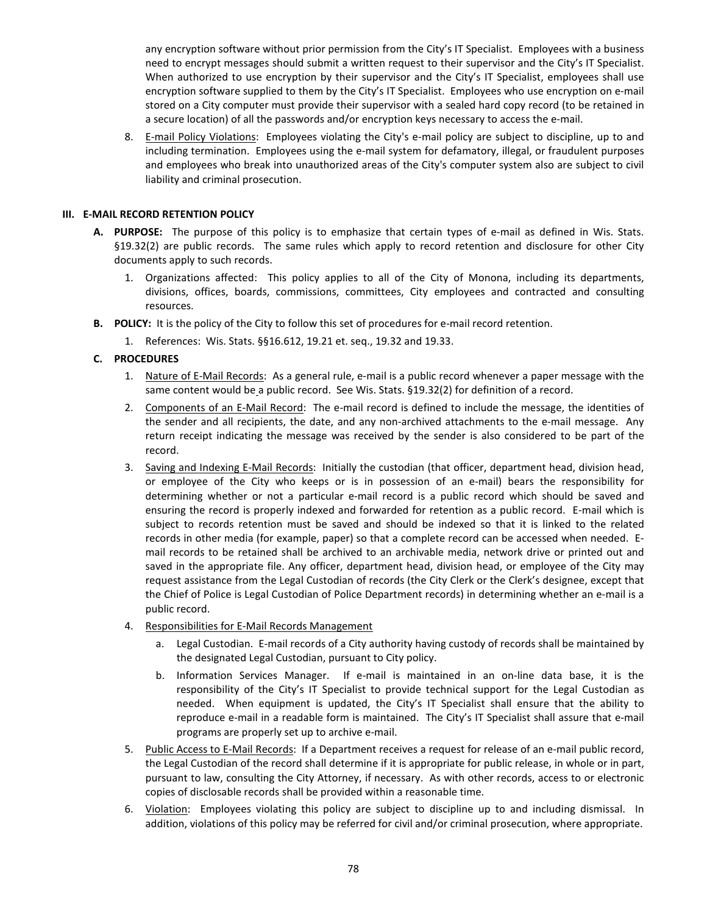any encryption software without prior permission from the City's IT Specialist. Employees with a business need to encrypt messages should submit a written request to their supervisor and the City's IT Specialist. When authorized to use encryption by their supervisor and the City's IT Specialist, employees shall use encryption software supplied to them by the City's IT Specialist. Employees who use encryption on e-mail stored on a City computer must provide their supervisor with a sealed hard copy record (to be retained in a secure location) of all the passwords and/or encryption keys necessary to access the e-mail.

8. E-mail Policy Violations: Employees violating the City's e-mail policy are subject to discipline, up to and including termination. Employees using the e-mail system for defamatory, illegal, or fraudulent purposes and employees who break into unauthorized areas of the City's computer system also are subject to civil liability and criminal prosecution.

### III. E-MAIL RECORD RETENTION POLICY

**A. PURPOSE:** The purpose of this policy is to emphasize that certain types of e-mail as defined in Wis. Stats. §19.32(2) are public records. The same rules which apply to record retention and disclosure for other City documents apply to such records.

1. Organizations affected: This policy applies to all of the City of Monona, including its departments, divisions, offices, boards, commissions, committees, City employees and contracted and consulting resources.

**B. POLICY:** It is the policy of the City to follow this set of procedures for e-mail record retention.

1. References: Wis. Stats. §§16.612, 19.21 et. seq., 19.32 and 19.33.

**C. PROCEDURES**

1. Nature of E-Mail Records: As a general rule, e-mail is a public record whenever a paper message with the same content would be a public record. See Wis. Stats. §19.32(2) for definition of a record.
2. Components of an E-Mail Record: The e-mail record is defined to include the message, the identities of the sender and all recipients, the date, and any non-archived attachments to the e-mail message. Any return receipt indicating the message was received by the sender is also considered to be part of the record.
3. Saving and Indexing E-Mail Records: Initially the custodian (that officer, department head, division head, or employee of the City who keeps or is in possession of an e-mail) bears the responsibility for determining whether or not a particular e-mail record is a public record which should be saved and ensuring the record is properly indexed and forwarded for retention as a public record. E-mail which is subject to records retention must be saved and should be indexed so that it is linked to the related records in other media (for example, paper) so that a complete record can be accessed when needed. E-mail records to be retained shall be archived to an archivable media, network drive or printed out and saved in the appropriate file. Any officer, department head, division head, or employee of the City may request assistance from the Legal Custodian of records (the City Clerk or the Clerk's designee, except that the Chief of Police is Legal Custodian of Police Department records) in determining whether an e-mail is a public record.
4. Responsibilities for E-Mail Records Management
   a. Legal Custodian. E-mail records of a City authority having custody of records shall be maintained by the designated Legal Custodian, pursuant to City policy.
   b. Information Services Manager. If e-mail is maintained in an on-line data base, it is the responsibility of the City's IT Specialist to provide technical support for the Legal Custodian as needed. When equipment is updated, the City's IT Specialist shall ensure that the ability to reproduce e-mail in a readable form is maintained. The City's IT Specialist shall assure that e-mail programs are properly set up to archive e-mail.
5. Public Access to E-Mail Records: If a Department receives a request for release of an e-mail public record, the Legal Custodian of the record shall determine if it is appropriate for public release, in whole or in part, pursuant to law, consulting the City Attorney, if necessary. As with other records, access to or electronic copies of disclosable records shall be provided within a reasonable time.
6. Violation: Employees violating this policy are subject to discipline up to and including dismissal. In addition, violations of this policy may be referred for civil and/or criminal prosecution, where appropriate.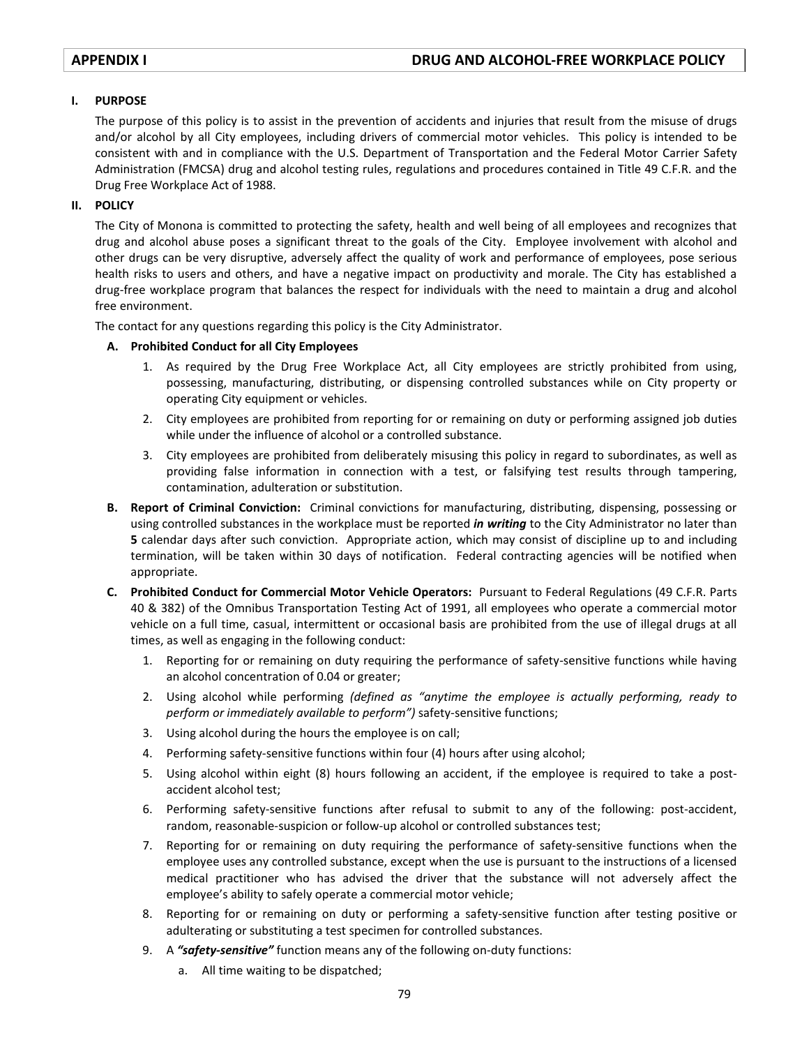# APPENDIX I DRUG AND ALCOHOL-FREE WORKPLACE POLICY

## I. PURPOSE

The purpose of this policy is to assist in the prevention of accidents and injuries that result from the misuse of drugs and/or alcohol by all City employees, including drivers of commercial motor vehicles. This policy is intended to be consistent with and in compliance with the U.S. Department of Transportation and the Federal Motor Carrier Safety Administration (FMCSA) drug and alcohol testing rules, regulations and procedures contained in Title 49 C.F.R. and the Drug Free Workplace Act of 1988.

## II. POLICY

The City of Monona is committed to protecting the safety, health and well being of all employees and recognizes that drug and alcohol abuse poses a significant threat to the goals of the City. Employee involvement with alcohol and other drugs can be very disruptive, adversely affect the quality of work and performance of employees, pose serious health risks to users and others, and have a negative impact on productivity and morale. The City has established a drug-free workplace program that balances the respect for individuals with the need to maintain a drug and alcohol free environment.

The contact for any questions regarding this policy is the City Administrator.

### A. Prohibited Conduct for all City Employees

1. As required by the Drug Free Workplace Act, all City employees are strictly prohibited from using, possessing, manufacturing, distributing, or dispensing controlled substances while on City property or operating City equipment or vehicles.
2. City employees are prohibited from reporting for or remaining on duty or performing assigned job duties while under the influence of alcohol or a controlled substance.
3. City employees are prohibited from deliberately misusing this policy in regard to subordinates, as well as providing false information in connection with a test, or falsifying test results through tampering, contamination, adulteration or substitution.

**B. Report of Criminal Conviction:** Criminal convictions for manufacturing, distributing, dispensing, possessing or using controlled substances in the workplace must be reported ***in writing*** to the City Administrator no later than **5** calendar days after such conviction. Appropriate action, which may consist of discipline up to and including termination, will be taken within 30 days of notification. Federal contracting agencies will be notified when appropriate.

**C. Prohibited Conduct for Commercial Motor Vehicle Operators:** Pursuant to Federal Regulations (49 C.F.R. Parts 40 & 382) of the Omnibus Transportation Testing Act of 1991, all employees who operate a commercial motor vehicle on a full time, casual, intermittent or occasional basis are prohibited from the use of illegal drugs at all times, as well as engaging in the following conduct:

1. Reporting for or remaining on duty requiring the performance of safety-sensitive functions while having an alcohol concentration of 0.04 or greater;
2. Using alcohol while performing *(defined as "anytime the employee is actually performing, ready to perform or immediately available to perform")* safety-sensitive functions;
3. Using alcohol during the hours the employee is on call;
4. Performing safety-sensitive functions within four (4) hours after using alcohol;
5. Using alcohol within eight (8) hours following an accident, if the employee is required to take a post-accident alcohol test;
6. Performing safety-sensitive functions after refusal to submit to any of the following: post-accident, random, reasonable-suspicion or follow-up alcohol or controlled substances test;
7. Reporting for or remaining on duty requiring the performance of safety-sensitive functions when the employee uses any controlled substance, except when the use is pursuant to the instructions of a licensed medical practitioner who has advised the driver that the substance will not adversely affect the employee's ability to safely operate a commercial motor vehicle;
8. Reporting for or remaining on duty or performing a safety-sensitive function after testing positive or adulterating or substituting a test specimen for controlled substances.
9. A ***"safety-sensitive"*** function means any of the following on-duty functions:
   a. All time waiting to be dispatched;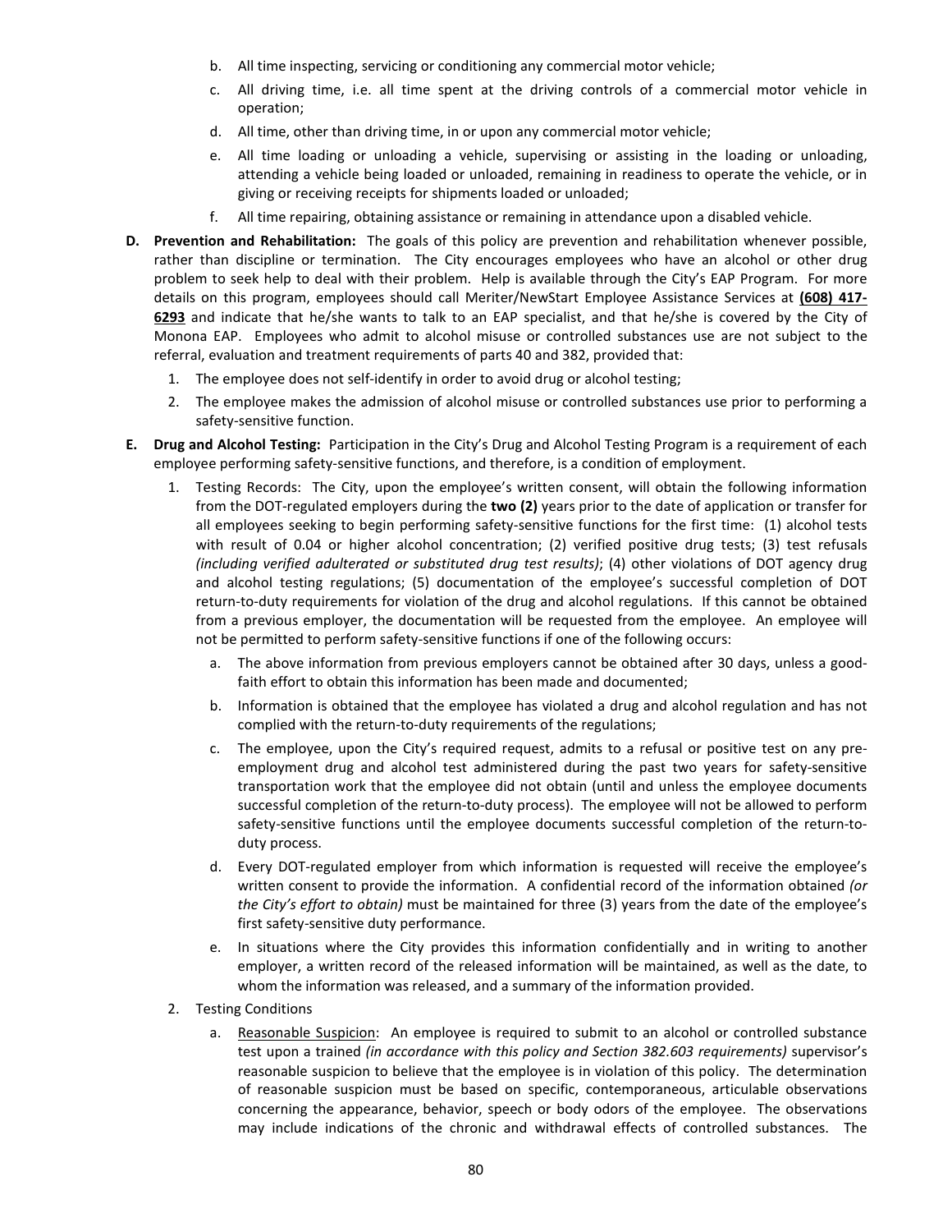b. All time inspecting, servicing or conditioning any commercial motor vehicle;

c. All driving time, i.e. all time spent at the driving controls of a commercial motor vehicle in operation;

d. All time, other than driving time, in or upon any commercial motor vehicle;

e. All time loading or unloading a vehicle, supervising or assisting in the loading or unloading, attending a vehicle being loaded or unloaded, remaining in readiness to operate the vehicle, or in giving or receiving receipts for shipments loaded or unloaded;

f. All time repairing, obtaining assistance or remaining in attendance upon a disabled vehicle.

**D. Prevention and Rehabilitation:** The goals of this policy are prevention and rehabilitation whenever possible, rather than discipline or termination. The City encourages employees who have an alcohol or other drug problem to seek help to deal with their problem. Help is available through the City's EAP Program. For more details on this program, employees should call Meriter/NewStart Employee Assistance Services at **(608) 417-6293** and indicate that he/she wants to talk to an EAP specialist, and that he/she is covered by the City of Monona EAP. Employees who admit to alcohol misuse or controlled substances use are not subject to the referral, evaluation and treatment requirements of parts 40 and 382, provided that:

1. The employee does not self-identify in order to avoid drug or alcohol testing;
2. The employee makes the admission of alcohol misuse or controlled substances use prior to performing a safety-sensitive function.

**E. Drug and Alcohol Testing:** Participation in the City's Drug and Alcohol Testing Program is a requirement of each employee performing safety-sensitive functions, and therefore, is a condition of employment.

1. Testing Records: The City, upon the employee's written consent, will obtain the following information from the DOT-regulated employers during the **two (2)** years prior to the date of application or transfer for all employees seeking to begin performing safety-sensitive functions for the first time: (1) alcohol tests with result of 0.04 or higher alcohol concentration; (2) verified positive drug tests; (3) test refusals *(including verified adulterated or substituted drug test results)*; (4) other violations of DOT agency drug and alcohol testing regulations; (5) documentation of the employee's successful completion of DOT return-to-duty requirements for violation of the drug and alcohol regulations. If this cannot be obtained from a previous employer, the documentation will be requested from the employee. An employee will not be permitted to perform safety-sensitive functions if one of the following occurs:

   a. The above information from previous employers cannot be obtained after 30 days, unless a good-faith effort to obtain this information has been made and documented;

   b. Information is obtained that the employee has violated a drug and alcohol regulation and has not complied with the return-to-duty requirements of the regulations;

   c. The employee, upon the City's required request, admits to a refusal or positive test on any pre-employment drug and alcohol test administered during the past two years for safety-sensitive transportation work that the employee did not obtain (until and unless the employee documents successful completion of the return-to-duty process). The employee will not be allowed to perform safety-sensitive functions until the employee documents successful completion of the return-to-duty process.

   d. Every DOT-regulated employer from which information is requested will receive the employee's written consent to provide the information. A confidential record of the information obtained *(or the City's effort to obtain)* must be maintained for three (3) years from the date of the employee's first safety-sensitive duty performance.

   e. In situations where the City provides this information confidentially and in writing to another employer, a written record of the released information will be maintained, as well as the date, to whom the information was released, and a summary of the information provided.

2. Testing Conditions

   a. Reasonable Suspicion: An employee is required to submit to an alcohol or controlled substance test upon a trained *(in accordance with this policy and Section 382.603 requirements)* supervisor's reasonable suspicion to believe that the employee is in violation of this policy. The determination of reasonable suspicion must be based on specific, contemporaneous, articulable observations concerning the appearance, behavior, speech or body odors of the employee. The observations may include indications of the chronic and withdrawal effects of controlled substances. The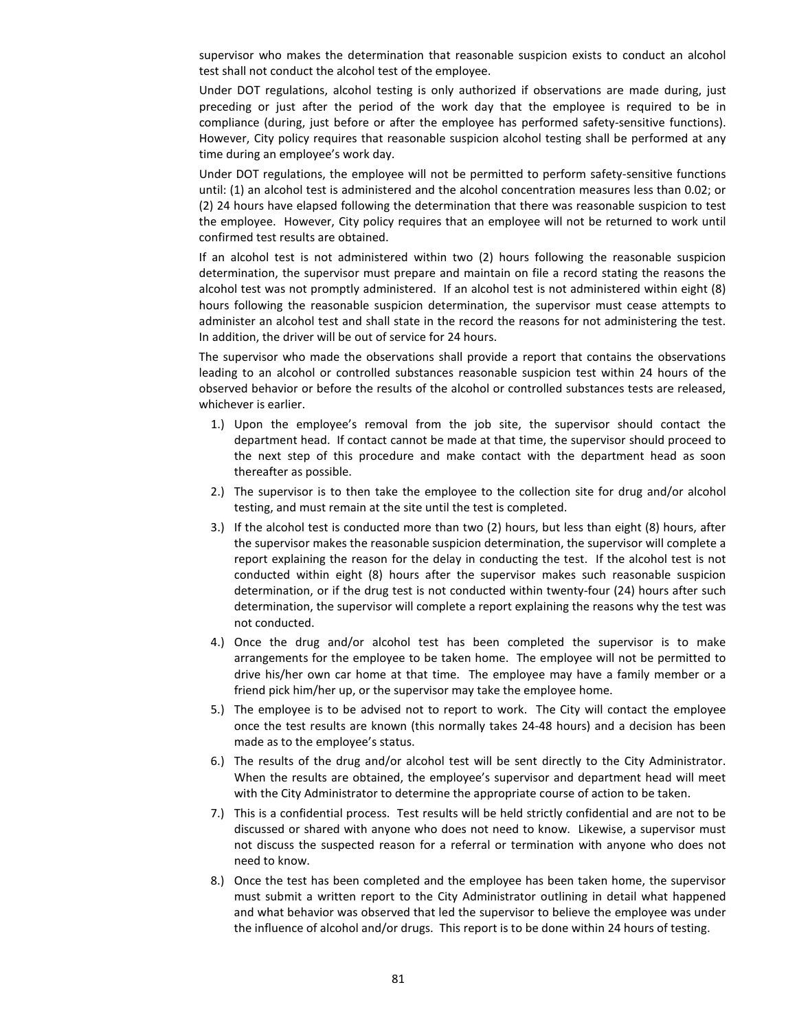supervisor who makes the determination that reasonable suspicion exists to conduct an alcohol test shall not conduct the alcohol test of the employee.

Under DOT regulations, alcohol testing is only authorized if observations are made during, just preceding or just after the period of the work day that the employee is required to be in compliance (during, just before or after the employee has performed safety-sensitive functions). However, City policy requires that reasonable suspicion alcohol testing shall be performed at any time during an employee's work day.

Under DOT regulations, the employee will not be permitted to perform safety-sensitive functions until: (1) an alcohol test is administered and the alcohol concentration measures less than 0.02; or (2) 24 hours have elapsed following the determination that there was reasonable suspicion to test the employee. However, City policy requires that an employee will not be returned to work until confirmed test results are obtained.

If an alcohol test is not administered within two (2) hours following the reasonable suspicion determination, the supervisor must prepare and maintain on file a record stating the reasons the alcohol test was not promptly administered. If an alcohol test is not administered within eight (8) hours following the reasonable suspicion determination, the supervisor must cease attempts to administer an alcohol test and shall state in the record the reasons for not administering the test. In addition, the driver will be out of service for 24 hours.

The supervisor who made the observations shall provide a report that contains the observations leading to an alcohol or controlled substances reasonable suspicion test within 24 hours of the observed behavior or before the results of the alcohol or controlled substances tests are released, whichever is earlier.

1.) Upon the employee's removal from the job site, the supervisor should contact the department head. If contact cannot be made at that time, the supervisor should proceed to the next step of this procedure and make contact with the department head as soon thereafter as possible.

2.) The supervisor is to then take the employee to the collection site for drug and/or alcohol testing, and must remain at the site until the test is completed.

3.) If the alcohol test is conducted more than two (2) hours, but less than eight (8) hours, after the supervisor makes the reasonable suspicion determination, the supervisor will complete a report explaining the reason for the delay in conducting the test. If the alcohol test is not conducted within eight (8) hours after the supervisor makes such reasonable suspicion determination, or if the drug test is not conducted within twenty-four (24) hours after such determination, the supervisor will complete a report explaining the reasons why the test was not conducted.

4.) Once the drug and/or alcohol test has been completed the supervisor is to make arrangements for the employee to be taken home. The employee will not be permitted to drive his/her own car home at that time. The employee may have a family member or a friend pick him/her up, or the supervisor may take the employee home.

5.) The employee is to be advised not to report to work. The City will contact the employee once the test results are known (this normally takes 24-48 hours) and a decision has been made as to the employee's status.

6.) The results of the drug and/or alcohol test will be sent directly to the City Administrator. When the results are obtained, the employee's supervisor and department head will meet with the City Administrator to determine the appropriate course of action to be taken.

7.) This is a confidential process. Test results will be held strictly confidential and are not to be discussed or shared with anyone who does not need to know. Likewise, a supervisor must not discuss the suspected reason for a referral or termination with anyone who does not need to know.

8.) Once the test has been completed and the employee has been taken home, the supervisor must submit a written report to the City Administrator outlining in detail what happened and what behavior was observed that led the supervisor to believe the employee was under the influence of alcohol and/or drugs. This report is to be done within 24 hours of testing.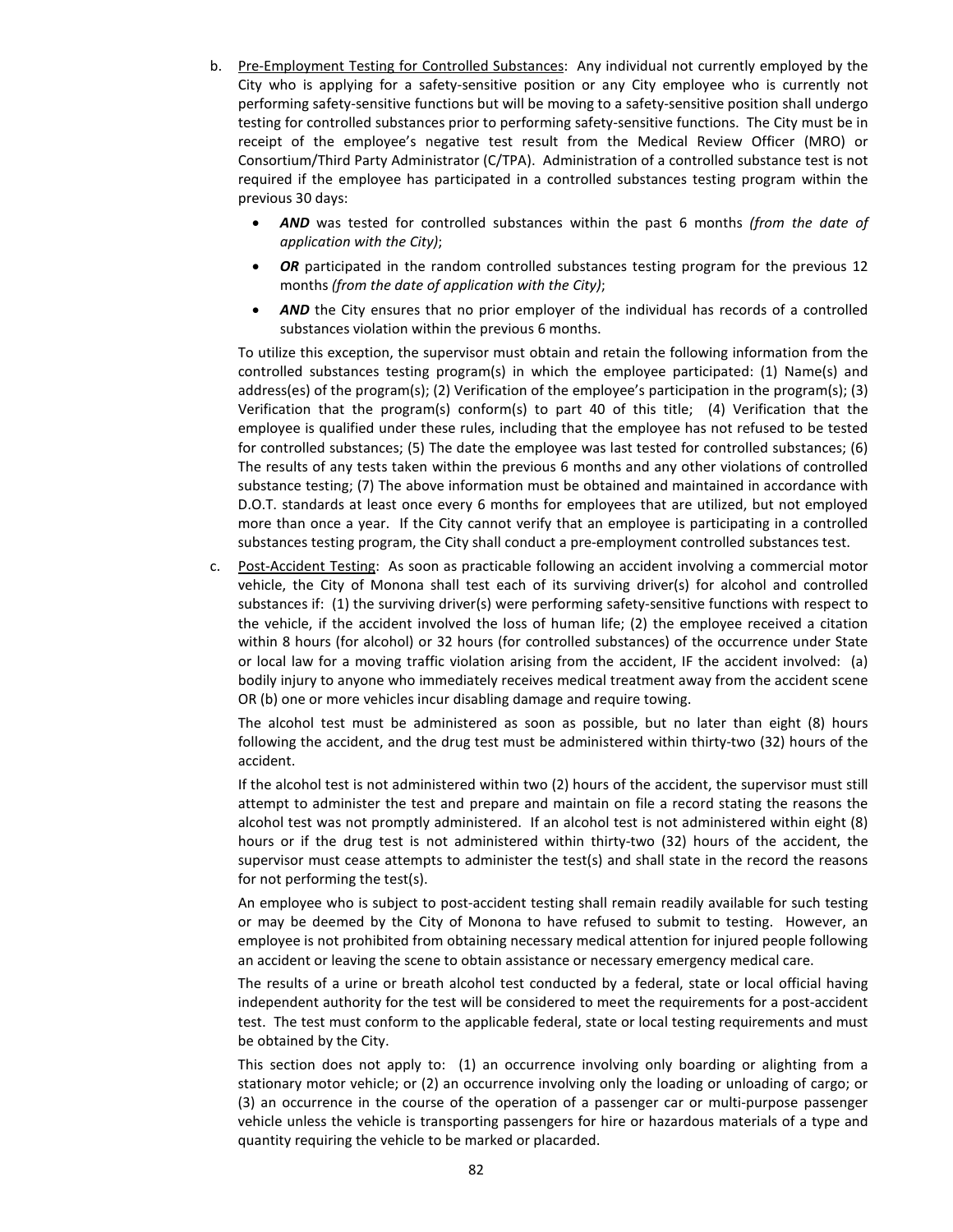b. <u>Pre-Employment Testing for Controlled Substances</u>: Any individual not currently employed by the City who is applying for a safety-sensitive position or any City employee who is currently not performing safety-sensitive functions but will be moving to a safety-sensitive position shall undergo testing for controlled substances prior to performing safety-sensitive functions. The City must be in receipt of the employee's negative test result from the Medical Review Officer (MRO) or Consortium/Third Party Administrator (C/TPA). Administration of a controlled substance test is not required if the employee has participated in a controlled substances testing program within the previous 30 days:

   - ***AND*** was tested for controlled substances within the past 6 months *(from the date of application with the City)*;
   - ***OR*** participated in the random controlled substances testing program for the previous 12 months *(from the date of application with the City)*;
   - ***AND*** the City ensures that no prior employer of the individual has records of a controlled substances violation within the previous 6 months.

   To utilize this exception, the supervisor must obtain and retain the following information from the controlled substances testing program(s) in which the employee participated: (1) Name(s) and address(es) of the program(s); (2) Verification of the employee's participation in the program(s); (3) Verification that the program(s) conform(s) to part 40 of this title; (4) Verification that the employee is qualified under these rules, including that the employee has not refused to be tested for controlled substances; (5) The date the employee was last tested for controlled substances; (6) The results of any tests taken within the previous 6 months and any other violations of controlled substance testing; (7) The above information must be obtained and maintained in accordance with D.O.T. standards at least once every 6 months for employees that are utilized, but not employed more than once a year. If the City cannot verify that an employee is participating in a controlled substances testing program, the City shall conduct a pre-employment controlled substances test.

c. <u>Post-Accident Testing</u>: As soon as practicable following an accident involving a commercial motor vehicle, the City of Monona shall test each of its surviving driver(s) for alcohol and controlled substances if: (1) the surviving driver(s) were performing safety-sensitive functions with respect to the vehicle, if the accident involved the loss of human life; (2) the employee received a citation within 8 hours (for alcohol) or 32 hours (for controlled substances) of the occurrence under State or local law for a moving traffic violation arising from the accident, IF the accident involved: (a) bodily injury to anyone who immediately receives medical treatment away from the accident scene OR (b) one or more vehicles incur disabling damage and require towing.

   The alcohol test must be administered as soon as possible, but no later than eight (8) hours following the accident, and the drug test must be administered within thirty-two (32) hours of the accident.

   If the alcohol test is not administered within two (2) hours of the accident, the supervisor must still attempt to administer the test and prepare and maintain on file a record stating the reasons the alcohol test was not promptly administered. If an alcohol test is not administered within eight (8) hours or if the drug test is not administered within thirty-two (32) hours of the accident, the supervisor must cease attempts to administer the test(s) and shall state in the record the reasons for not performing the test(s).

   An employee who is subject to post-accident testing shall remain readily available for such testing or may be deemed by the City of Monona to have refused to submit to testing. However, an employee is not prohibited from obtaining necessary medical attention for injured people following an accident or leaving the scene to obtain assistance or necessary emergency medical care.

   The results of a urine or breath alcohol test conducted by a federal, state or local official having independent authority for the test will be considered to meet the requirements for a post-accident test. The test must conform to the applicable federal, state or local testing requirements and must be obtained by the City.

   This section does not apply to: (1) an occurrence involving only boarding or alighting from a stationary motor vehicle; or (2) an occurrence involving only the loading or unloading of cargo; or (3) an occurrence in the course of the operation of a passenger car or multi-purpose passenger vehicle unless the vehicle is transporting passengers for hire or hazardous materials of a type and quantity requiring the vehicle to be marked or placarded.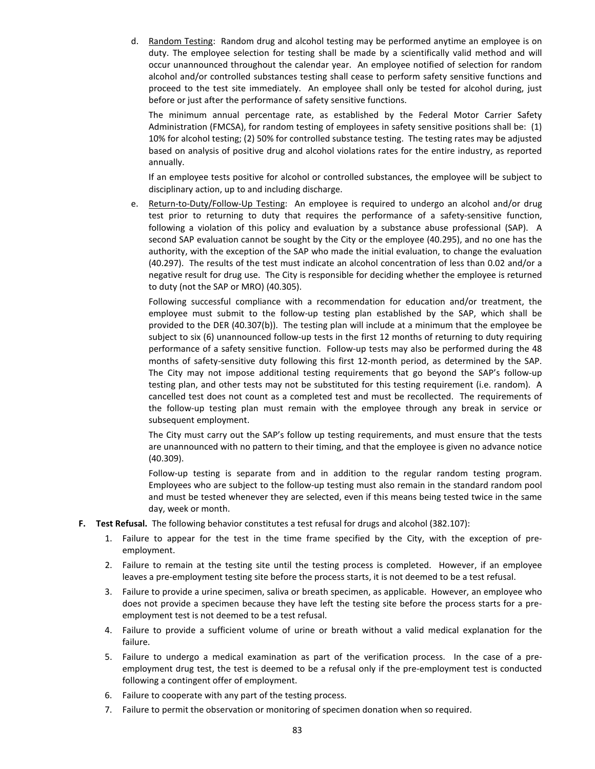d. Random Testing: Random drug and alcohol testing may be performed anytime an employee is on duty. The employee selection for testing shall be made by a scientifically valid method and will occur unannounced throughout the calendar year. An employee notified of selection for random alcohol and/or controlled substances testing shall cease to perform safety sensitive functions and proceed to the test site immediately. An employee shall only be tested for alcohol during, just before or just after the performance of safety sensitive functions.

   The minimum annual percentage rate, as established by the Federal Motor Carrier Safety Administration (FMCSA), for random testing of employees in safety sensitive positions shall be: (1) 10% for alcohol testing; (2) 50% for controlled substance testing. The testing rates may be adjusted based on analysis of positive drug and alcohol violations rates for the entire industry, as reported annually.

   If an employee tests positive for alcohol or controlled substances, the employee will be subject to disciplinary action, up to and including discharge.

e. Return-to-Duty/Follow-Up Testing: An employee is required to undergo an alcohol and/or drug test prior to returning to duty that requires the performance of a safety-sensitive function, following a violation of this policy and evaluation by a substance abuse professional (SAP). A second SAP evaluation cannot be sought by the City or the employee (40.295), and no one has the authority, with the exception of the SAP who made the initial evaluation, to change the evaluation (40.297). The results of the test must indicate an alcohol concentration of less than 0.02 and/or a negative result for drug use. The City is responsible for deciding whether the employee is returned to duty (not the SAP or MRO) (40.305).

   Following successful compliance with a recommendation for education and/or treatment, the employee must submit to the follow-up testing plan established by the SAP, which shall be provided to the DER (40.307(b)). The testing plan will include at a minimum that the employee be subject to six (6) unannounced follow-up tests in the first 12 months of returning to duty requiring performance of a safety sensitive function. Follow-up tests may also be performed during the 48 months of safety-sensitive duty following this first 12-month period, as determined by the SAP. The City may not impose additional testing requirements that go beyond the SAP's follow-up testing plan, and other tests may not be substituted for this testing requirement (i.e. random). A cancelled test does not count as a completed test and must be recollected. The requirements of the follow-up testing plan must remain with the employee through any break in service or subsequent employment.

   The City must carry out the SAP's follow up testing requirements, and must ensure that the tests are unannounced with no pattern to their timing, and that the employee is given no advance notice (40.309).

   Follow-up testing is separate from and in addition to the regular random testing program. Employees who are subject to the follow-up testing must also remain in the standard random pool and must be tested whenever they are selected, even if this means being tested twice in the same day, week or month.

**F. Test Refusal.** The following behavior constitutes a test refusal for drugs and alcohol (382.107):

1. Failure to appear for the test in the time frame specified by the City, with the exception of pre-employment.
2. Failure to remain at the testing site until the testing process is completed. However, if an employee leaves a pre-employment testing site before the process starts, it is not deemed to be a test refusal.
3. Failure to provide a urine specimen, saliva or breath specimen, as applicable. However, an employee who does not provide a specimen because they have left the testing site before the process starts for a pre-employment test is not deemed to be a test refusal.
4. Failure to provide a sufficient volume of urine or breath without a valid medical explanation for the failure.
5. Failure to undergo a medical examination as part of the verification process. In the case of a pre-employment drug test, the test is deemed to be a refusal only if the pre-employment test is conducted following a contingent offer of employment.
6. Failure to cooperate with any part of the testing process.
7. Failure to permit the observation or monitoring of specimen donation when so required.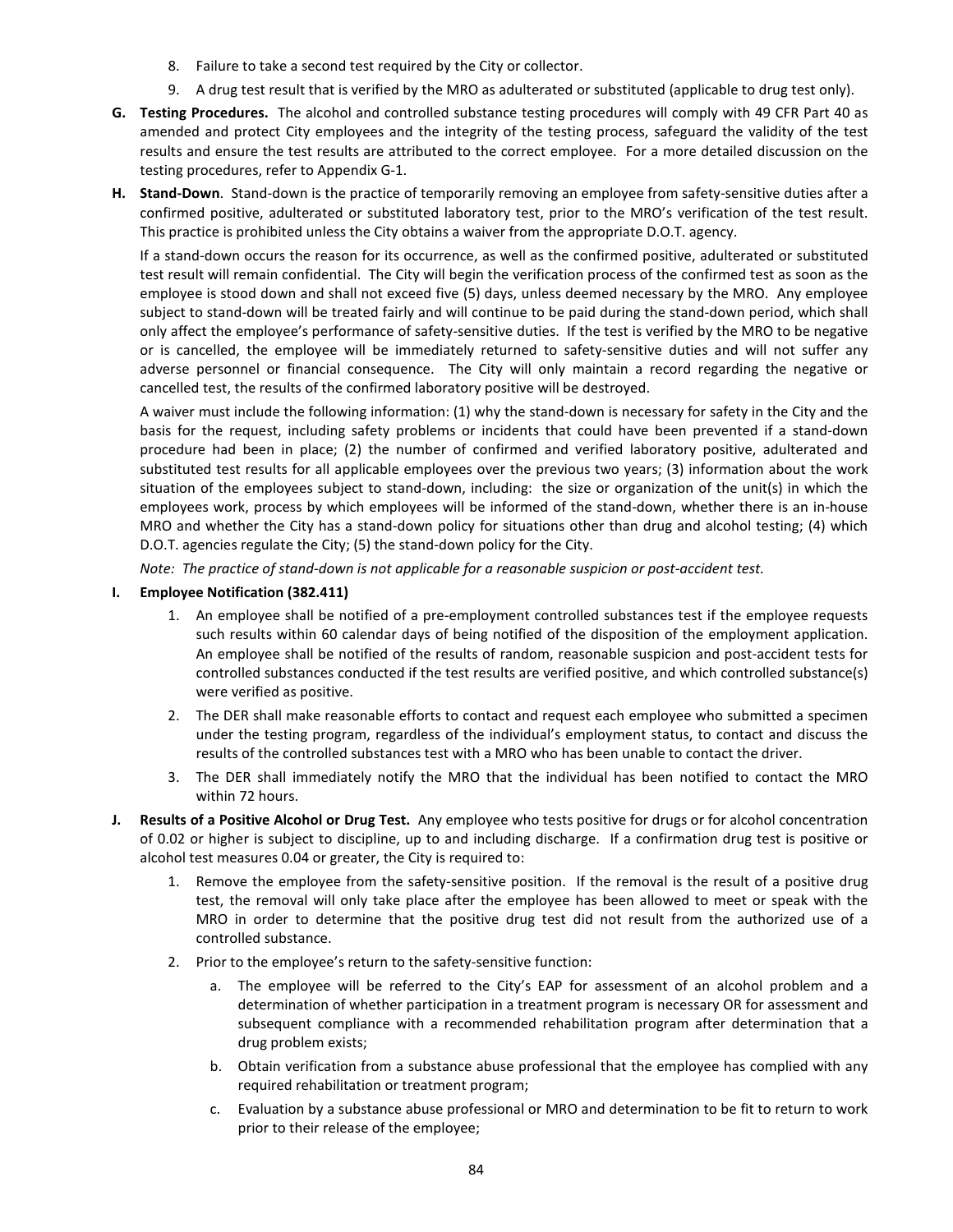8. Failure to take a second test required by the City or collector.
9. A drug test result that is verified by the MRO as adulterated or substituted (applicable to drug test only).

**G. Testing Procedures.** The alcohol and controlled substance testing procedures will comply with 49 CFR Part 40 as amended and protect City employees and the integrity of the testing process, safeguard the validity of the test results and ensure the test results are attributed to the correct employee. For a more detailed discussion on the testing procedures, refer to Appendix G-1.

**H. Stand-Down**. Stand-down is the practice of temporarily removing an employee from safety-sensitive duties after a confirmed positive, adulterated or substituted laboratory test, prior to the MRO's verification of the test result. This practice is prohibited unless the City obtains a waiver from the appropriate D.O.T. agency.

If a stand-down occurs the reason for its occurrence, as well as the confirmed positive, adulterated or substituted test result will remain confidential. The City will begin the verification process of the confirmed test as soon as the employee is stood down and shall not exceed five (5) days, unless deemed necessary by the MRO. Any employee subject to stand-down will be treated fairly and will continue to be paid during the stand-down period, which shall only affect the employee's performance of safety-sensitive duties. If the test is verified by the MRO to be negative or is cancelled, the employee will be immediately returned to safety-sensitive duties and will not suffer any adverse personnel or financial consequence. The City will only maintain a record regarding the negative or cancelled test, the results of the confirmed laboratory positive will be destroyed.

A waiver must include the following information: (1) why the stand-down is necessary for safety in the City and the basis for the request, including safety problems or incidents that could have been prevented if a stand-down procedure had been in place; (2) the number of confirmed and verified laboratory positive, adulterated and substituted test results for all applicable employees over the previous two years; (3) information about the work situation of the employees subject to stand-down, including: the size or organization of the unit(s) in which the employees work, process by which employees will be informed of the stand-down, whether there is an in-house MRO and whether the City has a stand-down policy for situations other than drug and alcohol testing; (4) which D.O.T. agencies regulate the City; (5) the stand-down policy for the City.

*Note: The practice of stand-down is not applicable for a reasonable suspicion or post-accident test.*

**I. Employee Notification (382.411)**

1. An employee shall be notified of a pre-employment controlled substances test if the employee requests such results within 60 calendar days of being notified of the disposition of the employment application. An employee shall be notified of the results of random, reasonable suspicion and post-accident tests for controlled substances conducted if the test results are verified positive, and which controlled substance(s) were verified as positive.
2. The DER shall make reasonable efforts to contact and request each employee who submitted a specimen under the testing program, regardless of the individual's employment status, to contact and discuss the results of the controlled substances test with a MRO who has been unable to contact the driver.
3. The DER shall immediately notify the MRO that the individual has been notified to contact the MRO within 72 hours.

**J. Results of a Positive Alcohol or Drug Test.** Any employee who tests positive for drugs or for alcohol concentration of 0.02 or higher is subject to discipline, up to and including discharge. If a confirmation drug test is positive or alcohol test measures 0.04 or greater, the City is required to:

1. Remove the employee from the safety-sensitive position. If the removal is the result of a positive drug test, the removal will only take place after the employee has been allowed to meet or speak with the MRO in order to determine that the positive drug test did not result from the authorized use of a controlled substance.
2. Prior to the employee's return to the safety-sensitive function:
   a. The employee will be referred to the City's EAP for assessment of an alcohol problem and a determination of whether participation in a treatment program is necessary OR for assessment and subsequent compliance with a recommended rehabilitation program after determination that a drug problem exists;
   b. Obtain verification from a substance abuse professional that the employee has complied with any required rehabilitation or treatment program;
   c. Evaluation by a substance abuse professional or MRO and determination to be fit to return to work prior to their release of the employee;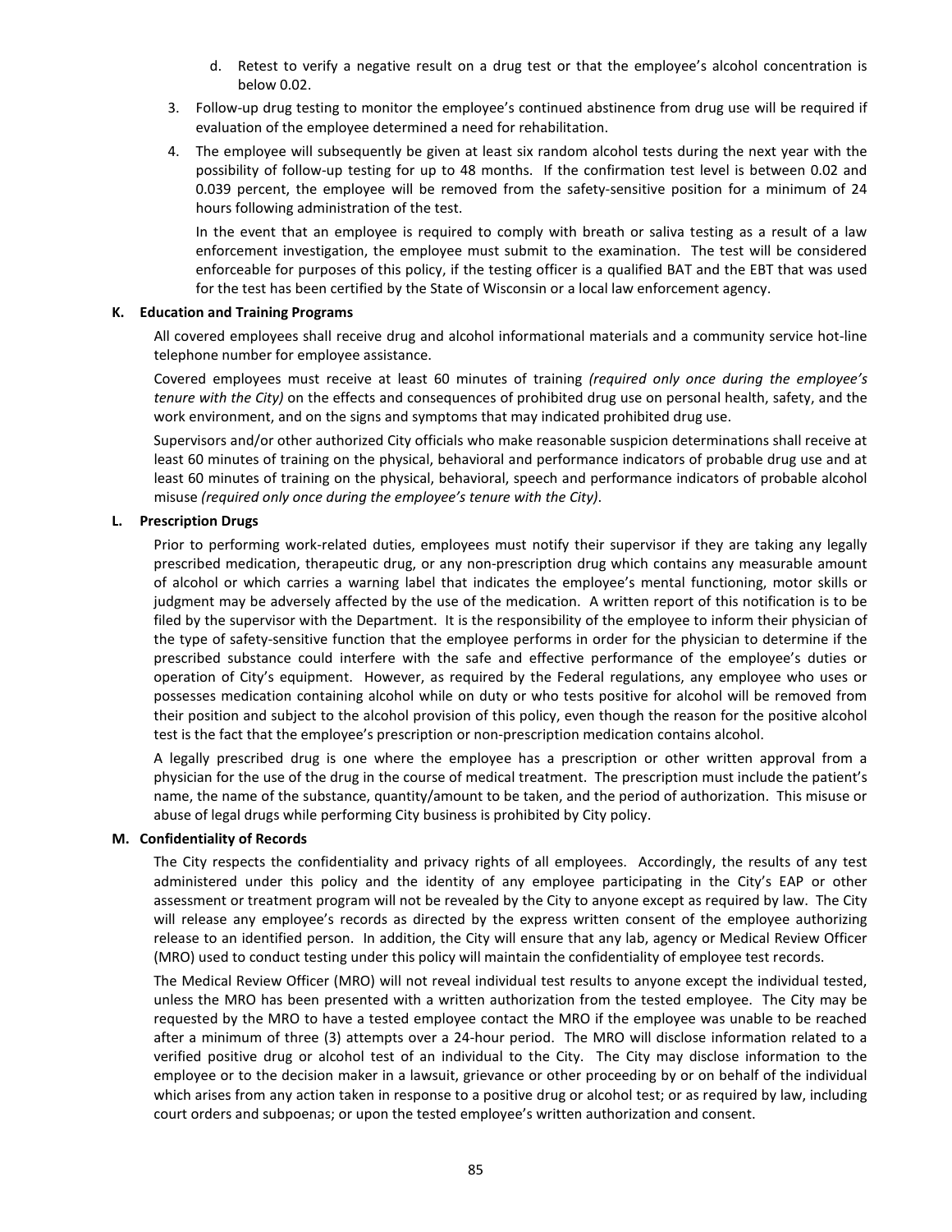d. Retest to verify a negative result on a drug test or that the employee's alcohol concentration is below 0.02.

3. Follow-up drug testing to monitor the employee's continued abstinence from drug use will be required if evaluation of the employee determined a need for rehabilitation.

4. The employee will subsequently be given at least six random alcohol tests during the next year with the possibility of follow-up testing for up to 48 months. If the confirmation test level is between 0.02 and 0.039 percent, the employee will be removed from the safety-sensitive position for a minimum of 24 hours following administration of the test.

   In the event that an employee is required to comply with breath or saliva testing as a result of a law enforcement investigation, the employee must submit to the examination. The test will be considered enforceable for purposes of this policy, if the testing officer is a qualified BAT and the EBT that was used for the test has been certified by the State of Wisconsin or a local law enforcement agency.

**K. Education and Training Programs**

All covered employees shall receive drug and alcohol informational materials and a community service hot-line telephone number for employee assistance.

Covered employees must receive at least 60 minutes of training *(required only once during the employee's tenure with the City)* on the effects and consequences of prohibited drug use on personal health, safety, and the work environment, and on the signs and symptoms that may indicated prohibited drug use.

Supervisors and/or other authorized City officials who make reasonable suspicion determinations shall receive at least 60 minutes of training on the physical, behavioral and performance indicators of probable drug use and at least 60 minutes of training on the physical, behavioral, speech and performance indicators of probable alcohol misuse *(required only once during the employee's tenure with the City)*.

**L. Prescription Drugs**

Prior to performing work-related duties, employees must notify their supervisor if they are taking any legally prescribed medication, therapeutic drug, or any non-prescription drug which contains any measurable amount of alcohol or which carries a warning label that indicates the employee's mental functioning, motor skills or judgment may be adversely affected by the use of the medication. A written report of this notification is to be filed by the supervisor with the Department. It is the responsibility of the employee to inform their physician of the type of safety-sensitive function that the employee performs in order for the physician to determine if the prescribed substance could interfere with the safe and effective performance of the employee's duties or operation of City's equipment. However, as required by the Federal regulations, any employee who uses or possesses medication containing alcohol while on duty or who tests positive for alcohol will be removed from their position and subject to the alcohol provision of this policy, even though the reason for the positive alcohol test is the fact that the employee's prescription or non-prescription medication contains alcohol.

A legally prescribed drug is one where the employee has a prescription or other written approval from a physician for the use of the drug in the course of medical treatment. The prescription must include the patient's name, the name of the substance, quantity/amount to be taken, and the period of authorization. This misuse or abuse of legal drugs while performing City business is prohibited by City policy.

**M. Confidentiality of Records**

The City respects the confidentiality and privacy rights of all employees. Accordingly, the results of any test administered under this policy and the identity of any employee participating in the City's EAP or other assessment or treatment program will not be revealed by the City to anyone except as required by law. The City will release any employee's records as directed by the express written consent of the employee authorizing release to an identified person. In addition, the City will ensure that any lab, agency or Medical Review Officer (MRO) used to conduct testing under this policy will maintain the confidentiality of employee test records.

The Medical Review Officer (MRO) will not reveal individual test results to anyone except the individual tested, unless the MRO has been presented with a written authorization from the tested employee. The City may be requested by the MRO to have a tested employee contact the MRO if the employee was unable to be reached after a minimum of three (3) attempts over a 24-hour period. The MRO will disclose information related to a verified positive drug or alcohol test of an individual to the City. The City may disclose information to the employee or to the decision maker in a lawsuit, grievance or other proceeding by or on behalf of the individual which arises from any action taken in response to a positive drug or alcohol test; or as required by law, including court orders and subpoenas; or upon the tested employee's written authorization and consent.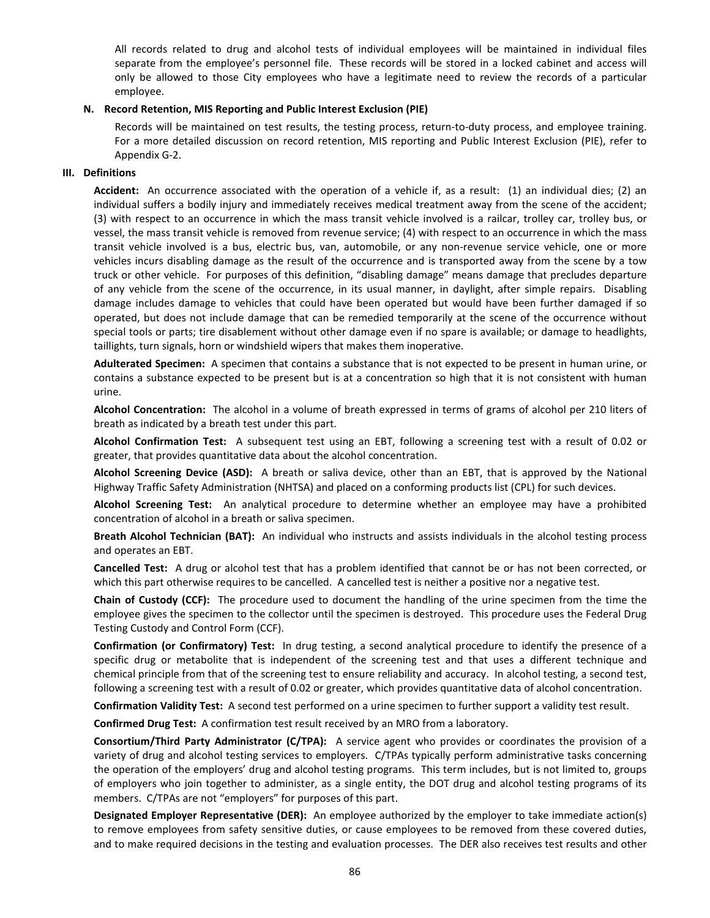All records related to drug and alcohol tests of individual employees will be maintained in individual files separate from the employee's personnel file. These records will be stored in a locked cabinet and access will only be allowed to those City employees who have a legitimate need to review the records of a particular employee.

### N. Record Retention, MIS Reporting and Public Interest Exclusion (PIE)

Records will be maintained on test results, the testing process, return-to-duty process, and employee training. For a more detailed discussion on record retention, MIS reporting and Public Interest Exclusion (PIE), refer to Appendix G-2.

## III. Definitions

**Accident:** An occurrence associated with the operation of a vehicle if, as a result: (1) an individual dies; (2) an individual suffers a bodily injury and immediately receives medical treatment away from the scene of the accident; (3) with respect to an occurrence in which the mass transit vehicle involved is a railcar, trolley car, trolley bus, or vessel, the mass transit vehicle is removed from revenue service; (4) with respect to an occurrence in which the mass transit vehicle involved is a bus, electric bus, van, automobile, or any non-revenue service vehicle, one or more vehicles incurs disabling damage as the result of the occurrence and is transported away from the scene by a tow truck or other vehicle. For purposes of this definition, "disabling damage" means damage that precludes departure of any vehicle from the scene of the occurrence, in its usual manner, in daylight, after simple repairs. Disabling damage includes damage to vehicles that could have been operated but would have been further damaged if so operated, but does not include damage that can be remedied temporarily at the scene of the occurrence without special tools or parts; tire disablement without other damage even if no spare is available; or damage to headlights, taillights, turn signals, horn or windshield wipers that makes them inoperative.

**Adulterated Specimen:** A specimen that contains a substance that is not expected to be present in human urine, or contains a substance expected to be present but is at a concentration so high that it is not consistent with human urine.

**Alcohol Concentration:** The alcohol in a volume of breath expressed in terms of grams of alcohol per 210 liters of breath as indicated by a breath test under this part.

**Alcohol Confirmation Test:** A subsequent test using an EBT, following a screening test with a result of 0.02 or greater, that provides quantitative data about the alcohol concentration.

**Alcohol Screening Device (ASD):** A breath or saliva device, other than an EBT, that is approved by the National Highway Traffic Safety Administration (NHTSA) and placed on a conforming products list (CPL) for such devices.

**Alcohol Screening Test:** An analytical procedure to determine whether an employee may have a prohibited concentration of alcohol in a breath or saliva specimen.

**Breath Alcohol Technician (BAT):** An individual who instructs and assists individuals in the alcohol testing process and operates an EBT.

**Cancelled Test:** A drug or alcohol test that has a problem identified that cannot be or has not been corrected, or which this part otherwise requires to be cancelled. A cancelled test is neither a positive nor a negative test.

**Chain of Custody (CCF):** The procedure used to document the handling of the urine specimen from the time the employee gives the specimen to the collector until the specimen is destroyed. This procedure uses the Federal Drug Testing Custody and Control Form (CCF).

**Confirmation (or Confirmatory) Test:** In drug testing, a second analytical procedure to identify the presence of a specific drug or metabolite that is independent of the screening test and that uses a different technique and chemical principle from that of the screening test to ensure reliability and accuracy. In alcohol testing, a second test, following a screening test with a result of 0.02 or greater, which provides quantitative data of alcohol concentration.

**Confirmation Validity Test:** A second test performed on a urine specimen to further support a validity test result.

**Confirmed Drug Test:** A confirmation test result received by an MRO from a laboratory.

**Consortium/Third Party Administrator (C/TPA):** A service agent who provides or coordinates the provision of a variety of drug and alcohol testing services to employers. C/TPAs typically perform administrative tasks concerning the operation of the employers' drug and alcohol testing programs. This term includes, but is not limited to, groups of employers who join together to administer, as a single entity, the DOT drug and alcohol testing programs of its members. C/TPAs are not "employers" for purposes of this part.

**Designated Employer Representative (DER):** An employee authorized by the employer to take immediate action(s) to remove employees from safety sensitive duties, or cause employees to be removed from these covered duties, and to make required decisions in the testing and evaluation processes. The DER also receives test results and other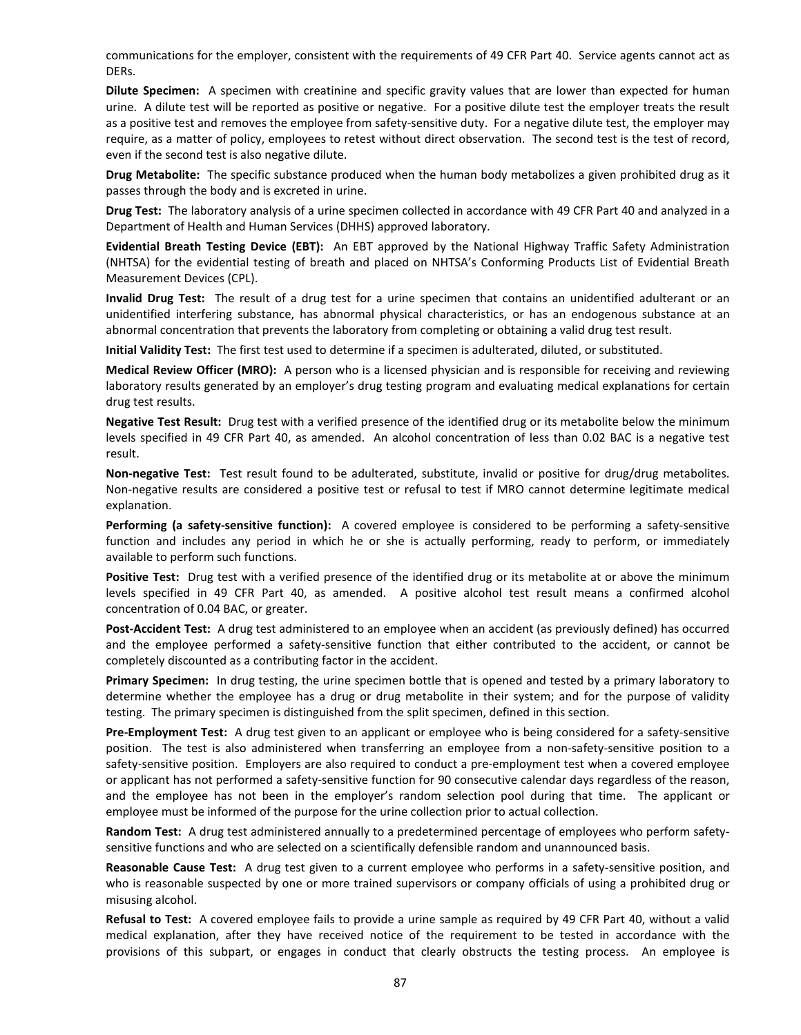communications for the employer, consistent with the requirements of 49 CFR Part 40. Service agents cannot act as DERs.

**Dilute Specimen:** A specimen with creatinine and specific gravity values that are lower than expected for human urine. A dilute test will be reported as positive or negative. For a positive dilute test the employer treats the result as a positive test and removes the employee from safety-sensitive duty. For a negative dilute test, the employer may require, as a matter of policy, employees to retest without direct observation. The second test is the test of record, even if the second test is also negative dilute.

**Drug Metabolite:** The specific substance produced when the human body metabolizes a given prohibited drug as it passes through the body and is excreted in urine.

**Drug Test:** The laboratory analysis of a urine specimen collected in accordance with 49 CFR Part 40 and analyzed in a Department of Health and Human Services (DHHS) approved laboratory.

**Evidential Breath Testing Device (EBT):** An EBT approved by the National Highway Traffic Safety Administration (NHTSA) for the evidential testing of breath and placed on NHTSA's Conforming Products List of Evidential Breath Measurement Devices (CPL).

**Invalid Drug Test:** The result of a drug test for a urine specimen that contains an unidentified adulterant or an unidentified interfering substance, has abnormal physical characteristics, or has an endogenous substance at an abnormal concentration that prevents the laboratory from completing or obtaining a valid drug test result.

**Initial Validity Test:** The first test used to determine if a specimen is adulterated, diluted, or substituted.

**Medical Review Officer (MRO):** A person who is a licensed physician and is responsible for receiving and reviewing laboratory results generated by an employer's drug testing program and evaluating medical explanations for certain drug test results.

**Negative Test Result:** Drug test with a verified presence of the identified drug or its metabolite below the minimum levels specified in 49 CFR Part 40, as amended. An alcohol concentration of less than 0.02 BAC is a negative test result.

**Non-negative Test:** Test result found to be adulterated, substitute, invalid or positive for drug/drug metabolites. Non-negative results are considered a positive test or refusal to test if MRO cannot determine legitimate medical explanation.

**Performing (a safety-sensitive function):** A covered employee is considered to be performing a safety-sensitive function and includes any period in which he or she is actually performing, ready to perform, or immediately available to perform such functions.

**Positive Test:** Drug test with a verified presence of the identified drug or its metabolite at or above the minimum levels specified in 49 CFR Part 40, as amended. A positive alcohol test result means a confirmed alcohol concentration of 0.04 BAC, or greater.

**Post-Accident Test:** A drug test administered to an employee when an accident (as previously defined) has occurred and the employee performed a safety-sensitive function that either contributed to the accident, or cannot be completely discounted as a contributing factor in the accident.

**Primary Specimen:** In drug testing, the urine specimen bottle that is opened and tested by a primary laboratory to determine whether the employee has a drug or drug metabolite in their system; and for the purpose of validity testing. The primary specimen is distinguished from the split specimen, defined in this section.

**Pre-Employment Test:** A drug test given to an applicant or employee who is being considered for a safety-sensitive position. The test is also administered when transferring an employee from a non-safety-sensitive position to a safety-sensitive position. Employers are also required to conduct a pre-employment test when a covered employee or applicant has not performed a safety-sensitive function for 90 consecutive calendar days regardless of the reason, and the employee has not been in the employer's random selection pool during that time. The applicant or employee must be informed of the purpose for the urine collection prior to actual collection.

**Random Test:** A drug test administered annually to a predetermined percentage of employees who perform safety-sensitive functions and who are selected on a scientifically defensible random and unannounced basis.

**Reasonable Cause Test:** A drug test given to a current employee who performs in a safety-sensitive position, and who is reasonable suspected by one or more trained supervisors or company officials of using a prohibited drug or misusing alcohol.

**Refusal to Test:** A covered employee fails to provide a urine sample as required by 49 CFR Part 40, without a valid medical explanation, after they have received notice of the requirement to be tested in accordance with the provisions of this subpart, or engages in conduct that clearly obstructs the testing process. An employee is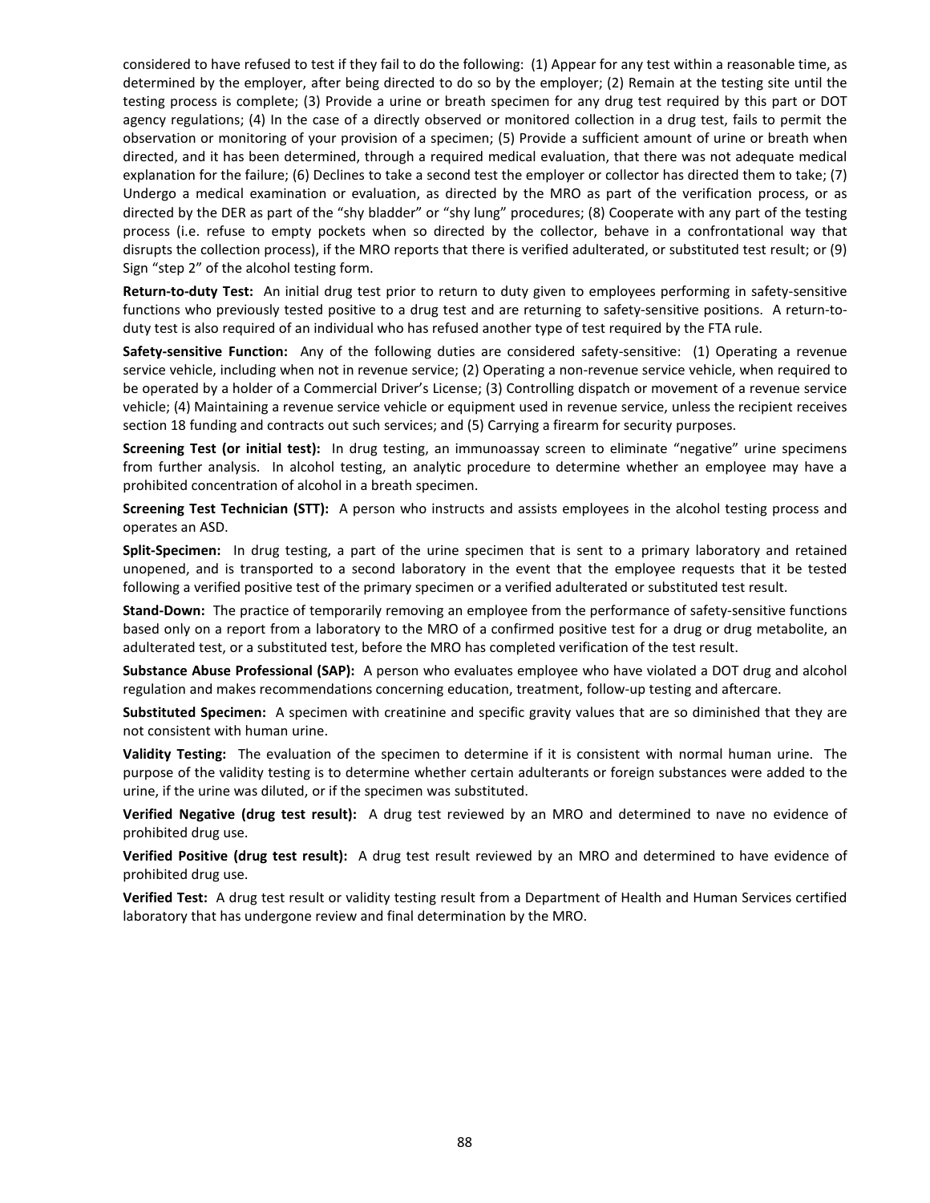considered to have refused to test if they fail to do the following: (1) Appear for any test within a reasonable time, as determined by the employer, after being directed to do so by the employer; (2) Remain at the testing site until the testing process is complete; (3) Provide a urine or breath specimen for any drug test required by this part or DOT agency regulations; (4) In the case of a directly observed or monitored collection in a drug test, fails to permit the observation or monitoring of your provision of a specimen; (5) Provide a sufficient amount of urine or breath when directed, and it has been determined, through a required medical evaluation, that there was not adequate medical explanation for the failure; (6) Declines to take a second test the employer or collector has directed them to take; (7) Undergo a medical examination or evaluation, as directed by the MRO as part of the verification process, or as directed by the DER as part of the "shy bladder" or "shy lung" procedures; (8) Cooperate with any part of the testing process (i.e. refuse to empty pockets when so directed by the collector, behave in a confrontational way that disrupts the collection process), if the MRO reports that there is verified adulterated, or substituted test result; or (9) Sign "step 2" of the alcohol testing form.

**Return-to-duty Test:** An initial drug test prior to return to duty given to employees performing in safety-sensitive functions who previously tested positive to a drug test and are returning to safety-sensitive positions. A return-to-duty test is also required of an individual who has refused another type of test required by the FTA rule.

**Safety-sensitive Function:** Any of the following duties are considered safety-sensitive: (1) Operating a revenue service vehicle, including when not in revenue service; (2) Operating a non-revenue service vehicle, when required to be operated by a holder of a Commercial Driver's License; (3) Controlling dispatch or movement of a revenue service vehicle; (4) Maintaining a revenue service vehicle or equipment used in revenue service, unless the recipient receives section 18 funding and contracts out such services; and (5) Carrying a firearm for security purposes.

**Screening Test (or initial test):** In drug testing, an immunoassay screen to eliminate "negative" urine specimens from further analysis. In alcohol testing, an analytic procedure to determine whether an employee may have a prohibited concentration of alcohol in a breath specimen.

**Screening Test Technician (STT):** A person who instructs and assists employees in the alcohol testing process and operates an ASD.

**Split-Specimen:** In drug testing, a part of the urine specimen that is sent to a primary laboratory and retained unopened, and is transported to a second laboratory in the event that the employee requests that it be tested following a verified positive test of the primary specimen or a verified adulterated or substituted test result.

**Stand-Down:** The practice of temporarily removing an employee from the performance of safety-sensitive functions based only on a report from a laboratory to the MRO of a confirmed positive test for a drug or drug metabolite, an adulterated test, or a substituted test, before the MRO has completed verification of the test result.

**Substance Abuse Professional (SAP):** A person who evaluates employee who have violated a DOT drug and alcohol regulation and makes recommendations concerning education, treatment, follow-up testing and aftercare.

**Substituted Specimen:** A specimen with creatinine and specific gravity values that are so diminished that they are not consistent with human urine.

**Validity Testing:** The evaluation of the specimen to determine if it is consistent with normal human urine. The purpose of the validity testing is to determine whether certain adulterants or foreign substances were added to the urine, if the urine was diluted, or if the specimen was substituted.

**Verified Negative (drug test result):** A drug test reviewed by an MRO and determined to nave no evidence of prohibited drug use.

**Verified Positive (drug test result):** A drug test result reviewed by an MRO and determined to have evidence of prohibited drug use.

**Verified Test:** A drug test result or validity testing result from a Department of Health and Human Services certified laboratory that has undergone review and final determination by the MRO.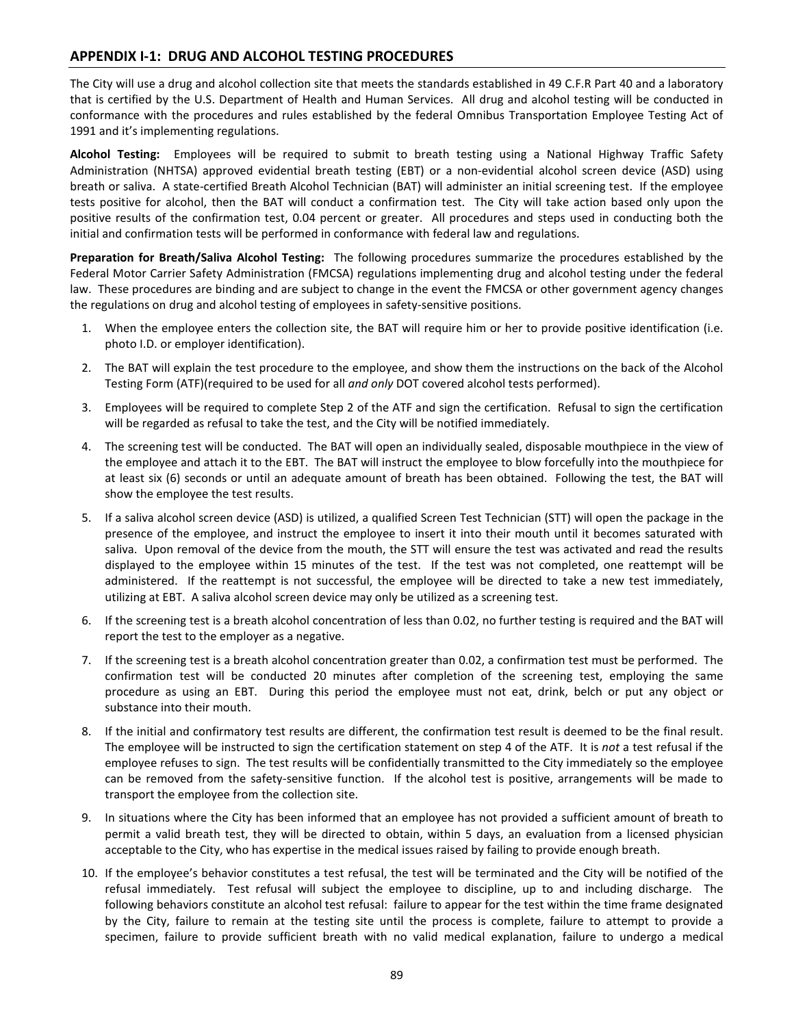## APPENDIX I-1: DRUG AND ALCOHOL TESTING PROCEDURES

The City will use a drug and alcohol collection site that meets the standards established in 49 C.F.R Part 40 and a laboratory that is certified by the U.S. Department of Health and Human Services. All drug and alcohol testing will be conducted in conformance with the procedures and rules established by the federal Omnibus Transportation Employee Testing Act of 1991 and it's implementing regulations.

**Alcohol Testing:** Employees will be required to submit to breath testing using a National Highway Traffic Safety Administration (NHTSA) approved evidential breath testing (EBT) or a non-evidential alcohol screen device (ASD) using breath or saliva. A state-certified Breath Alcohol Technician (BAT) will administer an initial screening test. If the employee tests positive for alcohol, then the BAT will conduct a confirmation test. The City will take action based only upon the positive results of the confirmation test, 0.04 percent or greater. All procedures and steps used in conducting both the initial and confirmation tests will be performed in conformance with federal law and regulations.

**Preparation for Breath/Saliva Alcohol Testing:** The following procedures summarize the procedures established by the Federal Motor Carrier Safety Administration (FMCSA) regulations implementing drug and alcohol testing under the federal law. These procedures are binding and are subject to change in the event the FMCSA or other government agency changes the regulations on drug and alcohol testing of employees in safety-sensitive positions.

1. When the employee enters the collection site, the BAT will require him or her to provide positive identification (i.e. photo I.D. or employer identification).
2. The BAT will explain the test procedure to the employee, and show them the instructions on the back of the Alcohol Testing Form (ATF)(required to be used for all *and only* DOT covered alcohol tests performed).
3. Employees will be required to complete Step 2 of the ATF and sign the certification. Refusal to sign the certification will be regarded as refusal to take the test, and the City will be notified immediately.
4. The screening test will be conducted. The BAT will open an individually sealed, disposable mouthpiece in the view of the employee and attach it to the EBT. The BAT will instruct the employee to blow forcefully into the mouthpiece for at least six (6) seconds or until an adequate amount of breath has been obtained. Following the test, the BAT will show the employee the test results.
5. If a saliva alcohol screen device (ASD) is utilized, a qualified Screen Test Technician (STT) will open the package in the presence of the employee, and instruct the employee to insert it into their mouth until it becomes saturated with saliva. Upon removal of the device from the mouth, the STT will ensure the test was activated and read the results displayed to the employee within 15 minutes of the test. If the test was not completed, one reattempt will be administered. If the reattempt is not successful, the employee will be directed to take a new test immediately, utilizing at EBT. A saliva alcohol screen device may only be utilized as a screening test.
6. If the screening test is a breath alcohol concentration of less than 0.02, no further testing is required and the BAT will report the test to the employer as a negative.
7. If the screening test is a breath alcohol concentration greater than 0.02, a confirmation test must be performed. The confirmation test will be conducted 20 minutes after completion of the screening test, employing the same procedure as using an EBT. During this period the employee must not eat, drink, belch or put any object or substance into their mouth.
8. If the initial and confirmatory test results are different, the confirmation test result is deemed to be the final result. The employee will be instructed to sign the certification statement on step 4 of the ATF. It is *not* a test refusal if the employee refuses to sign. The test results will be confidentially transmitted to the City immediately so the employee can be removed from the safety-sensitive function. If the alcohol test is positive, arrangements will be made to transport the employee from the collection site.
9. In situations where the City has been informed that an employee has not provided a sufficient amount of breath to permit a valid breath test, they will be directed to obtain, within 5 days, an evaluation from a licensed physician acceptable to the City, who has expertise in the medical issues raised by failing to provide enough breath.
10. If the employee's behavior constitutes a test refusal, the test will be terminated and the City will be notified of the refusal immediately. Test refusal will subject the employee to discipline, up to and including discharge. The following behaviors constitute an alcohol test refusal: failure to appear for the test within the time frame designated by the City, failure to remain at the testing site until the process is complete, failure to attempt to provide a specimen, failure to provide sufficient breath with no valid medical explanation, failure to undergo a medical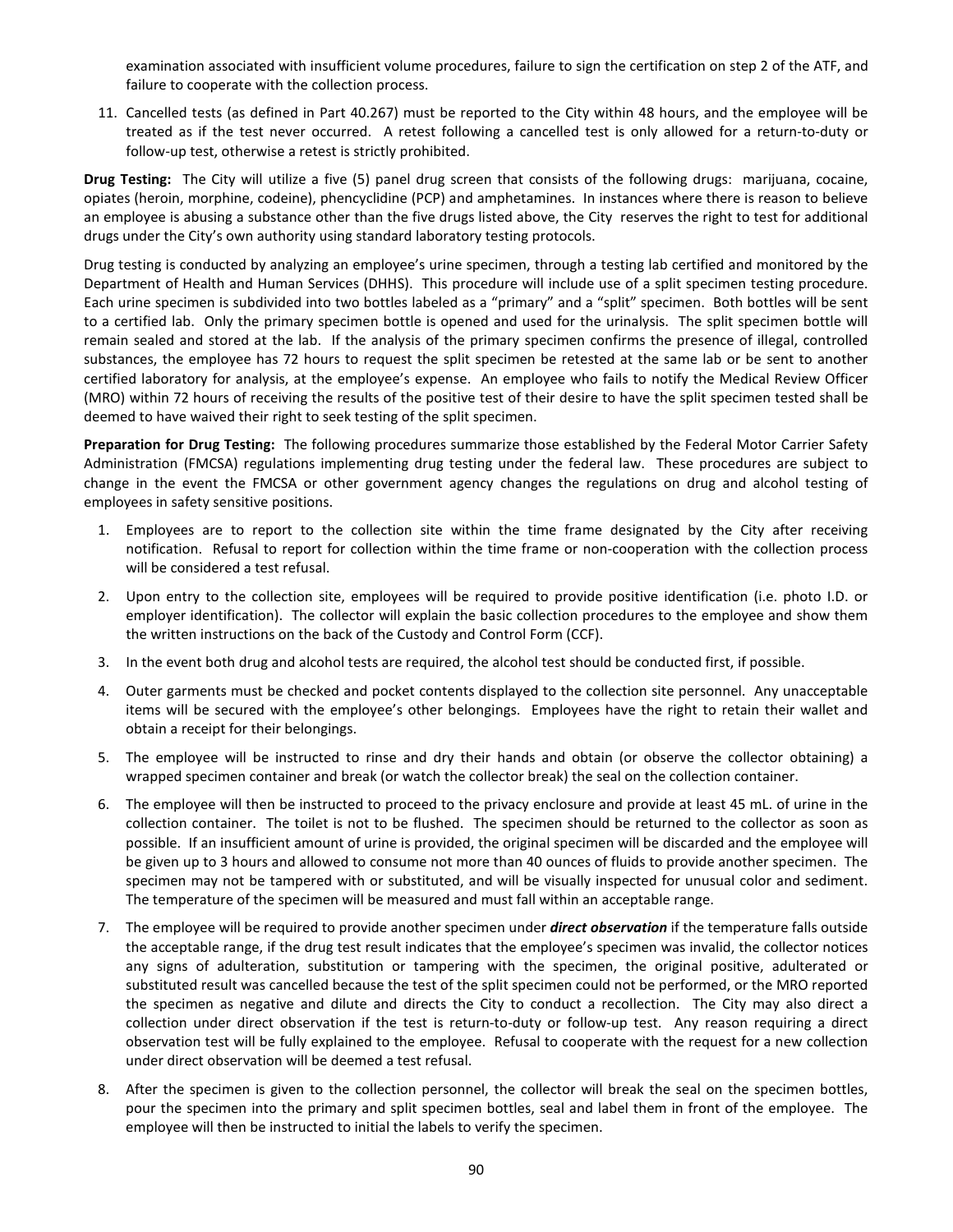examination associated with insufficient volume procedures, failure to sign the certification on step 2 of the ATF, and failure to cooperate with the collection process.

11. Cancelled tests (as defined in Part 40.267) must be reported to the City within 48 hours, and the employee will be treated as if the test never occurred. A retest following a cancelled test is only allowed for a return-to-duty or follow-up test, otherwise a retest is strictly prohibited.

**Drug Testing:** The City will utilize a five (5) panel drug screen that consists of the following drugs: marijuana, cocaine, opiates (heroin, morphine, codeine), phencyclidine (PCP) and amphetamines. In instances where there is reason to believe an employee is abusing a substance other than the five drugs listed above, the City reserves the right to test for additional drugs under the City's own authority using standard laboratory testing protocols.

Drug testing is conducted by analyzing an employee's urine specimen, through a testing lab certified and monitored by the Department of Health and Human Services (DHHS). This procedure will include use of a split specimen testing procedure. Each urine specimen is subdivided into two bottles labeled as a "primary" and a "split" specimen. Both bottles will be sent to a certified lab. Only the primary specimen bottle is opened and used for the urinalysis. The split specimen bottle will remain sealed and stored at the lab. If the analysis of the primary specimen confirms the presence of illegal, controlled substances, the employee has 72 hours to request the split specimen be retested at the same lab or be sent to another certified laboratory for analysis, at the employee's expense. An employee who fails to notify the Medical Review Officer (MRO) within 72 hours of receiving the results of the positive test of their desire to have the split specimen tested shall be deemed to have waived their right to seek testing of the split specimen.

**Preparation for Drug Testing:** The following procedures summarize those established by the Federal Motor Carrier Safety Administration (FMCSA) regulations implementing drug testing under the federal law. These procedures are subject to change in the event the FMCSA or other government agency changes the regulations on drug and alcohol testing of employees in safety sensitive positions.

1. Employees are to report to the collection site within the time frame designated by the City after receiving notification. Refusal to report for collection within the time frame or non-cooperation with the collection process will be considered a test refusal.

2. Upon entry to the collection site, employees will be required to provide positive identification (i.e. photo I.D. or employer identification). The collector will explain the basic collection procedures to the employee and show them the written instructions on the back of the Custody and Control Form (CCF).

3. In the event both drug and alcohol tests are required, the alcohol test should be conducted first, if possible.

4. Outer garments must be checked and pocket contents displayed to the collection site personnel. Any unacceptable items will be secured with the employee's other belongings. Employees have the right to retain their wallet and obtain a receipt for their belongings.

5. The employee will be instructed to rinse and dry their hands and obtain (or observe the collector obtaining) a wrapped specimen container and break (or watch the collector break) the seal on the collection container.

6. The employee will then be instructed to proceed to the privacy enclosure and provide at least 45 mL. of urine in the collection container. The toilet is not to be flushed. The specimen should be returned to the collector as soon as possible. If an insufficient amount of urine is provided, the original specimen will be discarded and the employee will be given up to 3 hours and allowed to consume not more than 40 ounces of fluids to provide another specimen. The specimen may not be tampered with or substituted, and will be visually inspected for unusual color and sediment. The temperature of the specimen will be measured and must fall within an acceptable range.

7. The employee will be required to provide another specimen under ***direct observation*** if the temperature falls outside the acceptable range, if the drug test result indicates that the employee's specimen was invalid, the collector notices any signs of adulteration, substitution or tampering with the specimen, the original positive, adulterated or substituted result was cancelled because the test of the split specimen could not be performed, or the MRO reported the specimen as negative and dilute and directs the City to conduct a recollection. The City may also direct a collection under direct observation if the test is return-to-duty or follow-up test. Any reason requiring a direct observation test will be fully explained to the employee. Refusal to cooperate with the request for a new collection under direct observation will be deemed a test refusal.

8. After the specimen is given to the collection personnel, the collector will break the seal on the specimen bottles, pour the specimen into the primary and split specimen bottles, seal and label them in front of the employee. The employee will then be instructed to initial the labels to verify the specimen.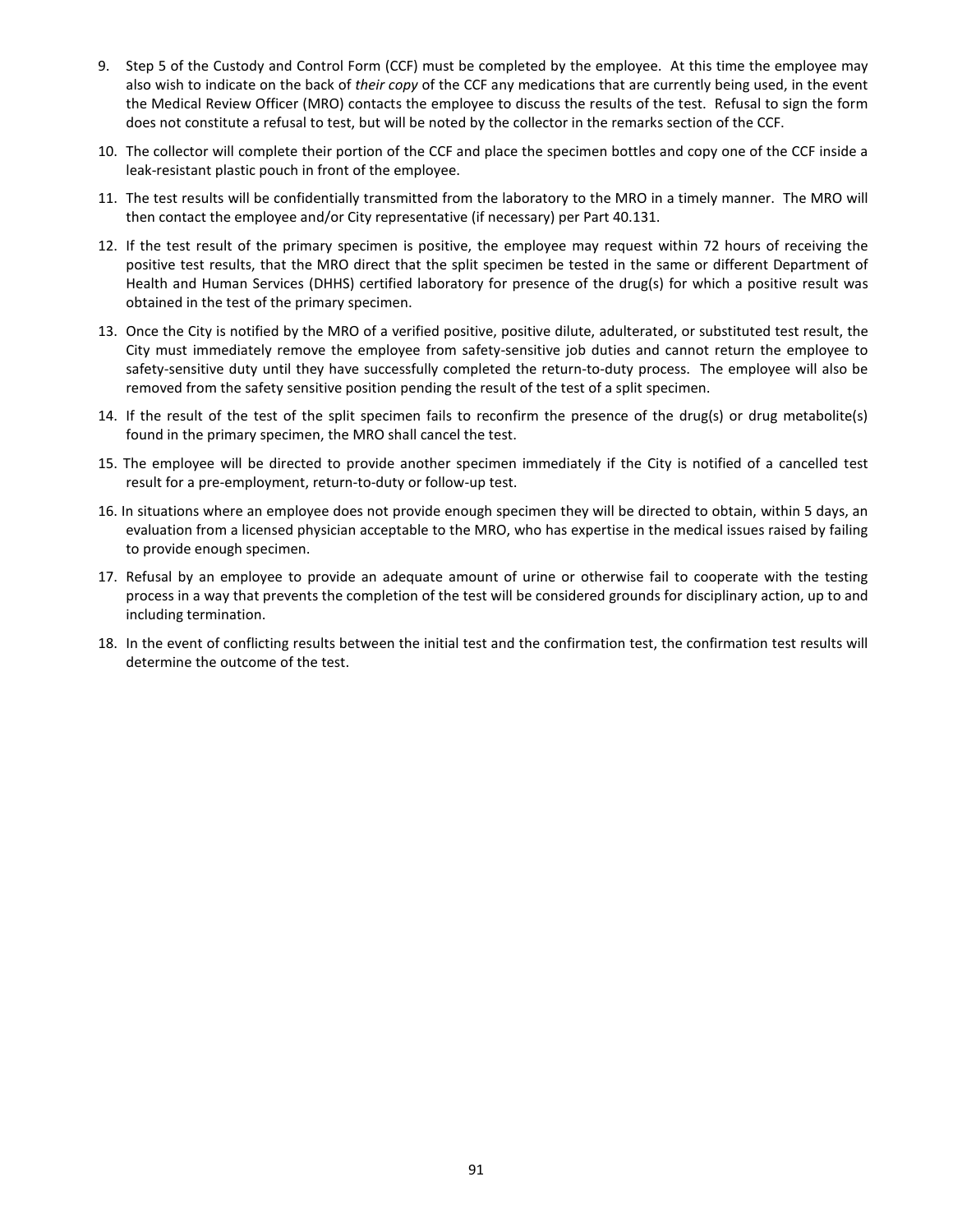9. Step 5 of the Custody and Control Form (CCF) must be completed by the employee. At this time the employee may also wish to indicate on the back of *their copy* of the CCF any medications that are currently being used, in the event the Medical Review Officer (MRO) contacts the employee to discuss the results of the test. Refusal to sign the form does not constitute a refusal to test, but will be noted by the collector in the remarks section of the CCF.
10. The collector will complete their portion of the CCF and place the specimen bottles and copy one of the CCF inside a leak-resistant plastic pouch in front of the employee.
11. The test results will be confidentially transmitted from the laboratory to the MRO in a timely manner. The MRO will then contact the employee and/or City representative (if necessary) per Part 40.131.
12. If the test result of the primary specimen is positive, the employee may request within 72 hours of receiving the positive test results, that the MRO direct that the split specimen be tested in the same or different Department of Health and Human Services (DHHS) certified laboratory for presence of the drug(s) for which a positive result was obtained in the test of the primary specimen.
13. Once the City is notified by the MRO of a verified positive, positive dilute, adulterated, or substituted test result, the City must immediately remove the employee from safety-sensitive job duties and cannot return the employee to safety-sensitive duty until they have successfully completed the return-to-duty process. The employee will also be removed from the safety sensitive position pending the result of the test of a split specimen.
14. If the result of the test of the split specimen fails to reconfirm the presence of the drug(s) or drug metabolite(s) found in the primary specimen, the MRO shall cancel the test.
15. The employee will be directed to provide another specimen immediately if the City is notified of a cancelled test result for a pre-employment, return-to-duty or follow-up test.
16. In situations where an employee does not provide enough specimen they will be directed to obtain, within 5 days, an evaluation from a licensed physician acceptable to the MRO, who has expertise in the medical issues raised by failing to provide enough specimen.
17. Refusal by an employee to provide an adequate amount of urine or otherwise fail to cooperate with the testing process in a way that prevents the completion of the test will be considered grounds for disciplinary action, up to and including termination.
18. In the event of conflicting results between the initial test and the confirmation test, the confirmation test results will determine the outcome of the test.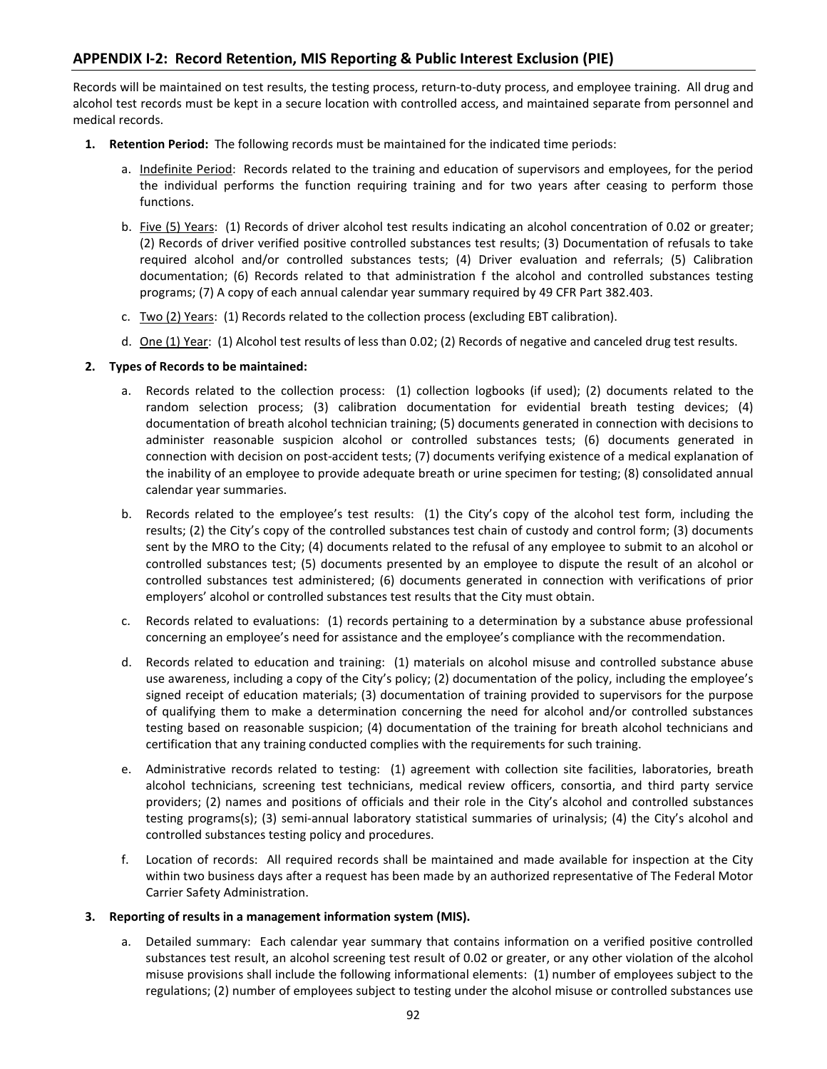## APPENDIX I-2: Record Retention, MIS Reporting & Public Interest Exclusion (PIE)

Records will be maintained on test results, the testing process, return-to-duty process, and employee training. All drug and alcohol test records must be kept in a secure location with controlled access, and maintained separate from personnel and medical records.

1. **Retention Period:** The following records must be maintained for the indicated time periods:

   a. Indefinite Period: Records related to the training and education of supervisors and employees, for the period the individual performs the function requiring training and for two years after ceasing to perform those functions.

   b. Five (5) Years: (1) Records of driver alcohol test results indicating an alcohol concentration of 0.02 or greater; (2) Records of driver verified positive controlled substances test results; (3) Documentation of refusals to take required alcohol and/or controlled substances tests; (4) Driver evaluation and referrals; (5) Calibration documentation; (6) Records related to that administration f the alcohol and controlled substances testing programs; (7) A copy of each annual calendar year summary required by 49 CFR Part 382.403.

   c. Two (2) Years: (1) Records related to the collection process (excluding EBT calibration).

   d. One (1) Year: (1) Alcohol test results of less than 0.02; (2) Records of negative and canceled drug test results.

2. **Types of Records to be maintained:**

   a. Records related to the collection process: (1) collection logbooks (if used); (2) documents related to the random selection process; (3) calibration documentation for evidential breath testing devices; (4) documentation of breath alcohol technician training; (5) documents generated in connection with decisions to administer reasonable suspicion alcohol or controlled substances tests; (6) documents generated in connection with decision on post-accident tests; (7) documents verifying existence of a medical explanation of the inability of an employee to provide adequate breath or urine specimen for testing; (8) consolidated annual calendar year summaries.

   b. Records related to the employee's test results: (1) the City's copy of the alcohol test form, including the results; (2) the City's copy of the controlled substances test chain of custody and control form; (3) documents sent by the MRO to the City; (4) documents related to the refusal of any employee to submit to an alcohol or controlled substances test; (5) documents presented by an employee to dispute the result of an alcohol or controlled substances test administered; (6) documents generated in connection with verifications of prior employers' alcohol or controlled substances test results that the City must obtain.

   c. Records related to evaluations: (1) records pertaining to a determination by a substance abuse professional concerning an employee's need for assistance and the employee's compliance with the recommendation.

   d. Records related to education and training: (1) materials on alcohol misuse and controlled substance abuse use awareness, including a copy of the City's policy; (2) documentation of the policy, including the employee's signed receipt of education materials; (3) documentation of training provided to supervisors for the purpose of qualifying them to make a determination concerning the need for alcohol and/or controlled substances testing based on reasonable suspicion; (4) documentation of the training for breath alcohol technicians and certification that any training conducted complies with the requirements for such training.

   e. Administrative records related to testing: (1) agreement with collection site facilities, laboratories, breath alcohol technicians, screening test technicians, medical review officers, consortia, and third party service providers; (2) names and positions of officials and their role in the City's alcohol and controlled substances testing programs(s); (3) semi-annual laboratory statistical summaries of urinalysis; (4) the City's alcohol and controlled substances testing policy and procedures.

   f. Location of records: All required records shall be maintained and made available for inspection at the City within two business days after a request has been made by an authorized representative of The Federal Motor Carrier Safety Administration.

3. **Reporting of results in a management information system (MIS).**

   a. Detailed summary: Each calendar year summary that contains information on a verified positive controlled substances test result, an alcohol screening test result of 0.02 or greater, or any other violation of the alcohol misuse provisions shall include the following informational elements: (1) number of employees subject to the regulations; (2) number of employees subject to testing under the alcohol misuse or controlled substances use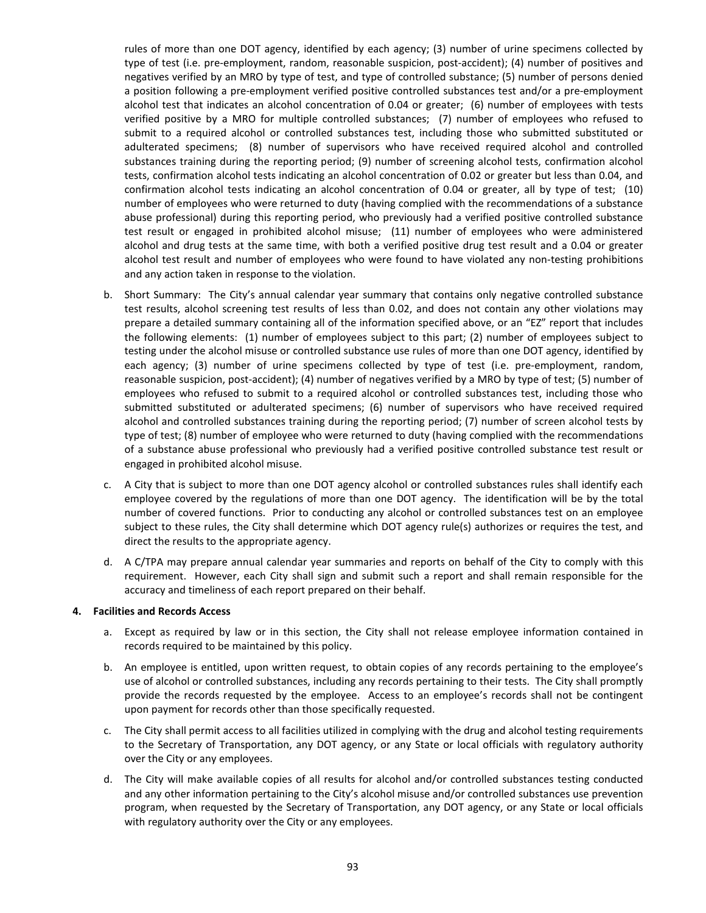rules of more than one DOT agency, identified by each agency; (3) number of urine specimens collected by type of test (i.e. pre-employment, random, reasonable suspicion, post-accident); (4) number of positives and negatives verified by an MRO by type of test, and type of controlled substance; (5) number of persons denied a position following a pre-employment verified positive controlled substances test and/or a pre-employment alcohol test that indicates an alcohol concentration of 0.04 or greater; (6) number of employees with tests verified positive by a MRO for multiple controlled substances; (7) number of employees who refused to submit to a required alcohol or controlled substances test, including those who submitted substituted or adulterated specimens; (8) number of supervisors who have received required alcohol and controlled substances training during the reporting period; (9) number of screening alcohol tests, confirmation alcohol tests, confirmation alcohol tests indicating an alcohol concentration of 0.02 or greater but less than 0.04, and confirmation alcohol tests indicating an alcohol concentration of 0.04 or greater, all by type of test; (10) number of employees who were returned to duty (having complied with the recommendations of a substance abuse professional) during this reporting period, who previously had a verified positive controlled substance test result or engaged in prohibited alcohol misuse; (11) number of employees who were administered alcohol and drug tests at the same time, with both a verified positive drug test result and a 0.04 or greater alcohol test result and number of employees who were found to have violated any non-testing prohibitions and any action taken in response to the violation.

b. Short Summary: The City's annual calendar year summary that contains only negative controlled substance test results, alcohol screening test results of less than 0.02, and does not contain any other violations may prepare a detailed summary containing all of the information specified above, or an "EZ" report that includes the following elements: (1) number of employees subject to this part; (2) number of employees subject to testing under the alcohol misuse or controlled substance use rules of more than one DOT agency, identified by each agency; (3) number of urine specimens collected by type of test (i.e. pre-employment, random, reasonable suspicion, post-accident); (4) number of negatives verified by a MRO by type of test; (5) number of employees who refused to submit to a required alcohol or controlled substances test, including those who submitted substituted or adulterated specimens; (6) number of supervisors who have received required alcohol and controlled substances training during the reporting period; (7) number of screen alcohol tests by type of test; (8) number of employee who were returned to duty (having complied with the recommendations of a substance abuse professional who previously had a verified positive controlled substance test result or engaged in prohibited alcohol misuse.

c. A City that is subject to more than one DOT agency alcohol or controlled substances rules shall identify each employee covered by the regulations of more than one DOT agency. The identification will be by the total number of covered functions. Prior to conducting any alcohol or controlled substances test on an employee subject to these rules, the City shall determine which DOT agency rule(s) authorizes or requires the test, and direct the results to the appropriate agency.

d. A C/TPA may prepare annual calendar year summaries and reports on behalf of the City to comply with this requirement. However, each City shall sign and submit such a report and shall remain responsible for the accuracy and timeliness of each report prepared on their behalf.

**4. Facilities and Records Access**

a. Except as required by law or in this section, the City shall not release employee information contained in records required to be maintained by this policy.

b. An employee is entitled, upon written request, to obtain copies of any records pertaining to the employee's use of alcohol or controlled substances, including any records pertaining to their tests. The City shall promptly provide the records requested by the employee. Access to an employee's records shall not be contingent upon payment for records other than those specifically requested.

c. The City shall permit access to all facilities utilized in complying with the drug and alcohol testing requirements to the Secretary of Transportation, any DOT agency, or any State or local officials with regulatory authority over the City or any employees.

d. The City will make available copies of all results for alcohol and/or controlled substances testing conducted and any other information pertaining to the City's alcohol misuse and/or controlled substances use prevention program, when requested by the Secretary of Transportation, any DOT agency, or any State or local officials with regulatory authority over the City or any employees.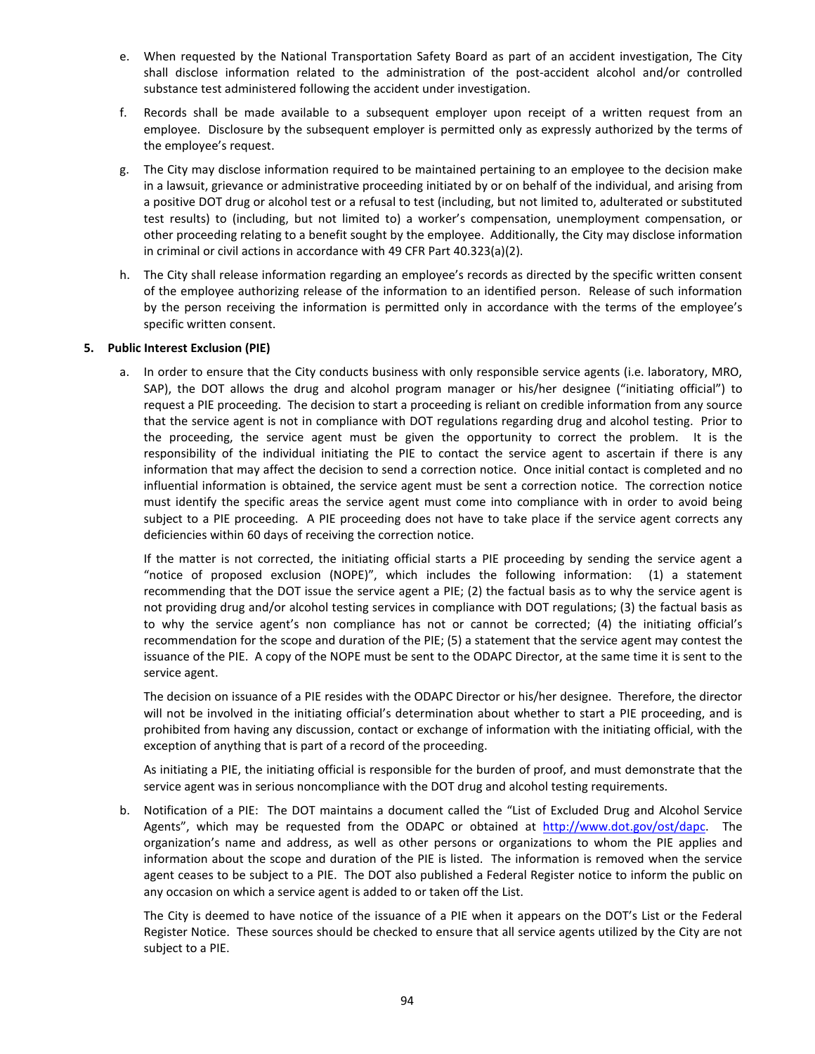e. When requested by the National Transportation Safety Board as part of an accident investigation, The City shall disclose information related to the administration of the post-accident alcohol and/or controlled substance test administered following the accident under investigation.

f. Records shall be made available to a subsequent employer upon receipt of a written request from an employee. Disclosure by the subsequent employer is permitted only as expressly authorized by the terms of the employee's request.

g. The City may disclose information required to be maintained pertaining to an employee to the decision make in a lawsuit, grievance or administrative proceeding initiated by or on behalf of the individual, and arising from a positive DOT drug or alcohol test or a refusal to test (including, but not limited to, adulterated or substituted test results) to (including, but not limited to) a worker's compensation, unemployment compensation, or other proceeding relating to a benefit sought by the employee. Additionally, the City may disclose information in criminal or civil actions in accordance with 49 CFR Part 40.323(a)(2).

h. The City shall release information regarding an employee's records as directed by the specific written consent of the employee authorizing release of the information to an identified person. Release of such information by the person receiving the information is permitted only in accordance with the terms of the employee's specific written consent.

**5. Public Interest Exclusion (PIE)**

a. In order to ensure that the City conducts business with only responsible service agents (i.e. laboratory, MRO, SAP), the DOT allows the drug and alcohol program manager or his/her designee ("initiating official") to request a PIE proceeding. The decision to start a proceeding is reliant on credible information from any source that the service agent is not in compliance with DOT regulations regarding drug and alcohol testing. Prior to the proceeding, the service agent must be given the opportunity to correct the problem. It is the responsibility of the individual initiating the PIE to contact the service agent to ascertain if there is any information that may affect the decision to send a correction notice. Once initial contact is completed and no influential information is obtained, the service agent must be sent a correction notice. The correction notice must identify the specific areas the service agent must come into compliance with in order to avoid being subject to a PIE proceeding. A PIE proceeding does not have to take place if the service agent corrects any deficiencies within 60 days of receiving the correction notice.

   If the matter is not corrected, the initiating official starts a PIE proceeding by sending the service agent a "notice of proposed exclusion (NOPE)", which includes the following information: (1) a statement recommending that the DOT issue the service agent a PIE; (2) the factual basis as to why the service agent is not providing drug and/or alcohol testing services in compliance with DOT regulations; (3) the factual basis as to why the service agent's non compliance has not or cannot be corrected; (4) the initiating official's recommendation for the scope and duration of the PIE; (5) a statement that the service agent may contest the issuance of the PIE. A copy of the NOPE must be sent to the ODAPC Director, at the same time it is sent to the service agent.

   The decision on issuance of a PIE resides with the ODAPC Director or his/her designee. Therefore, the director will not be involved in the initiating official's determination about whether to start a PIE proceeding, and is prohibited from having any discussion, contact or exchange of information with the initiating official, with the exception of anything that is part of a record of the proceeding.

   As initiating a PIE, the initiating official is responsible for the burden of proof, and must demonstrate that the service agent was in serious noncompliance with the DOT drug and alcohol testing requirements.

b. Notification of a PIE: The DOT maintains a document called the "List of Excluded Drug and Alcohol Service Agents", which may be requested from the ODAPC or obtained at http://www.dot.gov/ost/dapc. The organization's name and address, as well as other persons or organizations to whom the PIE applies and information about the scope and duration of the PIE is listed. The information is removed when the service agent ceases to be subject to a PIE. The DOT also published a Federal Register notice to inform the public on any occasion on which a service agent is added to or taken off the List.

   The City is deemed to have notice of the issuance of a PIE when it appears on the DOT's List or the Federal Register Notice. These sources should be checked to ensure that all service agents utilized by the City are not subject to a PIE.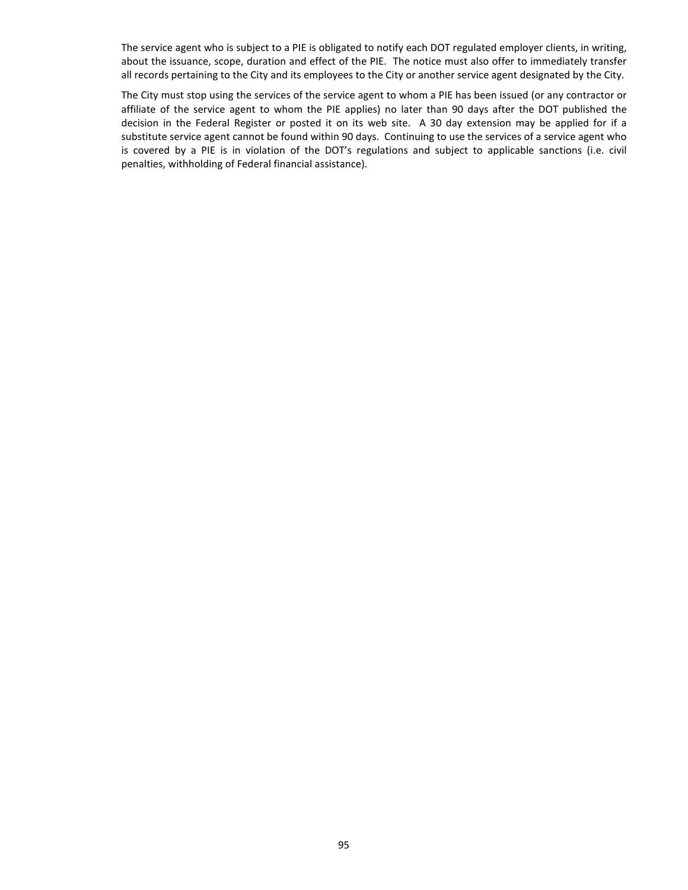The service agent who is subject to a PIE is obligated to notify each DOT regulated employer clients, in writing, about the issuance, scope, duration and effect of the PIE. The notice must also offer to immediately transfer all records pertaining to the City and its employees to the City or another service agent designated by the City.

The City must stop using the services of the service agent to whom a PIE has been issued (or any contractor or affiliate of the service agent to whom the PIE applies) no later than 90 days after the DOT published the decision in the Federal Register or posted it on its web site. A 30 day extension may be applied for if a substitute service agent cannot be found within 90 days. Continuing to use the services of a service agent who is covered by a PIE is in violation of the DOT's regulations and subject to applicable sanctions (i.e. civil penalties, withholding of Federal financial assistance).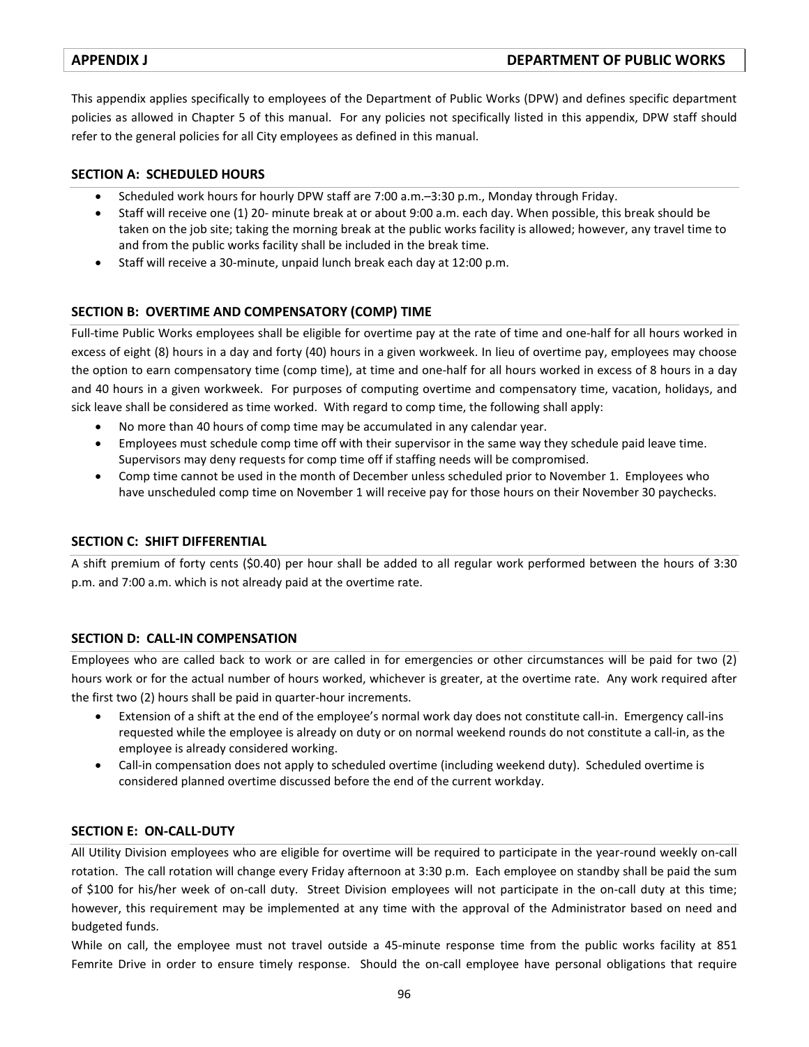## APPENDIX J DEPARTMENT OF PUBLIC WORKS

This appendix applies specifically to employees of the Department of Public Works (DPW) and defines specific department policies as allowed in Chapter 5 of this manual. For any policies not specifically listed in this appendix, DPW staff should refer to the general policies for all City employees as defined in this manual.

### SECTION A: SCHEDULED HOURS

- Scheduled work hours for hourly DPW staff are 7:00 a.m.–3:30 p.m., Monday through Friday.
- Staff will receive one (1) 20- minute break at or about 9:00 a.m. each day. When possible, this break should be taken on the job site; taking the morning break at the public works facility is allowed; however, any travel time to and from the public works facility shall be included in the break time.
- Staff will receive a 30-minute, unpaid lunch break each day at 12:00 p.m.

### SECTION B: OVERTIME AND COMPENSATORY (COMP) TIME

Full-time Public Works employees shall be eligible for overtime pay at the rate of time and one-half for all hours worked in excess of eight (8) hours in a day and forty (40) hours in a given workweek. In lieu of overtime pay, employees may choose the option to earn compensatory time (comp time), at time and one-half for all hours worked in excess of 8 hours in a day and 40 hours in a given workweek. For purposes of computing overtime and compensatory time, vacation, holidays, and sick leave shall be considered as time worked. With regard to comp time, the following shall apply:

- No more than 40 hours of comp time may be accumulated in any calendar year.
- Employees must schedule comp time off with their supervisor in the same way they schedule paid leave time. Supervisors may deny requests for comp time off if staffing needs will be compromised.
- Comp time cannot be used in the month of December unless scheduled prior to November 1. Employees who have unscheduled comp time on November 1 will receive pay for those hours on their November 30 paychecks.

### SECTION C: SHIFT DIFFERENTIAL

A shift premium of forty cents ($0.40) per hour shall be added to all regular work performed between the hours of 3:30 p.m. and 7:00 a.m. which is not already paid at the overtime rate.

### SECTION D: CALL-IN COMPENSATION

Employees who are called back to work or are called in for emergencies or other circumstances will be paid for two (2) hours work or for the actual number of hours worked, whichever is greater, at the overtime rate. Any work required after the first two (2) hours shall be paid in quarter-hour increments.

- Extension of a shift at the end of the employee's normal work day does not constitute call-in. Emergency call-ins requested while the employee is already on duty or on normal weekend rounds do not constitute a call-in, as the employee is already considered working.
- Call-in compensation does not apply to scheduled overtime (including weekend duty). Scheduled overtime is considered planned overtime discussed before the end of the current workday.

### SECTION E: ON-CALL-DUTY

All Utility Division employees who are eligible for overtime will be required to participate in the year-round weekly on-call rotation. The call rotation will change every Friday afternoon at 3:30 p.m. Each employee on standby shall be paid the sum of $100 for his/her week of on-call duty. Street Division employees will not participate in the on-call duty at this time; however, this requirement may be implemented at any time with the approval of the Administrator based on need and budgeted funds.

While on call, the employee must not travel outside a 45-minute response time from the public works facility at 851 Femrite Drive in order to ensure timely response. Should the on-call employee have personal obligations that require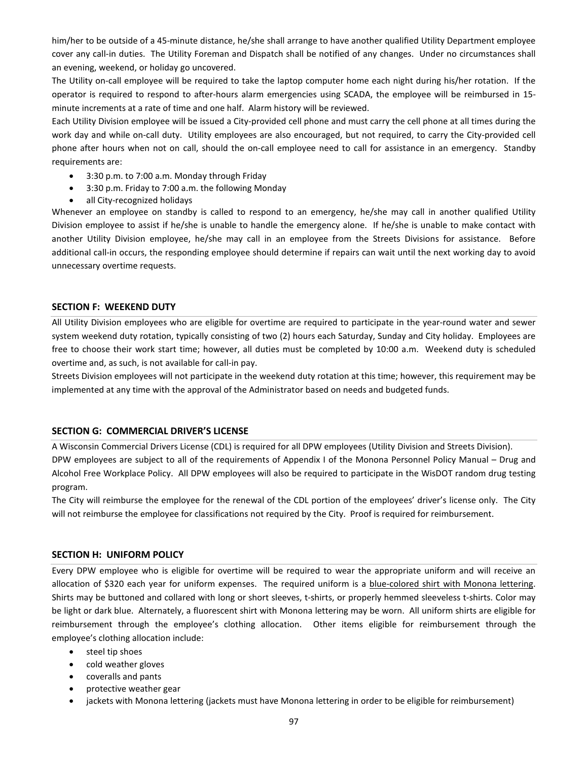him/her to be outside of a 45-minute distance, he/she shall arrange to have another qualified Utility Department employee cover any call-in duties. The Utility Foreman and Dispatch shall be notified of any changes. Under no circumstances shall an evening, weekend, or holiday go uncovered.

The Utility on-call employee will be required to take the laptop computer home each night during his/her rotation. If the operator is required to respond to after-hours alarm emergencies using SCADA, the employee will be reimbursed in 15-minute increments at a rate of time and one half. Alarm history will be reviewed.

Each Utility Division employee will be issued a City-provided cell phone and must carry the cell phone at all times during the work day and while on-call duty. Utility employees are also encouraged, but not required, to carry the City-provided cell phone after hours when not on call, should the on-call employee need to call for assistance in an emergency. Standby requirements are:

- 3:30 p.m. to 7:00 a.m. Monday through Friday
- 3:30 p.m. Friday to 7:00 a.m. the following Monday
- all City-recognized holidays

Whenever an employee on standby is called to respond to an emergency, he/she may call in another qualified Utility Division employee to assist if he/she is unable to handle the emergency alone. If he/she is unable to make contact with another Utility Division employee, he/she may call in an employee from the Streets Divisions for assistance. Before additional call-in occurs, the responding employee should determine if repairs can wait until the next working day to avoid unnecessary overtime requests.

## SECTION F: WEEKEND DUTY

All Utility Division employees who are eligible for overtime are required to participate in the year-round water and sewer system weekend duty rotation, typically consisting of two (2) hours each Saturday, Sunday and City holiday. Employees are free to choose their work start time; however, all duties must be completed by 10:00 a.m. Weekend duty is scheduled overtime and, as such, is not available for call-in pay.

Streets Division employees will not participate in the weekend duty rotation at this time; however, this requirement may be implemented at any time with the approval of the Administrator based on needs and budgeted funds.

## SECTION G: COMMERCIAL DRIVER'S LICENSE

A Wisconsin Commercial Drivers License (CDL) is required for all DPW employees (Utility Division and Streets Division).

DPW employees are subject to all of the requirements of Appendix I of the Monona Personnel Policy Manual – Drug and Alcohol Free Workplace Policy. All DPW employees will also be required to participate in the WisDOT random drug testing program.

The City will reimburse the employee for the renewal of the CDL portion of the employees' driver's license only. The City will not reimburse the employee for classifications not required by the City. Proof is required for reimbursement.

## SECTION H: UNIFORM POLICY

Every DPW employee who is eligible for overtime will be required to wear the appropriate uniform and will receive an allocation of $320 each year for uniform expenses. The required uniform is a <u>blue-colored shirt with Monona lettering</u>. Shirts may be buttoned and collared with long or short sleeves, t-shirts, or properly hemmed sleeveless t-shirts. Color may be light or dark blue. Alternately, a fluorescent shirt with Monona lettering may be worn. All uniform shirts are eligible for reimbursement through the employee's clothing allocation. Other items eligible for reimbursement through the employee's clothing allocation include:

- steel tip shoes
- cold weather gloves
- coveralls and pants
- protective weather gear
- jackets with Monona lettering (jackets must have Monona lettering in order to be eligible for reimbursement)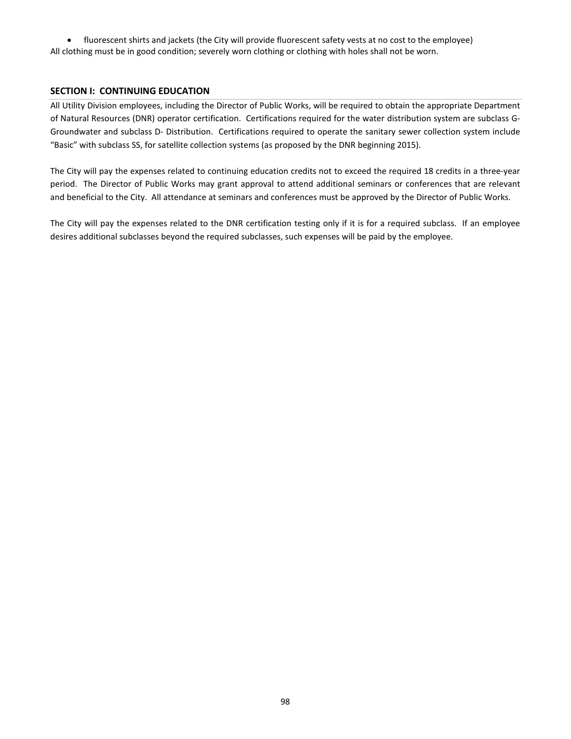- fluorescent shirts and jackets (the City will provide fluorescent safety vests at no cost to the employee)

All clothing must be in good condition; severely worn clothing or clothing with holes shall not be worn.

## SECTION I: CONTINUING EDUCATION

All Utility Division employees, including the Director of Public Works, will be required to obtain the appropriate Department of Natural Resources (DNR) operator certification. Certifications required for the water distribution system are subclass G-Groundwater and subclass D- Distribution. Certifications required to operate the sanitary sewer collection system include "Basic" with subclass SS, for satellite collection systems (as proposed by the DNR beginning 2015).

The City will pay the expenses related to continuing education credits not to exceed the required 18 credits in a three-year period. The Director of Public Works may grant approval to attend additional seminars or conferences that are relevant and beneficial to the City. All attendance at seminars and conferences must be approved by the Director of Public Works.

The City will pay the expenses related to the DNR certification testing only if it is for a required subclass. If an employee desires additional subclasses beyond the required subclasses, such expenses will be paid by the employee.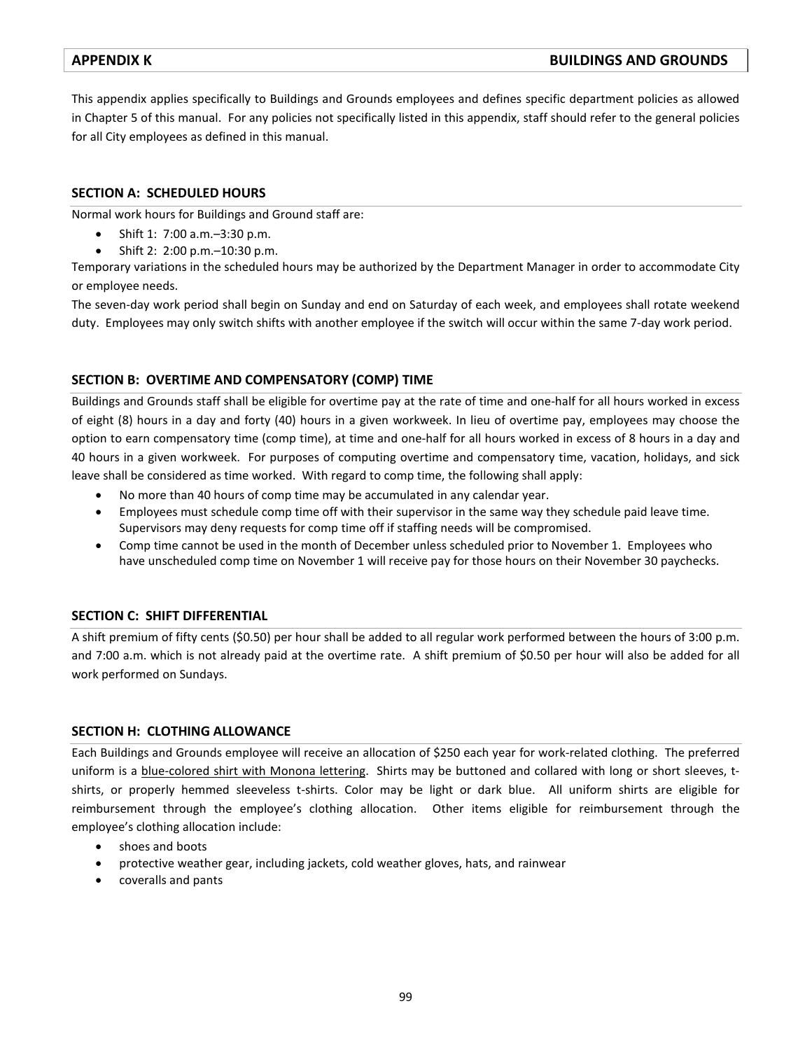## APPENDIX K BUILDINGS AND GROUNDS

This appendix applies specifically to Buildings and Grounds employees and defines specific department policies as allowed in Chapter 5 of this manual. For any policies not specifically listed in this appendix, staff should refer to the general policies for all City employees as defined in this manual.

### SECTION A: SCHEDULED HOURS

Normal work hours for Buildings and Ground staff are:

- Shift 1: 7:00 a.m.–3:30 p.m.
- Shift 2: 2:00 p.m.–10:30 p.m.

Temporary variations in the scheduled hours may be authorized by the Department Manager in order to accommodate City or employee needs.

The seven-day work period shall begin on Sunday and end on Saturday of each week, and employees shall rotate weekend duty. Employees may only switch shifts with another employee if the switch will occur within the same 7-day work period.

### SECTION B: OVERTIME AND COMPENSATORY (COMP) TIME

Buildings and Grounds staff shall be eligible for overtime pay at the rate of time and one-half for all hours worked in excess of eight (8) hours in a day and forty (40) hours in a given workweek. In lieu of overtime pay, employees may choose the option to earn compensatory time (comp time), at time and one-half for all hours worked in excess of 8 hours in a day and 40 hours in a given workweek. For purposes of computing overtime and compensatory time, vacation, holidays, and sick leave shall be considered as time worked. With regard to comp time, the following shall apply:

- No more than 40 hours of comp time may be accumulated in any calendar year.
- Employees must schedule comp time off with their supervisor in the same way they schedule paid leave time. Supervisors may deny requests for comp time off if staffing needs will be compromised.
- Comp time cannot be used in the month of December unless scheduled prior to November 1. Employees who have unscheduled comp time on November 1 will receive pay for those hours on their November 30 paychecks.

### SECTION C: SHIFT DIFFERENTIAL

A shift premium of fifty cents ($0.50) per hour shall be added to all regular work performed between the hours of 3:00 p.m. and 7:00 a.m. which is not already paid at the overtime rate. A shift premium of $0.50 per hour will also be added for all work performed on Sundays.

### SECTION H: CLOTHING ALLOWANCE

Each Buildings and Grounds employee will receive an allocation of $250 each year for work-related clothing. The preferred uniform is a <u>blue-colored shirt with Monona lettering</u>. Shirts may be buttoned and collared with long or short sleeves, t-shirts, or properly hemmed sleeveless t-shirts. Color may be light or dark blue. All uniform shirts are eligible for reimbursement through the employee's clothing allocation. Other items eligible for reimbursement through the employee's clothing allocation include:

- shoes and boots
- protective weather gear, including jackets, cold weather gloves, hats, and rainwear
- coveralls and pants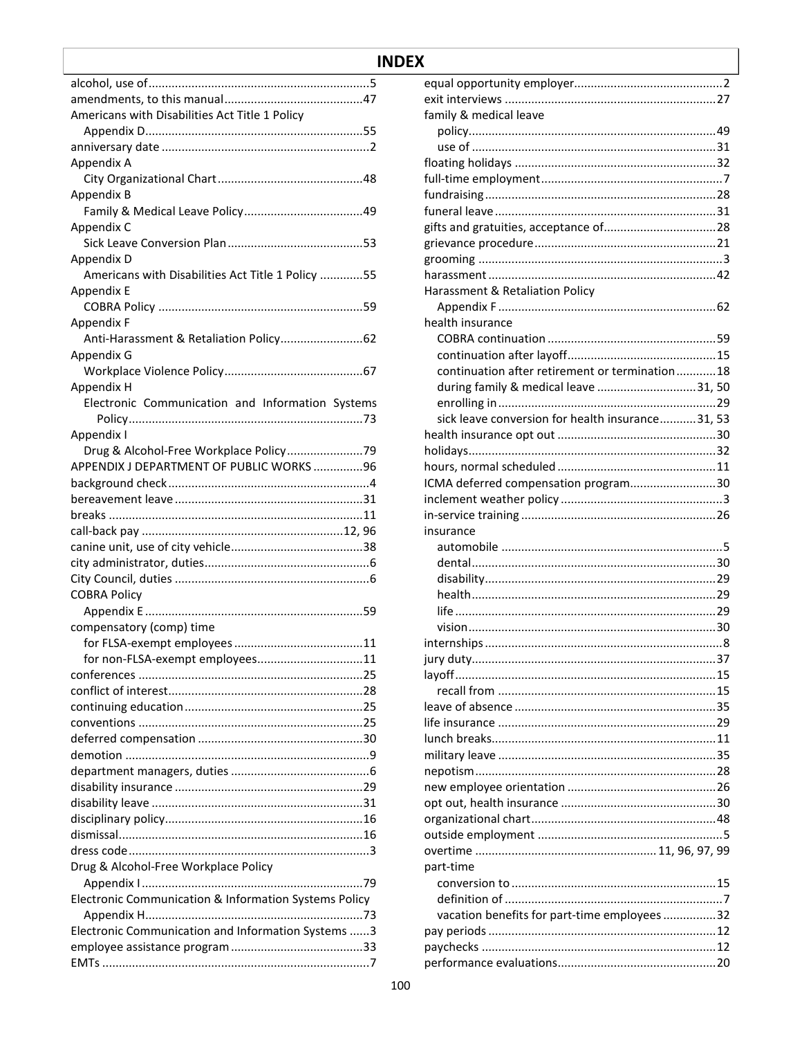# INDEX

alcohol, use of ..................................................................5
amendments, to this manual .........................................47
Americans with Disabilities Act Title 1 Policy
  Appendix D.................................................................55
anniversary date .............................................................2
Appendix A
  City Organizational Chart ............................................48
Appendix B
  Family & Medical Leave Policy....................................49
Appendix C
  Sick Leave Conversion Plan .........................................53
Appendix D
  Americans with Disabilities Act Title 1 Policy .............55
Appendix E
  COBRA Policy .............................................................59
Appendix F
  Anti-Harassment & Retaliation Policy.........................62
Appendix G
  Workplace Violence Policy..........................................67
Appendix H
  Electronic Communication and Information Systems Policy......................................................................73
Appendix I
  Drug & Alcohol-Free Workplace Policy.......................79
APPENDIX J DEPARTMENT OF PUBLIC WORKS ...............96
background check............................................................4
bereavement leave .........................................................31
breaks ............................................................................11
call-back pay ............................................................12, 96
canine unit, use of city vehicle........................................38
city administrator, duties.................................................6
City Council, duties ..........................................................6
COBRA Policy
  Appendix E .................................................................59
compensatory (comp) time
  for FLSA-exempt employees .......................................11
  for non-FLSA-exempt employees................................11
conferences ...................................................................25
conflict of interest..........................................................28
continuing education.....................................................25
conventions ...................................................................25
deferred compensation .................................................30
demotion .........................................................................9
department managers, duties .........................................6
disability insurance ........................................................29
disability leave ...............................................................31
disciplinary policy...........................................................16
dismissal.........................................................................16
dress code ........................................................................3
Drug & Alcohol-Free Workplace Policy
  Appendix I ..................................................................79
Electronic Communication & Information Systems Policy
  Appendix H.................................................................73
Electronic Communication and Information Systems ......3
employee assistance program ........................................33
EMTs ................................................................................7
equal opportunity employer............................................2
exit interviews ...............................................................27
family & medical leave
  policy..........................................................................49
  use of .........................................................................31
floating holidays ............................................................32
full-time employment......................................................7
fundraising.....................................................................28
funeral leave ..................................................................31
gifts and gratuities, acceptance of..................................28
grievance procedure.......................................................21
grooming .........................................................................3
harassment ....................................................................42
Harassment & Retaliation Policy
  Appendix F .................................................................62
health insurance
  COBRA continuation ..................................................59
  continuation after layoff.............................................15
  continuation after retirement or termination ............18
  during family & medical leave .............................31, 50
  enrolling in .................................................................29
  sick leave conversion for health insurance...........31, 53
health insurance opt out ...............................................30
holidays..........................................................................32
hours, normal scheduled ................................................11
ICMA deferred compensation program..........................30
inclement weather policy ................................................3
in-service training ..........................................................26
insurance
  automobile ..................................................................5
  dental.........................................................................30
  disability.....................................................................29
  health.........................................................................29
  life ..............................................................................29
  vision..........................................................................30
internships .......................................................................8
jury duty.........................................................................37
layoff..............................................................................15
  recall from .................................................................15
leave of absence ............................................................35
life insurance .................................................................29
lunch breaks...................................................................11
military leave .................................................................35
nepotism........................................................................28
new employee orientation ............................................26
opt out, health insurance ..............................................30
organizational chart........................................................48
outside employment .......................................................5
overtime ...................................................... 11, 96, 97, 99
part-time
  conversion to .............................................................15
  definition of .................................................................7
  vacation benefits for part-time employees ................32
pay periods ....................................................................12
paychecks ......................................................................12
performance evaluations................................................20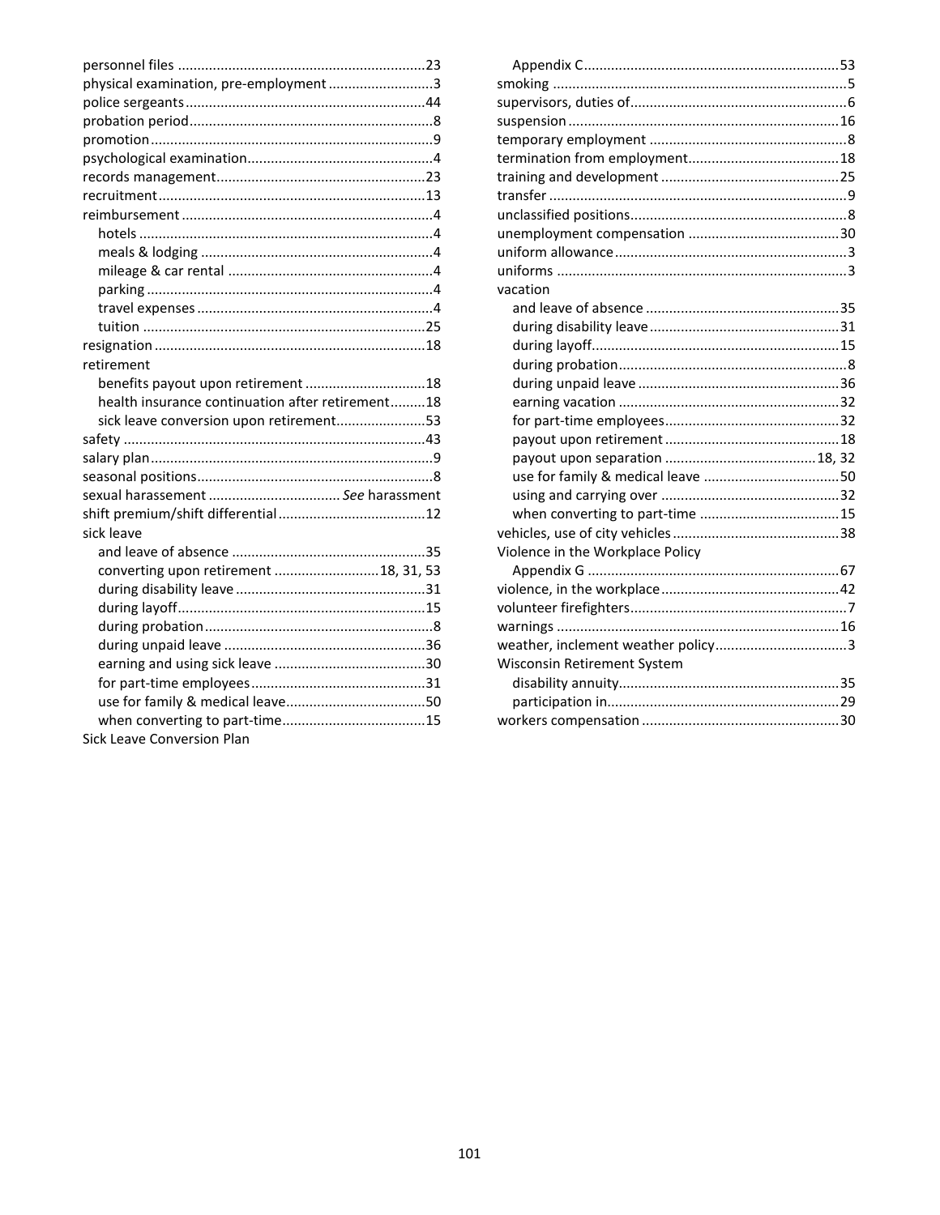personnel files ..............................................................23
physical examination, pre-employment ..........................3
police sergeants ............................................................44
probation period.............................................................8
promotion ........................................................................9
psychological examination...............................................4
records management.....................................................23
recruitment ...................................................................13
reimbursement ................................................................4
  hotels ...........................................................................4
  meals & lodging ...........................................................4
  mileage & car rental ....................................................4
  parking .........................................................................4
  travel expenses ............................................................4
  tuition ........................................................................25
resignation ....................................................................18
retirement
  benefits payout upon retirement ...............................18
  health insurance continuation after retirement.........18
  sick leave conversion upon retirement.......................53
safety .............................................................................43
salary plan ........................................................................9
seasonal positions............................................................8
sexual harassement .................................. *See* harassment
shift premium/shift differential......................................12
sick leave
  and leave of absence .................................................35
  converting upon retirement ...........................18, 31, 53
  during disability leave ................................................31
  during layoff...............................................................15
  during probation ..........................................................8
  during unpaid leave ...................................................36
  earning and using sick leave .......................................30
  for part-time employees ............................................31
  use for family & medical leave....................................50
  when converting to part-time.....................................15
Sick Leave Conversion Plan
  Appendix C.................................................................53
smoking ...........................................................................5
supervisors, duties of.......................................................6
suspension .....................................................................16
temporary employment ..................................................8
termination from employment.......................................18
training and development .............................................25
transfer ............................................................................9
unclassified positions.......................................................8
unemployment compensation .......................................30
uniform allowance...........................................................3
uniforms ..........................................................................3
vacation
  and leave of absence .................................................35
  during disability leave ................................................31
  during layoff...............................................................15
  during probation ..........................................................8
  during unpaid leave ...................................................36
  earning vacation ........................................................32
  for part-time employees ............................................32
  payout upon retirement ............................................18
  payout upon separation .......................................18, 32
  use for family & medical leave ...................................50
  using and carrying over .............................................32
  when converting to part-time ....................................15
vehicles, use of city vehicles ...........................................38
Violence in the Workplace Policy
  Appendix G ................................................................67
violence, in the workplace .............................................42
volunteer firefighters.......................................................7
warnings ........................................................................16
weather, inclement weather policy.................................3
Wisconsin Retirement System
  disability annuity........................................................35
  participation in...........................................................29
workers compensation ..................................................30